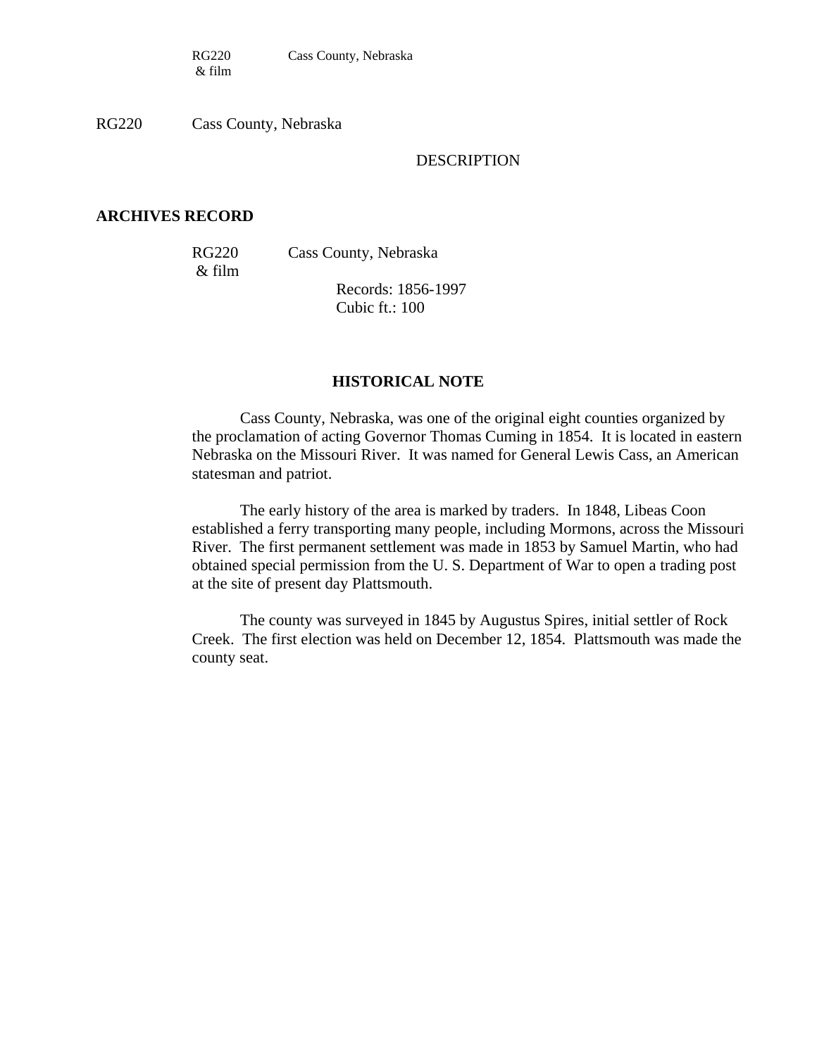RG220 Cass County, Nebraska
& film

RG220 Cass County, Nebraska

DESCRIPTION

**ARCHIVES RECORD**

RG220 Cass County, Nebraska
& film

Records: 1856-1997
Cubic ft.: 100

**HISTORICAL NOTE**

Cass County, Nebraska, was one of the original eight counties organized by the proclamation of acting Governor Thomas Cuming in 1854. It is located in eastern Nebraska on the Missouri River. It was named for General Lewis Cass, an American statesman and patriot.

The early history of the area is marked by traders. In 1848, Libeas Coon established a ferry transporting many people, including Mormons, across the Missouri River. The first permanent settlement was made in 1853 by Samuel Martin, who had obtained special permission from the U. S. Department of War to open a trading post at the site of present day Plattsmouth.

The county was surveyed in 1845 by Augustus Spires, initial settler of Rock Creek. The first election was held on December 12, 1854. Plattsmouth was made the county seat.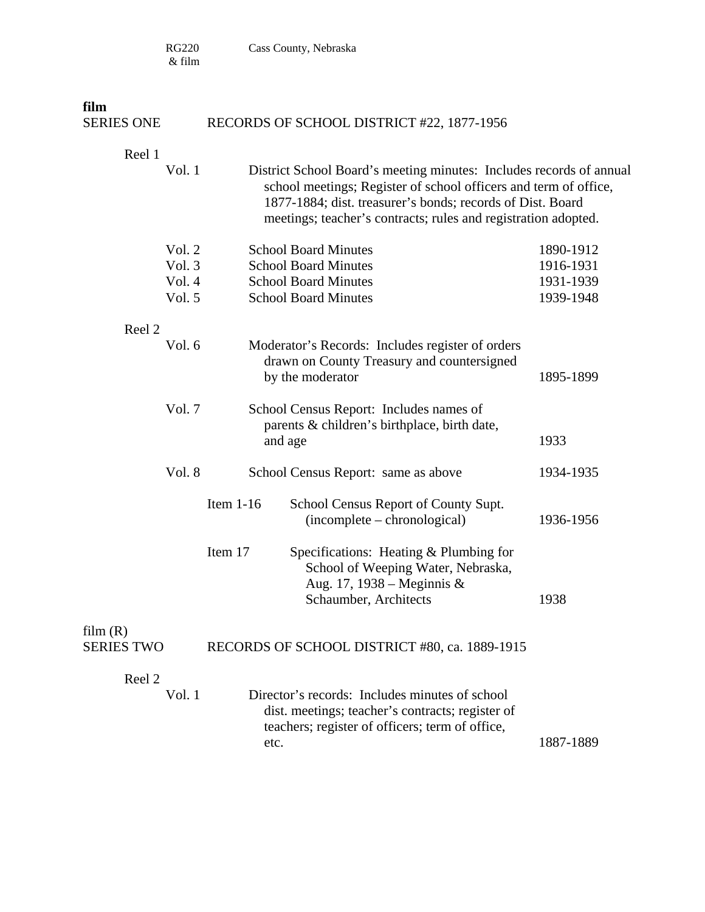RG220 & film — Cass County, Nebraska

**film**

SERIES ONE — RECORDS OF SCHOOL DISTRICT #22, 1877-1956

Reel 1

| | | | |
|---|---|---|---|
| Vol. 1 | | District School Board's meeting minutes: Includes records of annual school meetings; Register of school officers and term of office, 1877-1884; dist. treasurer's bonds; records of Dist. Board meetings; teacher's contracts; rules and registration adopted. | |
| Vol. 2 | | School Board Minutes | 1890-1912 |
| Vol. 3 | | School Board Minutes | 1916-1931 |
| Vol. 4 | | School Board Minutes | 1931-1939 |
| Vol. 5 | | School Board Minutes | 1939-1948 |

Reel 2

| | | | |
|---|---|---|---|
| Vol. 6 | | Moderator's Records: Includes register of orders drawn on County Treasury and countersigned by the moderator | 1895-1899 |
| Vol. 7 | | School Census Report: Includes names of parents & children's birthplace, birth date, and age | 1933 |
| Vol. 8 | | School Census Report: same as above | 1934-1935 |
| | Item 1-16 | School Census Report of County Supt. (incomplete – chronological) | 1936-1956 |
| | Item 17 | Specifications: Heating & Plumbing for School of Weeping Water, Nebraska, Aug. 17, 1938 – Meginnis & Schaumber, Architects | 1938 |

film (R)

SERIES TWO — RECORDS OF SCHOOL DISTRICT #80, ca. 1889-1915

Reel 2

| | | |
|---|---|---|
| Vol. 1 | Director's records: Includes minutes of school dist. meetings; teacher's contracts; register of teachers; register of officers; term of office, etc. | 1887-1889 |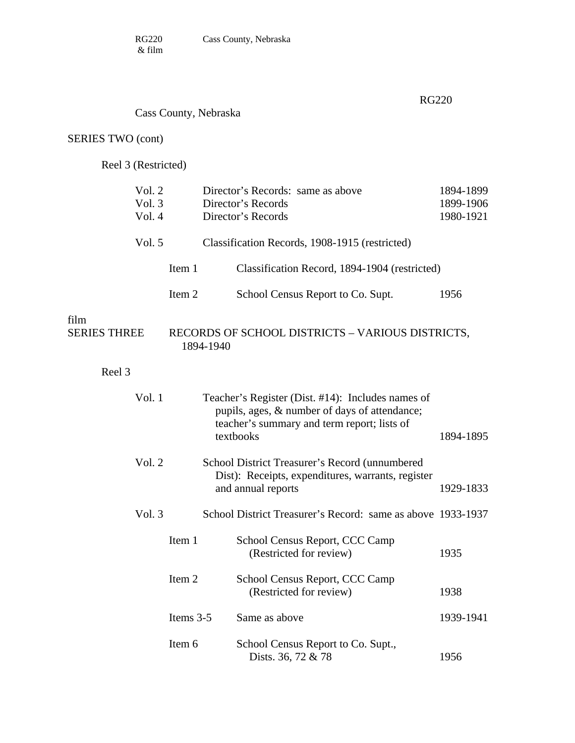RG220

Cass County, Nebraska

SERIES TWO (cont)

Reel 3 (Restricted)

| | | |
|---|---|---|
| Vol. 2 | Director's Records: same as above | 1894-1899 |
| Vol. 3 | Director's Records | 1899-1906 |
| Vol. 4 | Director's Records | 1980-1921 |

Vol. 5 — Classification Records, 1908-1915 (restricted)

Item 1 — Classification Record, 1894-1904 (restricted)

Item 2 — School Census Report to Co. Supt. — 1956

film

SERIES THREE — RECORDS OF SCHOOL DISTRICTS – VARIOUS DISTRICTS, 1894-1940

Reel 3

| | | |
|---|---|---|
| Vol. 1 | Teacher's Register (Dist. #14): Includes names of pupils, ages, & number of days of attendance; teacher's summary and term report; lists of textbooks | 1894-1895 |
| Vol. 2 | School District Treasurer's Record (unnumbered Dist): Receipts, expenditures, warrants, register and annual reports | 1929-1833 |
| Vol. 3 | School District Treasurer's Record: same as above | 1933-1937 |
| Item 1 | School Census Report, CCC Camp (Restricted for review) | 1935 |
| Item 2 | School Census Report, CCC Camp (Restricted for review) | 1938 |
| Items 3-5 | Same as above | 1939-1941 |
| Item 6 | School Census Report to Co. Supt., Dists. 36, 72 & 78 | 1956 |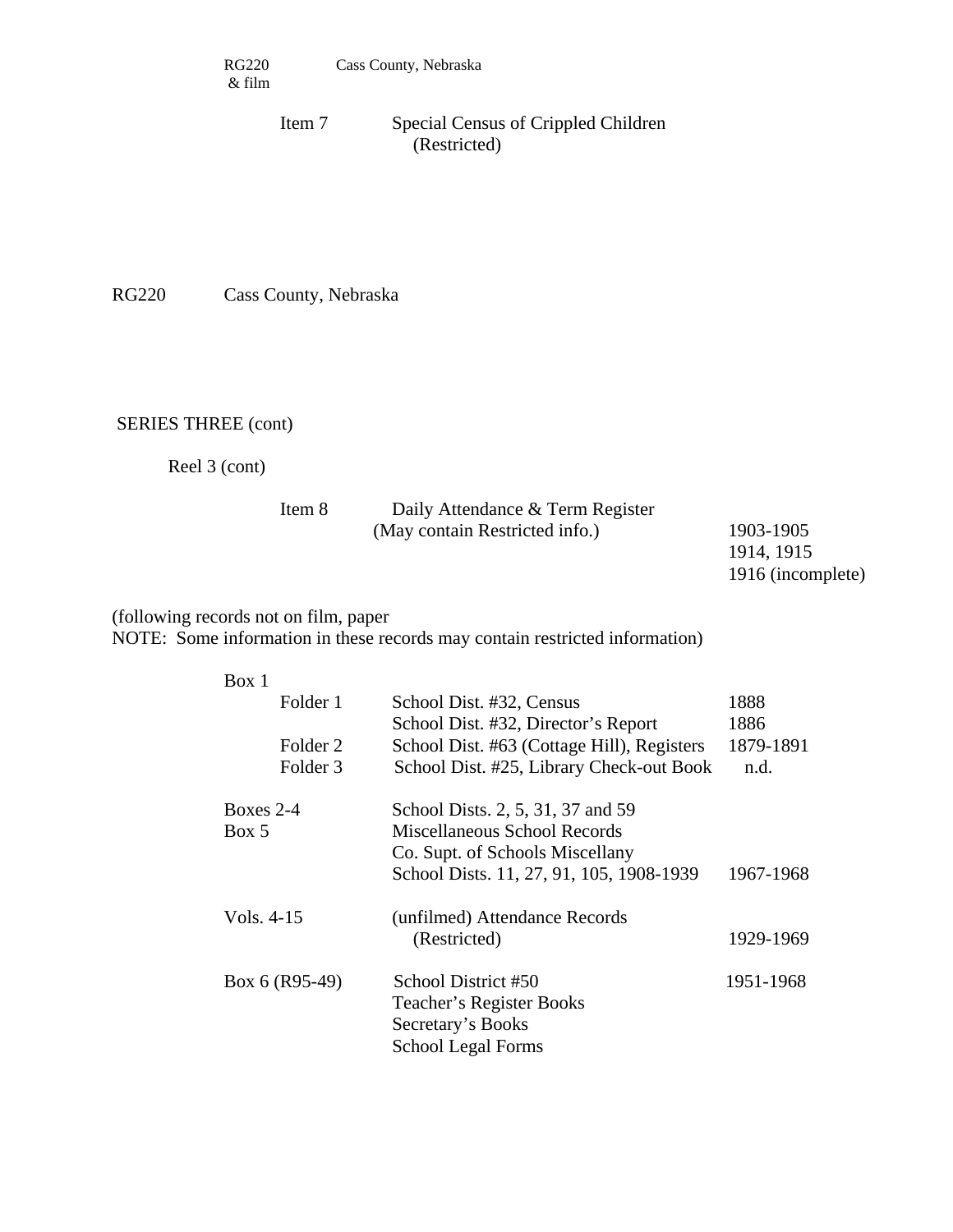RG220 & film    Cass County, Nebraska

Item 7    Special Census of Crippled Children (Restricted)

RG220    Cass County, Nebraska

SERIES THREE (cont)

Reel 3 (cont)

| | | |
|---|---|---|
| Item 8 | Daily Attendance & Term Register (May contain Restricted info.) | 1903-1905<br>1914, 1915<br>1916 (incomplete) |

(following records not on film, paper
NOTE: Some information in these records may contain restricted information)

| | | | |
|---|---|---|---|
| Box 1 | | | |
| | Folder 1 | School Dist. #32, Census | 1888 |
| | | School Dist. #32, Director's Report | 1886 |
| | Folder 2 | School Dist. #63 (Cottage Hill), Registers | 1879-1891 |
| | Folder 3 | School Dist. #25, Library Check-out Book | n.d. |
| Boxes 2-4 | | School Dists. 2, 5, 31, 37 and 59 | |
| Box 5 | | Miscellaneous School Records | |
| | | Co. Supt. of Schools Miscellany | |
| | | School Dists. 11, 27, 91, 105, 1908-1939 | 1967-1968 |
| Vols. 4-15 | | (unfilmed) Attendance Records (Restricted) | 1929-1969 |
| Box 6 (R95-49) | | School District #50 | 1951-1968 |
| | | Teacher's Register Books | |
| | | Secretary's Books | |
| | | School Legal Forms | |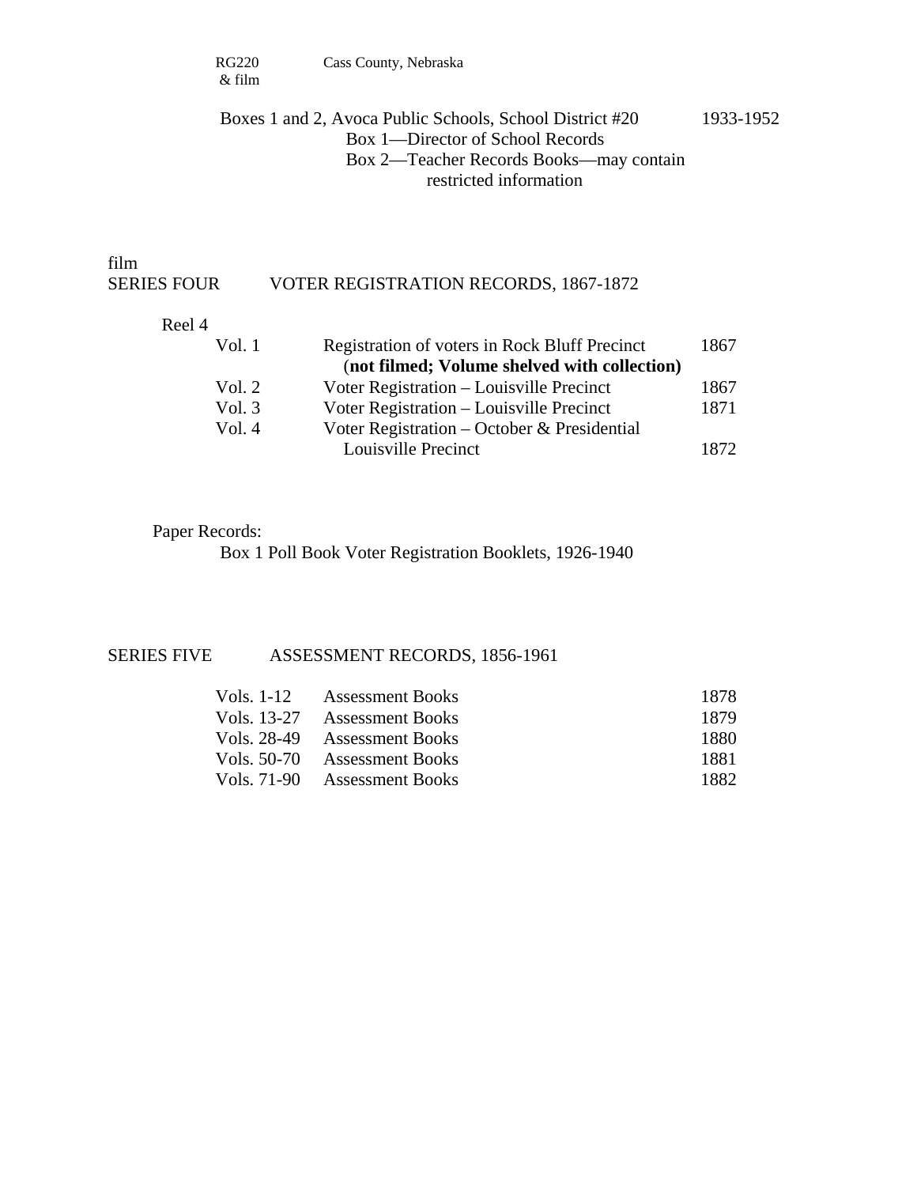RG220 & film — Cass County, Nebraska

Boxes 1 and 2, Avoca Public Schools, School District #20 — 1933-1952
Box 1—Director of School Records
Box 2—Teacher Records Books—may contain restricted information

film

## SERIES FOUR — VOTER REGISTRATION RECORDS, 1867-1872

Reel 4

| | | |
|---|---|---|
| Vol. 1 | Registration of voters in Rock Bluff Precinct (**not filmed; Volume shelved with collection)** | 1867 |
| Vol. 2 | Voter Registration – Louisville Precinct | 1867 |
| Vol. 3 | Voter Registration – Louisville Precinct | 1871 |
| Vol. 4 | Voter Registration – October & Presidential Louisville Precinct | 1872 |

Paper Records:

Box 1 Poll Book Voter Registration Booklets, 1926-1940

## SERIES FIVE — ASSESSMENT RECORDS, 1856-1961

| | | |
|---|---|---|
| Vols. 1-12 | Assessment Books | 1878 |
| Vols. 13-27 | Assessment Books | 1879 |
| Vols. 28-49 | Assessment Books | 1880 |
| Vols. 50-70 | Assessment Books | 1881 |
| Vols. 71-90 | Assessment Books | 1882 |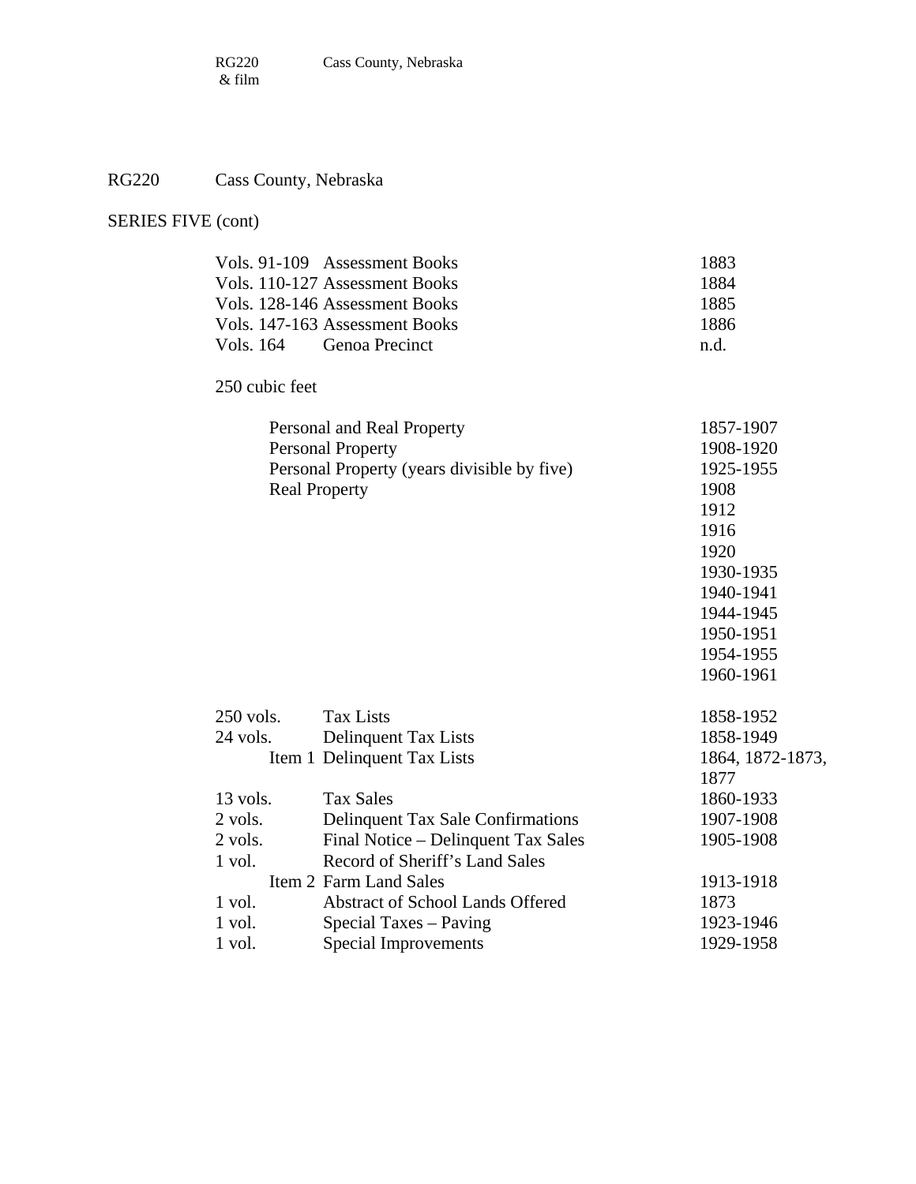RG220 Cass County, Nebraska

SERIES FIVE (cont)

| | | |
|---|---|---|
| Vols. 91-109 | Assessment Books | 1883 |
| Vols. 110-127 | Assessment Books | 1884 |
| Vols. 128-146 | Assessment Books | 1885 |
| Vols. 147-163 | Assessment Books | 1886 |
| Vols. 164 | Genoa Precinct | n.d. |

250 cubic feet

| | |
|---|---|
| Personal and Real Property | 1857-1907 |
| Personal Property | 1908-1920 |
| Personal Property (years divisible by five) | 1925-1955 |
| Real Property | 1908 |
| | 1912 |
| | 1916 |
| | 1920 |
| | 1930-1935 |
| | 1940-1941 |
| | 1944-1945 |
| | 1950-1951 |
| | 1954-1955 |
| | 1960-1961 |

| | | |
|---|---|---|
| 250 vols. | Tax Lists | 1858-1952 |
| 24 vols. | Delinquent Tax Lists | 1858-1949 |
| | Item 1 Delinquent Tax Lists | 1864, 1872-1873, 1877 |
| 13 vols. | Tax Sales | 1860-1933 |
| 2 vols. | Delinquent Tax Sale Confirmations | 1907-1908 |
| 2 vols. | Final Notice – Delinquent Tax Sales | 1905-1908 |
| 1 vol. | Record of Sheriff's Land Sales | |
| | Item 2 Farm Land Sales | 1913-1918 |
| 1 vol. | Abstract of School Lands Offered | 1873 |
| 1 vol. | Special Taxes – Paving | 1923-1946 |
| 1 vol. | Special Improvements | 1929-1958 |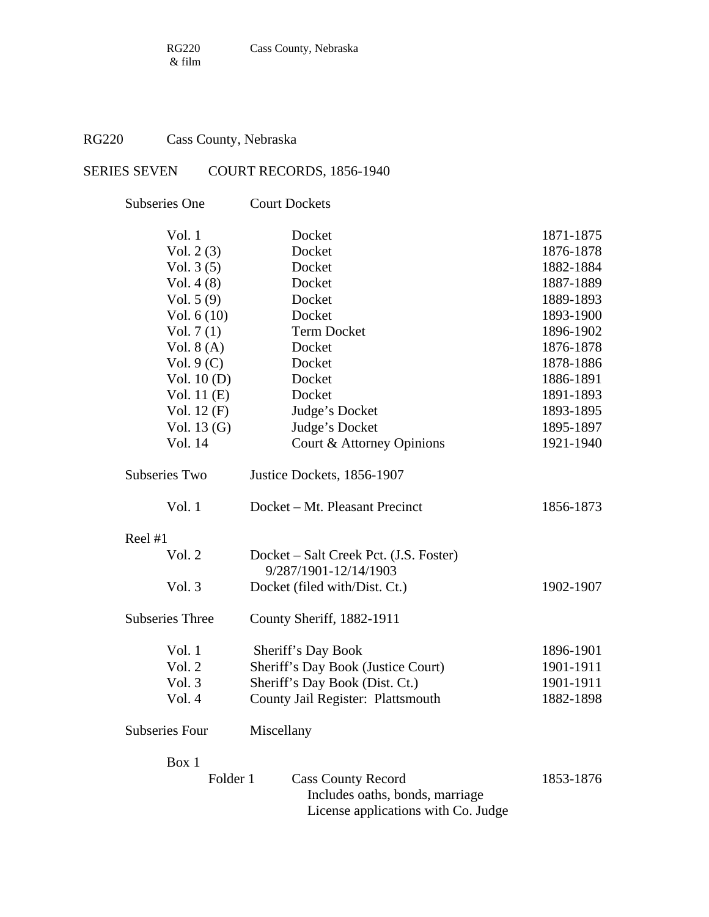RG220 Cass County, Nebraska

SERIES SEVEN COURT RECORDS, 1856-1940

Subseries One Court Dockets

| | | |
|---|---|---|
| Vol. 1 | Docket | 1871-1875 |
| Vol. 2 (3) | Docket | 1876-1878 |
| Vol. 3 (5) | Docket | 1882-1884 |
| Vol. 4 (8) | Docket | 1887-1889 |
| Vol. 5 (9) | Docket | 1889-1893 |
| Vol. 6 (10) | Docket | 1893-1900 |
| Vol. 7 (1) | Term Docket | 1896-1902 |
| Vol. 8 (A) | Docket | 1876-1878 |
| Vol. 9 (C) | Docket | 1878-1886 |
| Vol. 10 (D) | Docket | 1886-1891 |
| Vol. 11 (E) | Docket | 1891-1893 |
| Vol. 12 (F) | Judge's Docket | 1893-1895 |
| Vol. 13 (G) | Judge's Docket | 1895-1897 |
| Vol. 14 | Court & Attorney Opinions | 1921-1940 |

Subseries Two Justice Dockets, 1856-1907

| | | |
|---|---|---|
| Vol. 1 | Docket – Mt. Pleasant Precinct | 1856-1873 |

Reel #1

| | | |
|---|---|---|
| Vol. 2 | Docket – Salt Creek Pct. (J.S. Foster) 9/287/1901-12/14/1903 | |
| Vol. 3 | Docket (filed with/Dist. Ct.) | 1902-1907 |

Subseries Three County Sheriff, 1882-1911

| | | |
|---|---|---|
| Vol. 1 | Sheriff's Day Book | 1896-1901 |
| Vol. 2 | Sheriff's Day Book (Justice Court) | 1901-1911 |
| Vol. 3 | Sheriff's Day Book (Dist. Ct.) | 1901-1911 |
| Vol. 4 | County Jail Register: Plattsmouth | 1882-1898 |

Subseries Four Miscellany

Box 1

| | | |
|---|---|---|
| Folder 1 | Cass County Record<br>Includes oaths, bonds, marriage License applications with Co. Judge | 1853-1876 |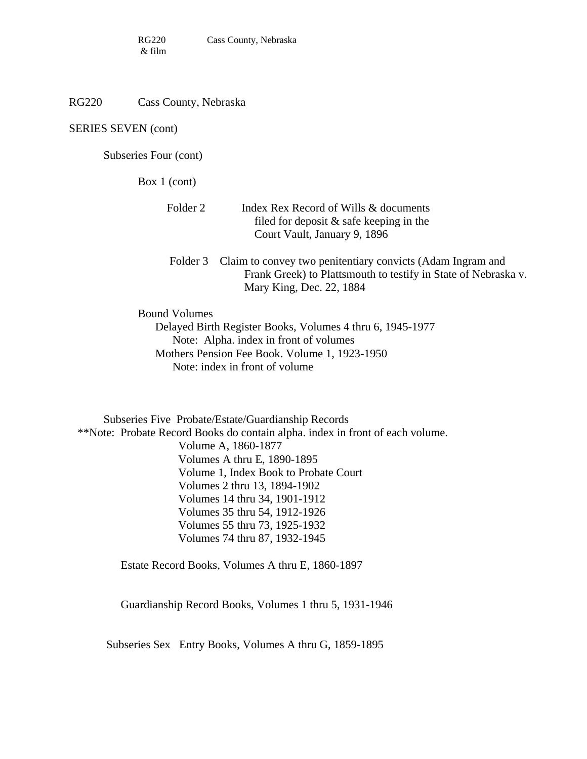RG220 Cass County, Nebraska

SERIES SEVEN (cont)

Subseries Four (cont)

Box 1 (cont)

Folder 2 Index Rex Record of Wills & documents filed for deposit & safe keeping in the Court Vault, January 9, 1896

Folder 3 Claim to convey two penitentiary convicts (Adam Ingram and Frank Greek) to Plattsmouth to testify in State of Nebraska v. Mary King, Dec. 22, 1884

Bound Volumes

Delayed Birth Register Books, Volumes 4 thru 6, 1945-1977

Note: Alpha. index in front of volumes

Mothers Pension Fee Book. Volume 1, 1923-1950

Note: index in front of volume

Subseries Five Probate/Estate/Guardianship Records

**Note: Probate Record Books do contain alpha. index in front of each volume.

Volume A, 1860-1877
Volumes A thru E, 1890-1895
Volume 1, Index Book to Probate Court
Volumes 2 thru 13, 1894-1902
Volumes 14 thru 34, 1901-1912
Volumes 35 thru 54, 1912-1926
Volumes 55 thru 73, 1925-1932
Volumes 74 thru 87, 1932-1945

Estate Record Books, Volumes A thru E, 1860-1897

Guardianship Record Books, Volumes 1 thru 5, 1931-1946

Subseries Sex Entry Books, Volumes A thru G, 1859-1895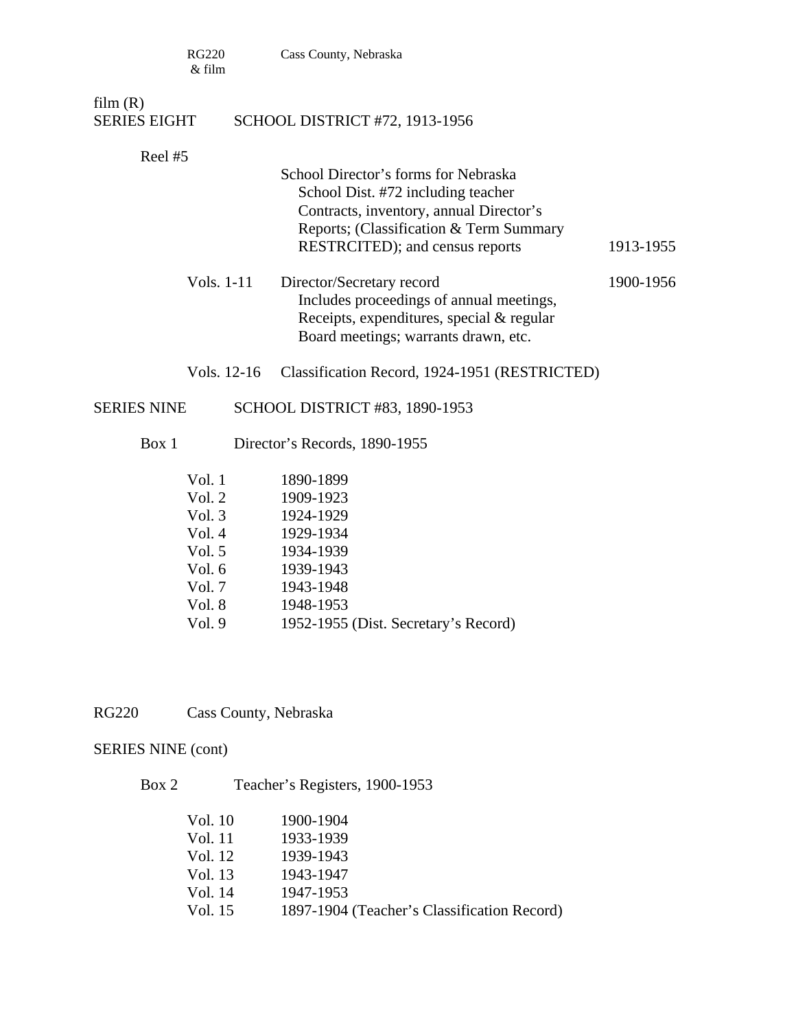RG220 & film    Cass County, Nebraska

film (R)

## SERIES EIGHT    SCHOOL DISTRICT #72, 1913-1956

Reel #5

| | | |
|---|---|---|
| | School Director's forms for Nebraska School Dist. #72 including teacher Contracts, inventory, annual Director's Reports; (Classification & Term Summary RESTRCITED); and census reports | 1913-1955 |
| Vols. 1-11 | Director/Secretary record Includes proceedings of annual meetings, Receipts, expenditures, special & regular Board meetings; warrants drawn, etc. | 1900-1956 |
| Vols. 12-16 | Classification Record, 1924-1951 (RESTRICTED) | |

## SERIES NINE    SCHOOL DISTRICT #83, 1890-1953

Box 1    Director's Records, 1890-1955

| | |
|---|---|
| Vol. 1 | 1890-1899 |
| Vol. 2 | 1909-1923 |
| Vol. 3 | 1924-1929 |
| Vol. 4 | 1929-1934 |
| Vol. 5 | 1934-1939 |
| Vol. 6 | 1939-1943 |
| Vol. 7 | 1943-1948 |
| Vol. 8 | 1948-1953 |
| Vol. 9 | 1952-1955 (Dist. Secretary's Record) |

RG220    Cass County, Nebraska

## SERIES NINE (cont)

Box 2    Teacher's Registers, 1900-1953

| | |
|---|---|
| Vol. 10 | 1900-1904 |
| Vol. 11 | 1933-1939 |
| Vol. 12 | 1939-1943 |
| Vol. 13 | 1943-1947 |
| Vol. 14 | 1947-1953 |
| Vol. 15 | 1897-1904 (Teacher's Classification Record) |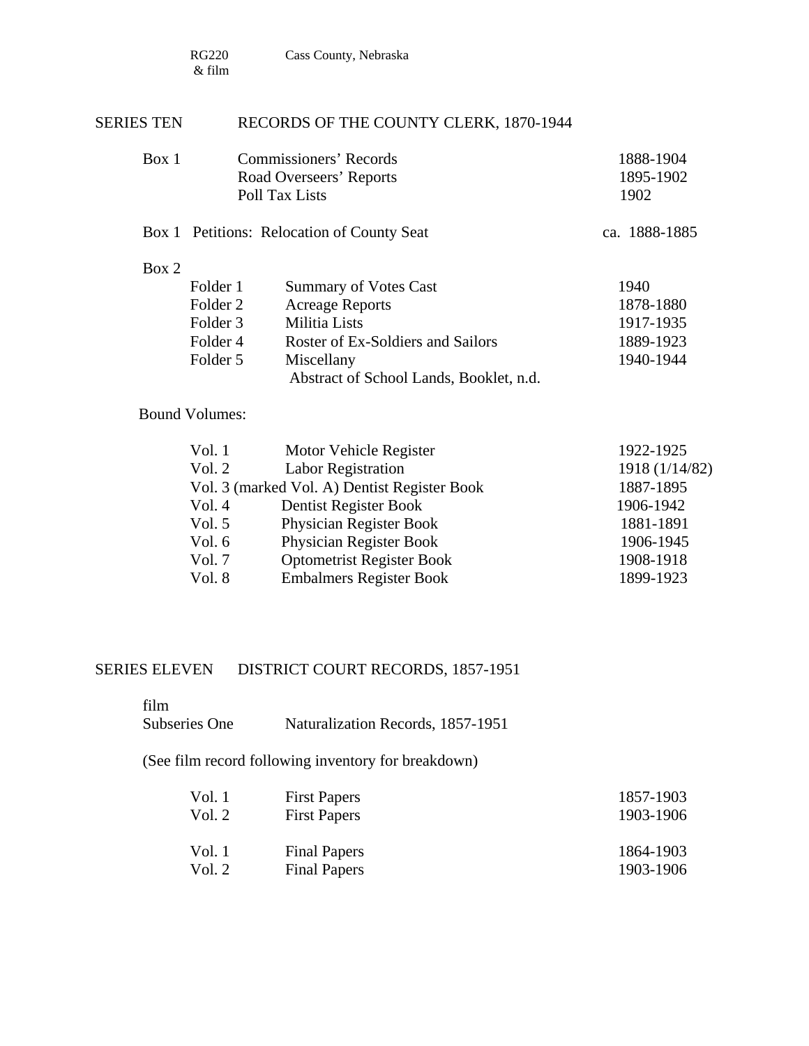RG220 Cass County, Nebraska
& film

## SERIES TEN RECORDS OF THE COUNTY CLERK, 1870-1944

| | | |
|---|---|---|
| Box 1 | Commissioners' Records | 1888-1904 |
| | Road Overseers' Reports | 1895-1902 |
| | Poll Tax Lists | 1902 |

| | | |
|---|---|---|
| Box 1 | Petitions: Relocation of County Seat | ca. 1888-1885 |

Box 2

| | | |
|---|---|---|
| Folder 1 | Summary of Votes Cast | 1940 |
| Folder 2 | Acreage Reports | 1878-1880 |
| Folder 3 | Militia Lists | 1917-1935 |
| Folder 4 | Roster of Ex-Soldiers and Sailors | 1889-1923 |
| Folder 5 | Miscellany | 1940-1944 |
| | Abstract of School Lands, Booklet, n.d. | |

Bound Volumes:

| | | |
|---|---|---|
| Vol. 1 | Motor Vehicle Register | 1922-1925 |
| Vol. 2 | Labor Registration | 1918 (1/14/82) |
| Vol. 3 (marked Vol. A) | Dentist Register Book | 1887-1895 |
| Vol. 4 | Dentist Register Book | 1906-1942 |
| Vol. 5 | Physician Register Book | 1881-1891 |
| Vol. 6 | Physician Register Book | 1906-1945 |
| Vol. 7 | Optometrist Register Book | 1908-1918 |
| Vol. 8 | Embalmers Register Book | 1899-1923 |

## SERIES ELEVEN DISTRICT COURT RECORDS, 1857-1951

film
Subseries One Naturalization Records, 1857-1951

(See film record following inventory for breakdown)

| | | |
|---|---|---|
| Vol. 1 | First Papers | 1857-1903 |
| Vol. 2 | First Papers | 1903-1906 |
| | | |
| Vol. 1 | Final Papers | 1864-1903 |
| Vol. 2 | Final Papers | 1903-1906 |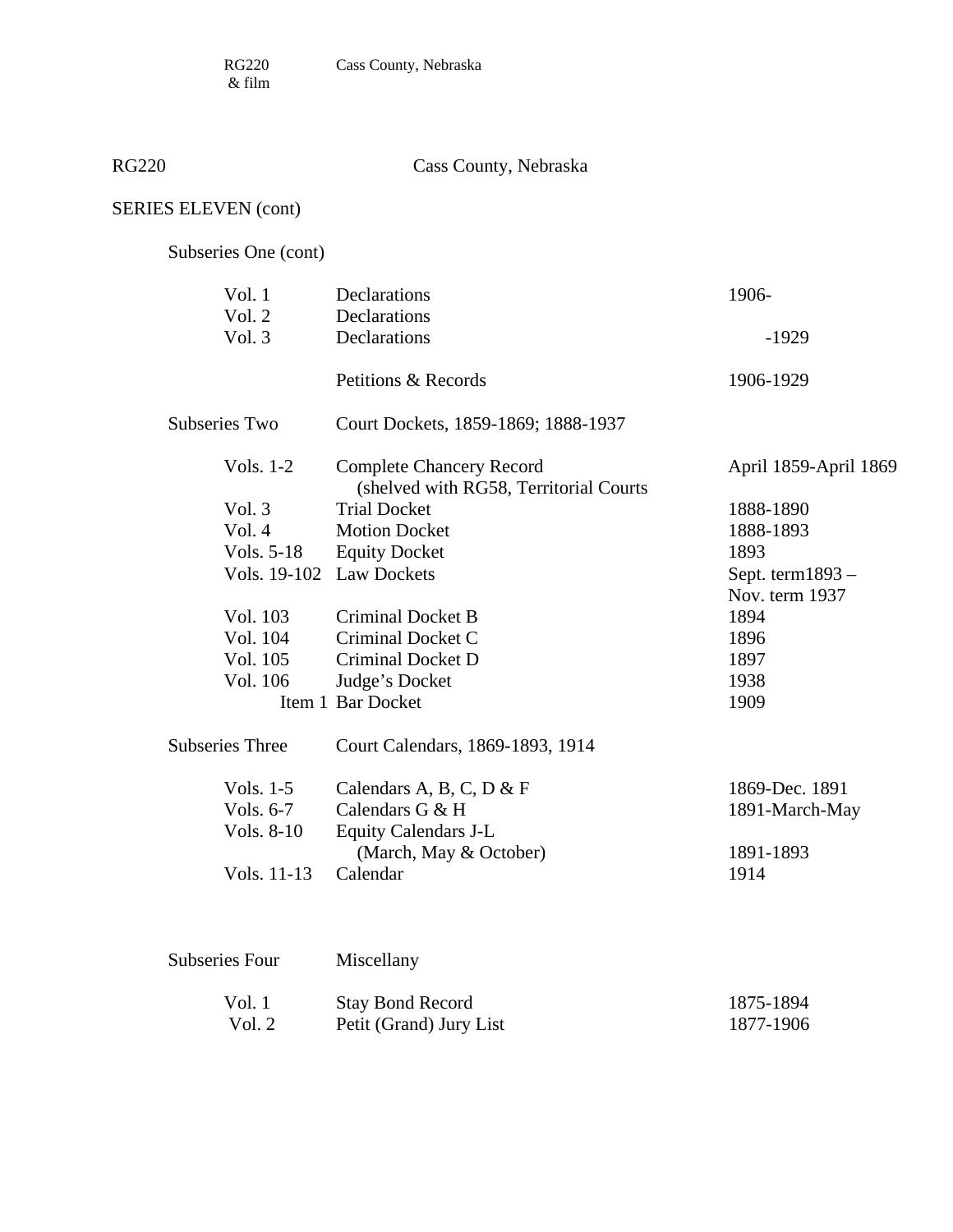RG220 & film    Cass County, Nebraska

RG220    Cass County, Nebraska

SERIES ELEVEN (cont)

Subseries One (cont)

| | | |
|---|---|---|
| Vol. 1 | Declarations | 1906- |
| Vol. 2 | Declarations | |
| Vol. 3 | Declarations | -1929 |
| | Petitions & Records | 1906-1929 |

Subseries Two    Court Dockets, 1859-1869; 1888-1937

| | | |
|---|---|---|
| Vols. 1-2 | Complete Chancery Record (shelved with RG58, Territorial Courts | April 1859-April 1869 |
| Vol. 3 | Trial Docket | 1888-1890 |
| Vol. 4 | Motion Docket | 1888-1893 |
| Vols. 5-18 | Equity Docket | 1893 |
| Vols. 19-102 | Law Dockets | Sept. term1893 – Nov. term 1937 |
| Vol. 103 | Criminal Docket B | 1894 |
| Vol. 104 | Criminal Docket C | 1896 |
| Vol. 105 | Criminal Docket D | 1897 |
| Vol. 106 | Judge's Docket | 1938 |
| Item 1 | Bar Docket | 1909 |

Subseries Three    Court Calendars, 1869-1893, 1914

| | | |
|---|---|---|
| Vols. 1-5 | Calendars A, B, C, D & F | 1869-Dec. 1891 |
| Vols. 6-7 | Calendars G & H | 1891-March-May |
| Vols. 8-10 | Equity Calendars J-L (March, May & October) | 1891-1893 |
| Vols. 11-13 | Calendar | 1914 |

Subseries Four    Miscellany

| | | |
|---|---|---|
| Vol. 1 | Stay Bond Record | 1875-1894 |
| Vol. 2 | Petit (Grand) Jury List | 1877-1906 |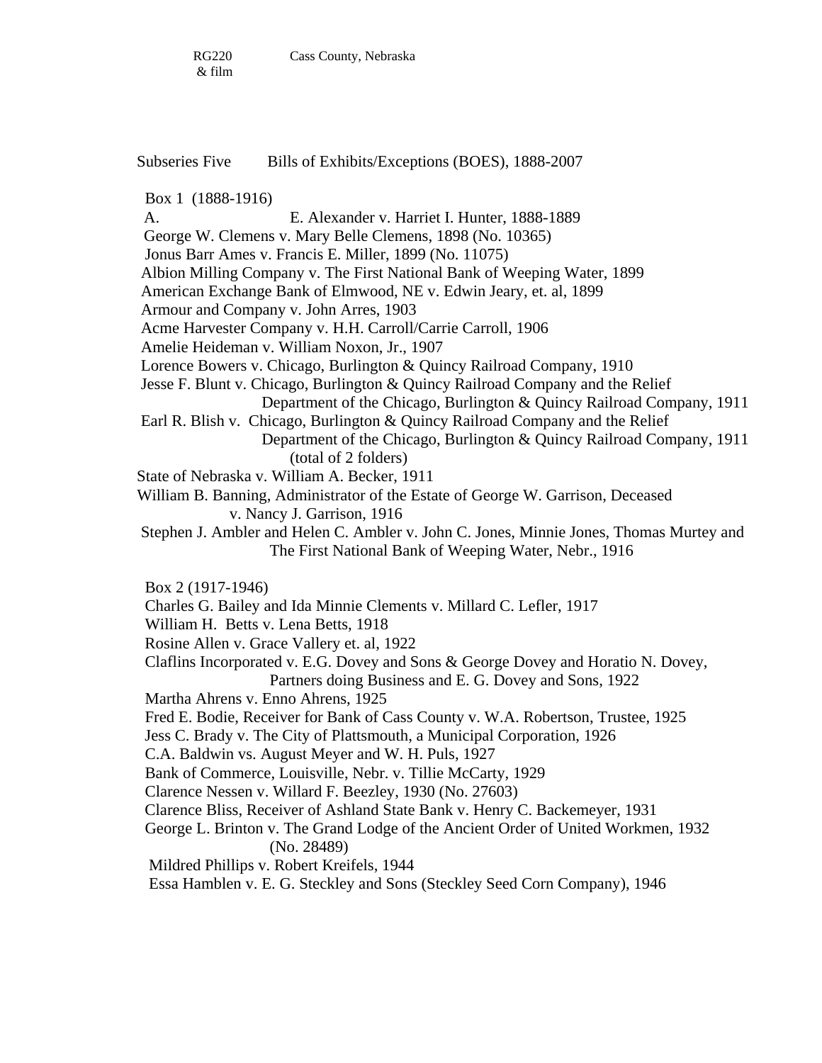RG220 & film     Cass County, Nebraska

## Subseries Five  Bills of Exhibits/Exceptions (BOES), 1888-2007

### Box 1 (1888-1916)

A. E. Alexander v. Harriet I. Hunter, 1888-1889
George W. Clemens v. Mary Belle Clemens, 1898 (No. 10365)
Jonus Barr Ames v. Francis E. Miller, 1899 (No. 11075)
Albion Milling Company v. The First National Bank of Weeping Water, 1899
American Exchange Bank of Elmwood, NE v. Edwin Jeary, et. al, 1899
Armour and Company v. John Arres, 1903
Acme Harvester Company v. H.H. Carroll/Carrie Carroll, 1906
Amelie Heideman v. William Noxon, Jr., 1907
Lorence Bowers v. Chicago, Burlington & Quincy Railroad Company, 1910
Jesse F. Blunt v. Chicago, Burlington & Quincy Railroad Company and the Relief Department of the Chicago, Burlington & Quincy Railroad Company, 1911
Earl R. Blish v. Chicago, Burlington & Quincy Railroad Company and the Relief Department of the Chicago, Burlington & Quincy Railroad Company, 1911 (total of 2 folders)
State of Nebraska v. William A. Becker, 1911
William B. Banning, Administrator of the Estate of George W. Garrison, Deceased v. Nancy J. Garrison, 1916
Stephen J. Ambler and Helen C. Ambler v. John C. Jones, Minnie Jones, Thomas Murtey and The First National Bank of Weeping Water, Nebr., 1916

### Box 2 (1917-1946)

Charles G. Bailey and Ida Minnie Clements v. Millard C. Lefler, 1917
William H. Betts v. Lena Betts, 1918
Rosine Allen v. Grace Vallery et. al, 1922
Claflins Incorporated v. E.G. Dovey and Sons & George Dovey and Horatio N. Dovey, Partners doing Business and E. G. Dovey and Sons, 1922
Martha Ahrens v. Enno Ahrens, 1925
Fred E. Bodie, Receiver for Bank of Cass County v. W.A. Robertson, Trustee, 1925
Jess C. Brady v. The City of Plattsmouth, a Municipal Corporation, 1926
C.A. Baldwin vs. August Meyer and W. H. Puls, 1927
Bank of Commerce, Louisville, Nebr. v. Tillie McCarty, 1929
Clarence Nessen v. Willard F. Beezley, 1930 (No. 27603)
Clarence Bliss, Receiver of Ashland State Bank v. Henry C. Backemeyer, 1931
George L. Brinton v. The Grand Lodge of the Ancient Order of United Workmen, 1932 (No. 28489)
Mildred Phillips v. Robert Kreifels, 1944
Essa Hamblen v. E. G. Steckley and Sons (Steckley Seed Corn Company), 1946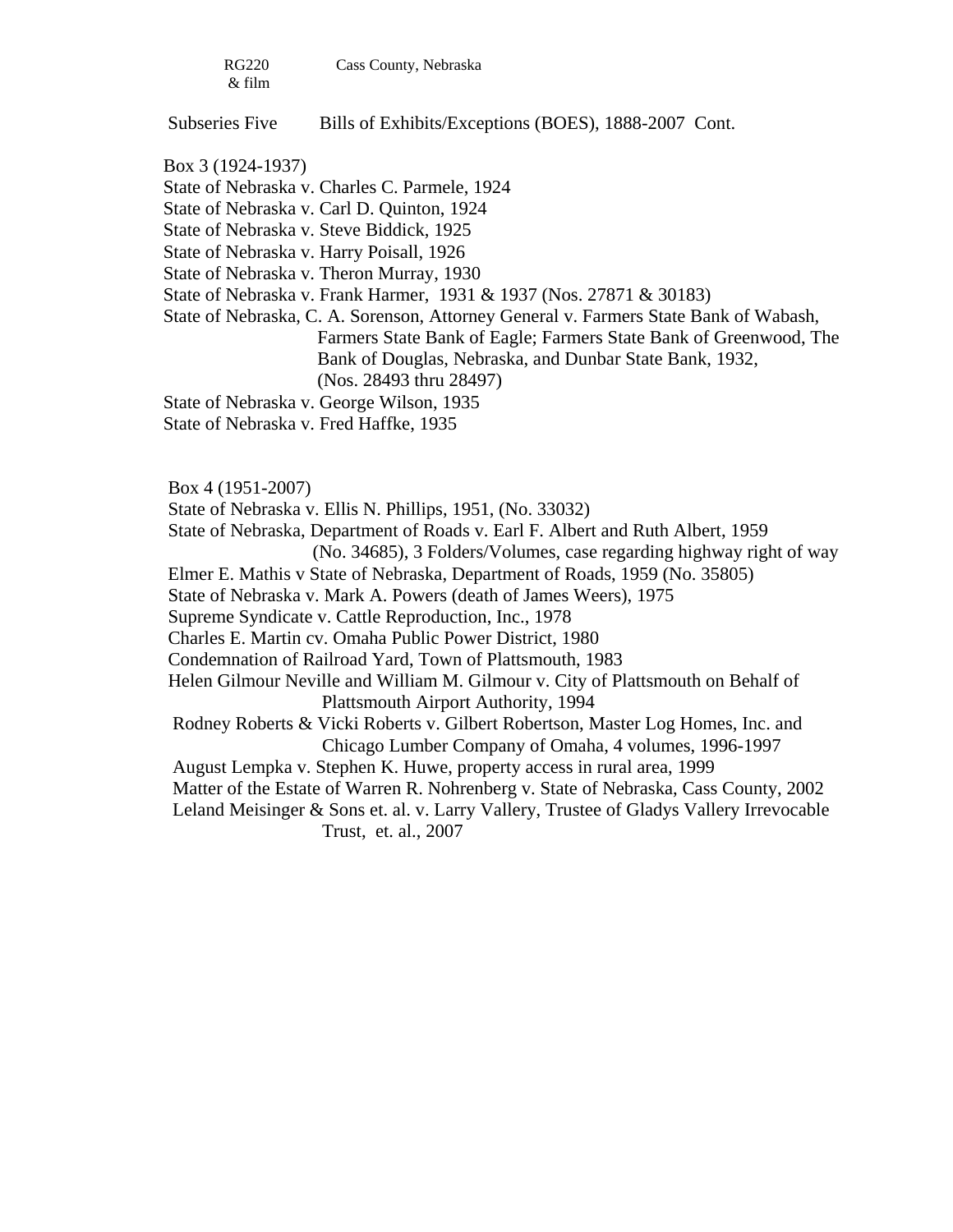RG220 & film — Cass County, Nebraska

Subseries Five — Bills of Exhibits/Exceptions (BOES), 1888-2007 Cont.

Box 3 (1924-1937)

State of Nebraska v. Charles C. Parmele, 1924
State of Nebraska v. Carl D. Quinton, 1924
State of Nebraska v. Steve Biddick, 1925
State of Nebraska v. Harry Poisall, 1926
State of Nebraska v. Theron Murray, 1930
State of Nebraska v. Frank Harmer, 1931 & 1937 (Nos. 27871 & 30183)
State of Nebraska, C. A. Sorenson, Attorney General v. Farmers State Bank of Wabash, Farmers State Bank of Eagle; Farmers State Bank of Greenwood, The Bank of Douglas, Nebraska, and Dunbar State Bank, 1932, (Nos. 28493 thru 28497)
State of Nebraska v. George Wilson, 1935
State of Nebraska v. Fred Haffke, 1935

Box 4 (1951-2007)

State of Nebraska v. Ellis N. Phillips, 1951, (No. 33032)
State of Nebraska, Department of Roads v. Earl F. Albert and Ruth Albert, 1959 (No. 34685), 3 Folders/Volumes, case regarding highway right of way
Elmer E. Mathis v State of Nebraska, Department of Roads, 1959 (No. 35805)
State of Nebraska v. Mark A. Powers (death of James Weers), 1975
Supreme Syndicate v. Cattle Reproduction, Inc., 1978
Charles E. Martin cv. Omaha Public Power District, 1980
Condemnation of Railroad Yard, Town of Plattsmouth, 1983
Helen Gilmour Neville and William M. Gilmour v. City of Plattsmouth on Behalf of Plattsmouth Airport Authority, 1994
Rodney Roberts & Vicki Roberts v. Gilbert Robertson, Master Log Homes, Inc. and Chicago Lumber Company of Omaha, 4 volumes, 1996-1997
August Lempka v. Stephen K. Huwe, property access in rural area, 1999
Matter of the Estate of Warren R. Nohrenberg v. State of Nebraska, Cass County, 2002
Leland Meisinger & Sons et. al. v. Larry Vallery, Trustee of Gladys Vallery Irrevocable Trust, et. al., 2007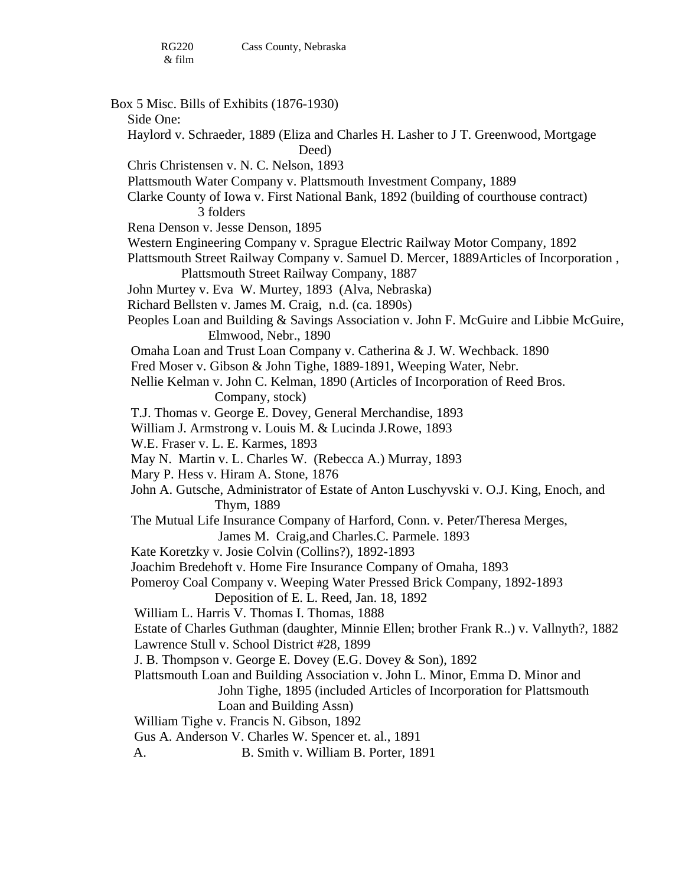RG220 &nbsp;&nbsp;&nbsp;&nbsp;&nbsp;&nbsp;&nbsp; Cass County, Nebraska
& film

Box 5 Misc. Bills of Exhibits (1876-1930)

Side One:

Haylord v. Schraeder, 1889 (Eliza and Charles H. Lasher to J T. Greenwood, Mortgage Deed)

Chris Christensen v. N. C. Nelson, 1893

Plattsmouth Water Company v. Plattsmouth Investment Company, 1889

Clarke County of Iowa v. First National Bank, 1892 (building of courthouse contract) 3 folders

Rena Denson v. Jesse Denson, 1895

Western Engineering Company v. Sprague Electric Railway Motor Company, 1892

Plattsmouth Street Railway Company v. Samuel D. Mercer, 1889Articles of Incorporation , Plattsmouth Street Railway Company, 1887

John Murtey v. Eva W. Murtey, 1893 (Alva, Nebraska)

Richard Bellsten v. James M. Craig, n.d. (ca. 1890s)

Peoples Loan and Building & Savings Association v. John F. McGuire and Libbie McGuire, Elmwood, Nebr., 1890

Omaha Loan and Trust Loan Company v. Catherina & J. W. Wechback. 1890

Fred Moser v. Gibson & John Tighe, 1889-1891, Weeping Water, Nebr.

Nellie Kelman v. John C. Kelman, 1890 (Articles of Incorporation of Reed Bros. Company, stock)

T.J. Thomas v. George E. Dovey, General Merchandise, 1893

William J. Armstrong v. Louis M. & Lucinda J.Rowe, 1893

W.E. Fraser v. L. E. Karmes, 1893

May N. Martin v. L. Charles W. (Rebecca A.) Murray, 1893

Mary P. Hess v. Hiram A. Stone, 1876

John A. Gutsche, Administrator of Estate of Anton Luschyvski v. O.J. King, Enoch, and Thym, 1889

The Mutual Life Insurance Company of Harford, Conn. v. Peter/Theresa Merges, James M. Craig,and Charles.C. Parmele. 1893

Kate Koretzky v. Josie Colvin (Collins?), 1892-1893

Joachim Bredehoft v. Home Fire Insurance Company of Omaha, 1893

Pomeroy Coal Company v. Weeping Water Pressed Brick Company, 1892-1893 Deposition of E. L. Reed, Jan. 18, 1892

William L. Harris V. Thomas I. Thomas, 1888

Estate of Charles Guthman (daughter, Minnie Ellen; brother Frank R..) v. Vallnyth?, 1882

Lawrence Stull v. School District #28, 1899

J. B. Thompson v. George E. Dovey (E.G. Dovey & Son), 1892

Plattsmouth Loan and Building Association v. John L. Minor, Emma D. Minor and John Tighe, 1895 (included Articles of Incorporation for Plattsmouth Loan and Building Assn)

William Tighe v. Francis N. Gibson, 1892

Gus A. Anderson V. Charles W. Spencer et. al., 1891

A. B. Smith v. William B. Porter, 1891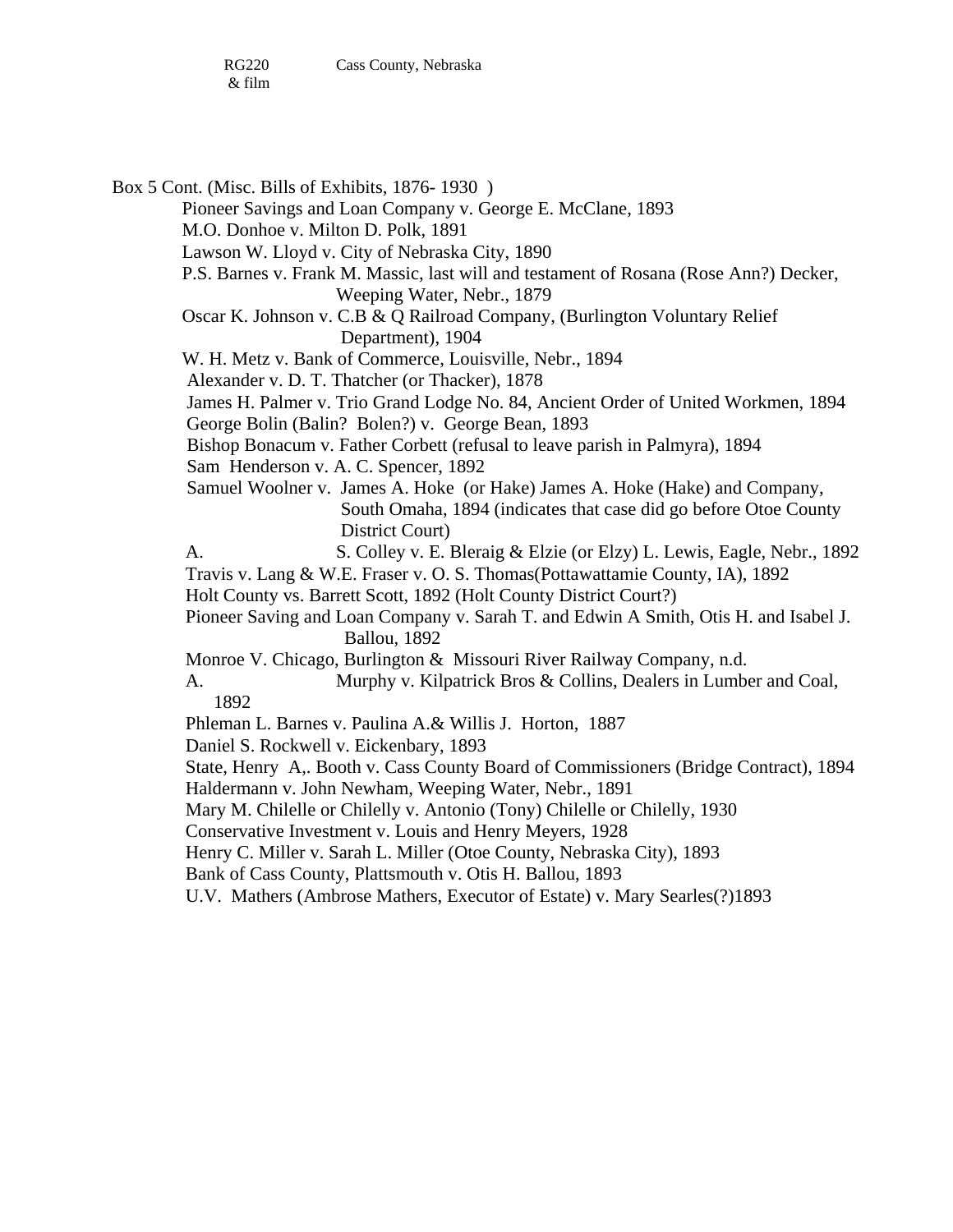RG220 & film    Cass County, Nebraska

Box 5 Cont. (Misc. Bills of Exhibits, 1876- 1930 )

- Pioneer Savings and Loan Company v. George E. McClane, 1893
- M.O. Donhoe v. Milton D. Polk, 1891
- Lawson W. Lloyd v. City of Nebraska City, 1890
- P.S. Barnes v. Frank M. Massic, last will and testament of Rosana (Rose Ann?) Decker, Weeping Water, Nebr., 1879
- Oscar K. Johnson v. C.B & Q Railroad Company, (Burlington Voluntary Relief Department), 1904
- W. H. Metz v. Bank of Commerce, Louisville, Nebr., 1894
- Alexander v. D. T. Thatcher (or Thacker), 1878
- James H. Palmer v. Trio Grand Lodge No. 84, Ancient Order of United Workmen, 1894
- George Bolin (Balin? Bolen?) v. George Bean, 1893
- Bishop Bonacum v. Father Corbett (refusal to leave parish in Palmyra), 1894
- Sam Henderson v. A. C. Spencer, 1892
- Samuel Woolner v. James A. Hoke (or Hake) James A. Hoke (Hake) and Company, South Omaha, 1894 (indicates that case did go before Otoe County District Court)
- A. S. Colley v. E. Bleraig & Elzie (or Elzy) L. Lewis, Eagle, Nebr., 1892
- Travis v. Lang & W.E. Fraser v. O. S. Thomas(Pottawattamie County, IA), 1892
- Holt County vs. Barrett Scott, 1892 (Holt County District Court?)
- Pioneer Saving and Loan Company v. Sarah T. and Edwin A Smith, Otis H. and Isabel J. Ballou, 1892
- Monroe V. Chicago, Burlington & Missouri River Railway Company, n.d.
- A. Murphy v. Kilpatrick Bros & Collins, Dealers in Lumber and Coal, 1892
- Phleman L. Barnes v. Paulina A.& Willis J. Horton, 1887
- Daniel S. Rockwell v. Eickenbary, 1893
- State, Henry A,. Booth v. Cass County Board of Commissioners (Bridge Contract), 1894
- Haldermann v. John Newham, Weeping Water, Nebr., 1891
- Mary M. Chilelle or Chilelly v. Antonio (Tony) Chilelle or Chilelly, 1930
- Conservative Investment v. Louis and Henry Meyers, 1928
- Henry C. Miller v. Sarah L. Miller (Otoe County, Nebraska City), 1893
- Bank of Cass County, Plattsmouth v. Otis H. Ballou, 1893
- U.V. Mathers (Ambrose Mathers, Executor of Estate) v. Mary Searles(?)1893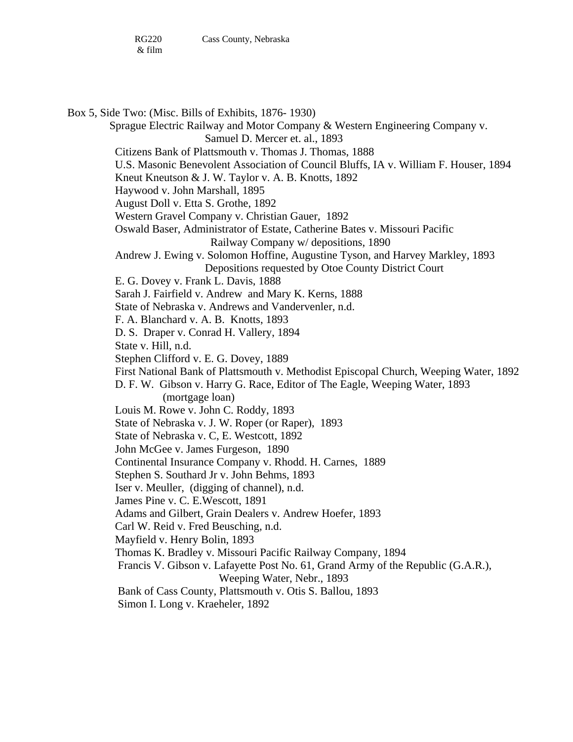RG220 &nbsp;&nbsp;&nbsp;&nbsp;&nbsp;&nbsp;&nbsp;&nbsp; Cass County, Nebraska
& film

Box 5, Side Two: (Misc. Bills of Exhibits, 1876- 1930)

- Sprague Electric Railway and Motor Company & Western Engineering Company v. Samuel D. Mercer et. al., 1893
- Citizens Bank of Plattsmouth v. Thomas J. Thomas, 1888
- U.S. Masonic Benevolent Association of Council Bluffs, IA v. William F. Houser, 1894
- Kneut Kneutson & J. W. Taylor v. A. B. Knotts, 1892
- Haywood v. John Marshall, 1895
- August Doll v. Etta S. Grothe, 1892
- Western Gravel Company v. Christian Gauer, 1892
- Oswald Baser, Administrator of Estate, Catherine Bates v. Missouri Pacific Railway Company w/ depositions, 1890
- Andrew J. Ewing v. Solomon Hoffine, Augustine Tyson, and Harvey Markley, 1893 Depositions requested by Otoe County District Court
- E. G. Dovey v. Frank L. Davis, 1888
- Sarah J. Fairfield v. Andrew and Mary K. Kerns, 1888
- State of Nebraska v. Andrews and Vandervenler, n.d.
- F. A. Blanchard v. A. B. Knotts, 1893
- D. S. Draper v. Conrad H. Vallery, 1894
- State v. Hill, n.d.
- Stephen Clifford v. E. G. Dovey, 1889
- First National Bank of Plattsmouth v. Methodist Episcopal Church, Weeping Water, 1892
- D. F. W. Gibson v. Harry G. Race, Editor of The Eagle, Weeping Water, 1893 (mortgage loan)
- Louis M. Rowe v. John C. Roddy, 1893
- State of Nebraska v. J. W. Roper (or Raper), 1893
- State of Nebraska v. C, E. Westcott, 1892
- John McGee v. James Furgeson, 1890
- Continental Insurance Company v. Rhodd. H. Carnes, 1889
- Stephen S. Southard Jr v. John Behms, 1893
- Iser v. Meuller, (digging of channel), n.d.
- James Pine v. C. E.Wescott, 1891
- Adams and Gilbert, Grain Dealers v. Andrew Hoefer, 1893
- Carl W. Reid v. Fred Beusching, n.d.
- Mayfield v. Henry Bolin, 1893
- Thomas K. Bradley v. Missouri Pacific Railway Company, 1894
- Francis V. Gibson v. Lafayette Post No. 61, Grand Army of the Republic (G.A.R.), Weeping Water, Nebr., 1893
- Bank of Cass County, Plattsmouth v. Otis S. Ballou, 1893
- Simon I. Long v. Kraeheler, 1892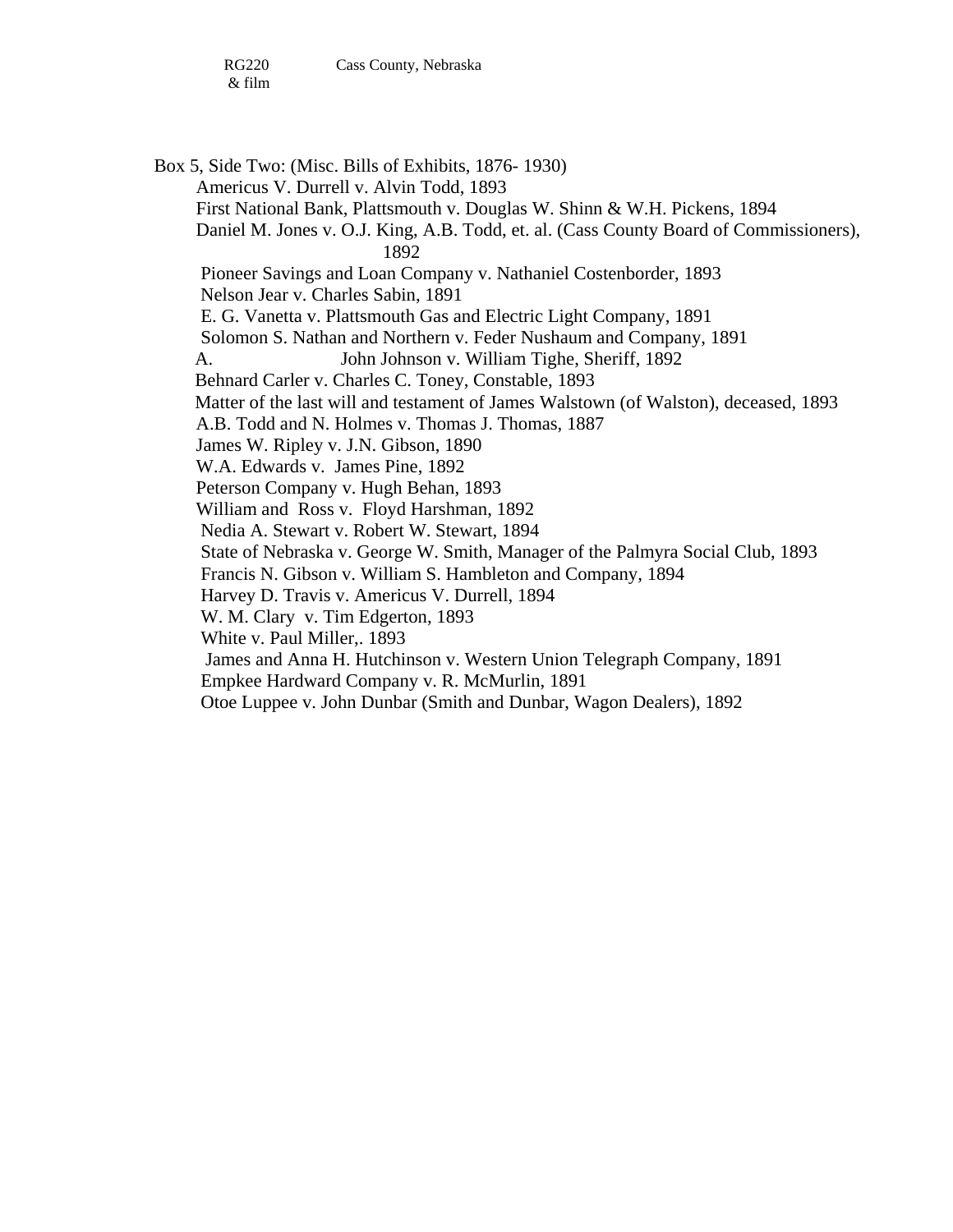RG220 &nbsp;&nbsp;&nbsp;&nbsp;&nbsp;&nbsp;&nbsp;&nbsp; Cass County, Nebraska
& film

Box 5, Side Two: (Misc. Bills of Exhibits, 1876- 1930)

Americus V. Durrell v. Alvin Todd, 1893
First National Bank, Plattsmouth v. Douglas W. Shinn & W.H. Pickens, 1894
Daniel M. Jones v. O.J. King, A.B. Todd, et. al. (Cass County Board of Commissioners), 1892
Pioneer Savings and Loan Company v. Nathaniel Costenborder, 1893
Nelson Jear v. Charles Sabin, 1891
E. G. Vanetta v. Plattsmouth Gas and Electric Light Company, 1891
Solomon S. Nathan and Northern v. Feder Nushaum and Company, 1891
A. &nbsp;&nbsp;&nbsp;&nbsp;&nbsp;&nbsp;&nbsp;&nbsp; John Johnson v. William Tighe, Sheriff, 1892
Behnard Carler v. Charles C. Toney, Constable, 1893
Matter of the last will and testament of James Walstown (of Walston), deceased, 1893
A.B. Todd and N. Holmes v. Thomas J. Thomas, 1887
James W. Ripley v. J.N. Gibson, 1890
W.A. Edwards v. James Pine, 1892
Peterson Company v. Hugh Behan, 1893
William and Ross v. Floyd Harshman, 1892
Nedia A. Stewart v. Robert W. Stewart, 1894
State of Nebraska v. George W. Smith, Manager of the Palmyra Social Club, 1893
Francis N. Gibson v. William S. Hambleton and Company, 1894
Harvey D. Travis v. Americus V. Durrell, 1894
W. M. Clary v. Tim Edgerton, 1893
White v. Paul Miller,. 1893
James and Anna H. Hutchinson v. Western Union Telegraph Company, 1891
Empkee Hardward Company v. R. McMurlin, 1891
Otoe Luppee v. John Dunbar (Smith and Dunbar, Wagon Dealers), 1892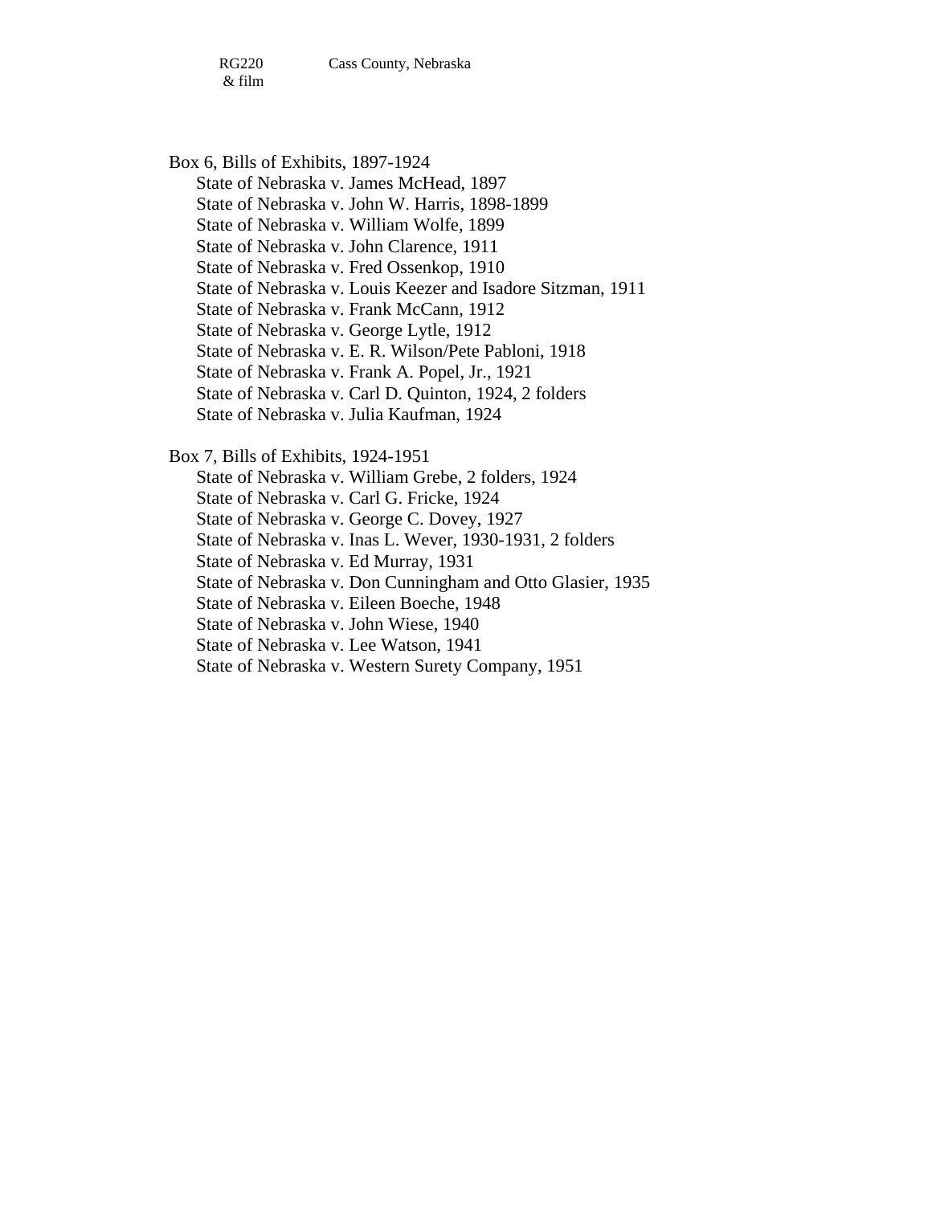RG220 & film    Cass County, Nebraska

Box 6, Bills of Exhibits, 1897-1924

- State of Nebraska v. James McHead, 1897
- State of Nebraska v. John W. Harris, 1898-1899
- State of Nebraska v. William Wolfe, 1899
- State of Nebraska v. John Clarence, 1911
- State of Nebraska v. Fred Ossenkop, 1910
- State of Nebraska v. Louis Keezer and Isadore Sitzman, 1911
- State of Nebraska v. Frank McCann, 1912
- State of Nebraska v. George Lytle, 1912
- State of Nebraska v. E. R. Wilson/Pete Pabloni, 1918
- State of Nebraska v. Frank A. Popel, Jr., 1921
- State of Nebraska v. Carl D. Quinton, 1924, 2 folders
- State of Nebraska v. Julia Kaufman, 1924

Box 7, Bills of Exhibits, 1924-1951

- State of Nebraska v. William Grebe, 2 folders, 1924
- State of Nebraska v. Carl G. Fricke, 1924
- State of Nebraska v. George C. Dovey, 1927
- State of Nebraska v. Inas L. Wever, 1930-1931, 2 folders
- State of Nebraska v. Ed Murray, 1931
- State of Nebraska v. Don Cunningham and Otto Glasier, 1935
- State of Nebraska v. Eileen Boeche, 1948
- State of Nebraska v. John Wiese, 1940
- State of Nebraska v. Lee Watson, 1941
- State of Nebraska v. Western Surety Company, 1951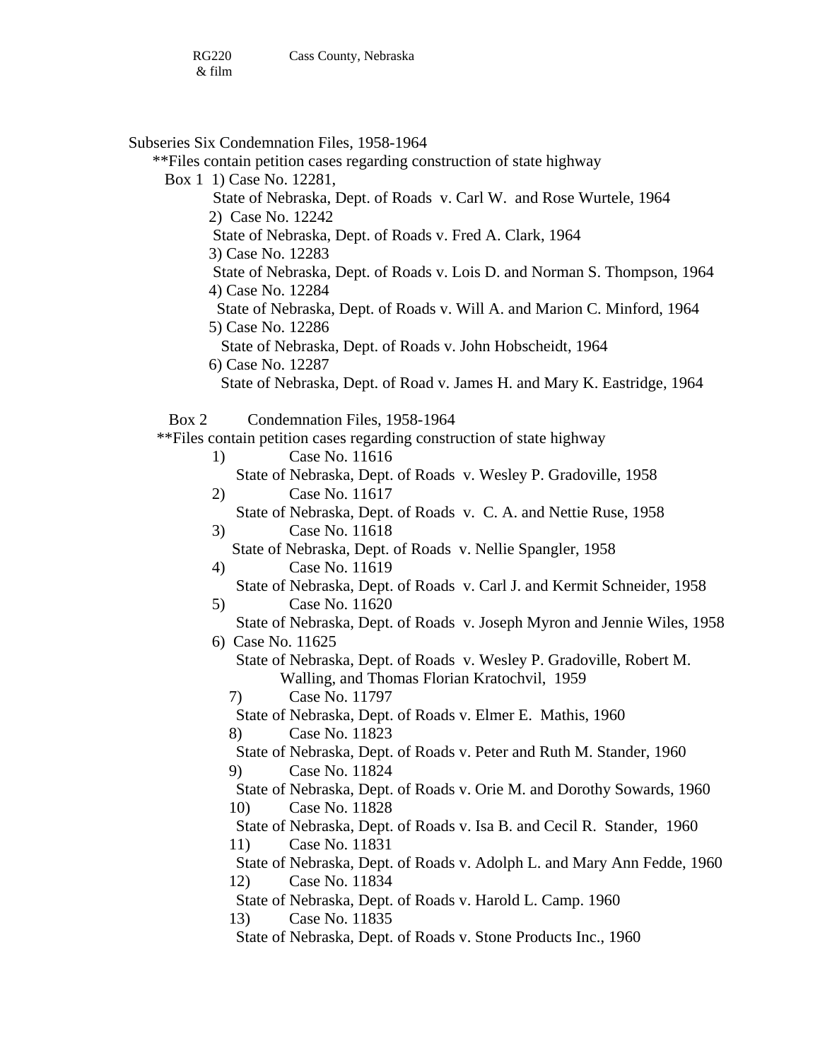RG220 Cass County, Nebraska
& film

Subseries Six Condemnation Files, 1958-1964

**Files contain petition cases regarding construction of state highway

Box 1

1) Case No. 12281,
State of Nebraska, Dept. of Roads v. Carl W. and Rose Wurtele, 1964
2) Case No. 12242
State of Nebraska, Dept. of Roads v. Fred A. Clark, 1964
3) Case No. 12283
State of Nebraska, Dept. of Roads v. Lois D. and Norman S. Thompson, 1964
4) Case No. 12284
State of Nebraska, Dept. of Roads v. Will A. and Marion C. Minford, 1964
5) Case No. 12286
State of Nebraska, Dept. of Roads v. John Hobscheidt, 1964
6) Case No. 12287
State of Nebraska, Dept. of Road v. James H. and Mary K. Eastridge, 1964

Box 2 Condemnation Files, 1958-1964

**Files contain petition cases regarding construction of state highway

1) Case No. 11616
State of Nebraska, Dept. of Roads v. Wesley P. Gradoville, 1958
2) Case No. 11617
State of Nebraska, Dept. of Roads v. C. A. and Nettie Ruse, 1958
3) Case No. 11618
State of Nebraska, Dept. of Roads v. Nellie Spangler, 1958
4) Case No. 11619
State of Nebraska, Dept. of Roads v. Carl J. and Kermit Schneider, 1958
5) Case No. 11620
State of Nebraska, Dept. of Roads v. Joseph Myron and Jennie Wiles, 1958
6) Case No. 11625
State of Nebraska, Dept. of Roads v. Wesley P. Gradoville, Robert M. Walling, and Thomas Florian Kratochvil, 1959
7) Case No. 11797
State of Nebraska, Dept. of Roads v. Elmer E. Mathis, 1960
8) Case No. 11823
State of Nebraska, Dept. of Roads v. Peter and Ruth M. Stander, 1960
9) Case No. 11824
State of Nebraska, Dept. of Roads v. Orie M. and Dorothy Sowards, 1960
10) Case No. 11828
State of Nebraska, Dept. of Roads v. Isa B. and Cecil R. Stander, 1960
11) Case No. 11831
State of Nebraska, Dept. of Roads v. Adolph L. and Mary Ann Fedde, 1960
12) Case No. 11834
State of Nebraska, Dept. of Roads v. Harold L. Camp. 1960
13) Case No. 11835
State of Nebraska, Dept. of Roads v. Stone Products Inc., 1960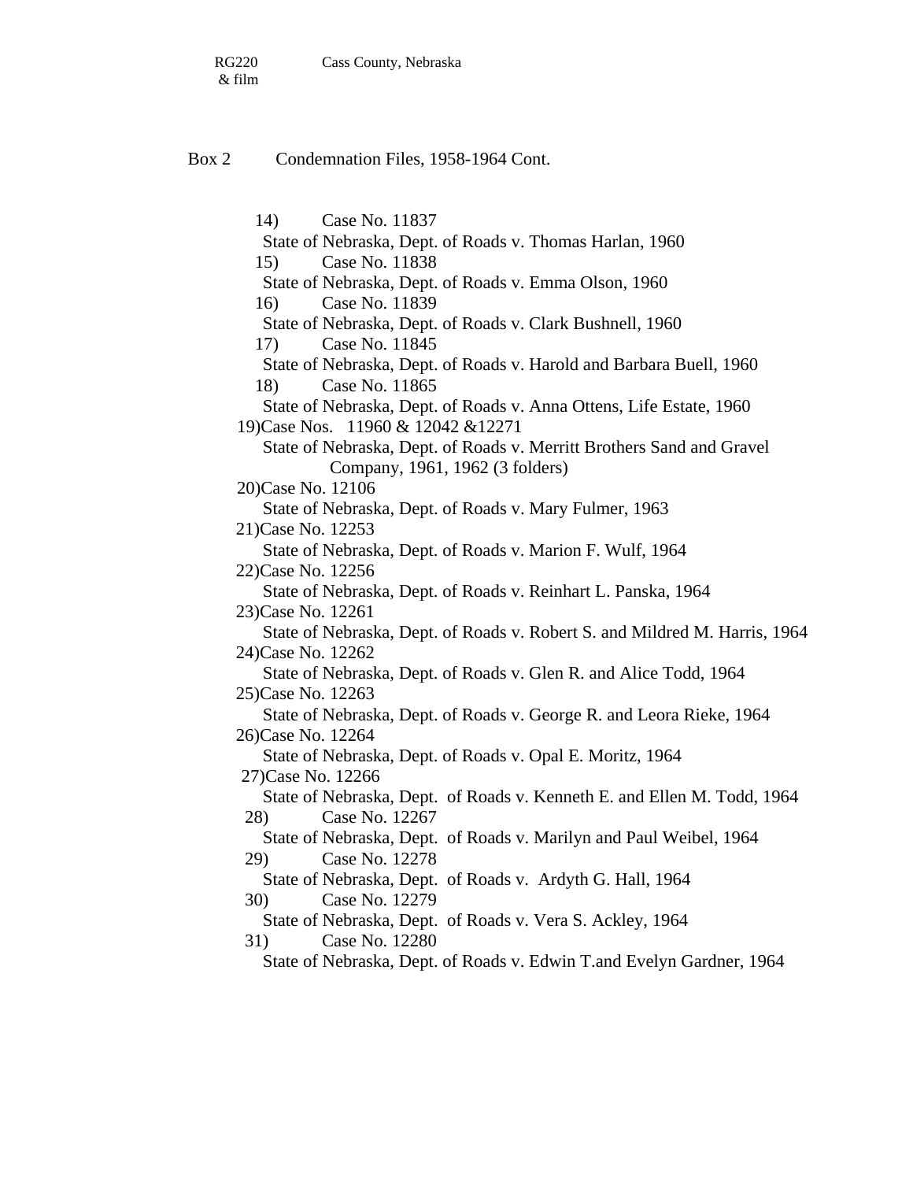RG220 & film    Cass County, Nebraska

Box 2    Condemnation Files, 1958-1964 Cont.

14) Case No. 11837
State of Nebraska, Dept. of Roads v. Thomas Harlan, 1960

15) Case No. 11838
State of Nebraska, Dept. of Roads v. Emma Olson, 1960

16) Case No. 11839
State of Nebraska, Dept. of Roads v. Clark Bushnell, 1960

17) Case No. 11845
State of Nebraska, Dept. of Roads v. Harold and Barbara Buell, 1960

18) Case No. 11865
State of Nebraska, Dept. of Roads v. Anna Ottens, Life Estate, 1960

19) Case Nos. 11960 & 12042 &12271
State of Nebraska, Dept. of Roads v. Merritt Brothers Sand and Gravel Company, 1961, 1962 (3 folders)

20) Case No. 12106
State of Nebraska, Dept. of Roads v. Mary Fulmer, 1963

21) Case No. 12253
State of Nebraska, Dept. of Roads v. Marion F. Wulf, 1964

22) Case No. 12256
State of Nebraska, Dept. of Roads v. Reinhart L. Panska, 1964

23) Case No. 12261
State of Nebraska, Dept. of Roads v. Robert S. and Mildred M. Harris, 1964

24) Case No. 12262
State of Nebraska, Dept. of Roads v. Glen R. and Alice Todd, 1964

25) Case No. 12263
State of Nebraska, Dept. of Roads v. George R. and Leora Rieke, 1964

26) Case No. 12264
State of Nebraska, Dept. of Roads v. Opal E. Moritz, 1964

27) Case No. 12266
State of Nebraska, Dept. of Roads v. Kenneth E. and Ellen M. Todd, 1964

28) Case No. 12267
State of Nebraska, Dept. of Roads v. Marilyn and Paul Weibel, 1964

29) Case No. 12278
State of Nebraska, Dept. of Roads v. Ardyth G. Hall, 1964

30) Case No. 12279
State of Nebraska, Dept. of Roads v. Vera S. Ackley, 1964

31) Case No. 12280
State of Nebraska, Dept. of Roads v. Edwin T.and Evelyn Gardner, 1964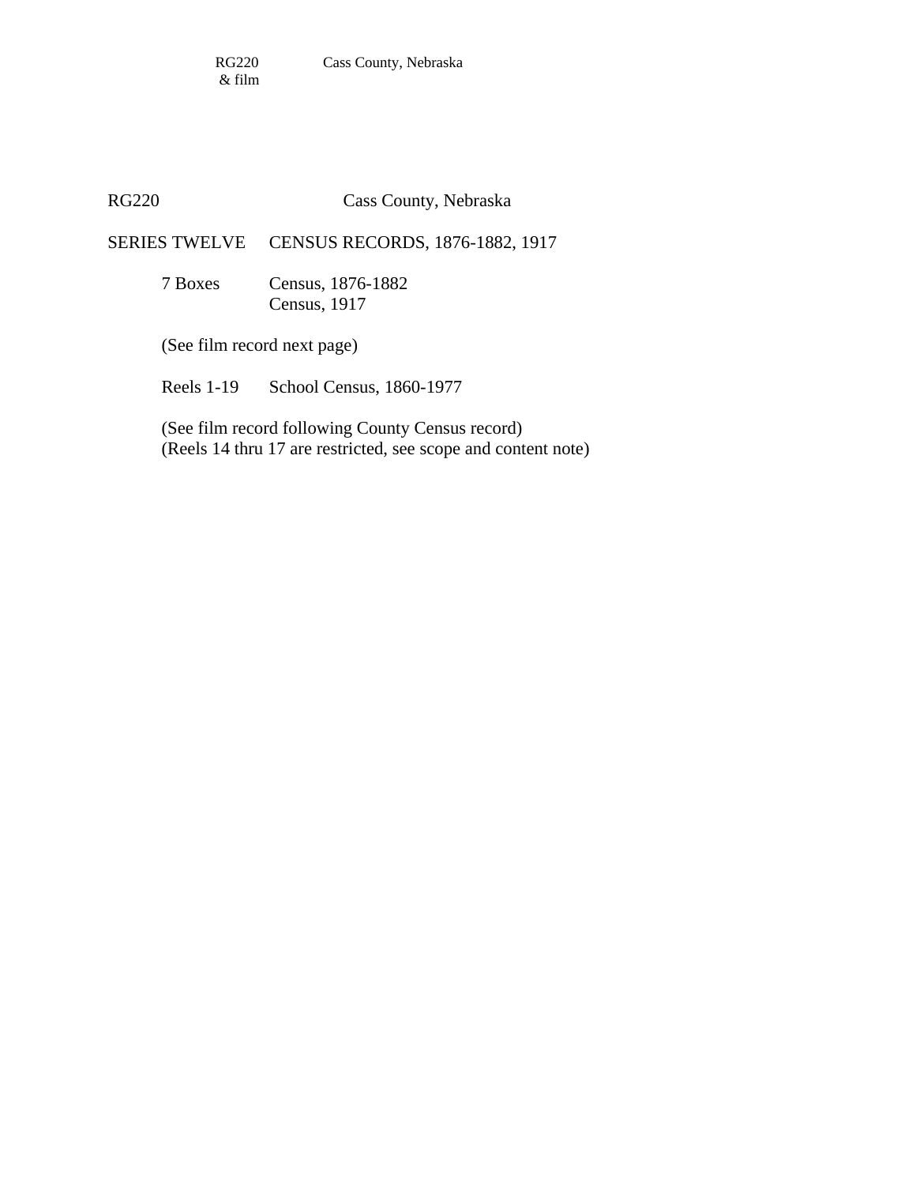RG220 & film    Cass County, Nebraska

RG220    Cass County, Nebraska

SERIES TWELVE    CENSUS RECORDS, 1876-1882, 1917

7 Boxes    Census, 1876-1882
Census, 1917

(See film record next page)

Reels 1-19    School Census, 1860-1977

(See film record following County Census record)
(Reels 14 thru 17 are restricted, see scope and content note)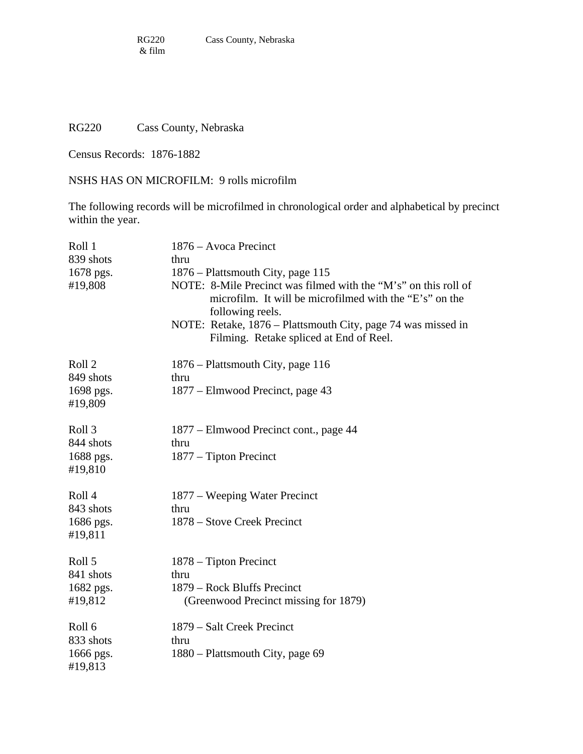RG220 & film    Cass County, Nebraska

RG220    Cass County, Nebraska

Census Records: 1876-1882

NSHS HAS ON MICROFILM: 9 rolls microfilm

The following records will be microfilmed in chronological order and alphabetical by precinct within the year.

| | |
|---|---|
| Roll 1<br>839 shots<br>1678 pgs.<br>#19,808 | 1876 – Avoca Precinct<br>thru<br>1876 – Plattsmouth City, page 115<br>NOTE: 8-Mile Precinct was filmed with the "M's" on this roll of microfilm. It will be microfilmed with the "E's" on the following reels.<br>NOTE: Retake, 1876 – Plattsmouth City, page 74 was missed in Filming. Retake spliced at End of Reel. |
| Roll 2<br>849 shots<br>1698 pgs.<br>#19,809 | 1876 – Plattsmouth City, page 116<br>thru<br>1877 – Elmwood Precinct, page 43 |
| Roll 3<br>844 shots<br>1688 pgs.<br>#19,810 | 1877 – Elmwood Precinct cont., page 44<br>thru<br>1877 – Tipton Precinct |
| Roll 4<br>843 shots<br>1686 pgs.<br>#19,811 | 1877 – Weeping Water Precinct<br>thru<br>1878 – Stove Creek Precinct |
| Roll 5<br>841 shots<br>1682 pgs.<br>#19,812 | 1878 – Tipton Precinct<br>thru<br>1879 – Rock Bluffs Precinct<br>(Greenwood Precinct missing for 1879) |
| Roll 6<br>833 shots<br>1666 pgs.<br>#19,813 | 1879 – Salt Creek Precinct<br>thru<br>1880 – Plattsmouth City, page 69 |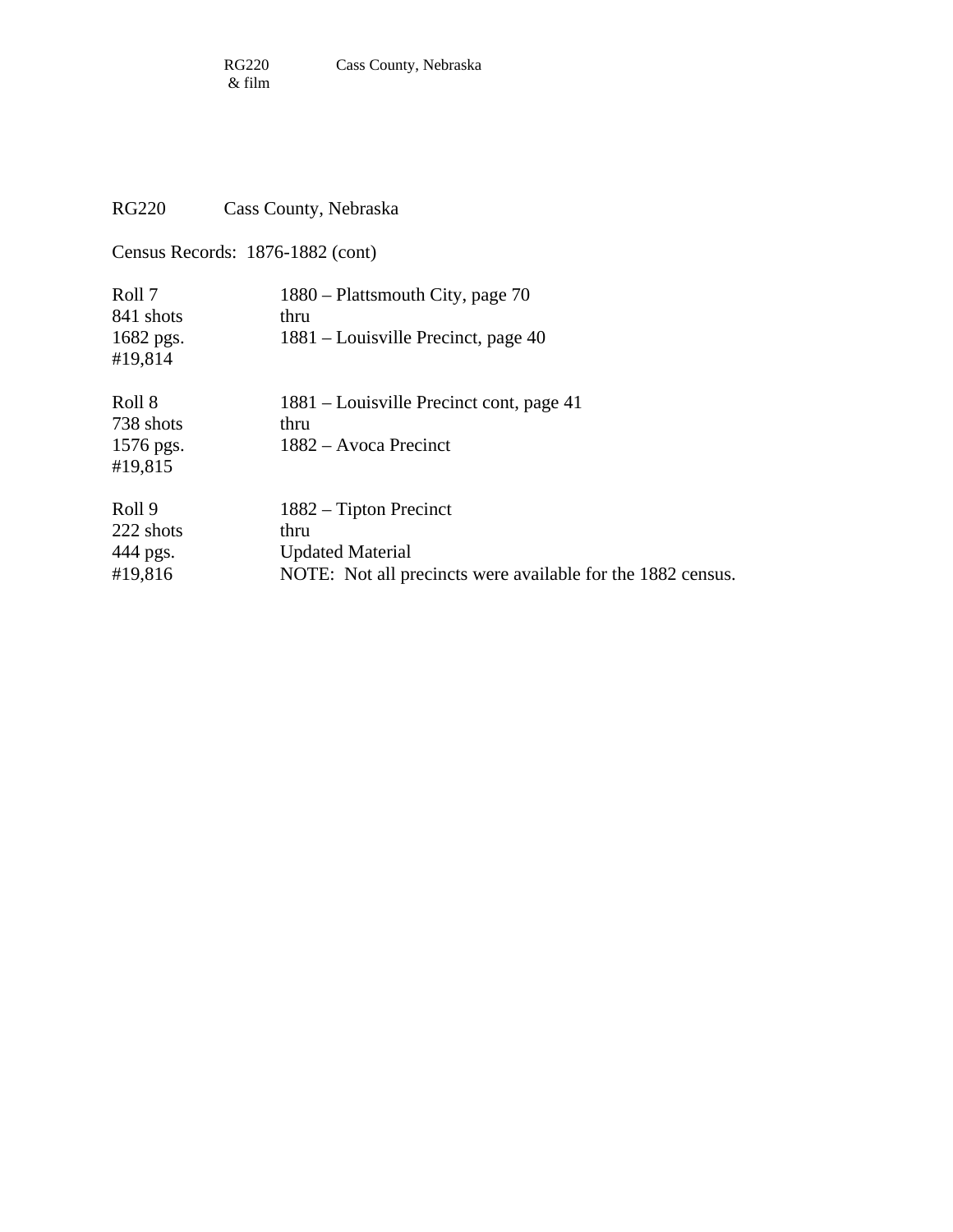RG220 Cass County, Nebraska

Census Records: 1876-1882 (cont)

| | |
|---|---|
| Roll 7<br>841 shots<br>1682 pgs.<br>#19,814 | 1880 – Plattsmouth City, page 70<br>thru<br>1881 – Louisville Precinct, page 40 |
| Roll 8<br>738 shots<br>1576 pgs.<br>#19,815 | 1881 – Louisville Precinct cont, page 41<br>thru<br>1882 – Avoca Precinct |
| Roll 9<br>222 shots<br>444 pgs.<br>#19,816 | 1882 – Tipton Precinct<br>thru<br>Updated Material<br>NOTE: Not all precincts were available for the 1882 census. |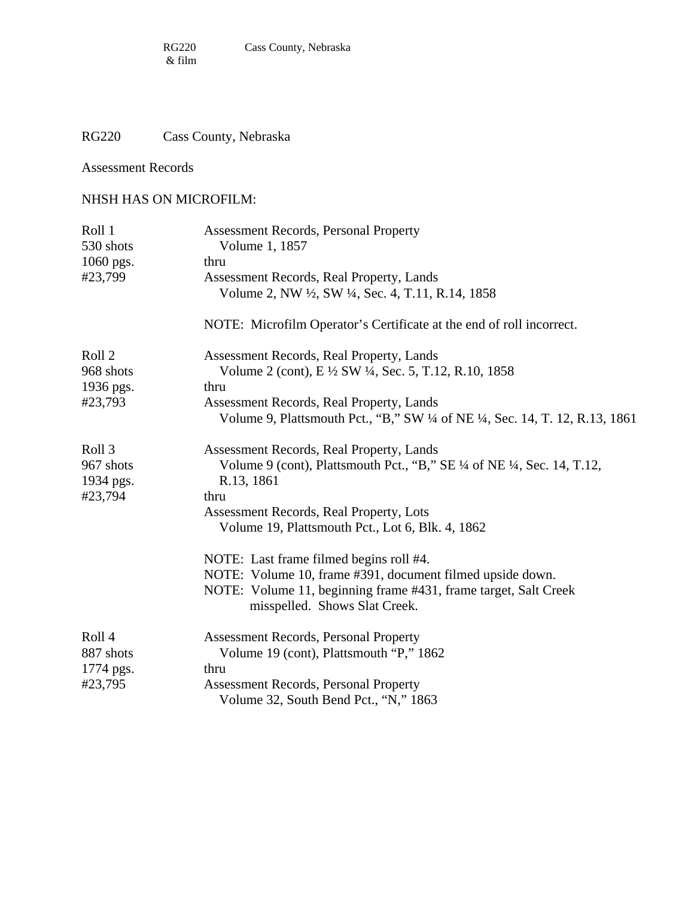RG220 Cass County, Nebraska

Assessment Records

NHSH HAS ON MICROFILM:

| | |
|---|---|
| Roll 1<br>530 shots<br>1060 pgs.<br>#23,799 | Assessment Records, Personal Property<br>Volume 1, 1857<br>thru<br>Assessment Records, Real Property, Lands<br>Volume 2, NW ½, SW ¼, Sec. 4, T.11, R.14, 1858<br><br>NOTE: Microfilm Operator's Certificate at the end of roll incorrect. |
| Roll 2<br>968 shots<br>1936 pgs.<br>#23,793 | Assessment Records, Real Property, Lands<br>Volume 2 (cont), E ½ SW ¼, Sec. 5, T.12, R.10, 1858<br>thru<br>Assessment Records, Real Property, Lands<br>Volume 9, Plattsmouth Pct., "B," SW ¼ of NE ¼, Sec. 14, T. 12, R.13, 1861 |
| Roll 3<br>967 shots<br>1934 pgs.<br>#23,794 | Assessment Records, Real Property, Lands<br>Volume 9 (cont), Plattsmouth Pct., "B," SE ¼ of NE ¼, Sec. 14, T.12, R.13, 1861<br>thru<br>Assessment Records, Real Property, Lots<br>Volume 19, Plattsmouth Pct., Lot 6, Blk. 4, 1862<br><br>NOTE: Last frame filmed begins roll #4.<br>NOTE: Volume 10, frame #391, document filmed upside down.<br>NOTE: Volume 11, beginning frame #431, frame target, Salt Creek misspelled. Shows Slat Creek. |
| Roll 4<br>887 shots<br>1774 pgs.<br>#23,795 | Assessment Records, Personal Property<br>Volume 19 (cont), Plattsmouth "P," 1862<br>thru<br>Assessment Records, Personal Property<br>Volume 32, South Bend Pct., "N," 1863 |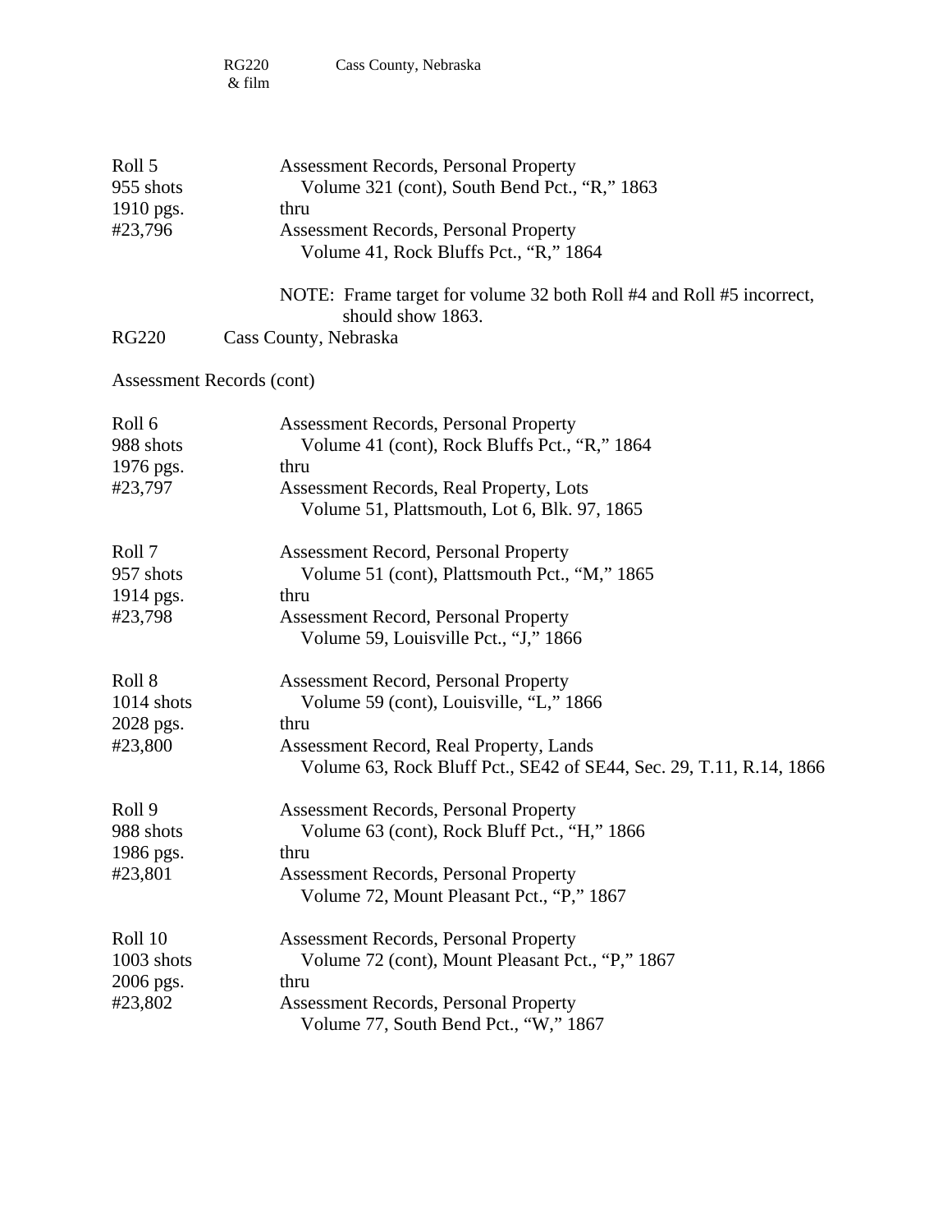RG220 & film    Cass County, Nebraska

| | |
|---|---|
| Roll 5<br>955 shots<br>1910 pgs.<br>#23,796 | Assessment Records, Personal Property<br>Volume 321 (cont), South Bend Pct., "R," 1863<br>thru<br>Assessment Records, Personal Property<br>Volume 41, Rock Bluffs Pct., "R," 1864<br><br>NOTE: Frame target for volume 32 both Roll #4 and Roll #5 incorrect, should show 1863. |

RG220    Cass County, Nebraska

Assessment Records (cont)

| | |
|---|---|
| Roll 6<br>988 shots<br>1976 pgs.<br>#23,797 | Assessment Records, Personal Property<br>Volume 41 (cont), Rock Bluffs Pct., "R," 1864<br>thru<br>Assessment Records, Real Property, Lots<br>Volume 51, Plattsmouth, Lot 6, Blk. 97, 1865 |
| Roll 7<br>957 shots<br>1914 pgs.<br>#23,798 | Assessment Record, Personal Property<br>Volume 51 (cont), Plattsmouth Pct., "M," 1865<br>thru<br>Assessment Record, Personal Property<br>Volume 59, Louisville Pct., "J," 1866 |
| Roll 8<br>1014 shots<br>2028 pgs.<br>#23,800 | Assessment Record, Personal Property<br>Volume 59 (cont), Louisville, "L," 1866<br>thru<br>Assessment Record, Real Property, Lands<br>Volume 63, Rock Bluff Pct., SE42 of SE44, Sec. 29, T.11, R.14, 1866 |
| Roll 9<br>988 shots<br>1986 pgs.<br>#23,801 | Assessment Records, Personal Property<br>Volume 63 (cont), Rock Bluff Pct., "H," 1866<br>thru<br>Assessment Records, Personal Property<br>Volume 72, Mount Pleasant Pct., "P," 1867 |
| Roll 10<br>1003 shots<br>2006 pgs.<br>#23,802 | Assessment Records, Personal Property<br>Volume 72 (cont), Mount Pleasant Pct., "P," 1867<br>thru<br>Assessment Records, Personal Property<br>Volume 77, South Bend Pct., "W," 1867 |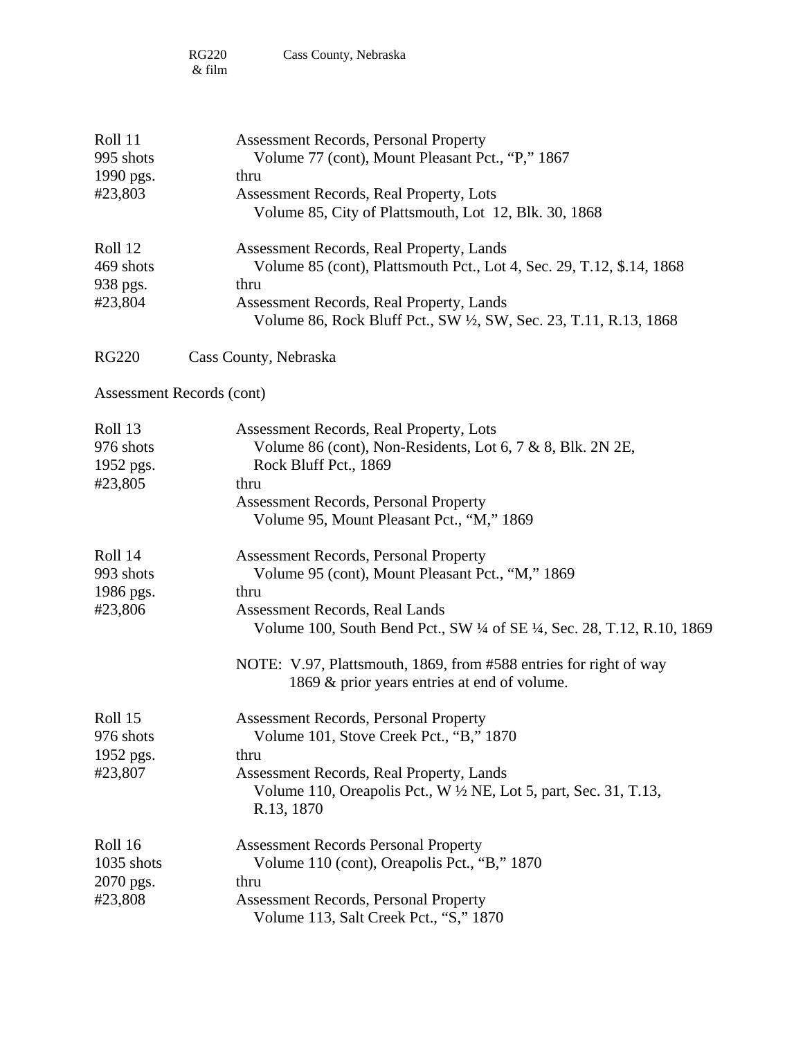RG220 & film    Cass County, Nebraska

| | |
|---|---|
| Roll 11<br>995 shots<br>1990 pgs.<br>#23,803 | Assessment Records, Personal Property<br>Volume 77 (cont), Mount Pleasant Pct., "P," 1867<br>thru<br>Assessment Records, Real Property, Lots<br>Volume 85, City of Plattsmouth, Lot 12, Blk. 30, 1868 |
| Roll 12<br>469 shots<br>938 pgs.<br>#23,804 | Assessment Records, Real Property, Lands<br>Volume 85 (cont), Plattsmouth Pct., Lot 4, Sec. 29, T.12, $.14, 1868<br>thru<br>Assessment Records, Real Property, Lands<br>Volume 86, Rock Bluff Pct., SW ½, SW, Sec. 23, T.11, R.13, 1868 |

RG220    Cass County, Nebraska

Assessment Records (cont)

| | |
|---|---|
| Roll 13<br>976 shots<br>1952 pgs.<br>#23,805 | Assessment Records, Real Property, Lots<br>Volume 86 (cont), Non-Residents, Lot 6, 7 & 8, Blk. 2N 2E, Rock Bluff Pct., 1869<br>thru<br>Assessment Records, Personal Property<br>Volume 95, Mount Pleasant Pct., "M," 1869 |
| Roll 14<br>993 shots<br>1986 pgs.<br>#23,806 | Assessment Records, Personal Property<br>Volume 95 (cont), Mount Pleasant Pct., "M," 1869<br>thru<br>Assessment Records, Real Lands<br>Volume 100, South Bend Pct., SW ¼ of SE ¼, Sec. 28, T.12, R.10, 1869<br><br>NOTE: V.97, Plattsmouth, 1869, from #588 entries for right of way 1869 & prior years entries at end of volume. |
| Roll 15<br>976 shots<br>1952 pgs.<br>#23,807 | Assessment Records, Personal Property<br>Volume 101, Stove Creek Pct., "B," 1870<br>thru<br>Assessment Records, Real Property, Lands<br>Volume 110, Oreapolis Pct., W ½ NE, Lot 5, part, Sec. 31, T.13, R.13, 1870 |
| Roll 16<br>1035 shots<br>2070 pgs.<br>#23,808 | Assessment Records Personal Property<br>Volume 110 (cont), Oreapolis Pct., "B," 1870<br>thru<br>Assessment Records, Personal Property<br>Volume 113, Salt Creek Pct., "S," 1870 |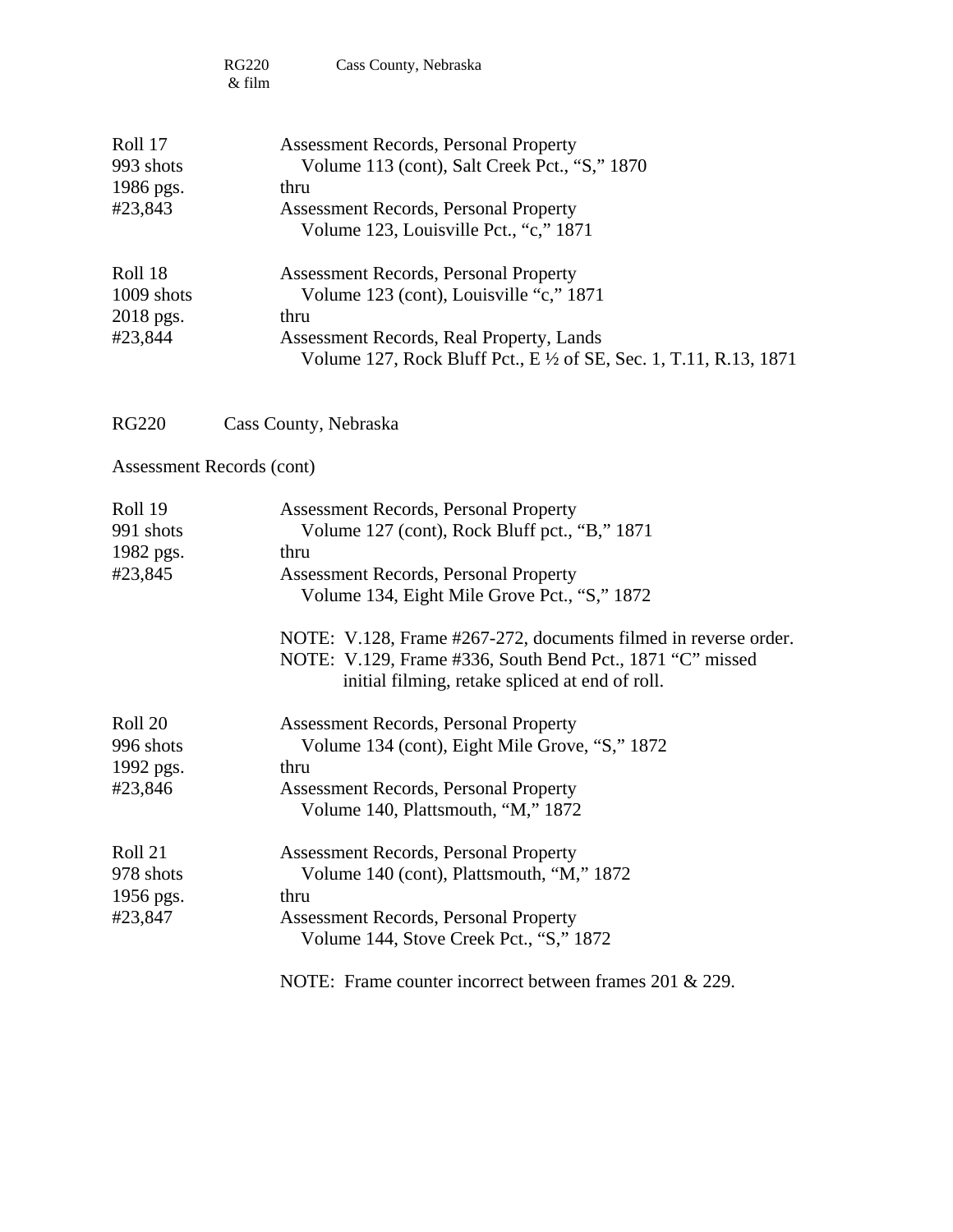RG220 & film    Cass County, Nebraska

Roll 17
993 shots
1986 pgs.
#23,843

Assessment Records, Personal Property
Volume 113 (cont), Salt Creek Pct., "S," 1870
thru
Assessment Records, Personal Property
Volume 123, Louisville Pct., "c," 1871

Roll 18
1009 shots
2018 pgs.
#23,844

Assessment Records, Personal Property
Volume 123 (cont), Louisville "c," 1871
thru
Assessment Records, Real Property, Lands
Volume 127, Rock Bluff Pct., E ½ of SE, Sec. 1, T.11, R.13, 1871

RG220    Cass County, Nebraska

Assessment Records (cont)

Roll 19
991 shots
1982 pgs.
#23,845

Assessment Records, Personal Property
Volume 127 (cont), Rock Bluff pct., "B," 1871
thru
Assessment Records, Personal Property
Volume 134, Eight Mile Grove Pct., "S," 1872

NOTE: V.128, Frame #267-272, documents filmed in reverse order.
NOTE: V.129, Frame #336, South Bend Pct., 1871 "C" missed initial filming, retake spliced at end of roll.

Roll 20
996 shots
1992 pgs.
#23,846

Assessment Records, Personal Property
Volume 134 (cont), Eight Mile Grove, "S," 1872
thru
Assessment Records, Personal Property
Volume 140, Plattsmouth, "M," 1872

Roll 21
978 shots
1956 pgs.
#23,847

Assessment Records, Personal Property
Volume 140 (cont), Plattsmouth, "M," 1872
thru
Assessment Records, Personal Property
Volume 144, Stove Creek Pct., "S," 1872

NOTE: Frame counter incorrect between frames 201 & 229.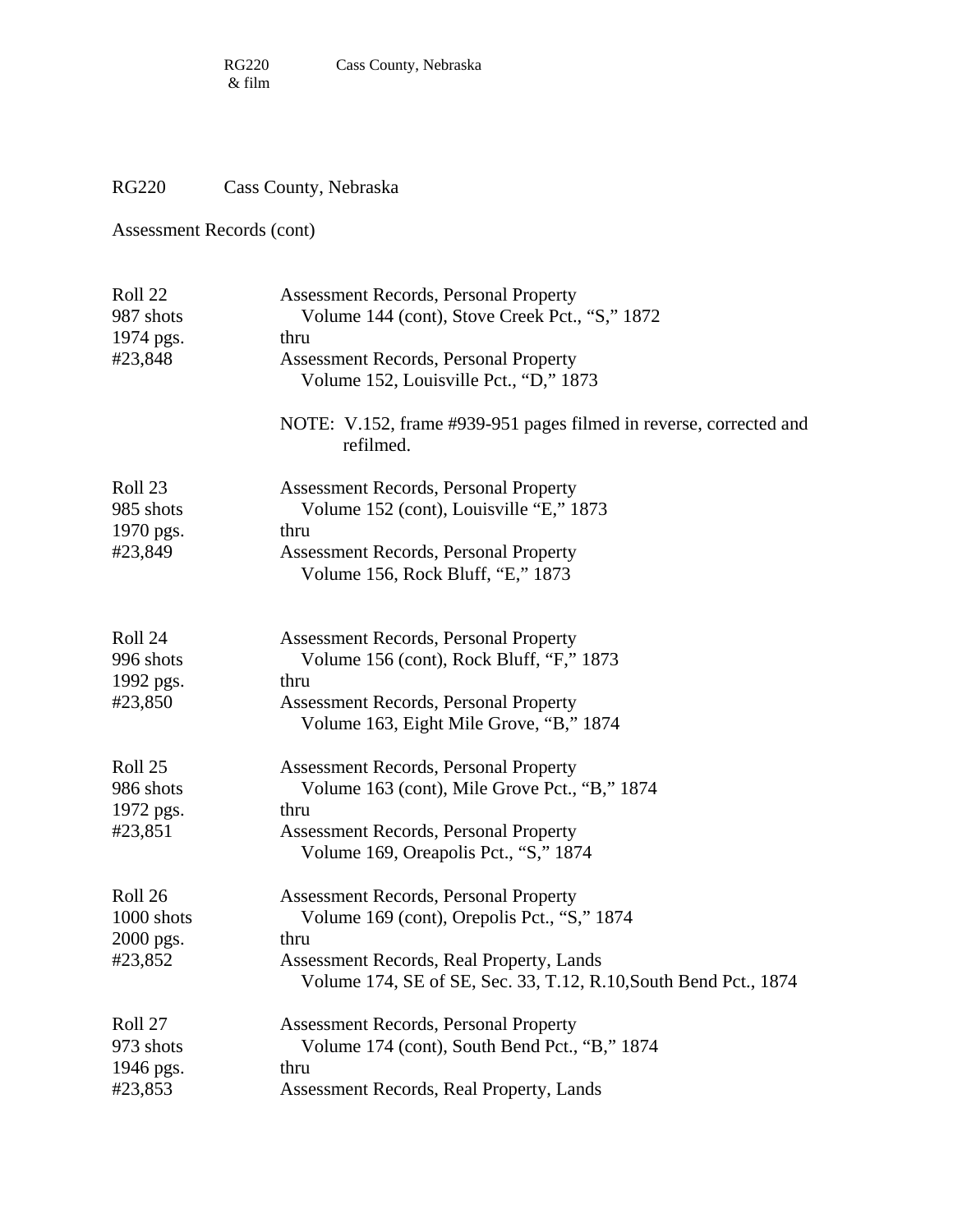## RG220 Cass County, Nebraska

Assessment Records (cont)

| | |
|---|---|
| Roll 22<br>987 shots<br>1974 pgs.<br>#23,848 | Assessment Records, Personal Property<br>Volume 144 (cont), Stove Creek Pct., "S," 1872<br>thru<br>Assessment Records, Personal Property<br>Volume 152, Louisville Pct., "D," 1873<br><br>NOTE: V.152, frame #939-951 pages filmed in reverse, corrected and refilmed. |
| Roll 23<br>985 shots<br>1970 pgs.<br>#23,849 | Assessment Records, Personal Property<br>Volume 152 (cont), Louisville "E," 1873<br>thru<br>Assessment Records, Personal Property<br>Volume 156, Rock Bluff, "E," 1873 |
| Roll 24<br>996 shots<br>1992 pgs.<br>#23,850 | Assessment Records, Personal Property<br>Volume 156 (cont), Rock Bluff, "F," 1873<br>thru<br>Assessment Records, Personal Property<br>Volume 163, Eight Mile Grove, "B," 1874 |
| Roll 25<br>986 shots<br>1972 pgs.<br>#23,851 | Assessment Records, Personal Property<br>Volume 163 (cont), Mile Grove Pct., "B," 1874<br>thru<br>Assessment Records, Personal Property<br>Volume 169, Oreapolis Pct., "S," 1874 |
| Roll 26<br>1000 shots<br>2000 pgs.<br>#23,852 | Assessment Records, Personal Property<br>Volume 169 (cont), Orepolis Pct., "S," 1874<br>thru<br>Assessment Records, Real Property, Lands<br>Volume 174, SE of SE, Sec. 33, T.12, R.10,South Bend Pct., 1874 |
| Roll 27<br>973 shots<br>1946 pgs.<br>#23,853 | Assessment Records, Personal Property<br>Volume 174 (cont), South Bend Pct., "B," 1874<br>thru<br>Assessment Records, Real Property, Lands |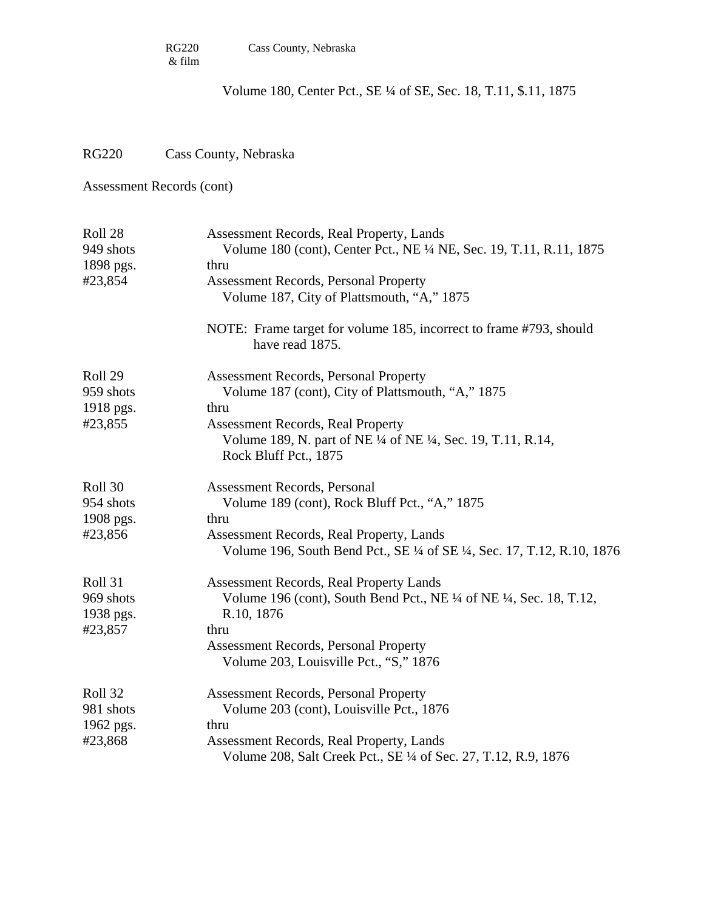RG220 & film    Cass County, Nebraska

Volume 180, Center Pct., SE ¼ of SE, Sec. 18, T.11, $.11, 1875

RG220    Cass County, Nebraska

Assessment Records (cont)

| | |
|---|---|
| Roll 28<br>949 shots<br>1898 pgs.<br>#23,854 | Assessment Records, Real Property, Lands<br>Volume 180 (cont), Center Pct., NE ¼ NE, Sec. 19, T.11, R.11, 1875<br>thru<br>Assessment Records, Personal Property<br>Volume 187, City of Plattsmouth, "A," 1875<br><br>NOTE: Frame target for volume 185, incorrect to frame #793, should have read 1875. |
| Roll 29<br>959 shots<br>1918 pgs.<br>#23,855 | Assessment Records, Personal Property<br>Volume 187 (cont), City of Plattsmouth, "A," 1875<br>thru<br>Assessment Records, Real Property<br>Volume 189, N. part of NE ¼ of NE ¼, Sec. 19, T.11, R.14, Rock Bluff Pct., 1875 |
| Roll 30<br>954 shots<br>1908 pgs.<br>#23,856 | Assessment Records, Personal<br>Volume 189 (cont), Rock Bluff Pct., "A," 1875<br>thru<br>Assessment Records, Real Property, Lands<br>Volume 196, South Bend Pct., SE ¼ of SE ¼, Sec. 17, T.12, R.10, 1876 |
| Roll 31<br>969 shots<br>1938 pgs.<br>#23,857 | Assessment Records, Real Property Lands<br>Volume 196 (cont), South Bend Pct., NE ¼ of NE ¼, Sec. 18, T.12, R.10, 1876<br>thru<br>Assessment Records, Personal Property<br>Volume 203, Louisville Pct., "S," 1876 |
| Roll 32<br>981 shots<br>1962 pgs.<br>#23,868 | Assessment Records, Personal Property<br>Volume 203 (cont), Louisville Pct., 1876<br>thru<br>Assessment Records, Real Property, Lands<br>Volume 208, Salt Creek Pct., SE ¼ of Sec. 27, T.12, R.9, 1876 |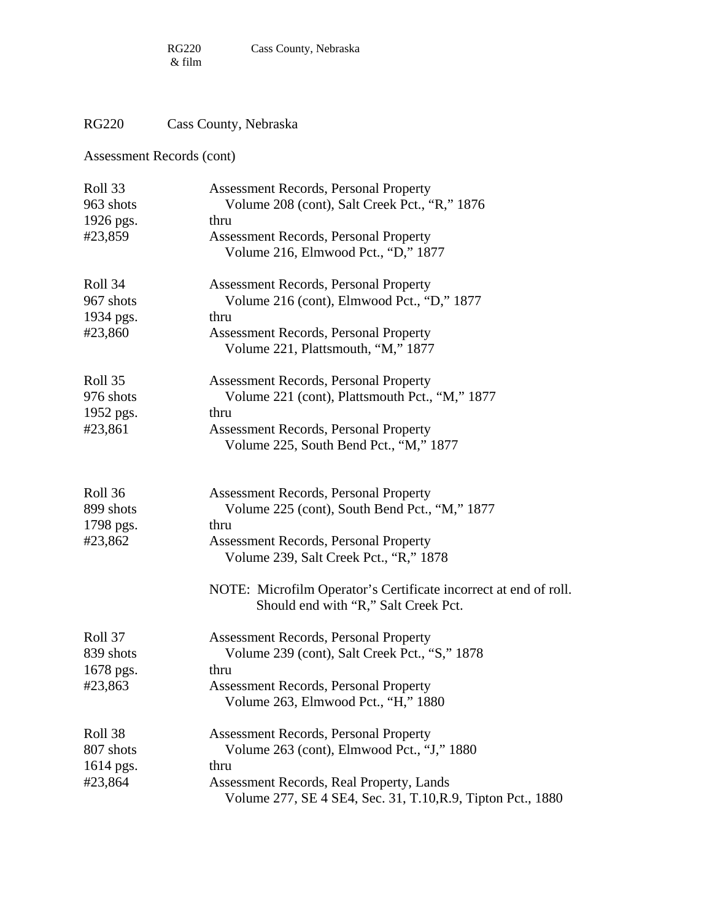RG220 Cass County, Nebraska

Assessment Records (cont)

| | |
|---|---|
| Roll 33<br>963 shots<br>1926 pgs.<br>#23,859 | Assessment Records, Personal Property<br>Volume 208 (cont), Salt Creek Pct., "R," 1876<br>thru<br>Assessment Records, Personal Property<br>Volume 216, Elmwood Pct., "D," 1877 |
| Roll 34<br>967 shots<br>1934 pgs.<br>#23,860 | Assessment Records, Personal Property<br>Volume 216 (cont), Elmwood Pct., "D," 1877<br>thru<br>Assessment Records, Personal Property<br>Volume 221, Plattsmouth, "M," 1877 |
| Roll 35<br>976 shots<br>1952 pgs.<br>#23,861 | Assessment Records, Personal Property<br>Volume 221 (cont), Plattsmouth Pct., "M," 1877<br>thru<br>Assessment Records, Personal Property<br>Volume 225, South Bend Pct., "M," 1877 |
| Roll 36<br>899 shots<br>1798 pgs.<br>#23,862 | Assessment Records, Personal Property<br>Volume 225 (cont), South Bend Pct., "M," 1877<br>thru<br>Assessment Records, Personal Property<br>Volume 239, Salt Creek Pct., "R," 1878<br><br>NOTE: Microfilm Operator's Certificate incorrect at end of roll. Should end with "R," Salt Creek Pct. |
| Roll 37<br>839 shots<br>1678 pgs.<br>#23,863 | Assessment Records, Personal Property<br>Volume 239 (cont), Salt Creek Pct., "S," 1878<br>thru<br>Assessment Records, Personal Property<br>Volume 263, Elmwood Pct., "H," 1880 |
| Roll 38<br>807 shots<br>1614 pgs.<br>#23,864 | Assessment Records, Personal Property<br>Volume 263 (cont), Elmwood Pct., "J," 1880<br>thru<br>Assessment Records, Real Property, Lands<br>Volume 277, SE 4 SE4, Sec. 31, T.10,R.9, Tipton Pct., 1880 |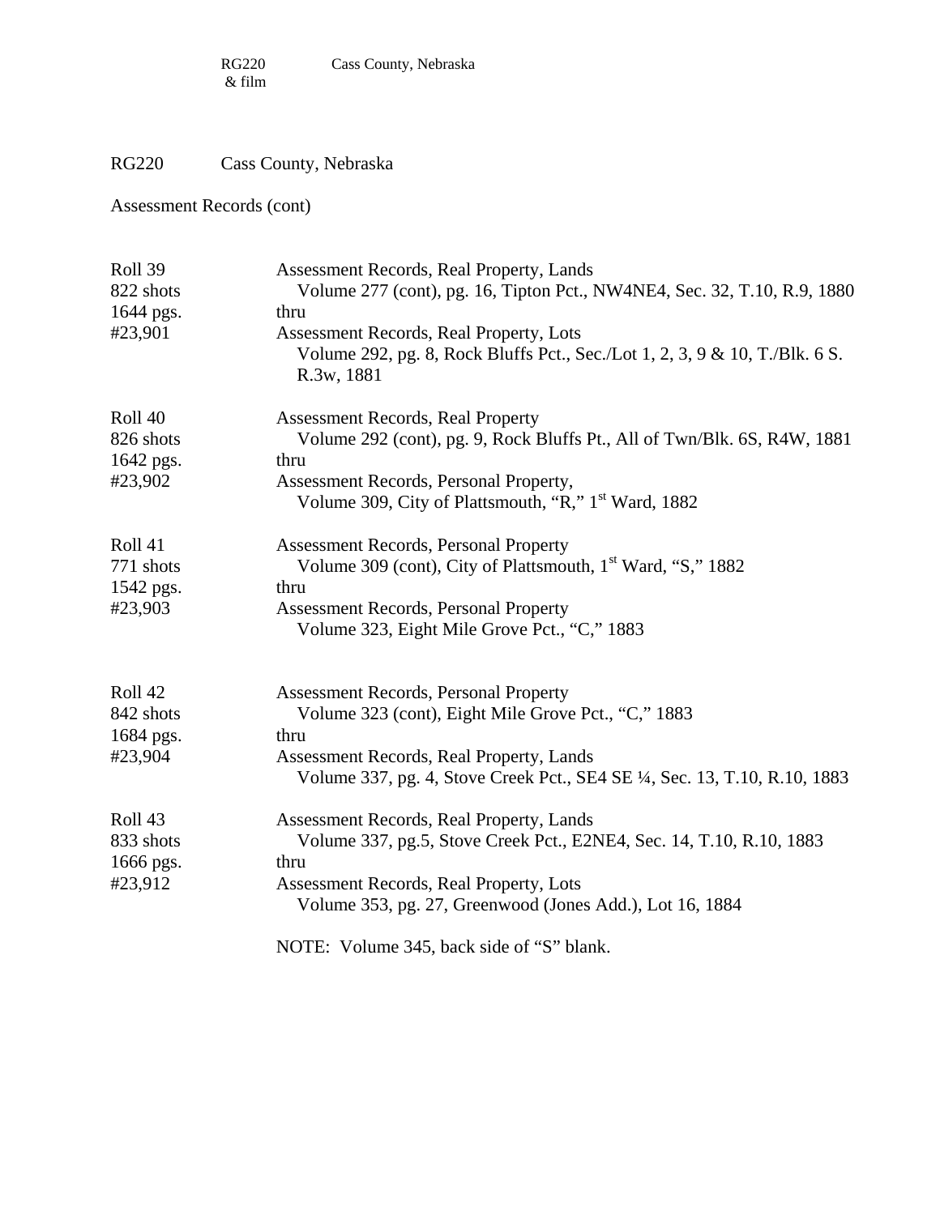RG220 Cass County, Nebraska

Assessment Records (cont)

| | |
|---|---|
| Roll 39<br>822 shots<br>1644 pgs.<br>#23,901 | Assessment Records, Real Property, Lands<br>Volume 277 (cont), pg. 16, Tipton Pct., NW4NE4, Sec. 32, T.10, R.9, 1880<br>thru<br>Assessment Records, Real Property, Lots<br>Volume 292, pg. 8, Rock Bluffs Pct., Sec./Lot 1, 2, 3, 9 & 10, T./Blk. 6 S. R.3w, 1881 |
| Roll 40<br>826 shots<br>1642 pgs.<br>#23,902 | Assessment Records, Real Property<br>Volume 292 (cont), pg. 9, Rock Bluffs Pt., All of Twn/Blk. 6S, R4W, 1881<br>thru<br>Assessment Records, Personal Property,<br>Volume 309, City of Plattsmouth, "R," 1st Ward, 1882 |
| Roll 41<br>771 shots<br>1542 pgs.<br>#23,903 | Assessment Records, Personal Property<br>Volume 309 (cont), City of Plattsmouth, 1st Ward, "S," 1882<br>thru<br>Assessment Records, Personal Property<br>Volume 323, Eight Mile Grove Pct., "C," 1883 |
| Roll 42<br>842 shots<br>1684 pgs.<br>#23,904 | Assessment Records, Personal Property<br>Volume 323 (cont), Eight Mile Grove Pct., "C," 1883<br>thru<br>Assessment Records, Real Property, Lands<br>Volume 337, pg. 4, Stove Creek Pct., SE4 SE ¼, Sec. 13, T.10, R.10, 1883 |
| Roll 43<br>833 shots<br>1666 pgs.<br>#23,912 | Assessment Records, Real Property, Lands<br>Volume 337, pg.5, Stove Creek Pct., E2NE4, Sec. 14, T.10, R.10, 1883<br>thru<br>Assessment Records, Real Property, Lots<br>Volume 353, pg. 27, Greenwood (Jones Add.), Lot 16, 1884<br><br>NOTE: Volume 345, back side of "S" blank. |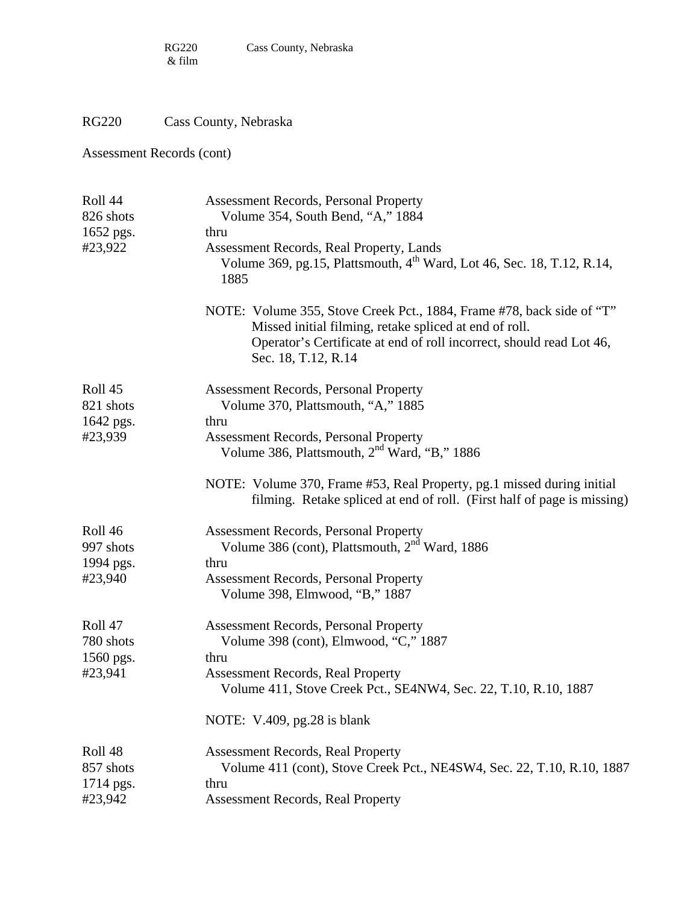RG220 Cass County, Nebraska

Assessment Records (cont)

| | |
|---|---|
| Roll 44<br>826 shots<br>1652 pgs.<br>#23,922 | Assessment Records, Personal Property<br>Volume 354, South Bend, "A," 1884<br>thru<br>Assessment Records, Real Property, Lands<br>Volume 369, pg.15, Plattsmouth, 4th Ward, Lot 46, Sec. 18, T.12, R.14, 1885<br><br>NOTE: Volume 355, Stove Creek Pct., 1884, Frame #78, back side of "T" Missed initial filming, retake spliced at end of roll. Operator's Certificate at end of roll incorrect, should read Lot 46, Sec. 18, T.12, R.14 |
| Roll 45<br>821 shots<br>1642 pgs.<br>#23,939 | Assessment Records, Personal Property<br>Volume 370, Plattsmouth, "A," 1885<br>thru<br>Assessment Records, Personal Property<br>Volume 386, Plattsmouth, 2nd Ward, "B," 1886<br><br>NOTE: Volume 370, Frame #53, Real Property, pg.1 missed during initial filming. Retake spliced at end of roll. (First half of page is missing) |
| Roll 46<br>997 shots<br>1994 pgs.<br>#23,940 | Assessment Records, Personal Property<br>Volume 386 (cont), Plattsmouth, 2nd Ward, 1886<br>thru<br>Assessment Records, Personal Property<br>Volume 398, Elmwood, "B," 1887 |
| Roll 47<br>780 shots<br>1560 pgs.<br>#23,941 | Assessment Records, Personal Property<br>Volume 398 (cont), Elmwood, "C," 1887<br>thru<br>Assessment Records, Real Property<br>Volume 411, Stove Creek Pct., SE4NW4, Sec. 22, T.10, R.10, 1887<br><br>NOTE: V.409, pg.28 is blank |
| Roll 48<br>857 shots<br>1714 pgs.<br>#23,942 | Assessment Records, Real Property<br>Volume 411 (cont), Stove Creek Pct., NE4SW4, Sec. 22, T.10, R.10, 1887<br>thru<br>Assessment Records, Real Property |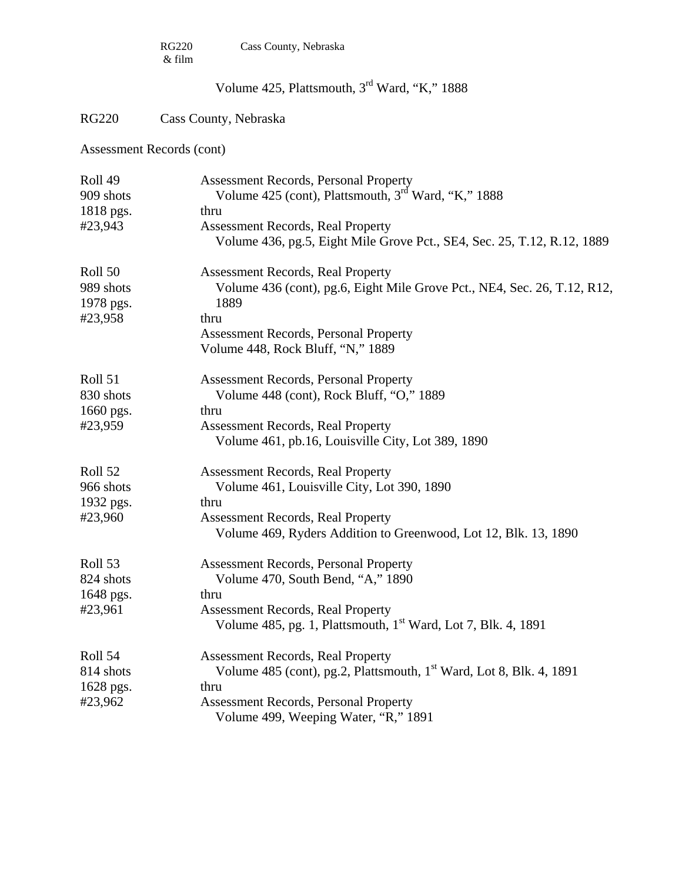RG220 & film    Cass County, Nebraska

Volume 425, Plattsmouth, 3rd Ward, "K," 1888

RG220    Cass County, Nebraska

Assessment Records (cont)

| | |
|---|---|
| Roll 49<br>909 shots<br>1818 pgs.<br>#23,943 | Assessment Records, Personal Property<br>Volume 425 (cont), Plattsmouth, 3rd Ward, "K," 1888<br>thru<br>Assessment Records, Real Property<br>Volume 436, pg.5, Eight Mile Grove Pct., SE4, Sec. 25, T.12, R.12, 1889 |
| Roll 50<br>989 shots<br>1978 pgs.<br>#23,958 | Assessment Records, Real Property<br>Volume 436 (cont), pg.6, Eight Mile Grove Pct., NE4, Sec. 26, T.12, R12, 1889<br>thru<br>Assessment Records, Personal Property<br>Volume 448, Rock Bluff, "N," 1889 |
| Roll 51<br>830 shots<br>1660 pgs.<br>#23,959 | Assessment Records, Personal Property<br>Volume 448 (cont), Rock Bluff, "O," 1889<br>thru<br>Assessment Records, Real Property<br>Volume 461, pb.16, Louisville City, Lot 389, 1890 |
| Roll 52<br>966 shots<br>1932 pgs.<br>#23,960 | Assessment Records, Real Property<br>Volume 461, Louisville City, Lot 390, 1890<br>thru<br>Assessment Records, Real Property<br>Volume 469, Ryders Addition to Greenwood, Lot 12, Blk. 13, 1890 |
| Roll 53<br>824 shots<br>1648 pgs.<br>#23,961 | Assessment Records, Personal Property<br>Volume 470, South Bend, "A," 1890<br>thru<br>Assessment Records, Real Property<br>Volume 485, pg. 1, Plattsmouth, 1st Ward, Lot 7, Blk. 4, 1891 |
| Roll 54<br>814 shots<br>1628 pgs.<br>#23,962 | Assessment Records, Real Property<br>Volume 485 (cont), pg.2, Plattsmouth, 1st Ward, Lot 8, Blk. 4, 1891<br>thru<br>Assessment Records, Personal Property<br>Volume 499, Weeping Water, "R," 1891 |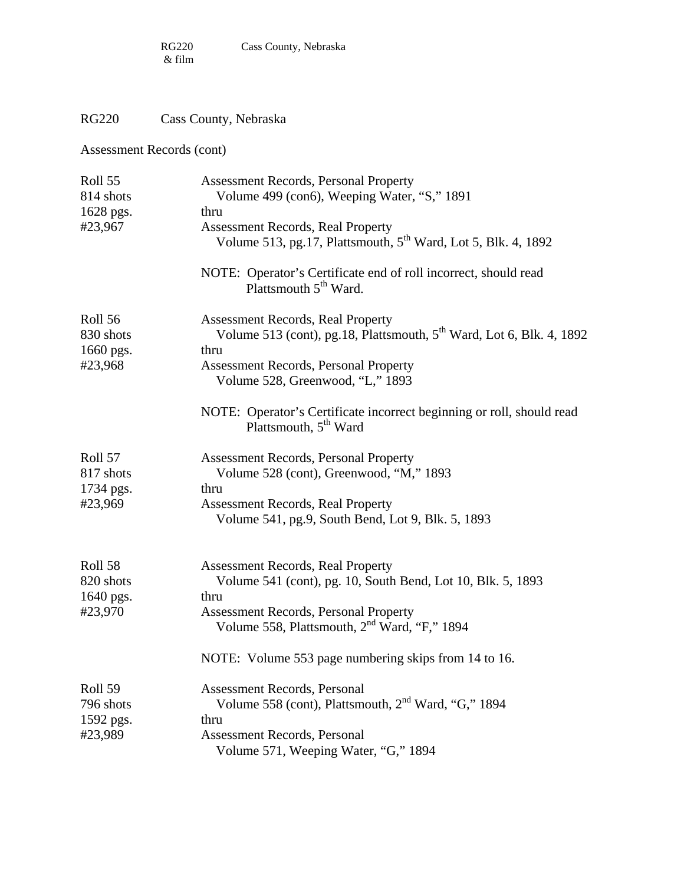RG220 Cass County, Nebraska

Assessment Records (cont)

| | |
|---|---|
| Roll 55<br>814 shots<br>1628 pgs.<br>#23,967 | Assessment Records, Personal Property<br>Volume 499 (con6), Weeping Water, "S," 1891<br>thru<br>Assessment Records, Real Property<br>Volume 513, pg.17, Plattsmouth, 5th Ward, Lot 5, Blk. 4, 1892<br><br>NOTE: Operator's Certificate end of roll incorrect, should read Plattsmouth 5th Ward. |
| Roll 56<br>830 shots<br>1660 pgs.<br>#23,968 | Assessment Records, Real Property<br>Volume 513 (cont), pg.18, Plattsmouth, 5th Ward, Lot 6, Blk. 4, 1892<br>thru<br>Assessment Records, Personal Property<br>Volume 528, Greenwood, "L," 1893<br><br>NOTE: Operator's Certificate incorrect beginning or roll, should read Plattsmouth, 5th Ward |
| Roll 57<br>817 shots<br>1734 pgs.<br>#23,969 | Assessment Records, Personal Property<br>Volume 528 (cont), Greenwood, "M," 1893<br>thru<br>Assessment Records, Real Property<br>Volume 541, pg.9, South Bend, Lot 9, Blk. 5, 1893 |
| Roll 58<br>820 shots<br>1640 pgs.<br>#23,970 | Assessment Records, Real Property<br>Volume 541 (cont), pg. 10, South Bend, Lot 10, Blk. 5, 1893<br>thru<br>Assessment Records, Personal Property<br>Volume 558, Plattsmouth, 2nd Ward, "F," 1894<br><br>NOTE: Volume 553 page numbering skips from 14 to 16. |
| Roll 59<br>796 shots<br>1592 pgs.<br>#23,989 | Assessment Records, Personal<br>Volume 558 (cont), Plattsmouth, 2nd Ward, "G," 1894<br>thru<br>Assessment Records, Personal<br>Volume 571, Weeping Water, "G," 1894 |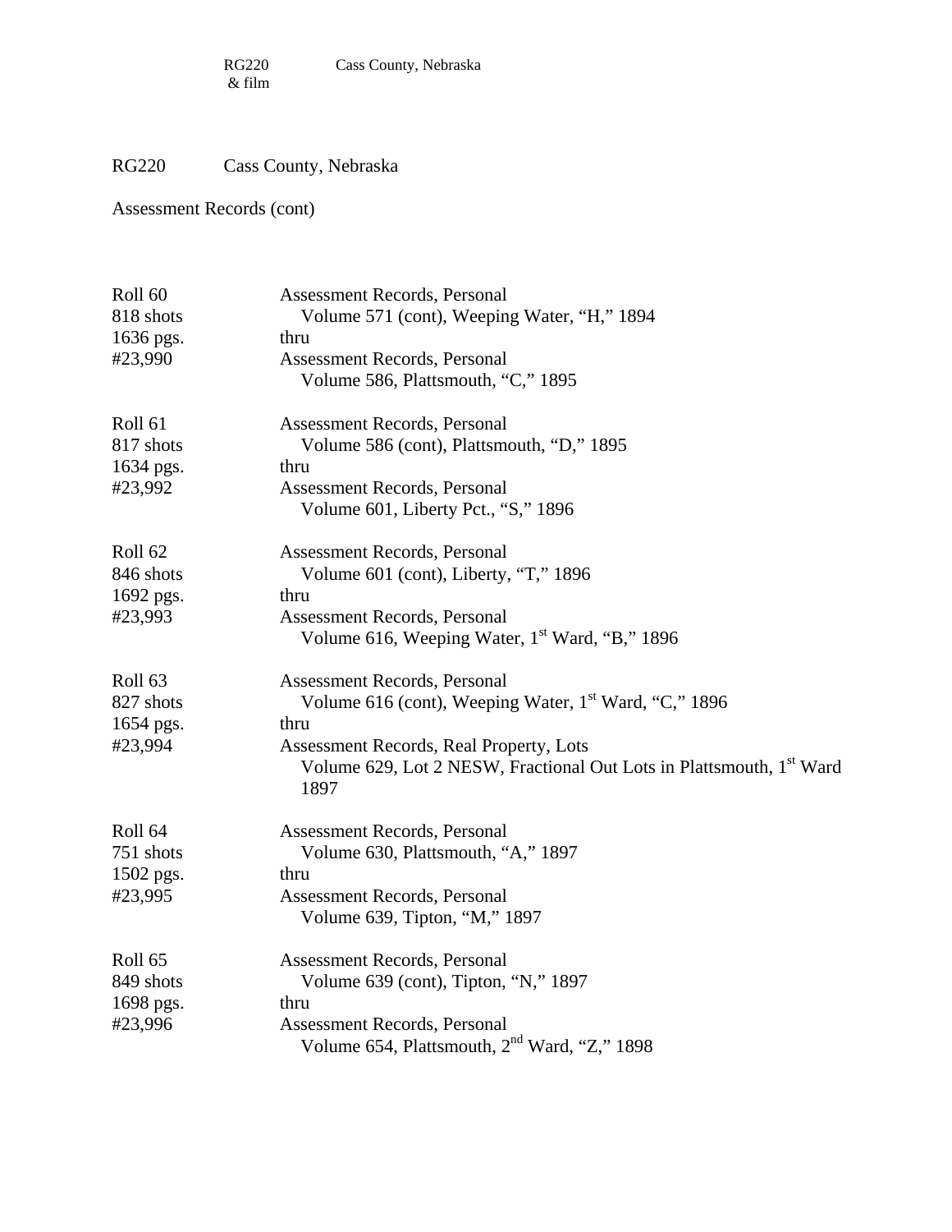RG220 Cass County, Nebraska

Assessment Records (cont)

| | |
|---|---|
| Roll 60<br>818 shots<br>1636 pgs.<br>#23,990 | Assessment Records, Personal<br>Volume 571 (cont), Weeping Water, "H," 1894<br>thru<br>Assessment Records, Personal<br>Volume 586, Plattsmouth, "C," 1895 |
| Roll 61<br>817 shots<br>1634 pgs.<br>#23,992 | Assessment Records, Personal<br>Volume 586 (cont), Plattsmouth, "D," 1895<br>thru<br>Assessment Records, Personal<br>Volume 601, Liberty Pct., "S," 1896 |
| Roll 62<br>846 shots<br>1692 pgs.<br>#23,993 | Assessment Records, Personal<br>Volume 601 (cont), Liberty, "T," 1896<br>thru<br>Assessment Records, Personal<br>Volume 616, Weeping Water, 1st Ward, "B," 1896 |
| Roll 63<br>827 shots<br>1654 pgs.<br>#23,994 | Assessment Records, Personal<br>Volume 616 (cont), Weeping Water, 1st Ward, "C," 1896<br>thru<br>Assessment Records, Real Property, Lots<br>Volume 629, Lot 2 NESW, Fractional Out Lots in Plattsmouth, 1st Ward 1897 |
| Roll 64<br>751 shots<br>1502 pgs.<br>#23,995 | Assessment Records, Personal<br>Volume 630, Plattsmouth, "A," 1897<br>thru<br>Assessment Records, Personal<br>Volume 639, Tipton, "M," 1897 |
| Roll 65<br>849 shots<br>1698 pgs.<br>#23,996 | Assessment Records, Personal<br>Volume 639 (cont), Tipton, "N," 1897<br>thru<br>Assessment Records, Personal<br>Volume 654, Plattsmouth, 2nd Ward, "Z," 1898 |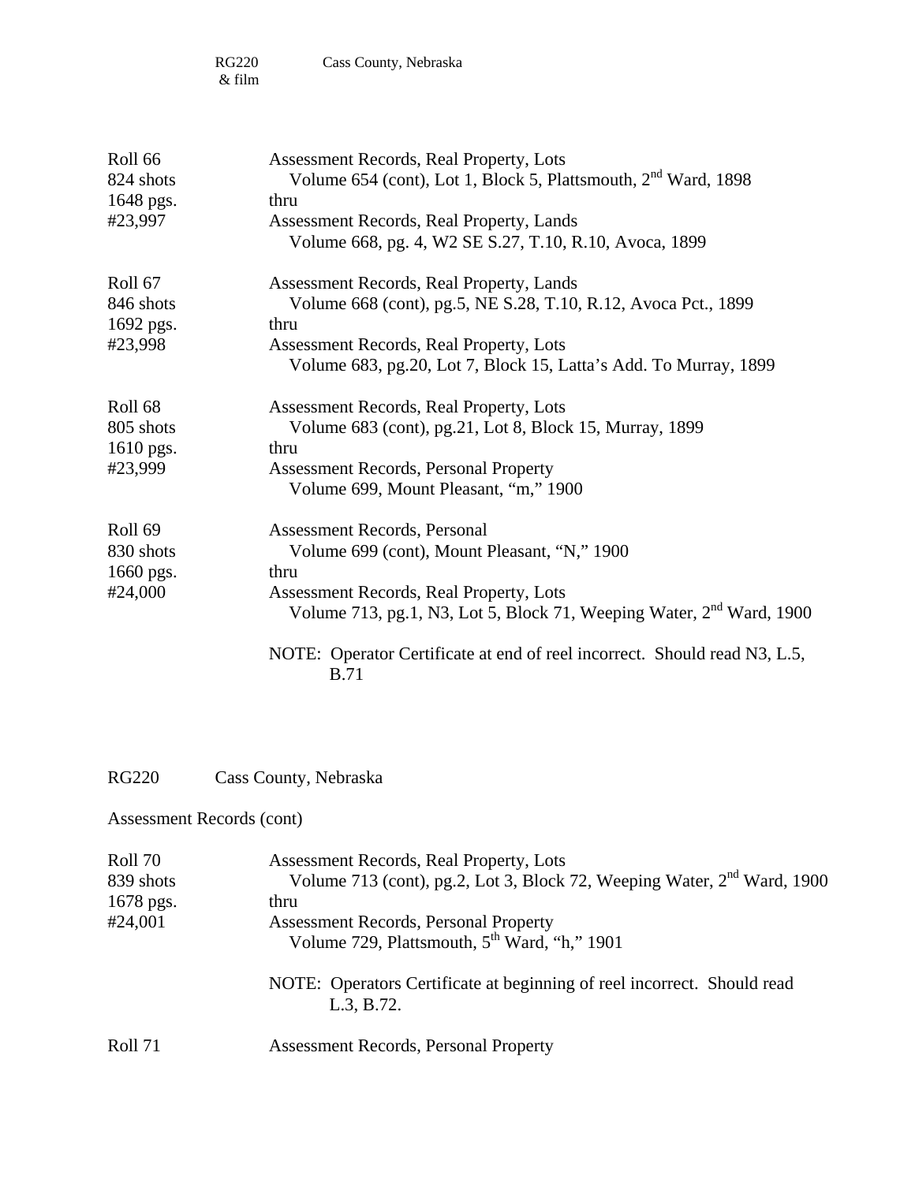RG220 & film    Cass County, Nebraska

| | |
|---|---|
| Roll 66<br>824 shots<br>1648 pgs.<br>#23,997 | Assessment Records, Real Property, Lots<br>Volume 654 (cont), Lot 1, Block 5, Plattsmouth, 2nd Ward, 1898<br>thru<br>Assessment Records, Real Property, Lands<br>Volume 668, pg. 4, W2 SE S.27, T.10, R.10, Avoca, 1899 |
| Roll 67<br>846 shots<br>1692 pgs.<br>#23,998 | Assessment Records, Real Property, Lands<br>Volume 668 (cont), pg.5, NE S.28, T.10, R.12, Avoca Pct., 1899<br>thru<br>Assessment Records, Real Property, Lots<br>Volume 683, pg.20, Lot 7, Block 15, Latta's Add. To Murray, 1899 |
| Roll 68<br>805 shots<br>1610 pgs.<br>#23,999 | Assessment Records, Real Property, Lots<br>Volume 683 (cont), pg.21, Lot 8, Block 15, Murray, 1899<br>thru<br>Assessment Records, Personal Property<br>Volume 699, Mount Pleasant, "m," 1900 |
| Roll 69<br>830 shots<br>1660 pgs.<br>#24,000 | Assessment Records, Personal<br>Volume 699 (cont), Mount Pleasant, "N," 1900<br>thru<br>Assessment Records, Real Property, Lots<br>Volume 713, pg.1, N3, Lot 5, Block 71, Weeping Water, 2nd Ward, 1900<br><br>NOTE: Operator Certificate at end of reel incorrect. Should read N3, L.5, B.71 |

RG220    Cass County, Nebraska

Assessment Records (cont)

| | |
|---|---|
| Roll 70<br>839 shots<br>1678 pgs.<br>#24,001 | Assessment Records, Real Property, Lots<br>Volume 713 (cont), pg.2, Lot 3, Block 72, Weeping Water, 2nd Ward, 1900<br>thru<br>Assessment Records, Personal Property<br>Volume 729, Plattsmouth, 5th Ward, "h," 1901<br><br>NOTE: Operators Certificate at beginning of reel incorrect. Should read L.3, B.72. |
| Roll 71 | Assessment Records, Personal Property |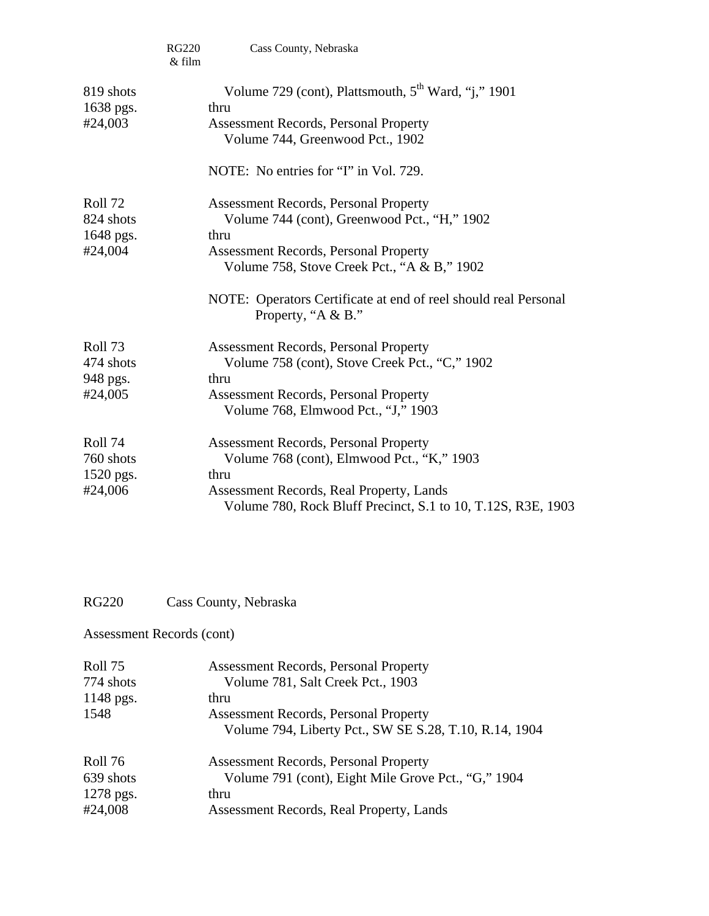RG220 & film    Cass County, Nebraska

| | |
|---|---|
| 819 shots | Volume 729 (cont), Plattsmouth, 5th Ward, "j," 1901 |
| 1638 pgs. | thru |
| #24,003 | Assessment Records, Personal Property |
| | Volume 744, Greenwood Pct., 1902 |
| | NOTE: No entries for "I" in Vol. 729. |
| Roll 72 | Assessment Records, Personal Property |
| 824 shots | Volume 744 (cont), Greenwood Pct., "H," 1902 |
| 1648 pgs. | thru |
| #24,004 | Assessment Records, Personal Property |
| | Volume 758, Stove Creek Pct., "A & B," 1902 |
| | NOTE: Operators Certificate at end of reel should real Personal Property, "A & B." |
| Roll 73 | Assessment Records, Personal Property |
| 474 shots | Volume 758 (cont), Stove Creek Pct., "C," 1902 |
| 948 pgs. | thru |
| #24,005 | Assessment Records, Personal Property |
| | Volume 768, Elmwood Pct., "J," 1903 |
| Roll 74 | Assessment Records, Personal Property |
| 760 shots | Volume 768 (cont), Elmwood Pct., "K," 1903 |
| 1520 pgs. | thru |
| #24,006 | Assessment Records, Real Property, Lands |
| | Volume 780, Rock Bluff Precinct, S.1 to 10, T.12S, R3E, 1903 |

RG220    Cass County, Nebraska

Assessment Records (cont)

| | |
|---|---|
| Roll 75 | Assessment Records, Personal Property |
| 774 shots | Volume 781, Salt Creek Pct., 1903 |
| 1148 pgs. | thru |
| 1548 | Assessment Records, Personal Property |
| | Volume 794, Liberty Pct., SW SE S.28, T.10, R.14, 1904 |
| Roll 76 | Assessment Records, Personal Property |
| 639 shots | Volume 791 (cont), Eight Mile Grove Pct., "G," 1904 |
| 1278 pgs. | thru |
| #24,008 | Assessment Records, Real Property, Lands |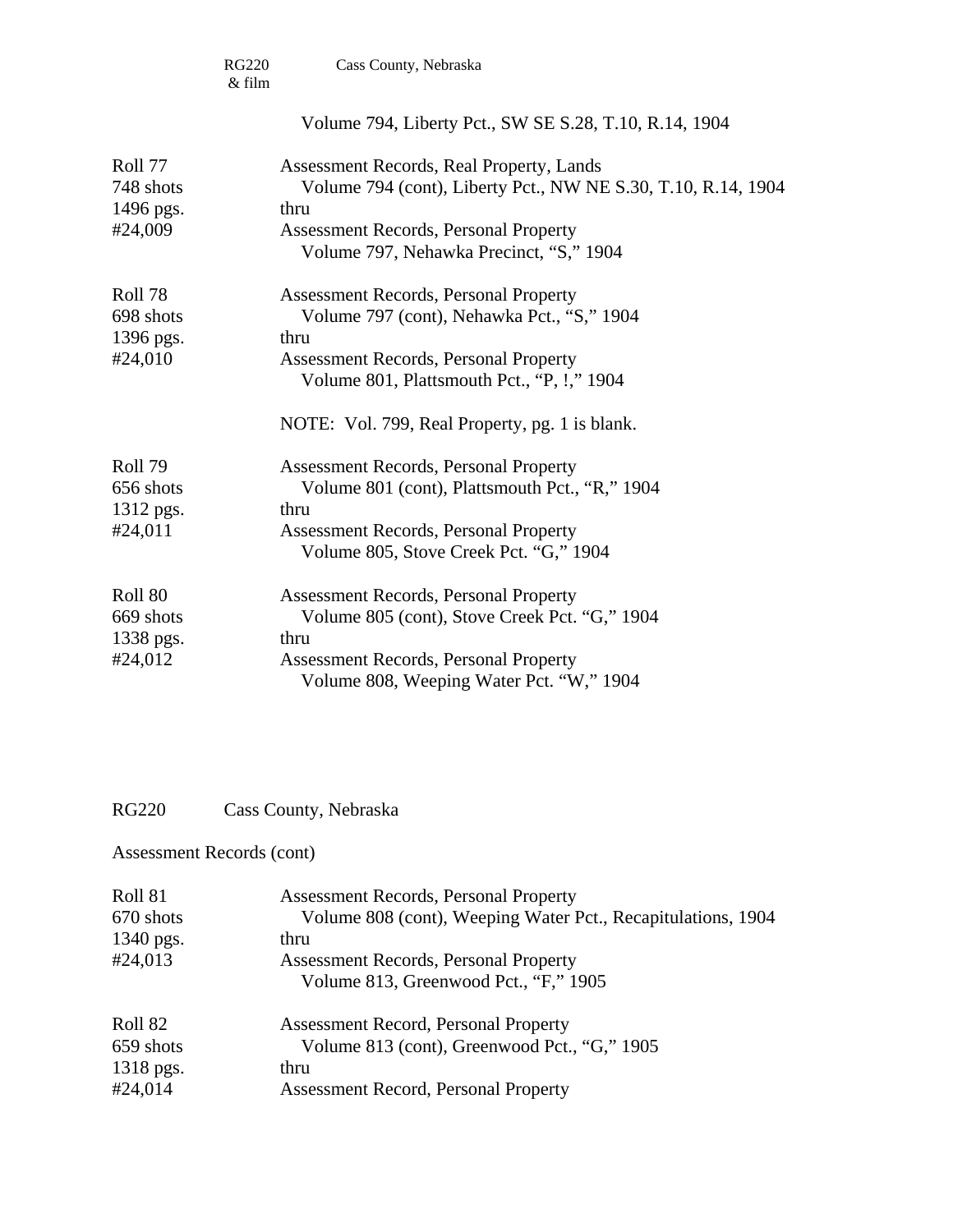RG220 & film    Cass County, Nebraska

Volume 794, Liberty Pct., SW SE S.28, T.10, R.14, 1904

| | |
|---|---|
| Roll 77<br>748 shots<br>1496 pgs.<br>#24,009 | Assessment Records, Real Property, Lands<br>Volume 794 (cont), Liberty Pct., NW NE S.30, T.10, R.14, 1904<br>thru<br>Assessment Records, Personal Property<br>Volume 797, Nehawka Precinct, "S," 1904 |
| Roll 78<br>698 shots<br>1396 pgs.<br>#24,010 | Assessment Records, Personal Property<br>Volume 797 (cont), Nehawka Pct., "S," 1904<br>thru<br>Assessment Records, Personal Property<br>Volume 801, Plattsmouth Pct., "P, !," 1904<br><br>NOTE: Vol. 799, Real Property, pg. 1 is blank. |
| Roll 79<br>656 shots<br>1312 pgs.<br>#24,011 | Assessment Records, Personal Property<br>Volume 801 (cont), Plattsmouth Pct., "R," 1904<br>thru<br>Assessment Records, Personal Property<br>Volume 805, Stove Creek Pct. "G," 1904 |
| Roll 80<br>669 shots<br>1338 pgs.<br>#24,012 | Assessment Records, Personal Property<br>Volume 805 (cont), Stove Creek Pct. "G," 1904<br>thru<br>Assessment Records, Personal Property<br>Volume 808, Weeping Water Pct. "W," 1904 |

RG220    Cass County, Nebraska

Assessment Records (cont)

| | |
|---|---|
| Roll 81<br>670 shots<br>1340 pgs.<br>#24,013 | Assessment Records, Personal Property<br>Volume 808 (cont), Weeping Water Pct., Recapitulations, 1904<br>thru<br>Assessment Records, Personal Property<br>Volume 813, Greenwood Pct., "F," 1905 |
| Roll 82<br>659 shots<br>1318 pgs.<br>#24,014 | Assessment Record, Personal Property<br>Volume 813 (cont), Greenwood Pct., "G," 1905<br>thru<br>Assessment Record, Personal Property |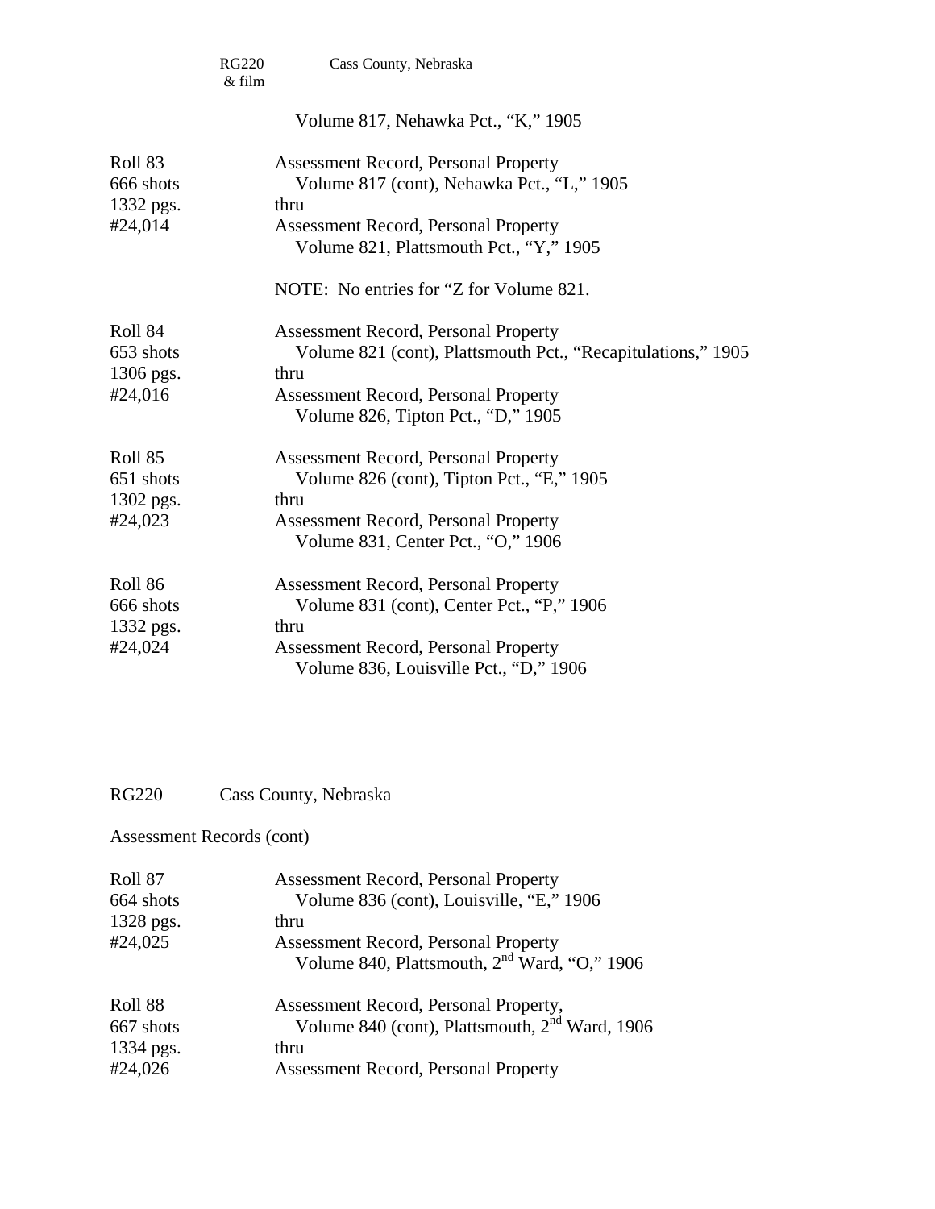RG220 & film    Cass County, Nebraska

Volume 817, Nehawka Pct., "K," 1905

| | |
|---|---|
| Roll 83<br>666 shots<br>1332 pgs.<br>#24,014 | Assessment Record, Personal Property<br>Volume 817 (cont), Nehawka Pct., "L," 1905<br>thru<br>Assessment Record, Personal Property<br>Volume 821, Plattsmouth Pct., "Y," 1905<br><br>NOTE: No entries for "Z for Volume 821. |
| Roll 84<br>653 shots<br>1306 pgs.<br>#24,016 | Assessment Record, Personal Property<br>Volume 821 (cont), Plattsmouth Pct., "Recapitulations," 1905<br>thru<br>Assessment Record, Personal Property<br>Volume 826, Tipton Pct., "D," 1905 |
| Roll 85<br>651 shots<br>1302 pgs.<br>#24,023 | Assessment Record, Personal Property<br>Volume 826 (cont), Tipton Pct., "E," 1905<br>thru<br>Assessment Record, Personal Property<br>Volume 831, Center Pct., "O," 1906 |
| Roll 86<br>666 shots<br>1332 pgs.<br>#24,024 | Assessment Record, Personal Property<br>Volume 831 (cont), Center Pct., "P," 1906<br>thru<br>Assessment Record, Personal Property<br>Volume 836, Louisville Pct., "D," 1906 |

RG220    Cass County, Nebraska

Assessment Records (cont)

| | |
|---|---|
| Roll 87<br>664 shots<br>1328 pgs.<br>#24,025 | Assessment Record, Personal Property<br>Volume 836 (cont), Louisville, "E," 1906<br>thru<br>Assessment Record, Personal Property<br>Volume 840, Plattsmouth, 2nd Ward, "O," 1906 |
| Roll 88<br>667 shots<br>1334 pgs.<br>#24,026 | Assessment Record, Personal Property,<br>Volume 840 (cont), Plattsmouth, 2nd Ward, 1906<br>thru<br>Assessment Record, Personal Property |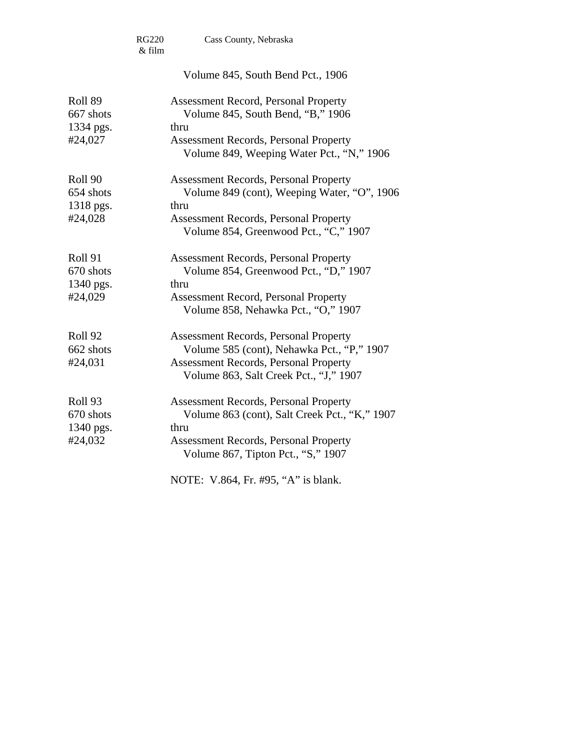RG220 & film  Cass County, Nebraska

Volume 845, South Bend Pct., 1906

| | |
|---|---|
| Roll 89<br>667 shots<br>1334 pgs.<br>#24,027 | Assessment Record, Personal Property<br>Volume 845, South Bend, "B," 1906<br>thru<br>Assessment Records, Personal Property<br>Volume 849, Weeping Water Pct., "N," 1906 |
| Roll 90<br>654 shots<br>1318 pgs.<br>#24,028 | Assessment Records, Personal Property<br>Volume 849 (cont), Weeping Water, "O", 1906<br>thru<br>Assessment Records, Personal Property<br>Volume 854, Greenwood Pct., "C," 1907 |
| Roll 91<br>670 shots<br>1340 pgs.<br>#24,029 | Assessment Records, Personal Property<br>Volume 854, Greenwood Pct., "D," 1907<br>thru<br>Assessment Record, Personal Property<br>Volume 858, Nehawka Pct., "O," 1907 |
| Roll 92<br>662 shots<br>#24,031 | Assessment Records, Personal Property<br>Volume 585 (cont), Nehawka Pct., "P," 1907<br>Assessment Records, Personal Property<br>Volume 863, Salt Creek Pct., "J," 1907 |
| Roll 93<br>670 shots<br>1340 pgs.<br>#24,032 | Assessment Records, Personal Property<br>Volume 863 (cont), Salt Creek Pct., "K," 1907<br>thru<br>Assessment Records, Personal Property<br>Volume 867, Tipton Pct., "S," 1907 |

NOTE: V.864, Fr. #95, "A" is blank.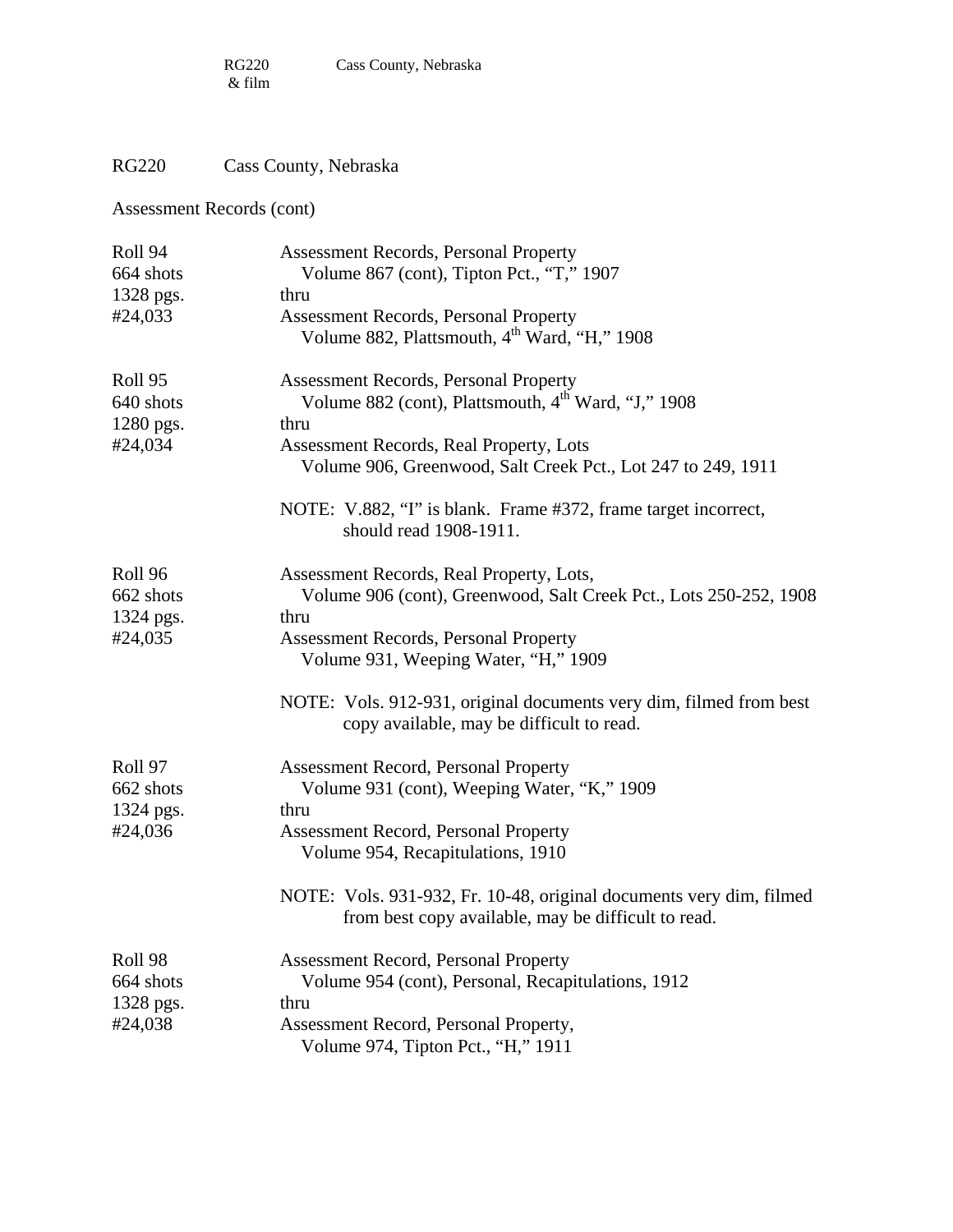RG220 Cass County, Nebraska

Assessment Records (cont)

| | |
|---|---|
| Roll 94<br>664 shots<br>1328 pgs.<br>#24,033 | Assessment Records, Personal Property<br>Volume 867 (cont), Tipton Pct., "T," 1907<br>thru<br>Assessment Records, Personal Property<br>Volume 882, Plattsmouth, 4th Ward, "H," 1908 |
| Roll 95<br>640 shots<br>1280 pgs.<br>#24,034 | Assessment Records, Personal Property<br>Volume 882 (cont), Plattsmouth, 4th Ward, "J," 1908<br>thru<br>Assessment Records, Real Property, Lots<br>Volume 906, Greenwood, Salt Creek Pct., Lot 247 to 249, 1911<br><br>NOTE: V.882, "I" is blank. Frame #372, frame target incorrect, should read 1908-1911. |
| Roll 96<br>662 shots<br>1324 pgs.<br>#24,035 | Assessment Records, Real Property, Lots,<br>Volume 906 (cont), Greenwood, Salt Creek Pct., Lots 250-252, 1908<br>thru<br>Assessment Records, Personal Property<br>Volume 931, Weeping Water, "H," 1909<br><br>NOTE: Vols. 912-931, original documents very dim, filmed from best copy available, may be difficult to read. |
| Roll 97<br>662 shots<br>1324 pgs.<br>#24,036 | Assessment Record, Personal Property<br>Volume 931 (cont), Weeping Water, "K," 1909<br>thru<br>Assessment Record, Personal Property<br>Volume 954, Recapitulations, 1910<br><br>NOTE: Vols. 931-932, Fr. 10-48, original documents very dim, filmed from best copy available, may be difficult to read. |
| Roll 98<br>664 shots<br>1328 pgs.<br>#24,038 | Assessment Record, Personal Property<br>Volume 954 (cont), Personal, Recapitulations, 1912<br>thru<br>Assessment Record, Personal Property,<br>Volume 974, Tipton Pct., "H," 1911 |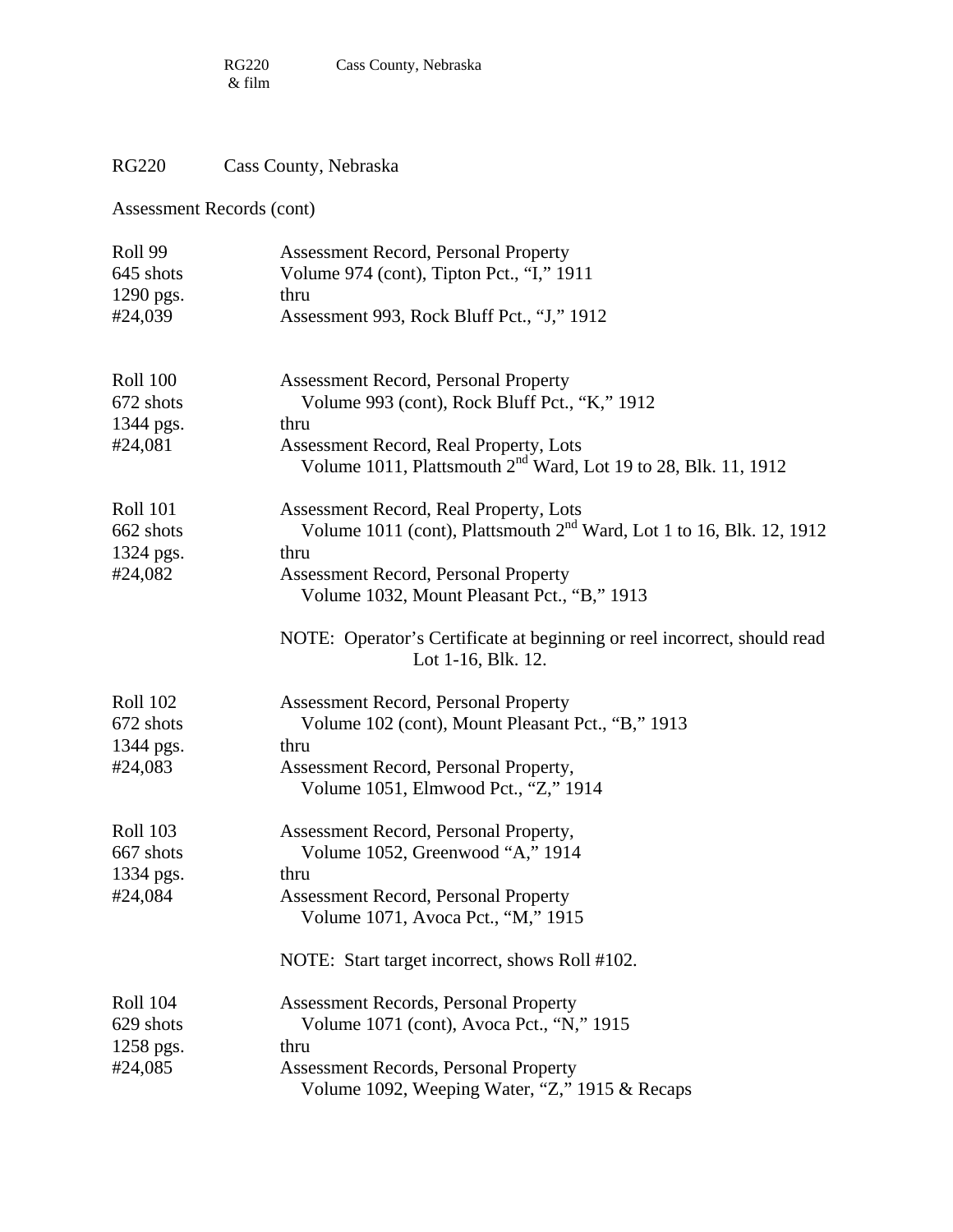RG220 Cass County, Nebraska

Assessment Records (cont)

| | |
|---|---|
| Roll 99<br>645 shots<br>1290 pgs.<br>#24,039 | Assessment Record, Personal Property<br>Volume 974 (cont), Tipton Pct., "I," 1911<br>thru<br>Assessment 993, Rock Bluff Pct., "J," 1912 |
| Roll 100<br>672 shots<br>1344 pgs.<br>#24,081 | Assessment Record, Personal Property<br>Volume 993 (cont), Rock Bluff Pct., "K," 1912<br>thru<br>Assessment Record, Real Property, Lots<br>Volume 1011, Plattsmouth 2nd Ward, Lot 19 to 28, Blk. 11, 1912 |
| Roll 101<br>662 shots<br>1324 pgs.<br>#24,082 | Assessment Record, Real Property, Lots<br>Volume 1011 (cont), Plattsmouth 2nd Ward, Lot 1 to 16, Blk. 12, 1912<br>thru<br>Assessment Record, Personal Property<br>Volume 1032, Mount Pleasant Pct., "B," 1913<br><br>NOTE: Operator's Certificate at beginning or reel incorrect, should read Lot 1-16, Blk. 12. |
| Roll 102<br>672 shots<br>1344 pgs.<br>#24,083 | Assessment Record, Personal Property<br>Volume 102 (cont), Mount Pleasant Pct., "B," 1913<br>thru<br>Assessment Record, Personal Property,<br>Volume 1051, Elmwood Pct., "Z," 1914 |
| Roll 103<br>667 shots<br>1334 pgs.<br>#24,084 | Assessment Record, Personal Property,<br>Volume 1052, Greenwood "A," 1914<br>thru<br>Assessment Record, Personal Property<br>Volume 1071, Avoca Pct., "M," 1915<br><br>NOTE: Start target incorrect, shows Roll #102. |
| Roll 104<br>629 shots<br>1258 pgs.<br>#24,085 | Assessment Records, Personal Property<br>Volume 1071 (cont), Avoca Pct., "N," 1915<br>thru<br>Assessment Records, Personal Property<br>Volume 1092, Weeping Water, "Z," 1915 & Recaps |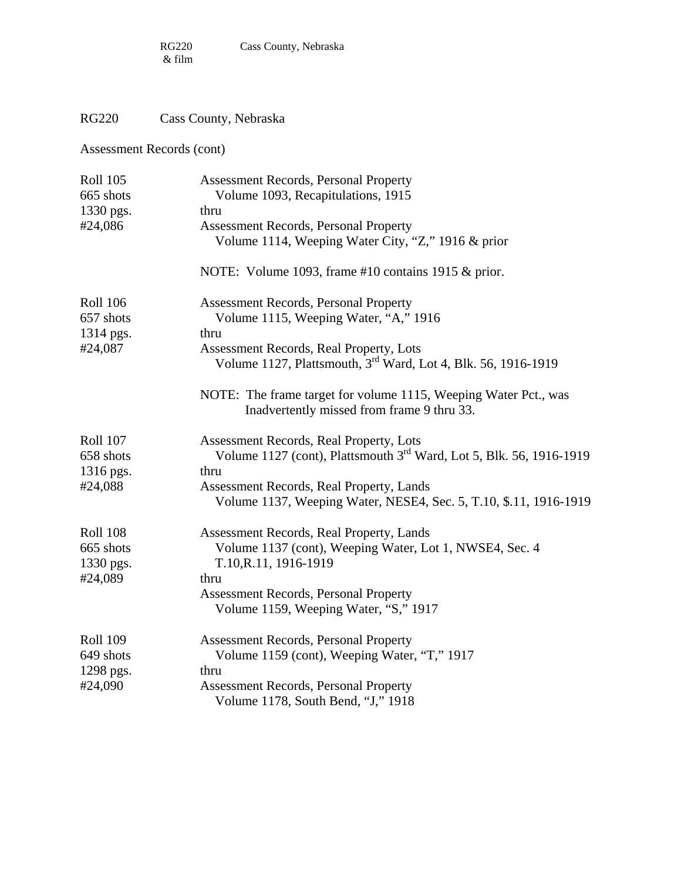## RG220 Cass County, Nebraska

### Assessment Records (cont)

| | |
|---|---|
| Roll 105<br>665 shots<br>1330 pgs.<br>#24,086 | Assessment Records, Personal Property<br>Volume 1093, Recapitulations, 1915<br>thru<br>Assessment Records, Personal Property<br>Volume 1114, Weeping Water City, "Z," 1916 & prior<br><br>NOTE: Volume 1093, frame #10 contains 1915 & prior. |
| Roll 106<br>657 shots<br>1314 pgs.<br>#24,087 | Assessment Records, Personal Property<br>Volume 1115, Weeping Water, "A," 1916<br>thru<br>Assessment Records, Real Property, Lots<br>Volume 1127, Plattsmouth, 3rd Ward, Lot 4, Blk. 56, 1916-1919<br><br>NOTE: The frame target for volume 1115, Weeping Water Pct., was Inadvertently missed from frame 9 thru 33. |
| Roll 107<br>658 shots<br>1316 pgs.<br>#24,088 | Assessment Records, Real Property, Lots<br>Volume 1127 (cont), Plattsmouth 3rd Ward, Lot 5, Blk. 56, 1916-1919<br>thru<br>Assessment Records, Real Property, Lands<br>Volume 1137, Weeping Water, NESE4, Sec. 5, T.10, $.11, 1916-1919 |
| Roll 108<br>665 shots<br>1330 pgs.<br>#24,089 | Assessment Records, Real Property, Lands<br>Volume 1137 (cont), Weeping Water, Lot 1, NWSE4, Sec. 4 T.10,R.11, 1916-1919<br>thru<br>Assessment Records, Personal Property<br>Volume 1159, Weeping Water, "S," 1917 |
| Roll 109<br>649 shots<br>1298 pgs.<br>#24,090 | Assessment Records, Personal Property<br>Volume 1159 (cont), Weeping Water, "T," 1917<br>thru<br>Assessment Records, Personal Property<br>Volume 1178, South Bend, "J," 1918 |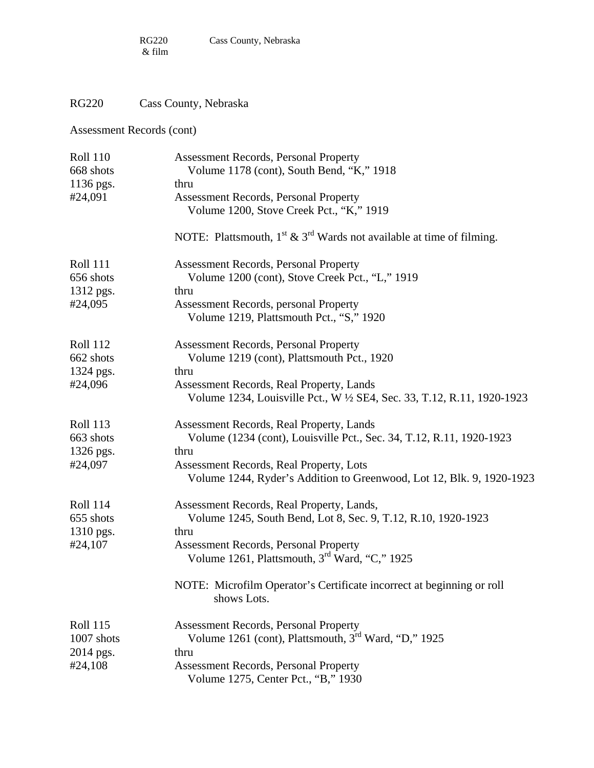RG220 Cass County, Nebraska

Assessment Records (cont)

| | |
|---|---|
| Roll 110<br>668 shots<br>1136 pgs.<br>#24,091 | Assessment Records, Personal Property<br>Volume 1178 (cont), South Bend, "K," 1918<br>thru<br>Assessment Records, Personal Property<br>Volume 1200, Stove Creek Pct., "K," 1919<br><br>NOTE: Plattsmouth, 1st & 3rd Wards not available at time of filming. |
| Roll 111<br>656 shots<br>1312 pgs.<br>#24,095 | Assessment Records, Personal Property<br>Volume 1200 (cont), Stove Creek Pct., "L," 1919<br>thru<br>Assessment Records, personal Property<br>Volume 1219, Plattsmouth Pct., "S," 1920 |
| Roll 112<br>662 shots<br>1324 pgs.<br>#24,096 | Assessment Records, Personal Property<br>Volume 1219 (cont), Plattsmouth Pct., 1920<br>thru<br>Assessment Records, Real Property, Lands<br>Volume 1234, Louisville Pct., W ½ SE4, Sec. 33, T.12, R.11, 1920-1923 |
| Roll 113<br>663 shots<br>1326 pgs.<br>#24,097 | Assessment Records, Real Property, Lands<br>Volume (1234 (cont), Louisville Pct., Sec. 34, T.12, R.11, 1920-1923<br>thru<br>Assessment Records, Real Property, Lots<br>Volume 1244, Ryder's Addition to Greenwood, Lot 12, Blk. 9, 1920-1923 |
| Roll 114<br>655 shots<br>1310 pgs.<br>#24,107 | Assessment Records, Real Property, Lands,<br>Volume 1245, South Bend, Lot 8, Sec. 9, T.12, R.10, 1920-1923<br>thru<br>Assessment Records, Personal Property<br>Volume 1261, Plattsmouth, 3rd Ward, "C," 1925<br><br>NOTE: Microfilm Operator's Certificate incorrect at beginning or roll shows Lots. |
| Roll 115<br>1007 shots<br>2014 pgs.<br>#24,108 | Assessment Records, Personal Property<br>Volume 1261 (cont), Plattsmouth, 3rd Ward, "D," 1925<br>thru<br>Assessment Records, Personal Property<br>Volume 1275, Center Pct., "B," 1930 |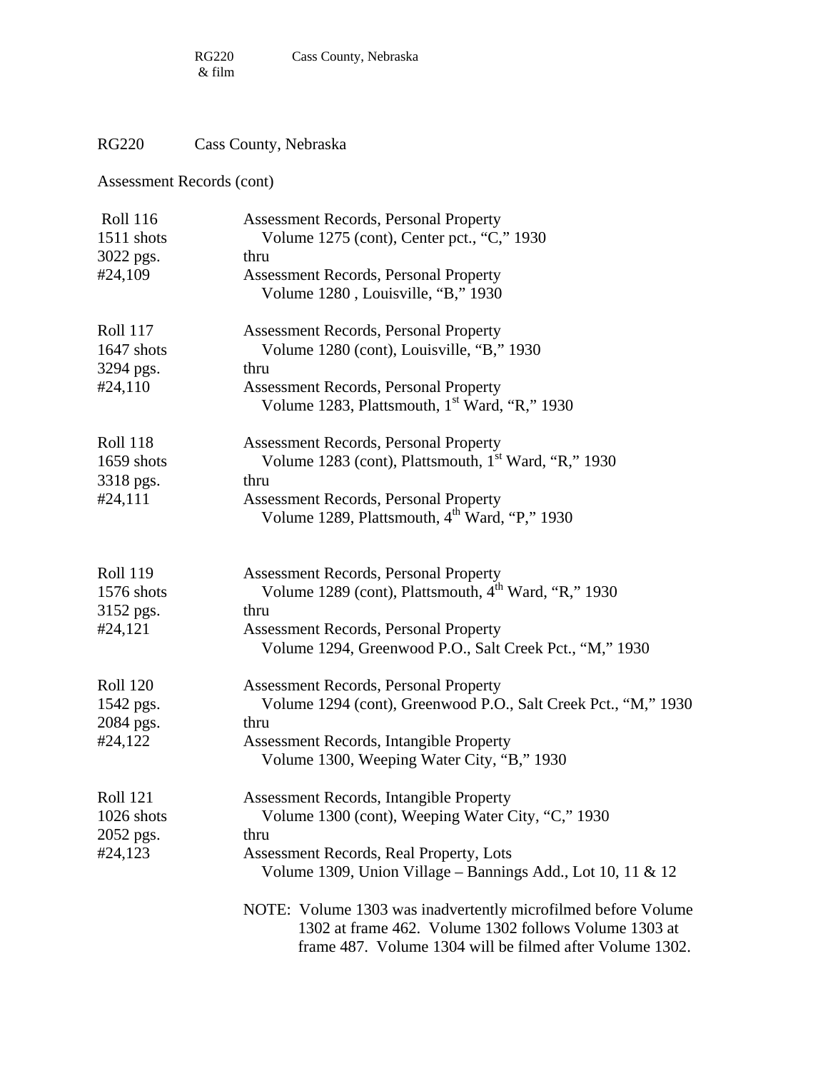## RG220 Cass County, Nebraska

Assessment Records (cont)

| | |
|---|---|
| Roll 116<br>1511 shots<br>3022 pgs.<br>#24,109 | Assessment Records, Personal Property<br>Volume 1275 (cont), Center pct., "C," 1930<br>thru<br>Assessment Records, Personal Property<br>Volume 1280 , Louisville, "B," 1930 |
| Roll 117<br>1647 shots<br>3294 pgs.<br>#24,110 | Assessment Records, Personal Property<br>Volume 1280 (cont), Louisville, "B," 1930<br>thru<br>Assessment Records, Personal Property<br>Volume 1283, Plattsmouth, 1st Ward, "R," 1930 |
| Roll 118<br>1659 shots<br>3318 pgs.<br>#24,111 | Assessment Records, Personal Property<br>Volume 1283 (cont), Plattsmouth, 1st Ward, "R," 1930<br>thru<br>Assessment Records, Personal Property<br>Volume 1289, Plattsmouth, 4th Ward, "P," 1930 |
| Roll 119<br>1576 shots<br>3152 pgs.<br>#24,121 | Assessment Records, Personal Property<br>Volume 1289 (cont), Plattsmouth, 4th Ward, "R," 1930<br>thru<br>Assessment Records, Personal Property<br>Volume 1294, Greenwood P.O., Salt Creek Pct., "M," 1930 |
| Roll 120<br>1542 pgs.<br>2084 pgs.<br>#24,122 | Assessment Records, Personal Property<br>Volume 1294 (cont), Greenwood P.O., Salt Creek Pct., "M," 1930<br>thru<br>Assessment Records, Intangible Property<br>Volume 1300, Weeping Water City, "B," 1930 |
| Roll 121<br>1026 shots<br>2052 pgs.<br>#24,123 | Assessment Records, Intangible Property<br>Volume 1300 (cont), Weeping Water City, "C," 1930<br>thru<br>Assessment Records, Real Property, Lots<br>Volume 1309, Union Village – Bannings Add., Lot 10, 11 & 12<br><br>NOTE: Volume 1303 was inadvertently microfilmed before Volume 1302 at frame 462. Volume 1302 follows Volume 1303 at frame 487. Volume 1304 will be filmed after Volume 1302. |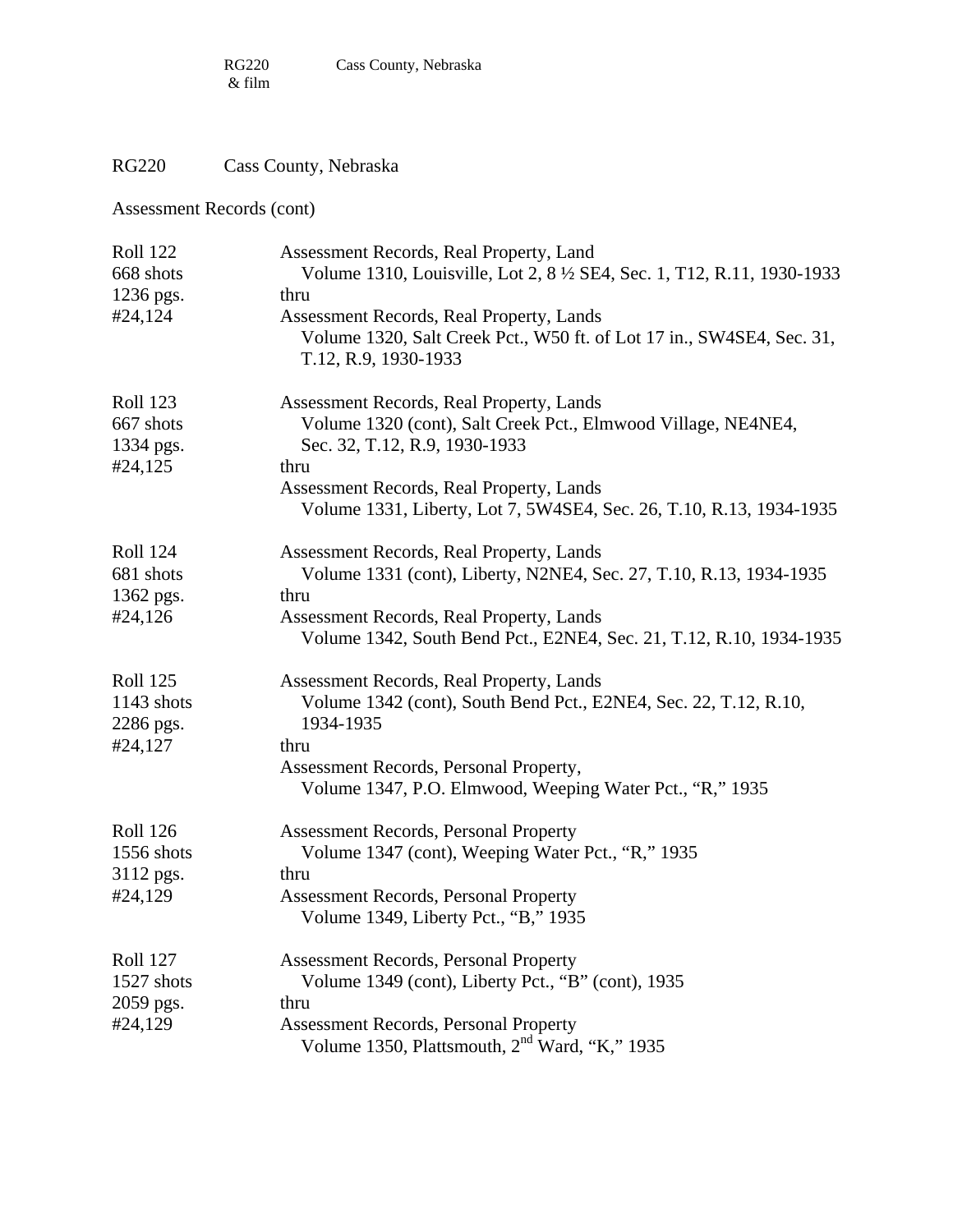RG220 Cass County, Nebraska

Assessment Records (cont)

| | |
|---|---|
| Roll 122<br>668 shots<br>1236 pgs.<br>#24,124 | Assessment Records, Real Property, Land<br>Volume 1310, Louisville, Lot 2, 8 ½ SE4, Sec. 1, T12, R.11, 1930-1933<br>thru<br>Assessment Records, Real Property, Lands<br>Volume 1320, Salt Creek Pct., W50 ft. of Lot 17 in., SW4SE4, Sec. 31, T.12, R.9, 1930-1933 |
| Roll 123<br>667 shots<br>1334 pgs.<br>#24,125 | Assessment Records, Real Property, Lands<br>Volume 1320 (cont), Salt Creek Pct., Elmwood Village, NE4NE4, Sec. 32, T.12, R.9, 1930-1933<br>thru<br>Assessment Records, Real Property, Lands<br>Volume 1331, Liberty, Lot 7, 5W4SE4, Sec. 26, T.10, R.13, 1934-1935 |
| Roll 124<br>681 shots<br>1362 pgs.<br>#24,126 | Assessment Records, Real Property, Lands<br>Volume 1331 (cont), Liberty, N2NE4, Sec. 27, T.10, R.13, 1934-1935<br>thru<br>Assessment Records, Real Property, Lands<br>Volume 1342, South Bend Pct., E2NE4, Sec. 21, T.12, R.10, 1934-1935 |
| Roll 125<br>1143 shots<br>2286 pgs.<br>#24,127 | Assessment Records, Real Property, Lands<br>Volume 1342 (cont), South Bend Pct., E2NE4, Sec. 22, T.12, R.10, 1934-1935<br>thru<br>Assessment Records, Personal Property,<br>Volume 1347, P.O. Elmwood, Weeping Water Pct., "R," 1935 |
| Roll 126<br>1556 shots<br>3112 pgs.<br>#24,129 | Assessment Records, Personal Property<br>Volume 1347 (cont), Weeping Water Pct., "R," 1935<br>thru<br>Assessment Records, Personal Property<br>Volume 1349, Liberty Pct., "B," 1935 |
| Roll 127<br>1527 shots<br>2059 pgs.<br>#24,129 | Assessment Records, Personal Property<br>Volume 1349 (cont), Liberty Pct., "B" (cont), 1935<br>thru<br>Assessment Records, Personal Property<br>Volume 1350, Plattsmouth, 2nd Ward, "K," 1935 |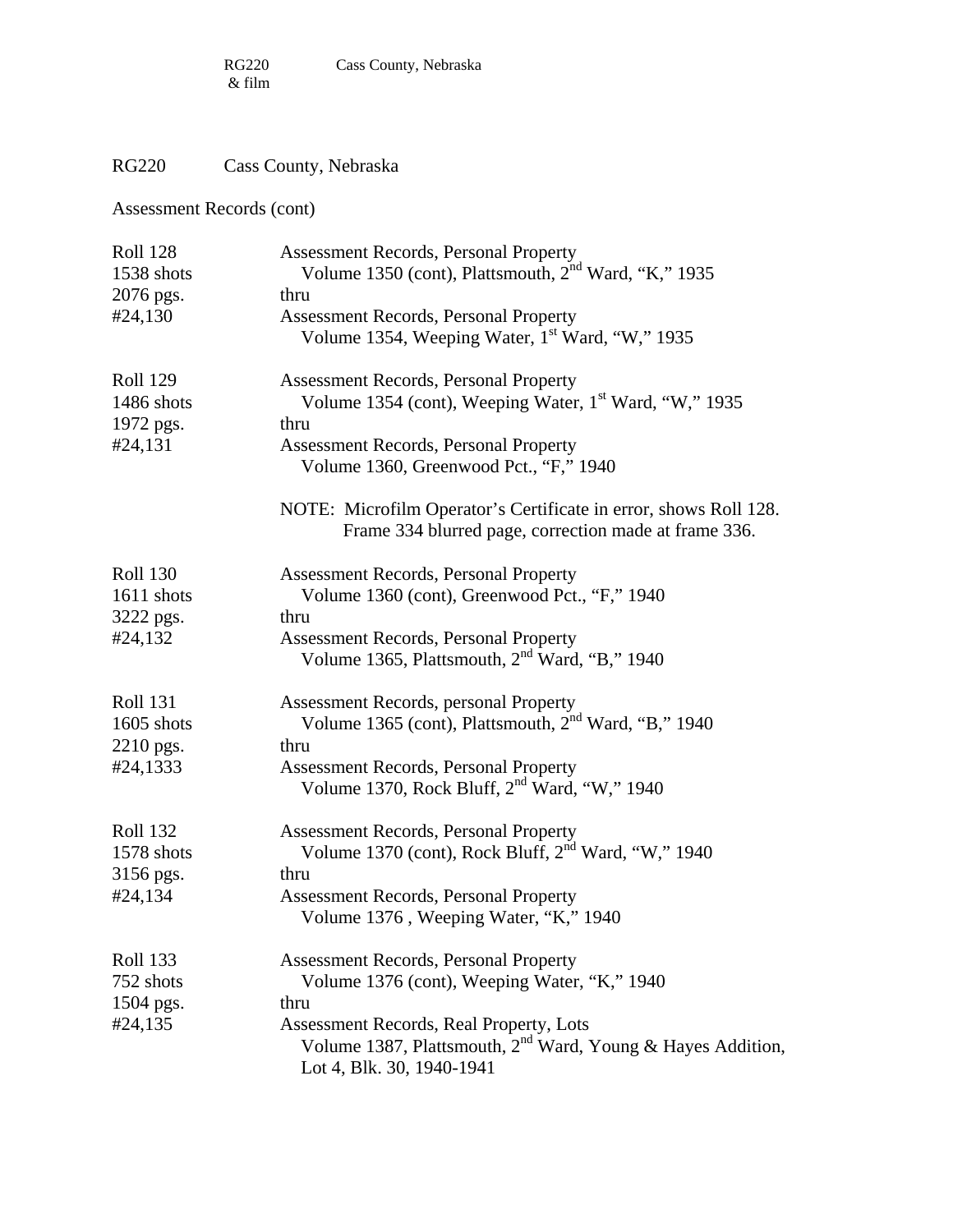RG220 Cass County, Nebraska

Assessment Records (cont)

| | |
|---|---|
| Roll 128<br>1538 shots<br>2076 pgs.<br>#24,130 | Assessment Records, Personal Property<br>Volume 1350 (cont), Plattsmouth, 2nd Ward, "K," 1935<br>thru<br>Assessment Records, Personal Property<br>Volume 1354, Weeping Water, 1st Ward, "W," 1935 |
| Roll 129<br>1486 shots<br>1972 pgs.<br>#24,131 | Assessment Records, Personal Property<br>Volume 1354 (cont), Weeping Water, 1st Ward, "W," 1935<br>thru<br>Assessment Records, Personal Property<br>Volume 1360, Greenwood Pct., "F," 1940<br><br>NOTE: Microfilm Operator's Certificate in error, shows Roll 128. Frame 334 blurred page, correction made at frame 336. |
| Roll 130<br>1611 shots<br>3222 pgs.<br>#24,132 | Assessment Records, Personal Property<br>Volume 1360 (cont), Greenwood Pct., "F," 1940<br>thru<br>Assessment Records, Personal Property<br>Volume 1365, Plattsmouth, 2nd Ward, "B," 1940 |
| Roll 131<br>1605 shots<br>2210 pgs.<br>#24,1333 | Assessment Records, personal Property<br>Volume 1365 (cont), Plattsmouth, 2nd Ward, "B," 1940<br>thru<br>Assessment Records, Personal Property<br>Volume 1370, Rock Bluff, 2nd Ward, "W," 1940 |
| Roll 132<br>1578 shots<br>3156 pgs.<br>#24,134 | Assessment Records, Personal Property<br>Volume 1370 (cont), Rock Bluff, 2nd Ward, "W," 1940<br>thru<br>Assessment Records, Personal Property<br>Volume 1376 , Weeping Water, "K," 1940 |
| Roll 133<br>752 shots<br>1504 pgs.<br>#24,135 | Assessment Records, Personal Property<br>Volume 1376 (cont), Weeping Water, "K," 1940<br>thru<br>Assessment Records, Real Property, Lots<br>Volume 1387, Plattsmouth, 2nd Ward, Young & Hayes Addition, Lot 4, Blk. 30, 1940-1941 |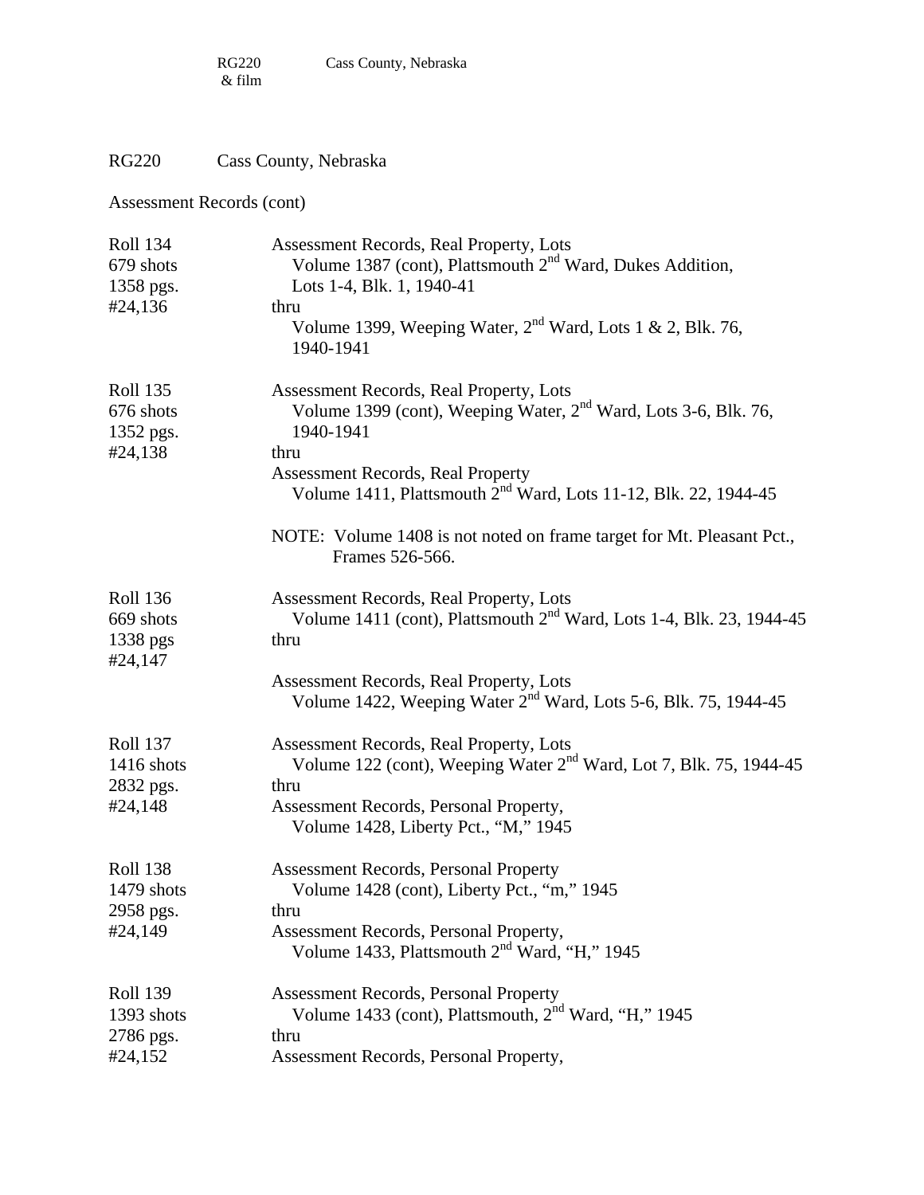RG220 Cass County, Nebraska

Assessment Records (cont)

| | |
|---|---|
| Roll 134<br>679 shots<br>1358 pgs.<br>#24,136 | Assessment Records, Real Property, Lots<br>Volume 1387 (cont), Plattsmouth 2nd Ward, Dukes Addition, Lots 1-4, Blk. 1, 1940-41<br>thru<br>Volume 1399, Weeping Water, 2nd Ward, Lots 1 & 2, Blk. 76, 1940-1941 |
| Roll 135<br>676 shots<br>1352 pgs.<br>#24,138 | Assessment Records, Real Property, Lots<br>Volume 1399 (cont), Weeping Water, 2nd Ward, Lots 3-6, Blk. 76, 1940-1941<br>thru<br>Assessment Records, Real Property<br>Volume 1411, Plattsmouth 2nd Ward, Lots 11-12, Blk. 22, 1944-45<br><br>NOTE: Volume 1408 is not noted on frame target for Mt. Pleasant Pct., Frames 526-566. |
| Roll 136<br>669 shots<br>1338 pgs<br>#24,147 | Assessment Records, Real Property, Lots<br>Volume 1411 (cont), Plattsmouth 2nd Ward, Lots 1-4, Blk. 23, 1944-45<br>thru<br>Assessment Records, Real Property, Lots<br>Volume 1422, Weeping Water 2nd Ward, Lots 5-6, Blk. 75, 1944-45 |
| Roll 137<br>1416 shots<br>2832 pgs.<br>#24,148 | Assessment Records, Real Property, Lots<br>Volume 122 (cont), Weeping Water 2nd Ward, Lot 7, Blk. 75, 1944-45<br>thru<br>Assessment Records, Personal Property,<br>Volume 1428, Liberty Pct., "M," 1945 |
| Roll 138<br>1479 shots<br>2958 pgs.<br>#24,149 | Assessment Records, Personal Property<br>Volume 1428 (cont), Liberty Pct., "m," 1945<br>thru<br>Assessment Records, Personal Property,<br>Volume 1433, Plattsmouth 2nd Ward, "H," 1945 |
| Roll 139<br>1393 shots<br>2786 pgs.<br>#24,152 | Assessment Records, Personal Property<br>Volume 1433 (cont), Plattsmouth, 2nd Ward, "H," 1945<br>thru<br>Assessment Records, Personal Property, |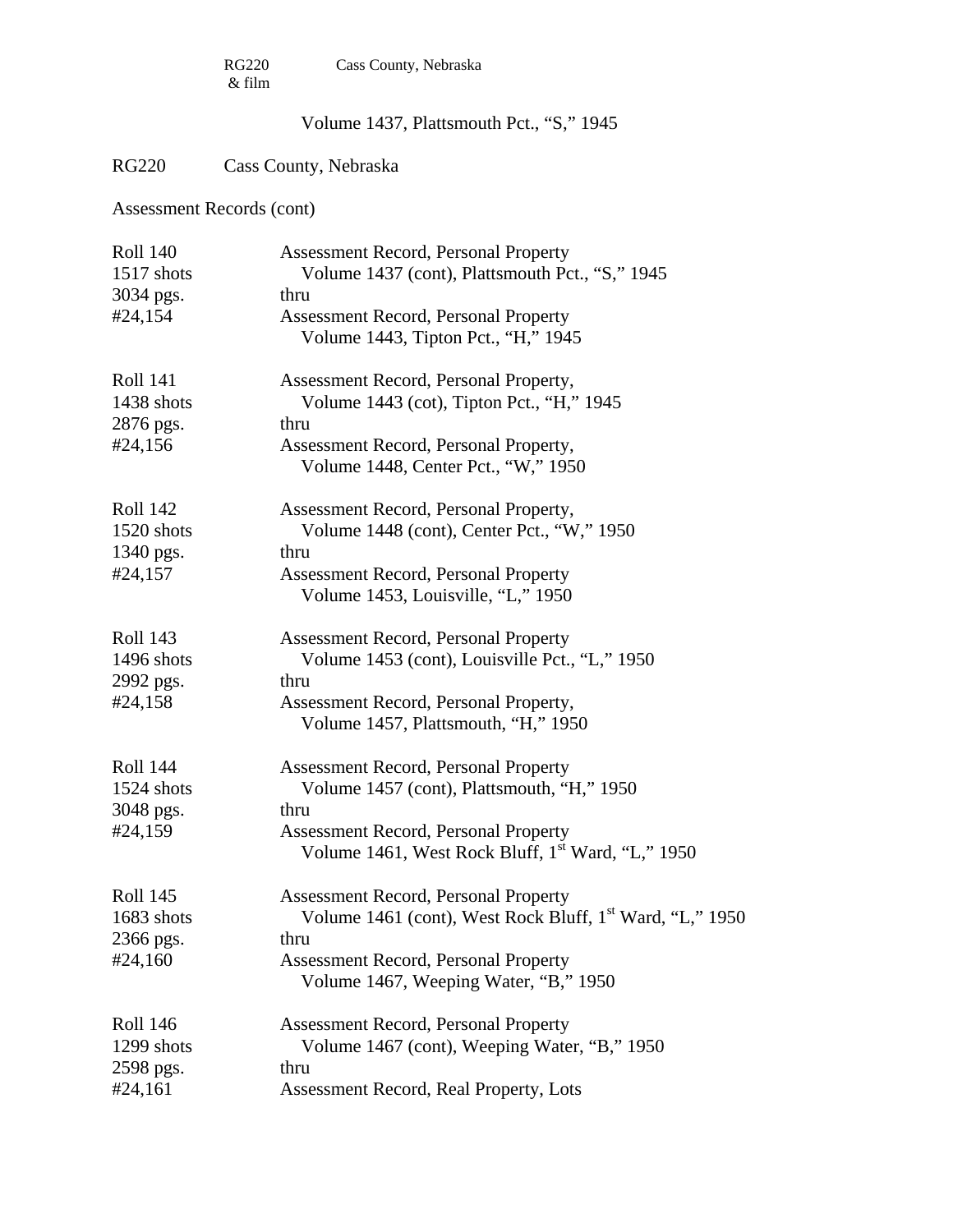RG220 & film Cass County, Nebraska

Volume 1437, Plattsmouth Pct., "S," 1945

RG220 Cass County, Nebraska

Assessment Records (cont)

| | |
|---|---|
| Roll 140<br>1517 shots<br>3034 pgs.<br>#24,154 | Assessment Record, Personal Property<br>Volume 1437 (cont), Plattsmouth Pct., "S," 1945<br>thru<br>Assessment Record, Personal Property<br>Volume 1443, Tipton Pct., "H," 1945 |
| Roll 141<br>1438 shots<br>2876 pgs.<br>#24,156 | Assessment Record, Personal Property,<br>Volume 1443 (cot), Tipton Pct., "H," 1945<br>thru<br>Assessment Record, Personal Property,<br>Volume 1448, Center Pct., "W," 1950 |
| Roll 142<br>1520 shots<br>1340 pgs.<br>#24,157 | Assessment Record, Personal Property,<br>Volume 1448 (cont), Center Pct., "W," 1950<br>thru<br>Assessment Record, Personal Property<br>Volume 1453, Louisville, "L," 1950 |
| Roll 143<br>1496 shots<br>2992 pgs.<br>#24,158 | Assessment Record, Personal Property<br>Volume 1453 (cont), Louisville Pct., "L," 1950<br>thru<br>Assessment Record, Personal Property,<br>Volume 1457, Plattsmouth, "H," 1950 |
| Roll 144<br>1524 shots<br>3048 pgs.<br>#24,159 | Assessment Record, Personal Property<br>Volume 1457 (cont), Plattsmouth, "H," 1950<br>thru<br>Assessment Record, Personal Property<br>Volume 1461, West Rock Bluff, 1st Ward, "L," 1950 |
| Roll 145<br>1683 shots<br>2366 pgs.<br>#24,160 | Assessment Record, Personal Property<br>Volume 1461 (cont), West Rock Bluff, 1st Ward, "L," 1950<br>thru<br>Assessment Record, Personal Property<br>Volume 1467, Weeping Water, "B," 1950 |
| Roll 146<br>1299 shots<br>2598 pgs.<br>#24,161 | Assessment Record, Personal Property<br>Volume 1467 (cont), Weeping Water, "B," 1950<br>thru<br>Assessment Record, Real Property, Lots |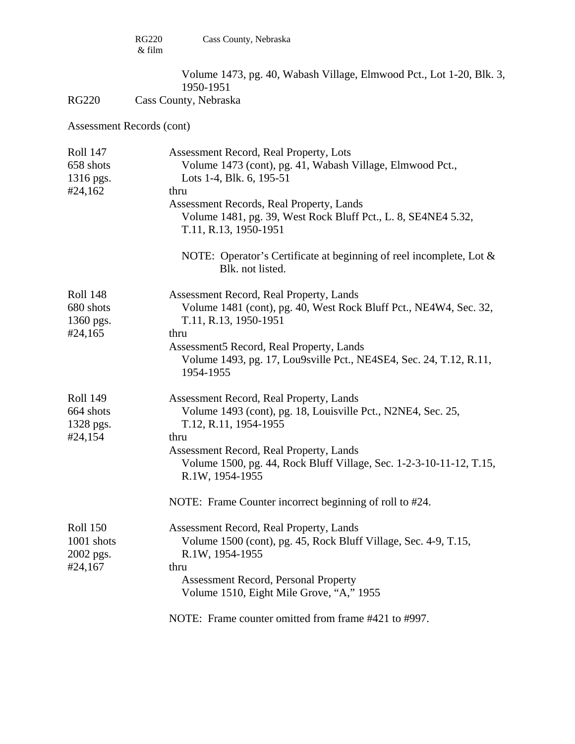RG220 & film    Cass County, Nebraska

Volume 1473, pg. 40, Wabash Village, Elmwood Pct., Lot 1-20, Blk. 3, 1950-1951

RG220    Cass County, Nebraska

Assessment Records (cont)

| | |
|---|---|
| Roll 147<br>658 shots<br>1316 pgs.<br>#24,162 | Assessment Record, Real Property, Lots<br>Volume 1473 (cont), pg. 41, Wabash Village, Elmwood Pct., Lots 1-4, Blk. 6, 195-51<br>thru<br>Assessment Records, Real Property, Lands<br>Volume 1481, pg. 39, West Rock Bluff Pct., L. 8, SE4NE4 5.32, T.11, R.13, 1950-1951<br><br>NOTE: Operator's Certificate at beginning of reel incomplete, Lot & Blk. not listed. |
| Roll 148<br>680 shots<br>1360 pgs.<br>#24,165 | Assessment Record, Real Property, Lands<br>Volume 1481 (cont), pg. 40, West Rock Bluff Pct., NE4W4, Sec. 32, T.11, R.13, 1950-1951<br>thru<br>Assessment5 Record, Real Property, Lands<br>Volume 1493, pg. 17, Lou9sville Pct., NE4SE4, Sec. 24, T.12, R.11, 1954-1955 |
| Roll 149<br>664 shots<br>1328 pgs.<br>#24,154 | Assessment Record, Real Property, Lands<br>Volume 1493 (cont), pg. 18, Louisville Pct., N2NE4, Sec. 25, T.12, R.11, 1954-1955<br>thru<br>Assessment Record, Real Property, Lands<br>Volume 1500, pg. 44, Rock Bluff Village, Sec. 1-2-3-10-11-12, T.15, R.1W, 1954-1955<br><br>NOTE: Frame Counter incorrect beginning of roll to #24. |
| Roll 150<br>1001 shots<br>2002 pgs.<br>#24,167 | Assessment Record, Real Property, Lands<br>Volume 1500 (cont), pg. 45, Rock Bluff Village, Sec. 4-9, T.15, R.1W, 1954-1955<br>thru<br>Assessment Record, Personal Property<br>Volume 1510, Eight Mile Grove, "A," 1955<br><br>NOTE: Frame counter omitted from frame #421 to #997. |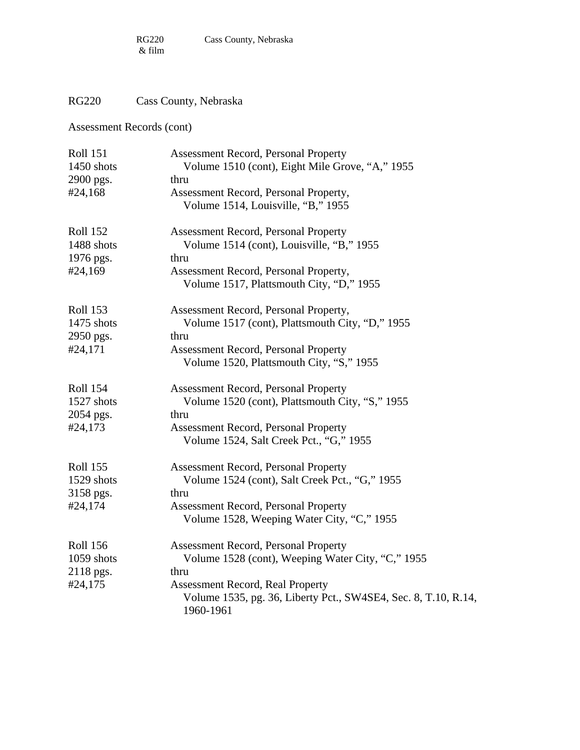RG220 Cass County, Nebraska

Assessment Records (cont)

| | |
|---|---|
| Roll 151<br>1450 shots<br>2900 pgs.<br>#24,168 | Assessment Record, Personal Property<br>Volume 1510 (cont), Eight Mile Grove, "A," 1955<br>thru<br>Assessment Record, Personal Property,<br>Volume 1514, Louisville, "B," 1955 |
| Roll 152<br>1488 shots<br>1976 pgs.<br>#24,169 | Assessment Record, Personal Property<br>Volume 1514 (cont), Louisville, "B," 1955<br>thru<br>Assessment Record, Personal Property,<br>Volume 1517, Plattsmouth City, "D," 1955 |
| Roll 153<br>1475 shots<br>2950 pgs.<br>#24,171 | Assessment Record, Personal Property,<br>Volume 1517 (cont), Plattsmouth City, "D," 1955<br>thru<br>Assessment Record, Personal Property<br>Volume 1520, Plattsmouth City, "S," 1955 |
| Roll 154<br>1527 shots<br>2054 pgs.<br>#24,173 | Assessment Record, Personal Property<br>Volume 1520 (cont), Plattsmouth City, "S," 1955<br>thru<br>Assessment Record, Personal Property<br>Volume 1524, Salt Creek Pct., "G," 1955 |
| Roll 155<br>1529 shots<br>3158 pgs.<br>#24,174 | Assessment Record, Personal Property<br>Volume 1524 (cont), Salt Creek Pct., "G," 1955<br>thru<br>Assessment Record, Personal Property<br>Volume 1528, Weeping Water City, "C," 1955 |
| Roll 156<br>1059 shots<br>2118 pgs.<br>#24,175 | Assessment Record, Personal Property<br>Volume 1528 (cont), Weeping Water City, "C," 1955<br>thru<br>Assessment Record, Real Property<br>Volume 1535, pg. 36, Liberty Pct., SW4SE4, Sec. 8, T.10, R.14, 1960-1961 |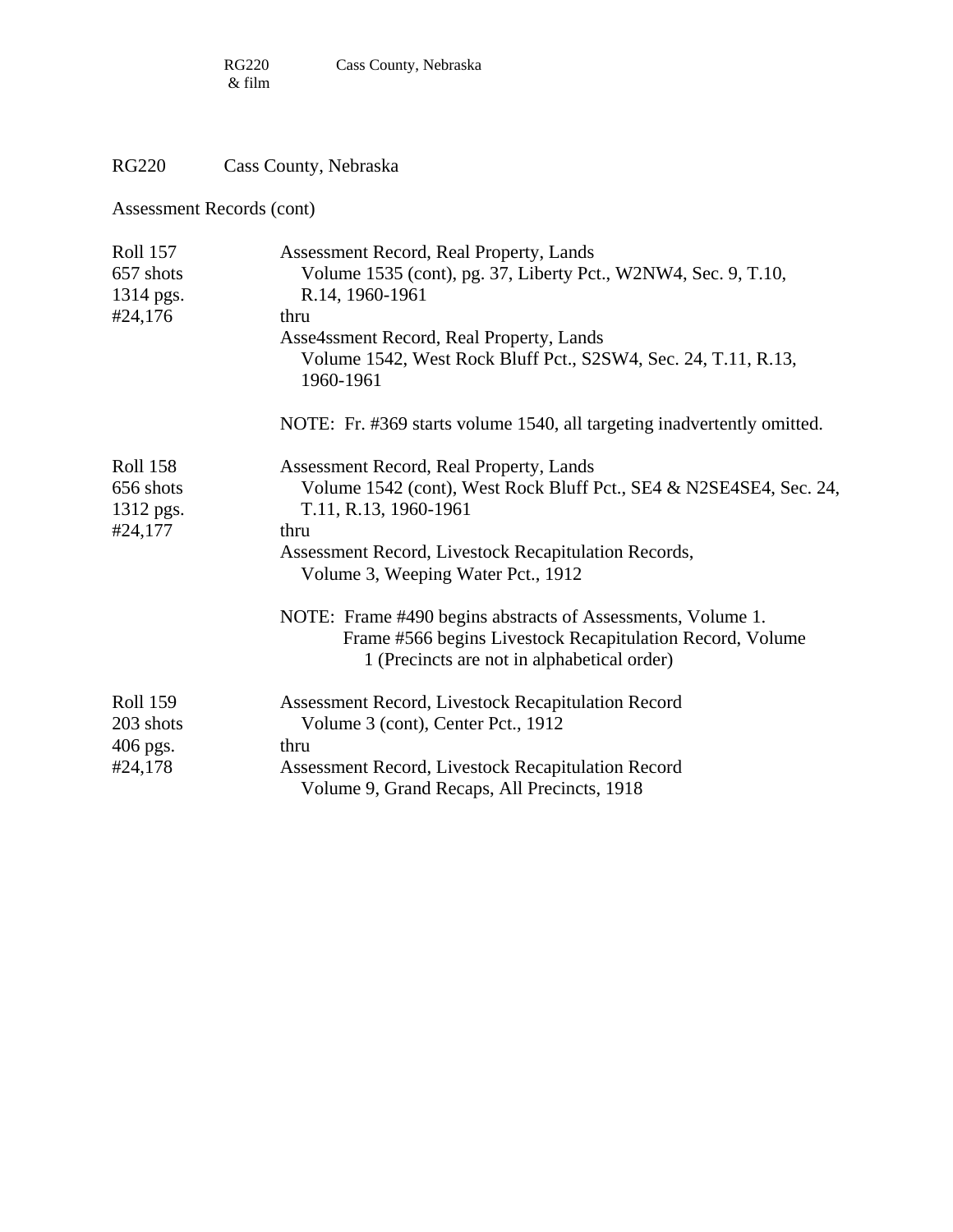RG220 Cass County, Nebraska

Assessment Records (cont)

| | |
|---|---|
| Roll 157<br>657 shots<br>1314 pgs.<br>#24,176 | Assessment Record, Real Property, Lands<br>Volume 1535 (cont), pg. 37, Liberty Pct., W2NW4, Sec. 9, T.10, R.14, 1960-1961<br>thru<br>Asse4ssment Record, Real Property, Lands<br>Volume 1542, West Rock Bluff Pct., S2SW4, Sec. 24, T.11, R.13, 1960-1961<br><br>NOTE: Fr. #369 starts volume 1540, all targeting inadvertently omitted. |
| Roll 158<br>656 shots<br>1312 pgs.<br>#24,177 | Assessment Record, Real Property, Lands<br>Volume 1542 (cont), West Rock Bluff Pct., SE4 & N2SE4SE4, Sec. 24, T.11, R.13, 1960-1961<br>thru<br>Assessment Record, Livestock Recapitulation Records,<br>Volume 3, Weeping Water Pct., 1912<br><br>NOTE: Frame #490 begins abstracts of Assessments, Volume 1.<br>Frame #566 begins Livestock Recapitulation Record, Volume 1 (Precincts are not in alphabetical order) |
| Roll 159<br>203 shots<br>406 pgs.<br>#24,178 | Assessment Record, Livestock Recapitulation Record<br>Volume 3 (cont), Center Pct., 1912<br>thru<br>Assessment Record, Livestock Recapitulation Record<br>Volume 9, Grand Recaps, All Precincts, 1918 |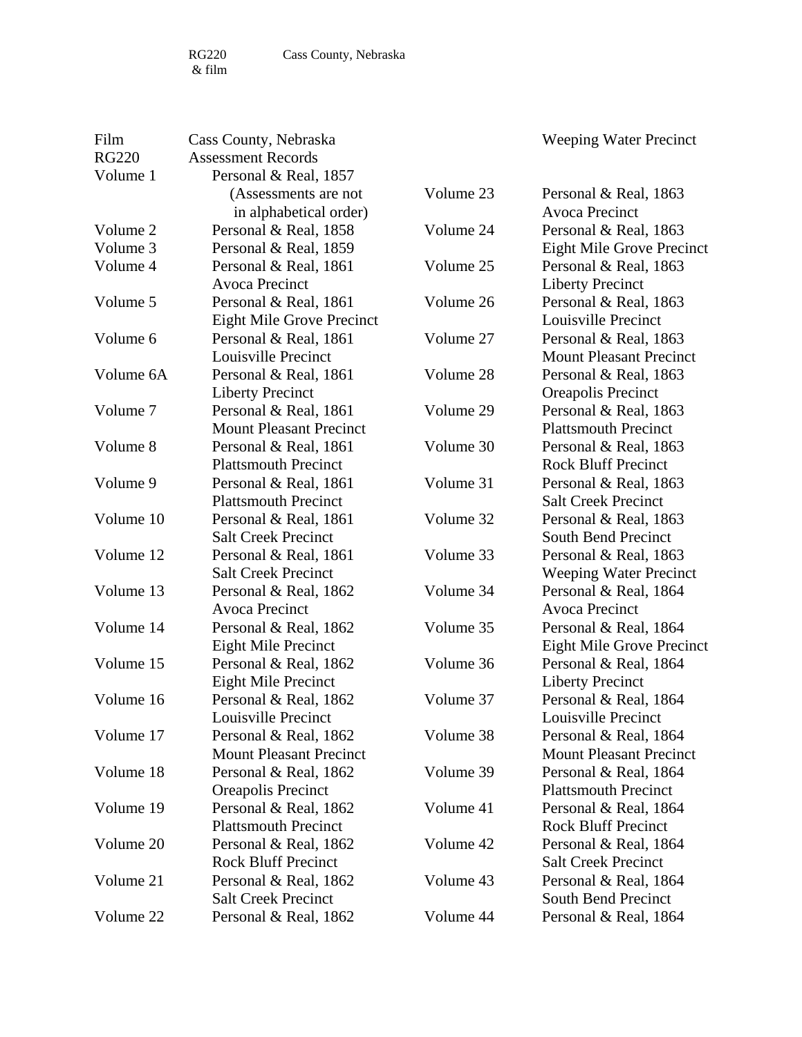RG220 & film    Cass County, Nebraska

| Film | Cass County, Nebraska |
|---|---|
| RG220 | Assessment Records |
| Volume 1 | Personal & Real, 1857 (Assessments are not in alphabetical order) |
| Volume 2 | Personal & Real, 1858 |
| Volume 3 | Personal & Real, 1859 |
| Volume 4 | Personal & Real, 1861 Avoca Precinct |
| Volume 5 | Personal & Real, 1861 Eight Mile Grove Precinct |
| Volume 6 | Personal & Real, 1861 Louisville Precinct |
| Volume 6A | Personal & Real, 1861 Liberty Precinct |
| Volume 7 | Personal & Real, 1861 Mount Pleasant Precinct |
| Volume 8 | Personal & Real, 1861 Plattsmouth Precinct |
| Volume 9 | Personal & Real, 1861 Plattsmouth Precinct |
| Volume 10 | Personal & Real, 1861 Salt Creek Precinct |
| Volume 12 | Personal & Real, 1861 Salt Creek Precinct |
| Volume 13 | Personal & Real, 1862 Avoca Precinct |
| Volume 14 | Personal & Real, 1862 Eight Mile Precinct |
| Volume 15 | Personal & Real, 1862 Eight Mile Precinct |
| Volume 16 | Personal & Real, 1862 Louisville Precinct |
| Volume 17 | Personal & Real, 1862 Mount Pleasant Precinct |
| Volume 18 | Personal & Real, 1862 Oreapolis Precinct |
| Volume 19 | Personal & Real, 1862 Plattsmouth Precinct |
| Volume 20 | Personal & Real, 1862 Rock Bluff Precinct |
| Volume 21 | Personal & Real, 1862 Salt Creek Precinct |
| Volume 22 | Personal & Real, 1862 Weeping Water Precinct |
| Volume 23 | Personal & Real, 1863 Avoca Precinct |
| Volume 24 | Personal & Real, 1863 Eight Mile Grove Precinct |
| Volume 25 | Personal & Real, 1863 Liberty Precinct |
| Volume 26 | Personal & Real, 1863 Louisville Precinct |
| Volume 27 | Personal & Real, 1863 Mount Pleasant Precinct |
| Volume 28 | Personal & Real, 1863 Oreapolis Precinct |
| Volume 29 | Personal & Real, 1863 Plattsmouth Precinct |
| Volume 30 | Personal & Real, 1863 Rock Bluff Precinct |
| Volume 31 | Personal & Real, 1863 Salt Creek Precinct |
| Volume 32 | Personal & Real, 1863 South Bend Precinct |
| Volume 33 | Personal & Real, 1863 Weeping Water Precinct |
| Volume 34 | Personal & Real, 1864 Avoca Precinct |
| Volume 35 | Personal & Real, 1864 Eight Mile Grove Precinct |
| Volume 36 | Personal & Real, 1864 Liberty Precinct |
| Volume 37 | Personal & Real, 1864 Louisville Precinct |
| Volume 38 | Personal & Real, 1864 Mount Pleasant Precinct |
| Volume 39 | Personal & Real, 1864 Plattsmouth Precinct |
| Volume 41 | Personal & Real, 1864 Rock Bluff Precinct |
| Volume 42 | Personal & Real, 1864 Salt Creek Precinct |
| Volume 43 | Personal & Real, 1864 South Bend Precinct |
| Volume 44 | Personal & Real, 1864 |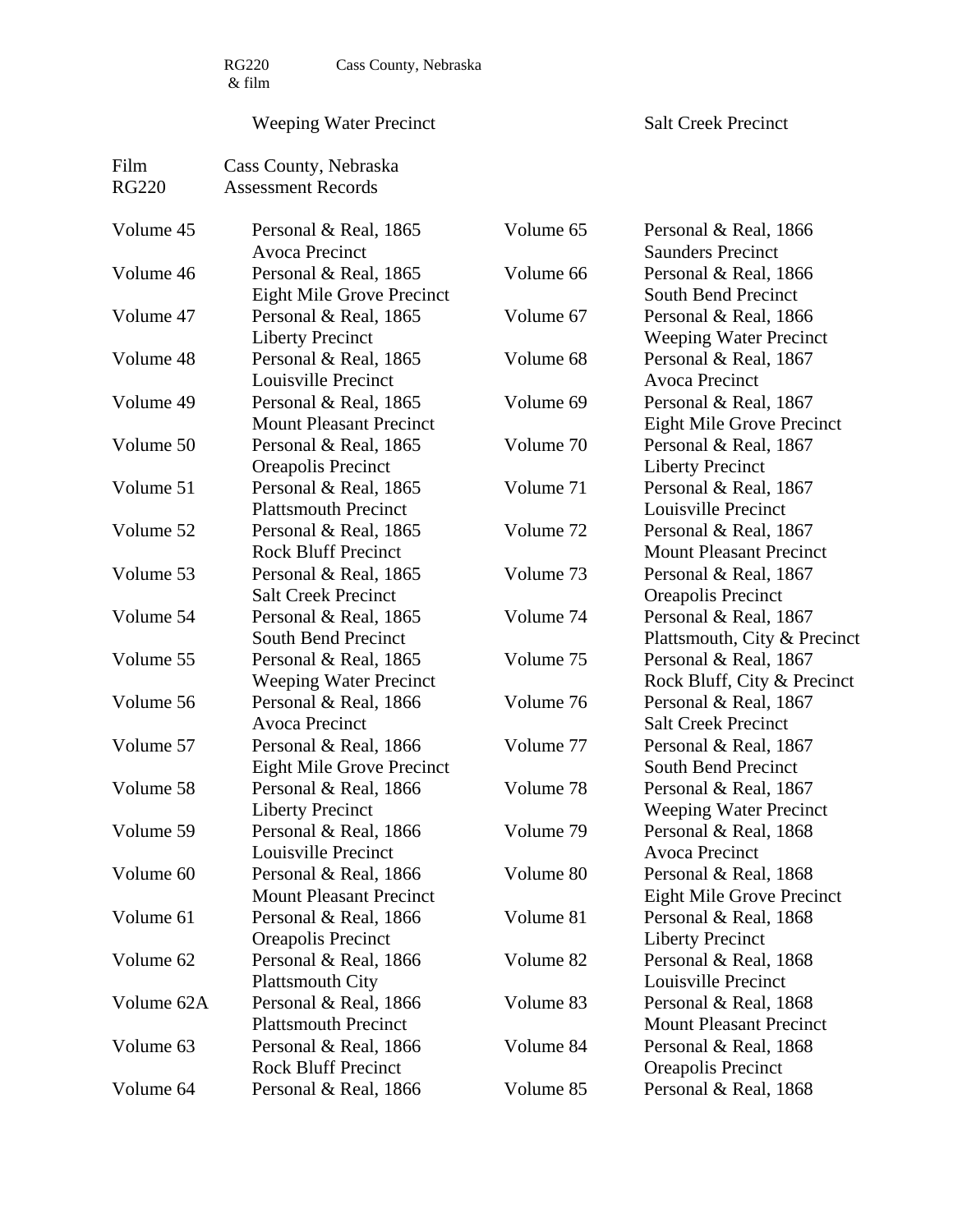RG220 & film — Cass County, Nebraska

Weeping Water Precinct — Salt Creek Precinct

Film RG220 — Cass County, Nebraska Assessment Records

| Volume | Description | Volume | Description |
|---|---|---|---|
| Volume 45 | Personal & Real, 1865 Avoca Precinct | Volume 65 | Personal & Real, 1866 Saunders Precinct |
| Volume 46 | Personal & Real, 1865 Eight Mile Grove Precinct | Volume 66 | Personal & Real, 1866 South Bend Precinct |
| Volume 47 | Personal & Real, 1865 Liberty Precinct | Volume 67 | Personal & Real, 1866 Weeping Water Precinct |
| Volume 48 | Personal & Real, 1865 Louisville Precinct | Volume 68 | Personal & Real, 1867 Avoca Precinct |
| Volume 49 | Personal & Real, 1865 Mount Pleasant Precinct | Volume 69 | Personal & Real, 1867 Eight Mile Grove Precinct |
| Volume 50 | Personal & Real, 1865 Oreapolis Precinct | Volume 70 | Personal & Real, 1867 Liberty Precinct |
| Volume 51 | Personal & Real, 1865 Plattsmouth Precinct | Volume 71 | Personal & Real, 1867 Louisville Precinct |
| Volume 52 | Personal & Real, 1865 Rock Bluff Precinct | Volume 72 | Personal & Real, 1867 Mount Pleasant Precinct |
| Volume 53 | Personal & Real, 1865 Salt Creek Precinct | Volume 73 | Personal & Real, 1867 Oreapolis Precinct |
| Volume 54 | Personal & Real, 1865 South Bend Precinct | Volume 74 | Personal & Real, 1867 Plattsmouth, City & Precinct |
| Volume 55 | Personal & Real, 1865 Weeping Water Precinct | Volume 75 | Personal & Real, 1867 Rock Bluff, City & Precinct |
| Volume 56 | Personal & Real, 1866 Avoca Precinct | Volume 76 | Personal & Real, 1867 Salt Creek Precinct |
| Volume 57 | Personal & Real, 1866 Eight Mile Grove Precinct | Volume 77 | Personal & Real, 1867 South Bend Precinct |
| Volume 58 | Personal & Real, 1866 Liberty Precinct | Volume 78 | Personal & Real, 1867 Weeping Water Precinct |
| Volume 59 | Personal & Real, 1866 Louisville Precinct | Volume 79 | Personal & Real, 1868 Avoca Precinct |
| Volume 60 | Personal & Real, 1866 Mount Pleasant Precinct | Volume 80 | Personal & Real, 1868 Eight Mile Grove Precinct |
| Volume 61 | Personal & Real, 1866 Oreapolis Precinct | Volume 81 | Personal & Real, 1868 Liberty Precinct |
| Volume 62 | Personal & Real, 1866 Plattsmouth City | Volume 82 | Personal & Real, 1868 Louisville Precinct |
| Volume 62A | Personal & Real, 1866 Plattsmouth Precinct | Volume 83 | Personal & Real, 1868 Mount Pleasant Precinct |
| Volume 63 | Personal & Real, 1866 Rock Bluff Precinct | Volume 84 | Personal & Real, 1868 Oreapolis Precinct |
| Volume 64 | Personal & Real, 1866 | Volume 85 | Personal & Real, 1868 |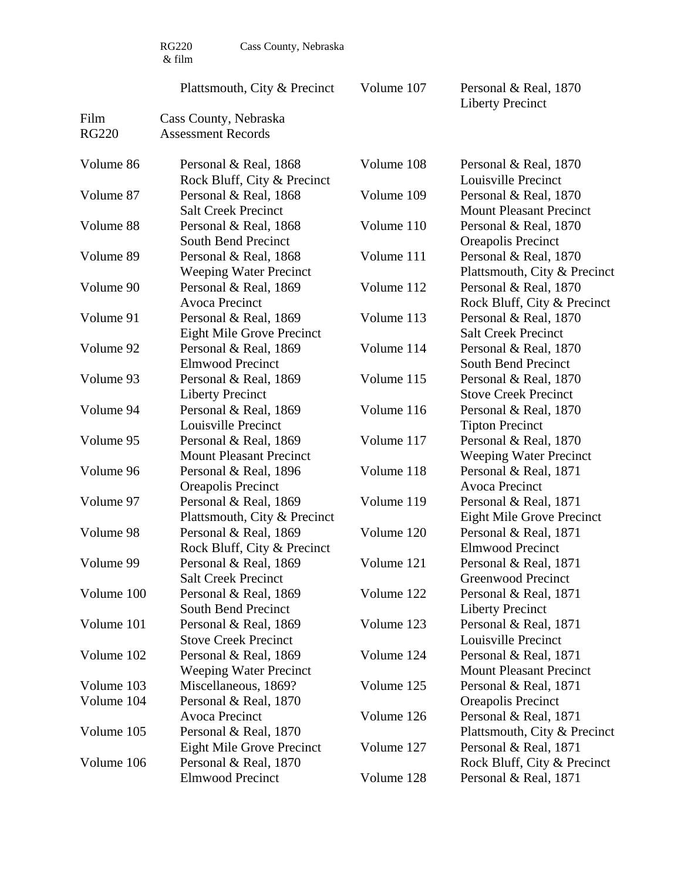RG220 & film — Cass County, Nebraska

| | | | |
|---|---|---|---|
| | Plattsmouth, City & Precinct | Volume 107 | Personal & Real, 1870<br>Liberty Precinct |

Film RG220 — Cass County, Nebraska Assessment Records

| | | | |
|---|---|---|---|
| Volume 86 | Personal & Real, 1868<br>Rock Bluff, City & Precinct | Volume 108 | Personal & Real, 1870<br>Louisville Precinct |
| Volume 87 | Personal & Real, 1868<br>Salt Creek Precinct | Volume 109 | Personal & Real, 1870<br>Mount Pleasant Precinct |
| Volume 88 | Personal & Real, 1868<br>South Bend Precinct | Volume 110 | Personal & Real, 1870<br>Oreapolis Precinct |
| Volume 89 | Personal & Real, 1868<br>Weeping Water Precinct | Volume 111 | Personal & Real, 1870<br>Plattsmouth, City & Precinct |
| Volume 90 | Personal & Real, 1869<br>Avoca Precinct | Volume 112 | Personal & Real, 1870<br>Rock Bluff, City & Precinct |
| Volume 91 | Personal & Real, 1869<br>Eight Mile Grove Precinct | Volume 113 | Personal & Real, 1870<br>Salt Creek Precinct |
| Volume 92 | Personal & Real, 1869<br>Elmwood Precinct | Volume 114 | Personal & Real, 1870<br>South Bend Precinct |
| Volume 93 | Personal & Real, 1869<br>Liberty Precinct | Volume 115 | Personal & Real, 1870<br>Stove Creek Precinct |
| Volume 94 | Personal & Real, 1869<br>Louisville Precinct | Volume 116 | Personal & Real, 1870<br>Tipton Precinct |
| Volume 95 | Personal & Real, 1869<br>Mount Pleasant Precinct | Volume 117 | Personal & Real, 1870<br>Weeping Water Precinct |
| Volume 96 | Personal & Real, 1896<br>Oreapolis Precinct | Volume 118 | Personal & Real, 1871<br>Avoca Precinct |
| Volume 97 | Personal & Real, 1869<br>Plattsmouth, City & Precinct | Volume 119 | Personal & Real, 1871<br>Eight Mile Grove Precinct |
| Volume 98 | Personal & Real, 1869<br>Rock Bluff, City & Precinct | Volume 120 | Personal & Real, 1871<br>Elmwood Precinct |
| Volume 99 | Personal & Real, 1869<br>Salt Creek Precinct | Volume 121 | Personal & Real, 1871<br>Greenwood Precinct |
| Volume 100 | Personal & Real, 1869<br>South Bend Precinct | Volume 122 | Personal & Real, 1871<br>Liberty Precinct |
| Volume 101 | Personal & Real, 1869<br>Stove Creek Precinct | Volume 123 | Personal & Real, 1871<br>Louisville Precinct |
| Volume 102 | Personal & Real, 1869<br>Weeping Water Precinct | Volume 124 | Personal & Real, 1871<br>Mount Pleasant Precinct |
| Volume 103 | Miscellaneous, 1869? | Volume 125 | Personal & Real, 1871<br>Oreapolis Precinct |
| Volume 104 | Personal & Real, 1870<br>Avoca Precinct | Volume 126 | Personal & Real, 1871<br>Plattsmouth, City & Precinct |
| Volume 105 | Personal & Real, 1870<br>Eight Mile Grove Precinct | Volume 127 | Personal & Real, 1871<br>Rock Bluff, City & Precinct |
| Volume 106 | Personal & Real, 1870<br>Elmwood Precinct | Volume 128 | Personal & Real, 1871 |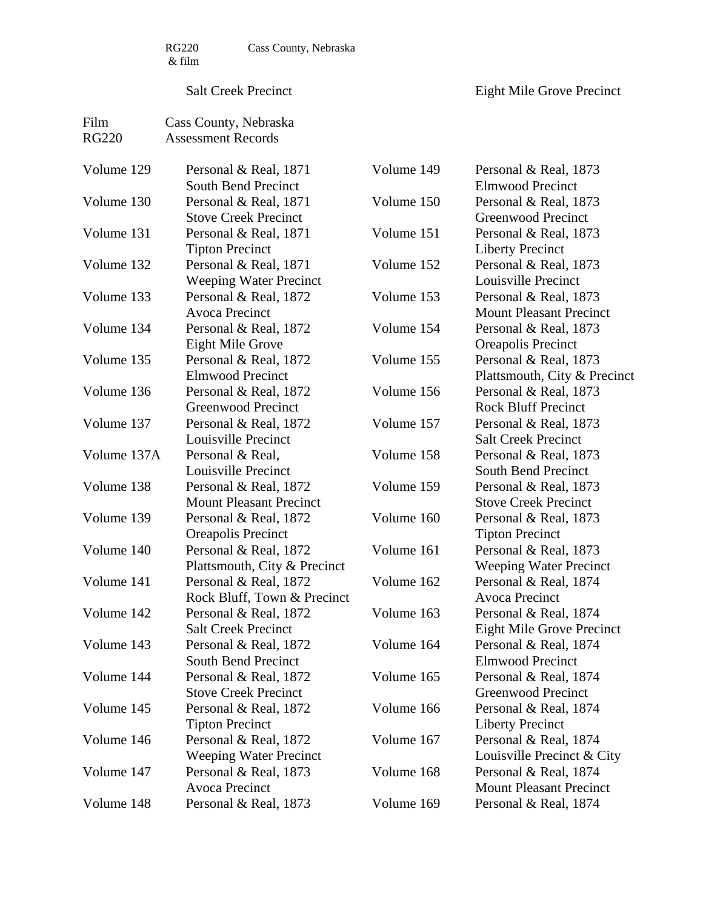RG220 & film — Cass County, Nebraska

Salt Creek Precinct — Eight Mile Grove Precinct

Film RG220 — Cass County, Nebraska Assessment Records

| Volume | Description | Volume | Description |
|---|---|---|---|
| Volume 129 | Personal & Real, 1871 South Bend Precinct | Volume 149 | Personal & Real, 1873 Elmwood Precinct |
| Volume 130 | Personal & Real, 1871 Stove Creek Precinct | Volume 150 | Personal & Real, 1873 Greenwood Precinct |
| Volume 131 | Personal & Real, 1871 Tipton Precinct | Volume 151 | Personal & Real, 1873 Liberty Precinct |
| Volume 132 | Personal & Real, 1871 Weeping Water Precinct | Volume 152 | Personal & Real, 1873 Louisville Precinct |
| Volume 133 | Personal & Real, 1872 Avoca Precinct | Volume 153 | Personal & Real, 1873 Mount Pleasant Precinct |
| Volume 134 | Personal & Real, 1872 Eight Mile Grove | Volume 154 | Personal & Real, 1873 Oreapolis Precinct |
| Volume 135 | Personal & Real, 1872 Elmwood Precinct | Volume 155 | Personal & Real, 1873 Plattsmouth, City & Precinct |
| Volume 136 | Personal & Real, 1872 Greenwood Precinct | Volume 156 | Personal & Real, 1873 Rock Bluff Precinct |
| Volume 137 | Personal & Real, 1872 Louisville Precinct | Volume 157 | Personal & Real, 1873 Salt Creek Precinct |
| Volume 137A | Personal & Real, Louisville Precinct | Volume 158 | Personal & Real, 1873 South Bend Precinct |
| Volume 138 | Personal & Real, 1872 Mount Pleasant Precinct | Volume 159 | Personal & Real, 1873 Stove Creek Precinct |
| Volume 139 | Personal & Real, 1872 Oreapolis Precinct | Volume 160 | Personal & Real, 1873 Tipton Precinct |
| Volume 140 | Personal & Real, 1872 Plattsmouth, City & Precinct | Volume 161 | Personal & Real, 1873 Weeping Water Precinct |
| Volume 141 | Personal & Real, 1872 Rock Bluff, Town & Precinct | Volume 162 | Personal & Real, 1874 Avoca Precinct |
| Volume 142 | Personal & Real, 1872 Salt Creek Precinct | Volume 163 | Personal & Real, 1874 Eight Mile Grove Precinct |
| Volume 143 | Personal & Real, 1872 South Bend Precinct | Volume 164 | Personal & Real, 1874 Elmwood Precinct |
| Volume 144 | Personal & Real, 1872 Stove Creek Precinct | Volume 165 | Personal & Real, 1874 Greenwood Precinct |
| Volume 145 | Personal & Real, 1872 Tipton Precinct | Volume 166 | Personal & Real, 1874 Liberty Precinct |
| Volume 146 | Personal & Real, 1872 Weeping Water Precinct | Volume 167 | Personal & Real, 1874 Louisville Precinct & City |
| Volume 147 | Personal & Real, 1873 Avoca Precinct | Volume 168 | Personal & Real, 1874 Mount Pleasant Precinct |
| Volume 148 | Personal & Real, 1873 | Volume 169 | Personal & Real, 1874 |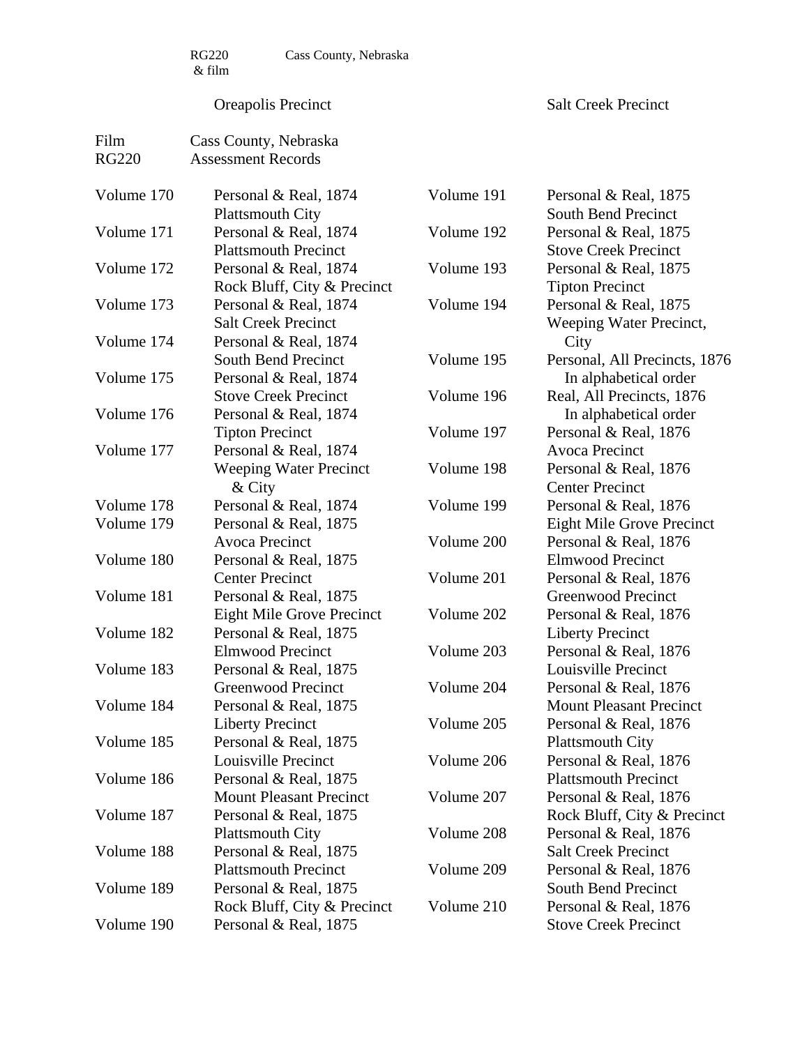RG220 & film    Cass County, Nebraska

Oreapolis Precinct    Salt Creek Precinct

Film RG220    Cass County, Nebraska
Assessment Records

Volume 170    Personal & Real, 1874
Plattsmouth City

Volume 171    Personal & Real, 1874
Plattsmouth Precinct

Volume 172    Personal & Real, 1874
Rock Bluff, City & Precinct

Volume 173    Personal & Real, 1874
Salt Creek Precinct

Volume 174    Personal & Real, 1874
South Bend Precinct

Volume 175    Personal & Real, 1874
Stove Creek Precinct

Volume 176    Personal & Real, 1874
Tipton Precinct

Volume 177    Personal & Real, 1874
Weeping Water Precinct & City

Volume 178    Personal & Real, 1874

Volume 179    Personal & Real, 1875
Avoca Precinct

Volume 180    Personal & Real, 1875
Center Precinct

Volume 181    Personal & Real, 1875
Eight Mile Grove Precinct

Volume 182    Personal & Real, 1875
Elmwood Precinct

Volume 183    Personal & Real, 1875
Greenwood Precinct

Volume 184    Personal & Real, 1875
Liberty Precinct

Volume 185    Personal & Real, 1875
Louisville Precinct

Volume 186    Personal & Real, 1875
Mount Pleasant Precinct

Volume 187    Personal & Real, 1875
Plattsmouth City

Volume 188    Personal & Real, 1875
Plattsmouth Precinct

Volume 189    Personal & Real, 1875
Rock Bluff, City & Precinct

Volume 190    Personal & Real, 1875

Volume 191    Personal & Real, 1875
South Bend Precinct

Volume 192    Personal & Real, 1875
Stove Creek Precinct

Volume 193    Personal & Real, 1875
Tipton Precinct

Volume 194    Personal & Real, 1875
Weeping Water Precinct, City

Volume 195    Personal, All Precincts, 1876
In alphabetical order

Volume 196    Real, All Precincts, 1876
In alphabetical order

Volume 197    Personal & Real, 1876
Avoca Precinct

Volume 198    Personal & Real, 1876
Center Precinct

Volume 199    Personal & Real, 1876
Eight Mile Grove Precinct

Volume 200    Personal & Real, 1876
Elmwood Precinct

Volume 201    Personal & Real, 1876
Greenwood Precinct

Volume 202    Personal & Real, 1876
Liberty Precinct

Volume 203    Personal & Real, 1876
Louisville Precinct

Volume 204    Personal & Real, 1876
Mount Pleasant Precinct

Volume 205    Personal & Real, 1876
Plattsmouth City

Volume 206    Personal & Real, 1876
Plattsmouth Precinct

Volume 207    Personal & Real, 1876
Rock Bluff, City & Precinct

Volume 208    Personal & Real, 1876
Salt Creek Precinct

Volume 209    Personal & Real, 1876
South Bend Precinct

Volume 210    Personal & Real, 1876
Stove Creek Precinct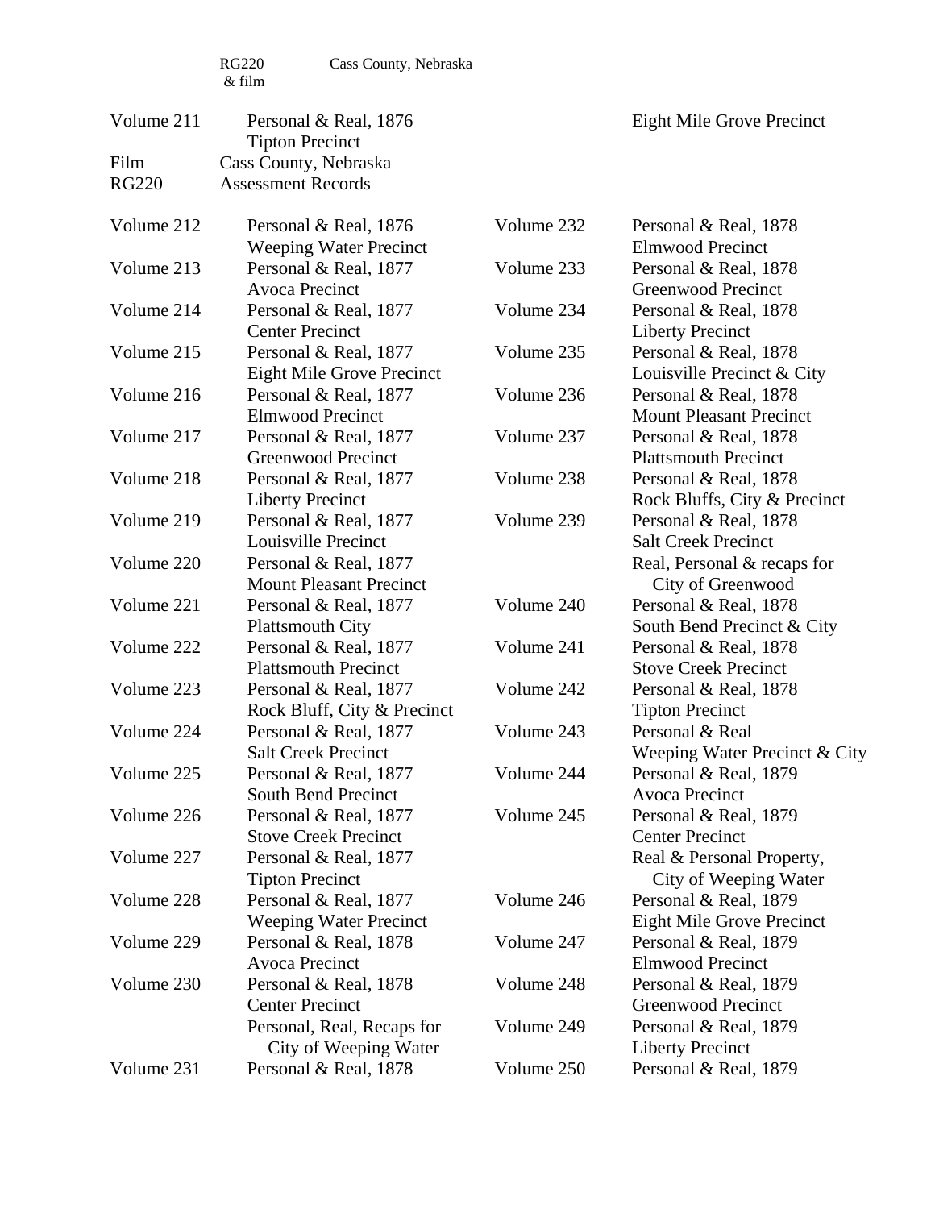RG220 & film    Cass County, Nebraska

Volume 211    Personal & Real, 1876    Eight Mile Grove Precinct
Tipton Precinct

Film
RG220

Cass County, Nebraska
Assessment Records

| | | | |
|---|---|---|---|
| Volume 212 | Personal & Real, 1876<br>Weeping Water Precinct | Volume 232 | Personal & Real, 1878<br>Elmwood Precinct |
| Volume 213 | Personal & Real, 1877<br>Avoca Precinct | Volume 233 | Personal & Real, 1878<br>Greenwood Precinct |
| Volume 214 | Personal & Real, 1877<br>Center Precinct | Volume 234 | Personal & Real, 1878<br>Liberty Precinct |
| Volume 215 | Personal & Real, 1877<br>Eight Mile Grove Precinct | Volume 235 | Personal & Real, 1878<br>Louisville Precinct & City |
| Volume 216 | Personal & Real, 1877<br>Elmwood Precinct | Volume 236 | Personal & Real, 1878<br>Mount Pleasant Precinct |
| Volume 217 | Personal & Real, 1877<br>Greenwood Precinct | Volume 237 | Personal & Real, 1878<br>Plattsmouth Precinct |
| Volume 218 | Personal & Real, 1877<br>Liberty Precinct | Volume 238 | Personal & Real, 1878<br>Rock Bluffs, City & Precinct |
| Volume 219 | Personal & Real, 1877<br>Louisville Precinct | Volume 239 | Personal & Real, 1878<br>Salt Creek Precinct |
| Volume 220 | Personal & Real, 1877<br>Mount Pleasant Precinct | | Real, Personal & recaps for<br>City of Greenwood |
| Volume 221 | Personal & Real, 1877<br>Plattsmouth City | Volume 240 | Personal & Real, 1878<br>South Bend Precinct & City |
| Volume 222 | Personal & Real, 1877<br>Plattsmouth Precinct | Volume 241 | Personal & Real, 1878<br>Stove Creek Precinct |
| Volume 223 | Personal & Real, 1877<br>Rock Bluff, City & Precinct | Volume 242 | Personal & Real, 1878<br>Tipton Precinct |
| Volume 224 | Personal & Real, 1877<br>Salt Creek Precinct | Volume 243 | Personal & Real<br>Weeping Water Precinct & City |
| Volume 225 | Personal & Real, 1877<br>South Bend Precinct | Volume 244 | Personal & Real, 1879<br>Avoca Precinct |
| Volume 226 | Personal & Real, 1877<br>Stove Creek Precinct | Volume 245 | Personal & Real, 1879<br>Center Precinct |
| Volume 227 | Personal & Real, 1877<br>Tipton Precinct | | Real & Personal Property,<br>City of Weeping Water |
| Volume 228 | Personal & Real, 1877<br>Weeping Water Precinct | Volume 246 | Personal & Real, 1879<br>Eight Mile Grove Precinct |
| Volume 229 | Personal & Real, 1878<br>Avoca Precinct | Volume 247 | Personal & Real, 1879<br>Elmwood Precinct |
| Volume 230 | Personal & Real, 1878<br>Center Precinct | Volume 248 | Personal & Real, 1879<br>Greenwood Precinct |
| | Personal, Real, Recaps for<br>City of Weeping Water | Volume 249 | Personal & Real, 1879<br>Liberty Precinct |
| Volume 231 | Personal & Real, 1878 | Volume 250 | Personal & Real, 1879 |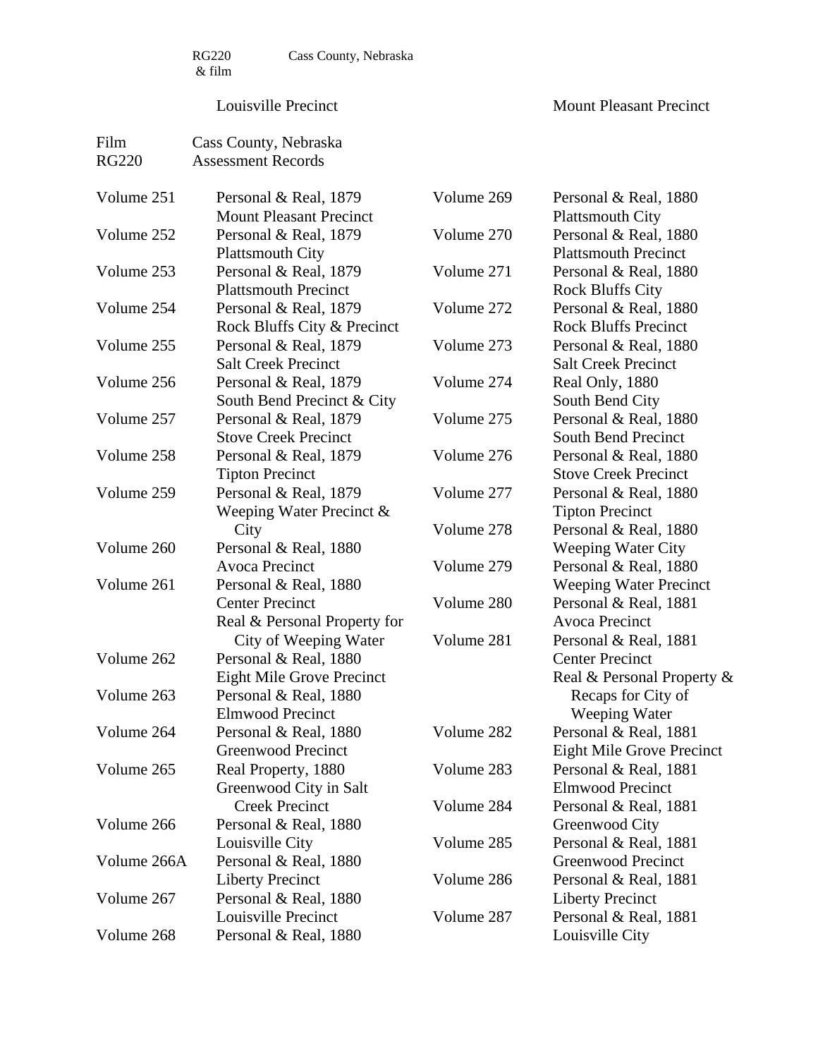RG220 & film    Cass County, Nebraska

Louisville Precinct    Mount Pleasant Precinct

Film RG220    Cass County, Nebraska
Assessment Records

| | | | |
|---|---|---|---|
| Volume 251 | Personal & Real, 1879 Mount Pleasant Precinct | Volume 269 | Personal & Real, 1880 Plattsmouth City |
| Volume 252 | Personal & Real, 1879 Plattsmouth City | Volume 270 | Personal & Real, 1880 Plattsmouth Precinct |
| Volume 253 | Personal & Real, 1879 Plattsmouth Precinct | Volume 271 | Personal & Real, 1880 Rock Bluffs City |
| Volume 254 | Personal & Real, 1879 Rock Bluffs City & Precinct | Volume 272 | Personal & Real, 1880 Rock Bluffs Precinct |
| Volume 255 | Personal & Real, 1879 Salt Creek Precinct | Volume 273 | Personal & Real, 1880 Salt Creek Precinct |
| Volume 256 | Personal & Real, 1879 South Bend Precinct & City | Volume 274 | Real Only, 1880 South Bend City |
| Volume 257 | Personal & Real, 1879 Stove Creek Precinct | Volume 275 | Personal & Real, 1880 South Bend Precinct |
| Volume 258 | Personal & Real, 1879 Tipton Precinct | Volume 276 | Personal & Real, 1880 Stove Creek Precinct |
| Volume 259 | Personal & Real, 1879 Weeping Water Precinct & City | Volume 277 | Personal & Real, 1880 Tipton Precinct |
| | | Volume 278 | Personal & Real, 1880 Weeping Water City |
| Volume 260 | Personal & Real, 1880 Avoca Precinct | Volume 279 | Personal & Real, 1880 Weeping Water Precinct |
| Volume 261 | Personal & Real, 1880 Center Precinct Real & Personal Property for City of Weeping Water | Volume 280 | Personal & Real, 1881 Avoca Precinct |
| | | Volume 281 | Personal & Real, 1881 Center Precinct Real & Personal Property & Recaps for City of Weeping Water |
| Volume 262 | Personal & Real, 1880 Eight Mile Grove Precinct | | |
| Volume 263 | Personal & Real, 1880 Elmwood Precinct | | |
| Volume 264 | Personal & Real, 1880 Greenwood Precinct | Volume 282 | Personal & Real, 1881 Eight Mile Grove Precinct |
| Volume 265 | Real Property, 1880 Greenwood City in Salt Creek Precinct | Volume 283 | Personal & Real, 1881 Elmwood Precinct |
| | | Volume 284 | Personal & Real, 1881 Greenwood City |
| Volume 266 | Personal & Real, 1880 Louisville City | Volume 285 | Personal & Real, 1881 Greenwood Precinct |
| Volume 266A | Personal & Real, 1880 Liberty Precinct | Volume 286 | Personal & Real, 1881 Liberty Precinct |
| Volume 267 | Personal & Real, 1880 Louisville Precinct | Volume 287 | Personal & Real, 1881 Louisville City |
| Volume 268 | Personal & Real, 1880 | | |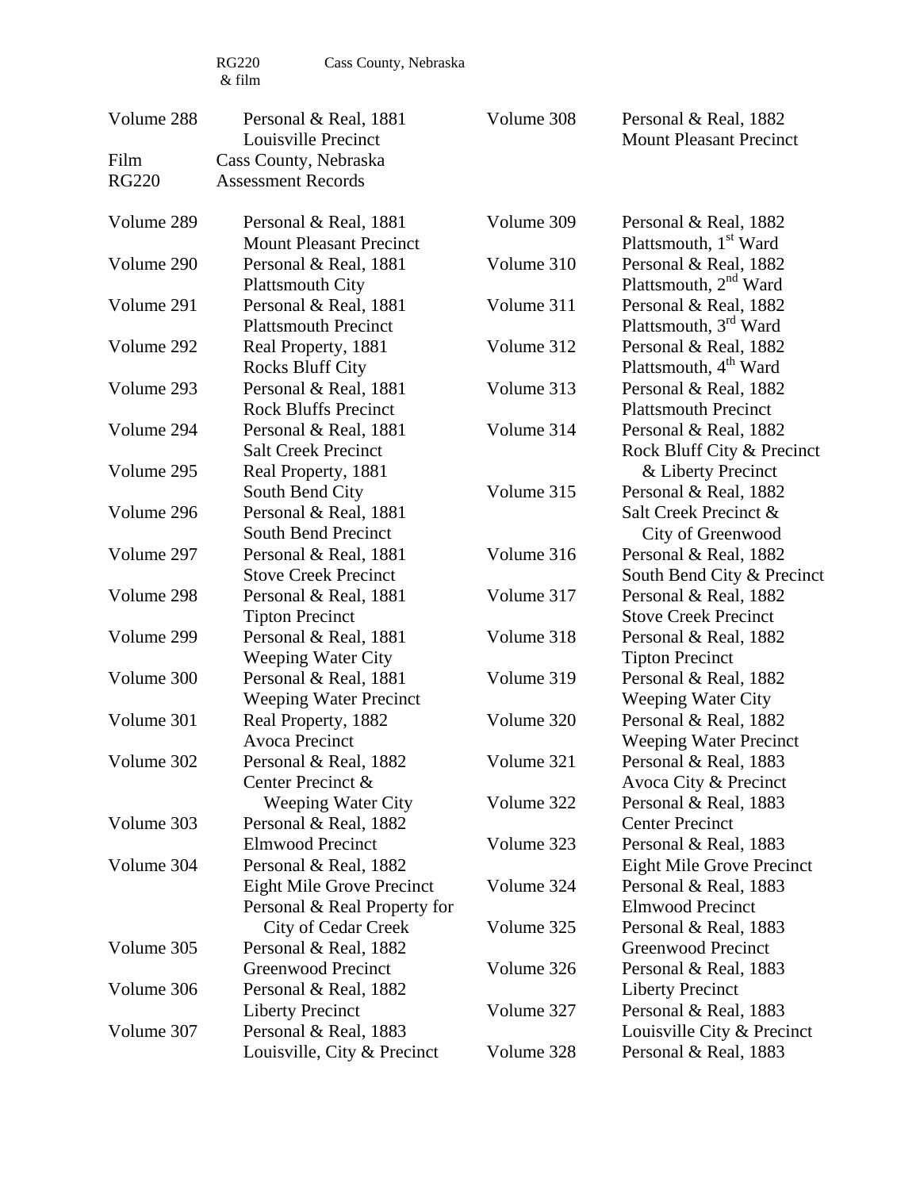RG220 & film — Cass County, Nebraska

Volume 288 Personal & Real, 1881
Louisville Precinct

Film
RG220

Cass County, Nebraska
Assessment Records

Volume 289 Personal & Real, 1881
Mount Pleasant Precinct

Volume 290 Personal & Real, 1881
Plattsmouth City

Volume 291 Personal & Real, 1881
Plattsmouth Precinct

Volume 292 Real Property, 1881
Rocks Bluff City

Volume 293 Personal & Real, 1881
Rock Bluffs Precinct

Volume 294 Personal & Real, 1881
Salt Creek Precinct

Volume 295 Real Property, 1881
South Bend City

Volume 296 Personal & Real, 1881
South Bend Precinct

Volume 297 Personal & Real, 1881
Stove Creek Precinct

Volume 298 Personal & Real, 1881
Tipton Precinct

Volume 299 Personal & Real, 1881
Weeping Water City

Volume 300 Personal & Real, 1881
Weeping Water Precinct

Volume 301 Real Property, 1882
Avoca Precinct

Volume 302 Personal & Real, 1882
Center Precinct &
Weeping Water City

Volume 303 Personal & Real, 1882
Elmwood Precinct

Volume 304 Personal & Real, 1882
Eight Mile Grove Precinct
Personal & Real Property for
City of Cedar Creek

Volume 305 Personal & Real, 1882
Greenwood Precinct

Volume 306 Personal & Real, 1882
Liberty Precinct

Volume 307 Personal & Real, 1883
Louisville, City & Precinct

Volume 308 Personal & Real, 1882
Mount Pleasant Precinct

Volume 309 Personal & Real, 1882
Plattsmouth, 1st Ward

Volume 310 Personal & Real, 1882
Plattsmouth, 2nd Ward

Volume 311 Personal & Real, 1882
Plattsmouth, 3rd Ward

Volume 312 Personal & Real, 1882
Plattsmouth, 4th Ward

Volume 313 Personal & Real, 1882
Plattsmouth Precinct

Volume 314 Personal & Real, 1882
Rock Bluff City & Precinct
& Liberty Precinct

Volume 315 Personal & Real, 1882
Salt Creek Precinct &
City of Greenwood

Volume 316 Personal & Real, 1882
South Bend City & Precinct

Volume 317 Personal & Real, 1882
Stove Creek Precinct

Volume 318 Personal & Real, 1882
Tipton Precinct

Volume 319 Personal & Real, 1882
Weeping Water City

Volume 320 Personal & Real, 1882
Weeping Water Precinct

Volume 321 Personal & Real, 1883
Avoca City & Precinct

Volume 322 Personal & Real, 1883
Center Precinct

Volume 323 Personal & Real, 1883
Eight Mile Grove Precinct

Volume 324 Personal & Real, 1883
Elmwood Precinct

Volume 325 Personal & Real, 1883
Greenwood Precinct

Volume 326 Personal & Real, 1883
Liberty Precinct

Volume 327 Personal & Real, 1883
Louisville City & Precinct

Volume 328 Personal & Real, 1883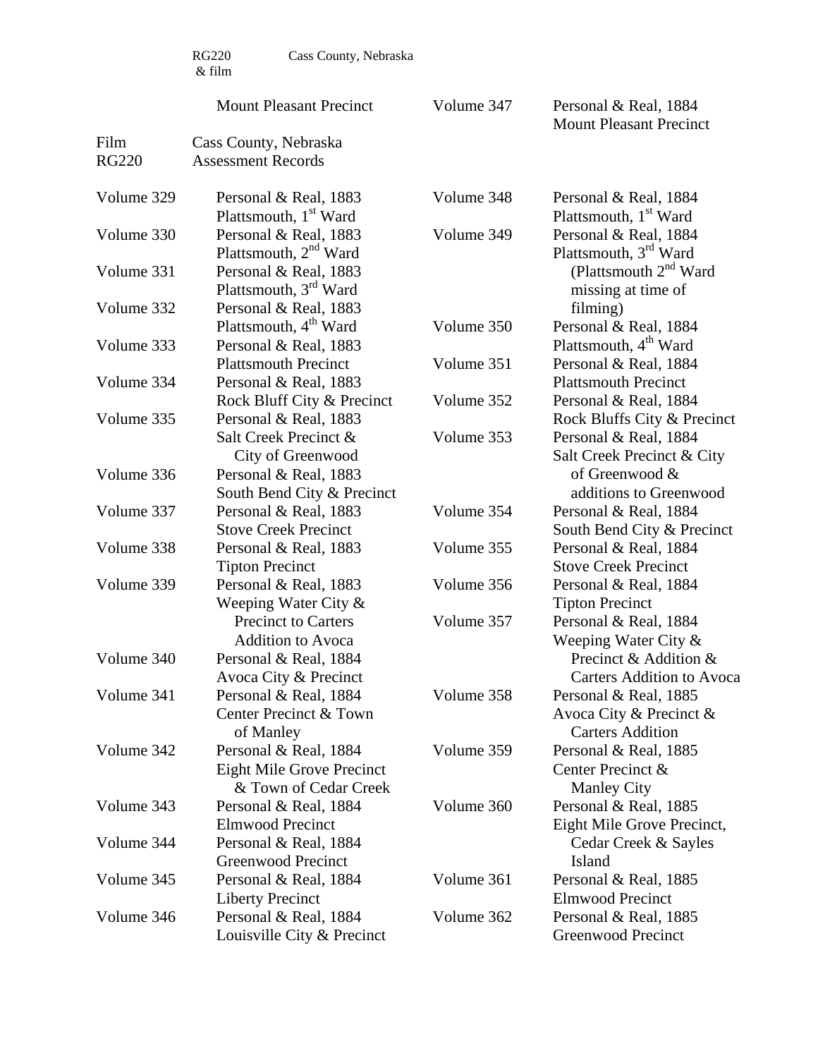RG220 & film — Cass County, Nebraska

| | Mount Pleasant Precinct |
|---|---|
| Volume 347 | Personal & Real, 1884<br>Mount Pleasant Precinct |

Film RG220 — Cass County, Nebraska Assessment Records

| | |
|---|---|
| Volume 329 | Personal & Real, 1883<br>Plattsmouth, 1st Ward |
| Volume 330 | Personal & Real, 1883<br>Plattsmouth, 2nd Ward |
| Volume 331 | Personal & Real, 1883<br>Plattsmouth, 3rd Ward |
| Volume 332 | Personal & Real, 1883<br>Plattsmouth, 4th Ward |
| Volume 333 | Personal & Real, 1883<br>Plattsmouth Precinct |
| Volume 334 | Personal & Real, 1883<br>Rock Bluff City & Precinct |
| Volume 335 | Personal & Real, 1883<br>Salt Creek Precinct & City of Greenwood |
| Volume 336 | Personal & Real, 1883<br>South Bend City & Precinct |
| Volume 337 | Personal & Real, 1883<br>Stove Creek Precinct |
| Volume 338 | Personal & Real, 1883<br>Tipton Precinct |
| Volume 339 | Personal & Real, 1883<br>Weeping Water City & Precinct to Carters Addition to Avoca |
| Volume 340 | Personal & Real, 1884<br>Avoca City & Precinct |
| Volume 341 | Personal & Real, 1884<br>Center Precinct & Town of Manley |
| Volume 342 | Personal & Real, 1884<br>Eight Mile Grove Precinct & Town of Cedar Creek |
| Volume 343 | Personal & Real, 1884<br>Elmwood Precinct |
| Volume 344 | Personal & Real, 1884<br>Greenwood Precinct |
| Volume 345 | Personal & Real, 1884<br>Liberty Precinct |
| Volume 346 | Personal & Real, 1884<br>Louisville City & Precinct |
| Volume 348 | Personal & Real, 1884<br>Plattsmouth, 1st Ward |
| Volume 349 | Personal & Real, 1884<br>Plattsmouth, 3rd Ward (Plattsmouth 2nd Ward missing at time of filming) |
| Volume 350 | Personal & Real, 1884<br>Plattsmouth, 4th Ward |
| Volume 351 | Personal & Real, 1884<br>Plattsmouth Precinct |
| Volume 352 | Personal & Real, 1884<br>Rock Bluffs City & Precinct |
| Volume 353 | Personal & Real, 1884<br>Salt Creek Precinct & City of Greenwood & additions to Greenwood |
| Volume 354 | Personal & Real, 1884<br>South Bend City & Precinct |
| Volume 355 | Personal & Real, 1884<br>Stove Creek Precinct |
| Volume 356 | Personal & Real, 1884<br>Tipton Precinct |
| Volume 357 | Personal & Real, 1884<br>Weeping Water City & Precinct & Addition & Carters Addition to Avoca |
| Volume 358 | Personal & Real, 1885<br>Avoca City & Precinct & Carters Addition |
| Volume 359 | Personal & Real, 1885<br>Center Precinct & Manley City |
| Volume 360 | Personal & Real, 1885<br>Eight Mile Grove Precinct, Cedar Creek & Sayles Island |
| Volume 361 | Personal & Real, 1885<br>Elmwood Precinct |
| Volume 362 | Personal & Real, 1885<br>Greenwood Precinct |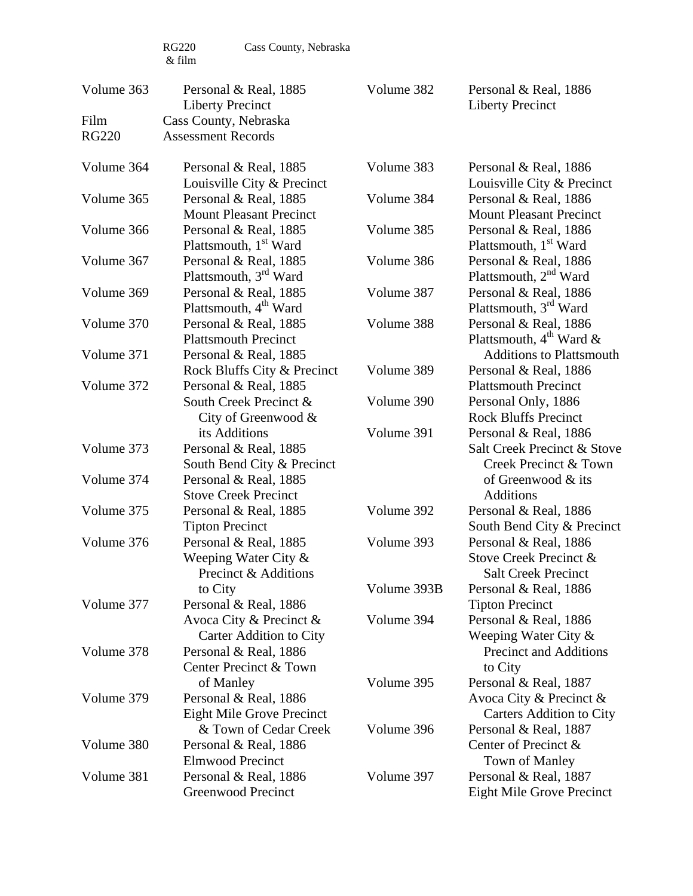RG220 & film Cass County, Nebraska

Volume 363 Personal & Real, 1885
Liberty Precinct

Film Cass County, Nebraska
RG220 Assessment Records

Volume 364 Personal & Real, 1885
Louisville City & Precinct

Volume 365 Personal & Real, 1885
Mount Pleasant Precinct

Volume 366 Personal & Real, 1885
Plattsmouth, 1st Ward

Volume 367 Personal & Real, 1885
Plattsmouth, 3rd Ward

Volume 369 Personal & Real, 1885
Plattsmouth, 4th Ward

Volume 370 Personal & Real, 1885
Plattsmouth Precinct

Volume 371 Personal & Real, 1885
Rock Bluffs City & Precinct

Volume 372 Personal & Real, 1885
South Creek Precinct & City of Greenwood & its Additions

Volume 373 Personal & Real, 1885
South Bend City & Precinct

Volume 374 Personal & Real, 1885
Stove Creek Precinct

Volume 375 Personal & Real, 1885
Tipton Precinct

Volume 376 Personal & Real, 1885
Weeping Water City & Precinct & Additions to City

Volume 377 Personal & Real, 1886
Avoca City & Precinct & Carter Addition to City

Volume 378 Personal & Real, 1886
Center Precinct & Town of Manley

Volume 379 Personal & Real, 1886
Eight Mile Grove Precinct & Town of Cedar Creek

Volume 380 Personal & Real, 1886
Elmwood Precinct

Volume 381 Personal & Real, 1886
Greenwood Precinct

Volume 382 Personal & Real, 1886
Liberty Precinct

Volume 383 Personal & Real, 1886
Louisville City & Precinct

Volume 384 Personal & Real, 1886
Mount Pleasant Precinct

Volume 385 Personal & Real, 1886
Plattsmouth, 1st Ward

Volume 386 Personal & Real, 1886
Plattsmouth, 2nd Ward

Volume 387 Personal & Real, 1886
Plattsmouth, 3rd Ward

Volume 388 Personal & Real, 1886
Plattsmouth, 4th Ward & Additions to Plattsmouth

Volume 389 Personal & Real, 1886
Plattsmouth Precinct

Volume 390 Personal Only, 1886
Rock Bluffs Precinct

Volume 391 Personal & Real, 1886
Salt Creek Precinct & Stove Creek Precinct & Town of Greenwood & its Additions

Volume 392 Personal & Real, 1886
South Bend City & Precinct

Volume 393 Personal & Real, 1886
Stove Creek Precinct & Salt Creek Precinct

Volume 393B Personal & Real, 1886
Tipton Precinct

Volume 394 Personal & Real, 1886
Weeping Water City & Precinct and Additions to City

Volume 395 Personal & Real, 1887
Avoca City & Precinct & Carters Addition to City

Volume 396 Personal & Real, 1887
Center of Precinct & Town of Manley

Volume 397 Personal & Real, 1887
Eight Mile Grove Precinct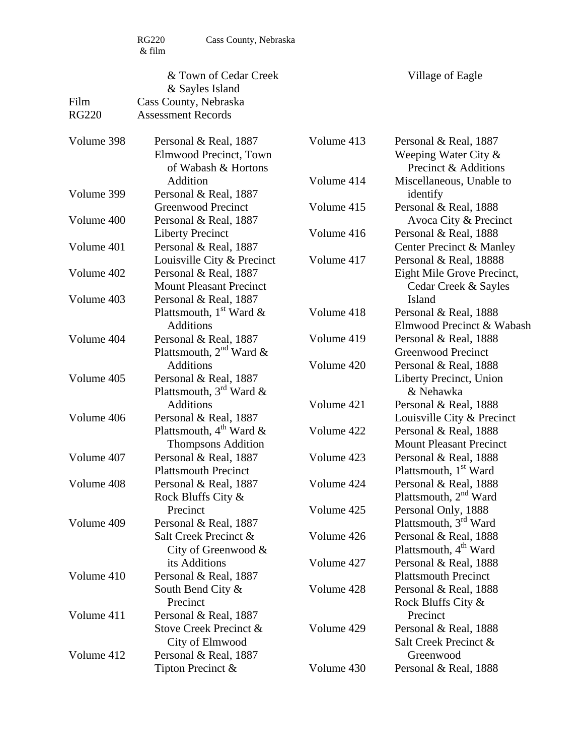RG220 & film Cass County, Nebraska

& Town of Cedar Creek
& Sayles Island

Village of Eagle

Film RG220 Cass County, Nebraska
Assessment Records

Volume 398 Personal & Real, 1887
Elmwood Precinct, Town of Wabash & Hortons Addition

Volume 399 Personal & Real, 1887
Greenwood Precinct

Volume 400 Personal & Real, 1887
Liberty Precinct

Volume 401 Personal & Real, 1887
Louisville City & Precinct

Volume 402 Personal & Real, 1887
Mount Pleasant Precinct

Volume 403 Personal & Real, 1887
Plattsmouth, 1st Ward & Additions

Volume 404 Personal & Real, 1887
Plattsmouth, 2nd Ward & Additions

Volume 405 Personal & Real, 1887
Plattsmouth, 3rd Ward & Additions

Volume 406 Personal & Real, 1887
Plattsmouth, 4th Ward & Thompsons Addition

Volume 407 Personal & Real, 1887
Plattsmouth Precinct

Volume 408 Personal & Real, 1887
Rock Bluffs City & Precinct

Volume 409 Personal & Real, 1887
Salt Creek Precinct & City of Greenwood & its Additions

Volume 410 Personal & Real, 1887
South Bend City & Precinct

Volume 411 Personal & Real, 1887
Stove Creek Precinct & City of Elmwood

Volume 412 Personal & Real, 1887
Tipton Precinct &

Volume 413 Personal & Real, 1887
Weeping Water City & Precinct & Additions

Volume 414 Miscellaneous, Unable to identify

Volume 415 Personal & Real, 1888
Avoca City & Precinct

Volume 416 Personal & Real, 1888
Center Precinct & Manley

Volume 417 Personal & Real, 18888
Eight Mile Grove Precinct, Cedar Creek & Sayles Island

Volume 418 Personal & Real, 1888
Elmwood Precinct & Wabash

Volume 419 Personal & Real, 1888
Greenwood Precinct

Volume 420 Personal & Real, 1888
Liberty Precinct, Union & Nehawka

Volume 421 Personal & Real, 1888
Louisville City & Precinct

Volume 422 Personal & Real, 1888
Mount Pleasant Precinct

Volume 423 Personal & Real, 1888
Plattsmouth, 1st Ward

Volume 424 Personal & Real, 1888
Plattsmouth, 2nd Ward

Volume 425 Personal Only, 1888
Plattsmouth, 3rd Ward

Volume 426 Personal & Real, 1888
Plattsmouth, 4th Ward

Volume 427 Personal & Real, 1888
Plattsmouth Precinct

Volume 428 Personal & Real, 1888
Rock Bluffs City & Precinct

Volume 429 Personal & Real, 1888
Salt Creek Precinct & Greenwood

Volume 430 Personal & Real, 1888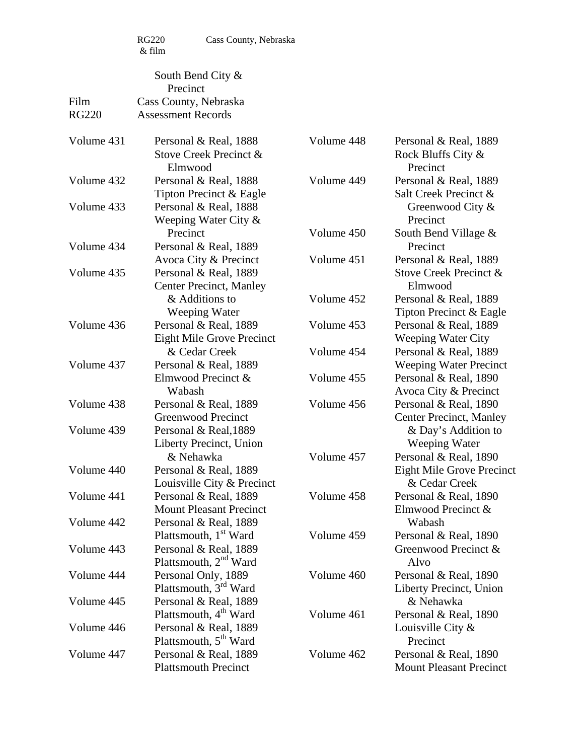RG220 & film — Cass County, Nebraska

South Bend City & Precinct

Film RG220 — Cass County, Nebraska Assessment Records

| | |
|---|---|
| Volume 431 | Personal & Real, 1888 Stove Creek Precinct & Elmwood |
| Volume 432 | Personal & Real, 1888 Tipton Precinct & Eagle |
| Volume 433 | Personal & Real, 1888 Weeping Water City & Precinct |
| Volume 434 | Personal & Real, 1889 Avoca City & Precinct |
| Volume 435 | Personal & Real, 1889 Center Precinct, Manley & Additions to Weeping Water |
| Volume 436 | Personal & Real, 1889 Eight Mile Grove Precinct & Cedar Creek |
| Volume 437 | Personal & Real, 1889 Elmwood Precinct & Wabash |
| Volume 438 | Personal & Real, 1889 Greenwood Precinct |
| Volume 439 | Personal & Real,1889 Liberty Precinct, Union & Nehawka |
| Volume 440 | Personal & Real, 1889 Louisville City & Precinct |
| Volume 441 | Personal & Real, 1889 Mount Pleasant Precinct |
| Volume 442 | Personal & Real, 1889 Plattsmouth, 1st Ward |
| Volume 443 | Personal & Real, 1889 Plattsmouth, 2nd Ward |
| Volume 444 | Personal Only, 1889 Plattsmouth, 3rd Ward |
| Volume 445 | Personal & Real, 1889 Plattsmouth, 4th Ward |
| Volume 446 | Personal & Real, 1889 Plattsmouth, 5th Ward |
| Volume 447 | Personal & Real, 1889 Plattsmouth Precinct |
| Volume 448 | Personal & Real, 1889 Rock Bluffs City & Precinct |
| Volume 449 | Personal & Real, 1889 Salt Creek Precinct & Greenwood City & Precinct |
| Volume 450 | South Bend Village & Precinct |
| Volume 451 | Personal & Real, 1889 Stove Creek Precinct & Elmwood |
| Volume 452 | Personal & Real, 1889 Tipton Precinct & Eagle |
| Volume 453 | Personal & Real, 1889 Weeping Water City |
| Volume 454 | Personal & Real, 1889 Weeping Water Precinct |
| Volume 455 | Personal & Real, 1890 Avoca City & Precinct |
| Volume 456 | Personal & Real, 1890 Center Precinct, Manley & Day's Addition to Weeping Water |
| Volume 457 | Personal & Real, 1890 Eight Mile Grove Precinct & Cedar Creek |
| Volume 458 | Personal & Real, 1890 Elmwood Precinct & Wabash |
| Volume 459 | Personal & Real, 1890 Greenwood Precinct & Alvo |
| Volume 460 | Personal & Real, 1890 Liberty Precinct, Union & Nehawka |
| Volume 461 | Personal & Real, 1890 Louisville City & Precinct |
| Volume 462 | Personal & Real, 1890 Mount Pleasant Precinct |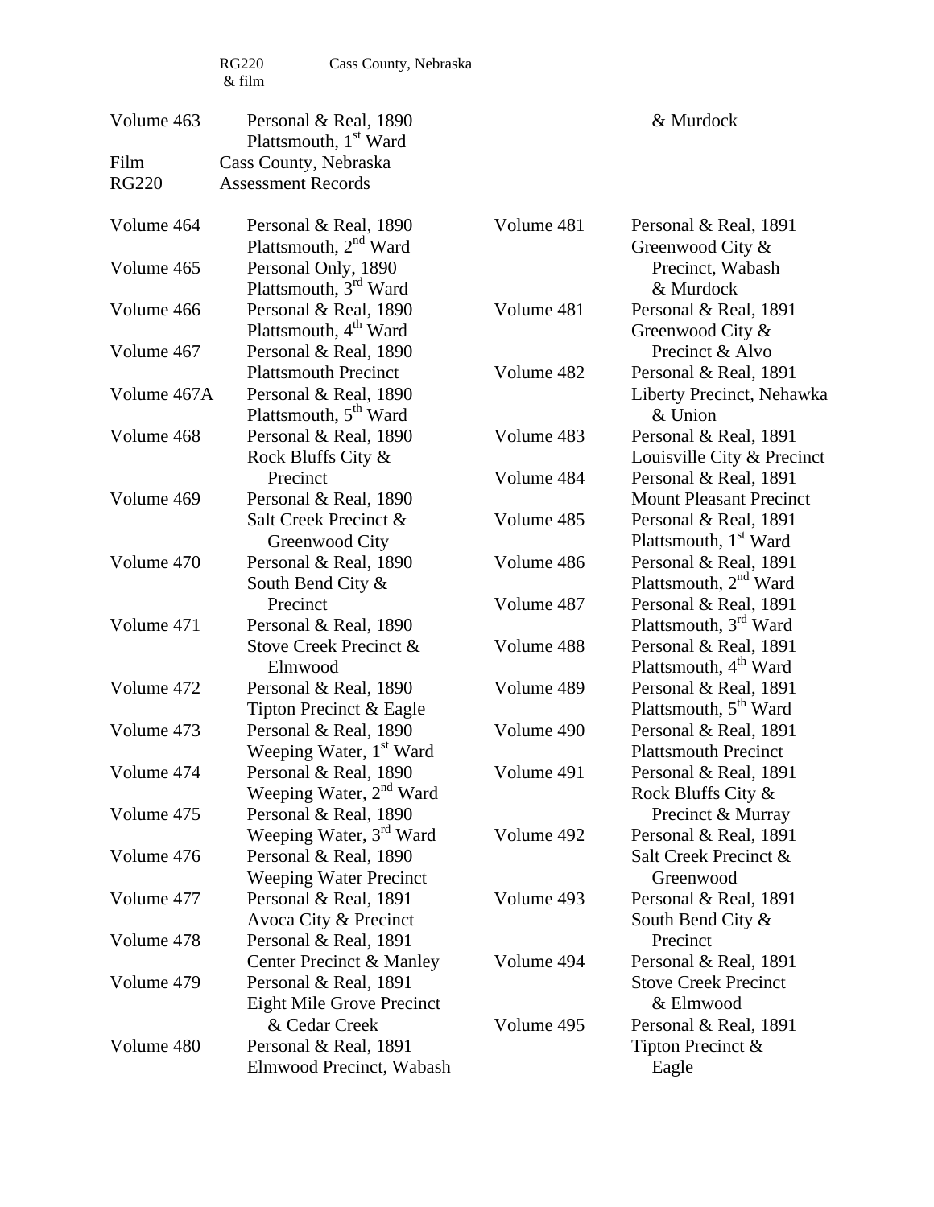RG220 & film    Cass County, Nebraska

Volume 463    Personal & Real, 1890
Plattsmouth, 1st Ward

& Murdock

Film    Cass County, Nebraska
RG220    Assessment Records

| Volume | Description |
|---|---|
| Volume 464 | Personal & Real, 1890 Plattsmouth, 2nd Ward |
| Volume 465 | Personal Only, 1890 Plattsmouth, 3rd Ward |
| Volume 466 | Personal & Real, 1890 Plattsmouth, 4th Ward |
| Volume 467 | Personal & Real, 1890 Plattsmouth Precinct |
| Volume 467A | Personal & Real, 1890 Plattsmouth, 5th Ward |
| Volume 468 | Personal & Real, 1890 Rock Bluffs City & Precinct |
| Volume 469 | Personal & Real, 1890 Salt Creek Precinct & Greenwood City |
| Volume 470 | Personal & Real, 1890 South Bend City & Precinct |
| Volume 471 | Personal & Real, 1890 Stove Creek Precinct & Elmwood |
| Volume 472 | Personal & Real, 1890 Tipton Precinct & Eagle |
| Volume 473 | Personal & Real, 1890 Weeping Water, 1st Ward |
| Volume 474 | Personal & Real, 1890 Weeping Water, 2nd Ward |
| Volume 475 | Personal & Real, 1890 Weeping Water, 3rd Ward |
| Volume 476 | Personal & Real, 1890 Weeping Water Precinct |
| Volume 477 | Personal & Real, 1891 Avoca City & Precinct |
| Volume 478 | Personal & Real, 1891 Center Precinct & Manley |
| Volume 479 | Personal & Real, 1891 Eight Mile Grove Precinct & Cedar Creek |
| Volume 480 | Personal & Real, 1891 Elmwood Precinct, Wabash |
| Volume 481 | Personal & Real, 1891 Greenwood City & Precinct, Wabash & Murdock |
| Volume 481 | Personal & Real, 1891 Greenwood City & Precinct & Alvo |
| Volume 482 | Personal & Real, 1891 Liberty Precinct, Nehawka & Union |
| Volume 483 | Personal & Real, 1891 Louisville City & Precinct |
| Volume 484 | Personal & Real, 1891 Mount Pleasant Precinct |
| Volume 485 | Personal & Real, 1891 Plattsmouth, 1st Ward |
| Volume 486 | Personal & Real, 1891 Plattsmouth, 2nd Ward |
| Volume 487 | Personal & Real, 1891 Plattsmouth, 3rd Ward |
| Volume 488 | Personal & Real, 1891 Plattsmouth, 4th Ward |
| Volume 489 | Personal & Real, 1891 Plattsmouth, 5th Ward |
| Volume 490 | Personal & Real, 1891 Plattsmouth Precinct |
| Volume 491 | Personal & Real, 1891 Rock Bluffs City & Precinct & Murray |
| Volume 492 | Personal & Real, 1891 Salt Creek Precinct & Greenwood |
| Volume 493 | Personal & Real, 1891 South Bend City & Precinct |
| Volume 494 | Personal & Real, 1891 Stove Creek Precinct & Elmwood |
| Volume 495 | Personal & Real, 1891 Tipton Precinct & Eagle |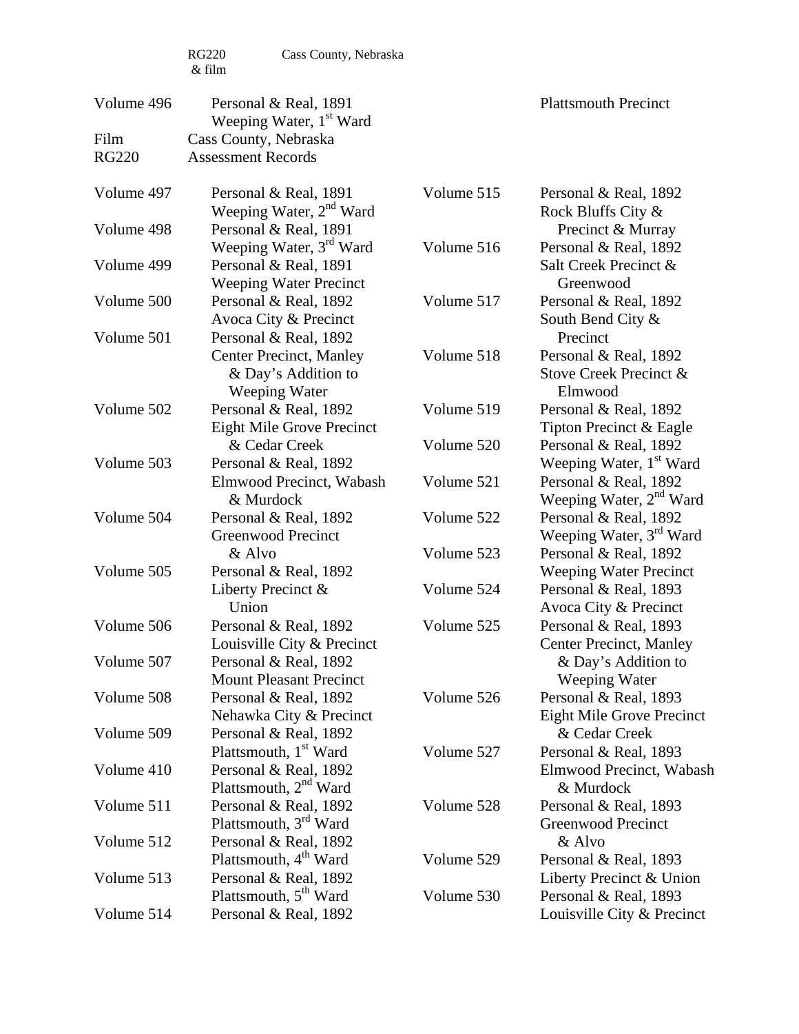RG220 & film — Cass County, Nebraska

Volume 496 — Personal & Real, 1891 — Weeping Water, 1st Ward — Plattsmouth Precinct

Film
RG220

Cass County, Nebraska
Assessment Records

| Volume | Description |
|---|---|
| Volume 497 | Personal & Real, 1891<br>Weeping Water, 2nd Ward |
| Volume 498 | Personal & Real, 1891<br>Weeping Water, 3rd Ward |
| Volume 499 | Personal & Real, 1891<br>Weeping Water Precinct |
| Volume 500 | Personal & Real, 1892<br>Avoca City & Precinct |
| Volume 501 | Personal & Real, 1892<br>Center Precinct, Manley & Day's Addition to Weeping Water |
| Volume 502 | Personal & Real, 1892<br>Eight Mile Grove Precinct & Cedar Creek |
| Volume 503 | Personal & Real, 1892<br>Elmwood Precinct, Wabash & Murdock |
| Volume 504 | Personal & Real, 1892<br>Greenwood Precinct & Alvo |
| Volume 505 | Personal & Real, 1892<br>Liberty Precinct & Union |
| Volume 506 | Personal & Real, 1892<br>Louisville City & Precinct |
| Volume 507 | Personal & Real, 1892<br>Mount Pleasant Precinct |
| Volume 508 | Personal & Real, 1892<br>Nehawka City & Precinct |
| Volume 509 | Personal & Real, 1892<br>Plattsmouth, 1st Ward |
| Volume 410 | Personal & Real, 1892<br>Plattsmouth, 2nd Ward |
| Volume 511 | Personal & Real, 1892<br>Plattsmouth, 3rd Ward |
| Volume 512 | Personal & Real, 1892<br>Plattsmouth, 4th Ward |
| Volume 513 | Personal & Real, 1892<br>Plattsmouth, 5th Ward |
| Volume 514 | Personal & Real, 1892 |
| Volume 515 | Personal & Real, 1892<br>Rock Bluffs City & Precinct & Murray |
| Volume 516 | Personal & Real, 1892<br>Salt Creek Precinct & Greenwood |
| Volume 517 | Personal & Real, 1892<br>South Bend City & Precinct |
| Volume 518 | Personal & Real, 1892<br>Stove Creek Precinct & Elmwood |
| Volume 519 | Personal & Real, 1892<br>Tipton Precinct & Eagle |
| Volume 520 | Personal & Real, 1892<br>Weeping Water, 1st Ward |
| Volume 521 | Personal & Real, 1892<br>Weeping Water, 2nd Ward |
| Volume 522 | Personal & Real, 1892<br>Weeping Water, 3rd Ward |
| Volume 523 | Personal & Real, 1892<br>Weeping Water Precinct |
| Volume 524 | Personal & Real, 1893<br>Avoca City & Precinct |
| Volume 525 | Personal & Real, 1893<br>Center Precinct, Manley & Day's Addition to Weeping Water |
| Volume 526 | Personal & Real, 1893<br>Eight Mile Grove Precinct & Cedar Creek |
| Volume 527 | Personal & Real, 1893<br>Elmwood Precinct, Wabash & Murdock |
| Volume 528 | Personal & Real, 1893<br>Greenwood Precinct & Alvo |
| Volume 529 | Personal & Real, 1893<br>Liberty Precinct & Union |
| Volume 530 | Personal & Real, 1893<br>Louisville City & Precinct |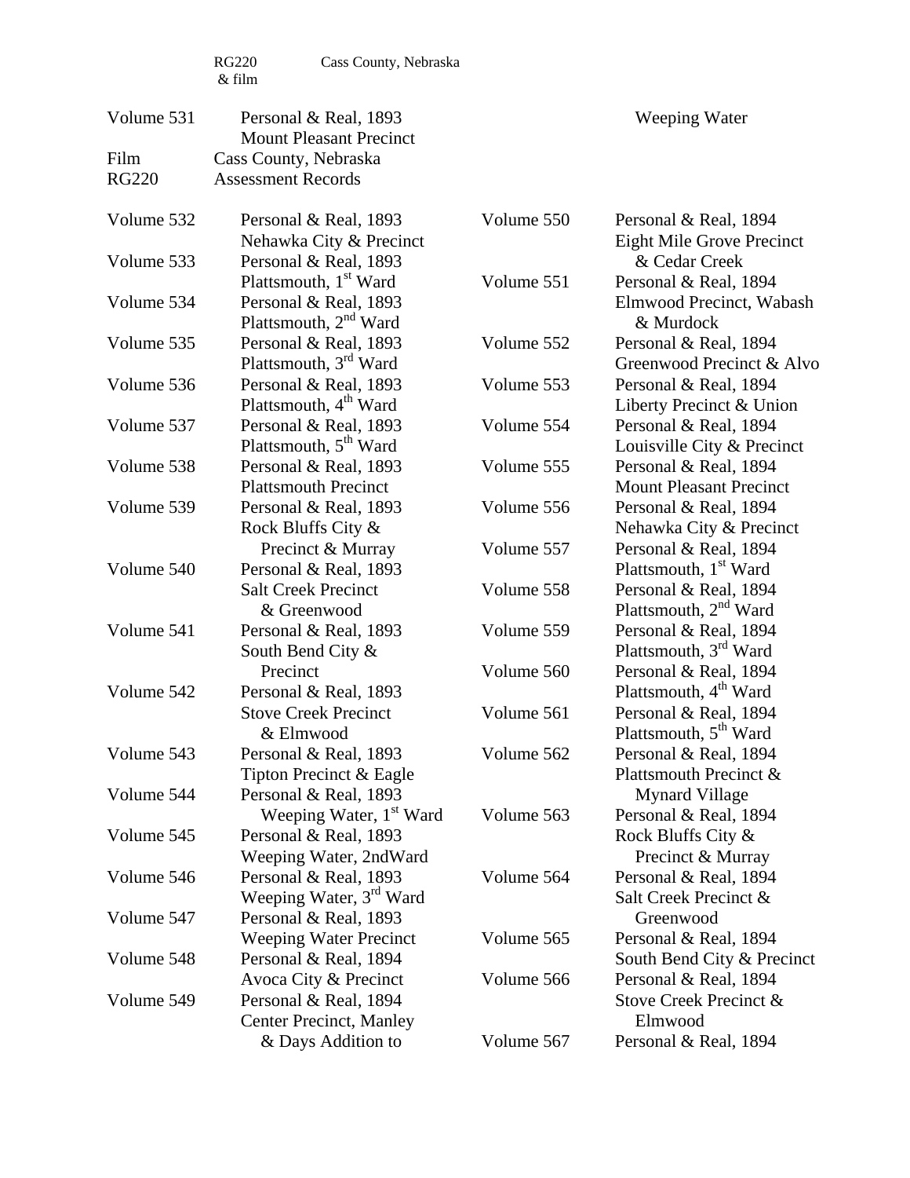RG220 & film    Cass County, Nebraska

Volume 531 Personal & Real, 1893
Mount Pleasant Precinct    Weeping Water

Film
RG220
Cass County, Nebraska
Assessment Records

Volume 532 Personal & Real, 1893
Nehawka City & Precinct

Volume 533 Personal & Real, 1893
Plattsmouth, 1st Ward

Volume 534 Personal & Real, 1893
Plattsmouth, 2nd Ward

Volume 535 Personal & Real, 1893
Plattsmouth, 3rd Ward

Volume 536 Personal & Real, 1893
Plattsmouth, 4th Ward

Volume 537 Personal & Real, 1893
Plattsmouth, 5th Ward

Volume 538 Personal & Real, 1893
Plattsmouth Precinct

Volume 539 Personal & Real, 1893
Rock Bluffs City & Precinct & Murray

Volume 540 Personal & Real, 1893
Salt Creek Precinct & Greenwood

Volume 541 Personal & Real, 1893
South Bend City & Precinct

Volume 542 Personal & Real, 1893
Stove Creek Precinct & Elmwood

Volume 543 Personal & Real, 1893
Tipton Precinct & Eagle

Volume 544 Personal & Real, 1893
Weeping Water, 1st Ward

Volume 545 Personal & Real, 1893
Weeping Water, 2ndWard

Volume 546 Personal & Real, 1893
Weeping Water, 3rd Ward

Volume 547 Personal & Real, 1893
Weeping Water Precinct

Volume 548 Personal & Real, 1894
Avoca City & Precinct

Volume 549 Personal & Real, 1894
Center Precinct, Manley & Days Addition to

Volume 550 Personal & Real, 1894
Eight Mile Grove Precinct & Cedar Creek

Volume 551 Personal & Real, 1894
Elmwood Precinct, Wabash & Murdock

Volume 552 Personal & Real, 1894
Greenwood Precinct & Alvo

Volume 553 Personal & Real, 1894
Liberty Precinct & Union

Volume 554 Personal & Real, 1894
Louisville City & Precinct

Volume 555 Personal & Real, 1894
Mount Pleasant Precinct

Volume 556 Personal & Real, 1894
Nehawka City & Precinct

Volume 557 Personal & Real, 1894
Plattsmouth, 1st Ward

Volume 558 Personal & Real, 1894
Plattsmouth, 2nd Ward

Volume 559 Personal & Real, 1894
Plattsmouth, 3rd Ward

Volume 560 Personal & Real, 1894
Plattsmouth, 4th Ward

Volume 561 Personal & Real, 1894
Plattsmouth, 5th Ward

Volume 562 Personal & Real, 1894
Plattsmouth Precinct & Mynard Village

Volume 563 Personal & Real, 1894
Rock Bluffs City & Precinct & Murray

Volume 564 Personal & Real, 1894
Salt Creek Precinct & Greenwood

Volume 565 Personal & Real, 1894
South Bend City & Precinct

Volume 566 Personal & Real, 1894
Stove Creek Precinct & Elmwood

Volume 567 Personal & Real, 1894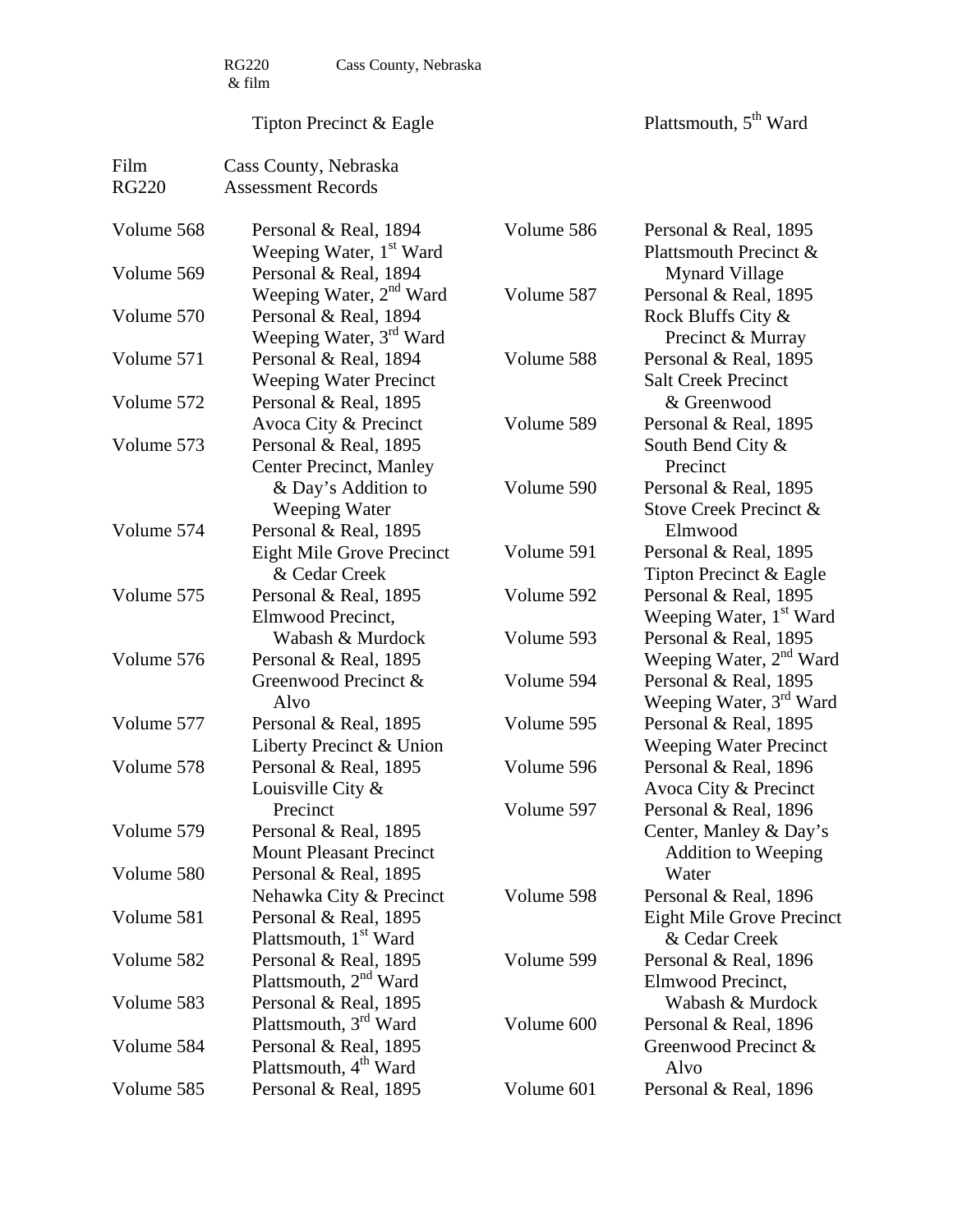RG220 & film    Cass County, Nebraska

Tipton Precinct & Eagle    Plattsmouth, 5th Ward

Film RG220    Cass County, Nebraska
Assessment Records

Volume 568    Personal & Real, 1894
Weeping Water, 1st Ward

Volume 569    Personal & Real, 1894
Weeping Water, 2nd Ward

Volume 570    Personal & Real, 1894
Weeping Water, 3rd Ward

Volume 571    Personal & Real, 1894
Weeping Water Precinct

Volume 572    Personal & Real, 1895
Avoca City & Precinct

Volume 573    Personal & Real, 1895
Center Precinct, Manley & Day's Addition to Weeping Water

Volume 574    Personal & Real, 1895
Eight Mile Grove Precinct & Cedar Creek

Volume 575    Personal & Real, 1895
Elmwood Precinct, Wabash & Murdock

Volume 576    Personal & Real, 1895
Greenwood Precinct & Alvo

Volume 577    Personal & Real, 1895
Liberty Precinct & Union

Volume 578    Personal & Real, 1895
Louisville City & Precinct

Volume 579    Personal & Real, 1895
Mount Pleasant Precinct

Volume 580    Personal & Real, 1895
Nehawka City & Precinct

Volume 581    Personal & Real, 1895
Plattsmouth, 1st Ward

Volume 582    Personal & Real, 1895
Plattsmouth, 2nd Ward

Volume 583    Personal & Real, 1895
Plattsmouth, 3rd Ward

Volume 584    Personal & Real, 1895
Plattsmouth, 4th Ward

Volume 585    Personal & Real, 1895

Volume 586    Personal & Real, 1895
Plattsmouth Precinct & Mynard Village

Volume 587    Personal & Real, 1895
Rock Bluffs City & Precinct & Murray

Volume 588    Personal & Real, 1895
Salt Creek Precinct & Greenwood

Volume 589    Personal & Real, 1895
South Bend City & Precinct

Volume 590    Personal & Real, 1895
Stove Creek Precinct & Elmwood

Volume 591    Personal & Real, 1895
Tipton Precinct & Eagle

Volume 592    Personal & Real, 1895
Weeping Water, 1st Ward

Volume 593    Personal & Real, 1895
Weeping Water, 2nd Ward

Volume 594    Personal & Real, 1895
Weeping Water, 3rd Ward

Volume 595    Personal & Real, 1895
Weeping Water Precinct

Volume 596    Personal & Real, 1896
Avoca City & Precinct

Volume 597    Personal & Real, 1896
Center, Manley & Day's Addition to Weeping Water

Volume 598    Personal & Real, 1896
Eight Mile Grove Precinct & Cedar Creek

Volume 599    Personal & Real, 1896
Elmwood Precinct, Wabash & Murdock

Volume 600    Personal & Real, 1896
Greenwood Precinct & Alvo

Volume 601    Personal & Real, 1896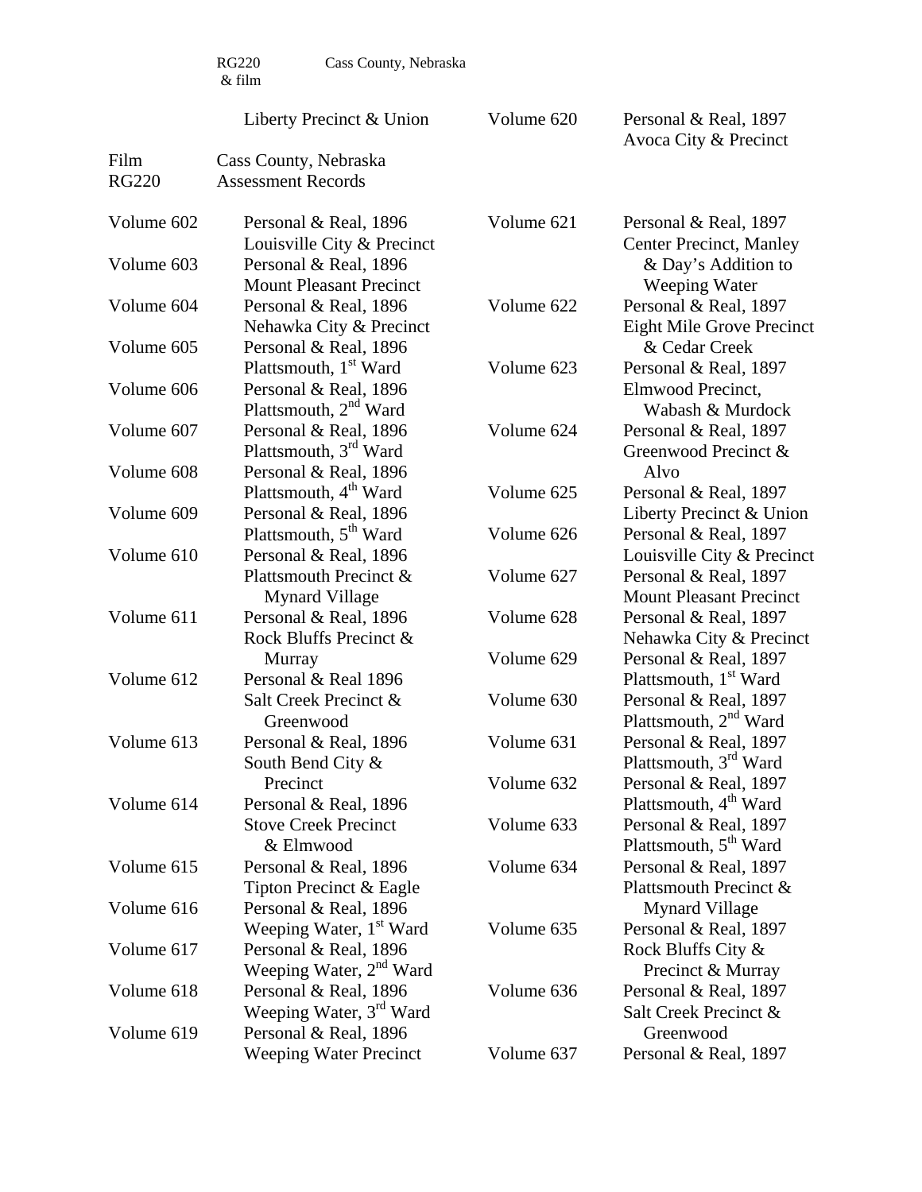RG220 & film    Cass County, Nebraska

| | | | |
|---|---|---|---|
| | Liberty Precinct & Union | Volume 620 | Personal & Real, 1897<br>Avoca City & Precinct |

Film RG220    Cass County, Nebraska Assessment Records

| | | | |
|---|---|---|---|
| Volume 602 | Personal & Real, 1896<br>Louisville City & Precinct | Volume 621 | Personal & Real, 1897<br>Center Precinct, Manley & Day's Addition to Weeping Water |
| Volume 603 | Personal & Real, 1896<br>Mount Pleasant Precinct | Volume 622 | Personal & Real, 1897<br>Eight Mile Grove Precinct & Cedar Creek |
| Volume 604 | Personal & Real, 1896<br>Nehawka City & Precinct | Volume 623 | Personal & Real, 1897<br>Elmwood Precinct, Wabash & Murdock |
| Volume 605 | Personal & Real, 1896<br>Plattsmouth, 1st Ward | Volume 624 | Personal & Real, 1897<br>Greenwood Precinct & Alvo |
| Volume 606 | Personal & Real, 1896<br>Plattsmouth, 2nd Ward | Volume 625 | Personal & Real, 1897<br>Liberty Precinct & Union |
| Volume 607 | Personal & Real, 1896<br>Plattsmouth, 3rd Ward | Volume 626 | Personal & Real, 1897<br>Louisville City & Precinct |
| Volume 608 | Personal & Real, 1896<br>Plattsmouth, 4th Ward | Volume 627 | Personal & Real, 1897<br>Mount Pleasant Precinct |
| Volume 609 | Personal & Real, 1896<br>Plattsmouth, 5th Ward | Volume 628 | Personal & Real, 1897<br>Nehawka City & Precinct |
| Volume 610 | Personal & Real, 1896<br>Plattsmouth Precinct & Mynard Village | Volume 629 | Personal & Real, 1897<br>Plattsmouth, 1st Ward |
| Volume 611 | Personal & Real, 1896<br>Rock Bluffs Precinct & Murray | Volume 630 | Personal & Real, 1897<br>Plattsmouth, 2nd Ward |
| Volume 612 | Personal & Real 1896<br>Salt Creek Precinct & Greenwood | Volume 631 | Personal & Real, 1897<br>Plattsmouth, 3rd Ward |
| Volume 613 | Personal & Real, 1896<br>South Bend City & Precinct | Volume 632 | Personal & Real, 1897<br>Plattsmouth, 4th Ward |
| Volume 614 | Personal & Real, 1896<br>Stove Creek Precinct & Elmwood | Volume 633 | Personal & Real, 1897<br>Plattsmouth, 5th Ward |
| Volume 615 | Personal & Real, 1896<br>Tipton Precinct & Eagle | Volume 634 | Personal & Real, 1897<br>Plattsmouth Precinct & Mynard Village |
| Volume 616 | Personal & Real, 1896<br>Weeping Water, 1st Ward | Volume 635 | Personal & Real, 1897<br>Rock Bluffs City & Precinct & Murray |
| Volume 617 | Personal & Real, 1896<br>Weeping Water, 2nd Ward | Volume 636 | Personal & Real, 1897<br>Salt Creek Precinct & Greenwood |
| Volume 618 | Personal & Real, 1896<br>Weeping Water, 3rd Ward | Volume 637 | Personal & Real, 1897 |
| Volume 619 | Personal & Real, 1896<br>Weeping Water Precinct | | |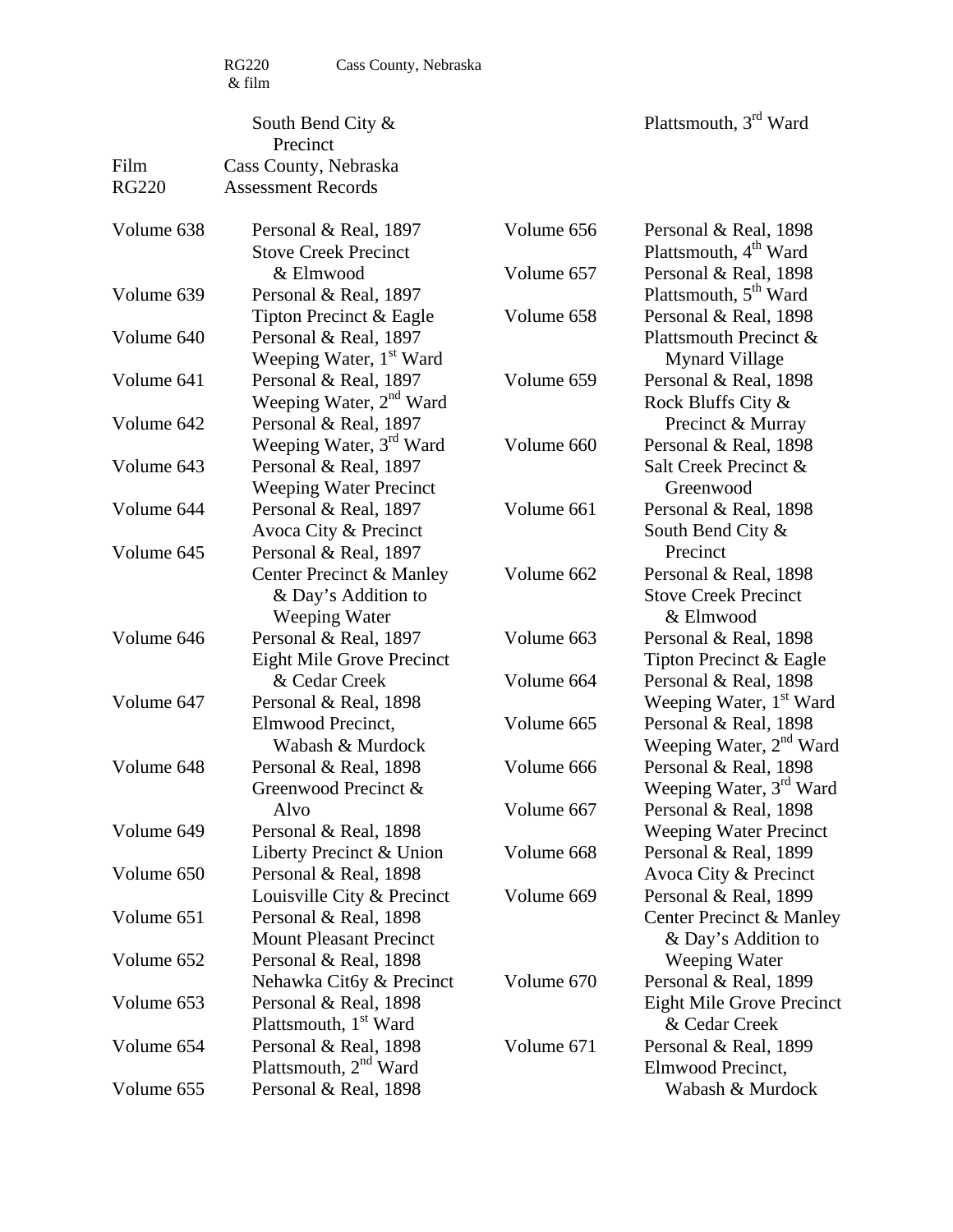RG220 & film    Cass County, Nebraska

South Bend City & Precinct

Plattsmouth, 3rd Ward

Film RG220    Cass County, Nebraska Assessment Records

| | |
|---|---|
| Volume 638 | Personal & Real, 1897 Stove Creek Precinct & Elmwood |
| Volume 639 | Personal & Real, 1897 Tipton Precinct & Eagle |
| Volume 640 | Personal & Real, 1897 Weeping Water, 1st Ward |
| Volume 641 | Personal & Real, 1897 Weeping Water, 2nd Ward |
| Volume 642 | Personal & Real, 1897 Weeping Water, 3rd Ward |
| Volume 643 | Personal & Real, 1897 Weeping Water Precinct |
| Volume 644 | Personal & Real, 1897 Avoca City & Precinct |
| Volume 645 | Personal & Real, 1897 Center Precinct & Manley & Day's Addition to Weeping Water |
| Volume 646 | Personal & Real, 1897 Eight Mile Grove Precinct & Cedar Creek |
| Volume 647 | Personal & Real, 1898 Elmwood Precinct, Wabash & Murdock |
| Volume 648 | Personal & Real, 1898 Greenwood Precinct & Alvo |
| Volume 649 | Personal & Real, 1898 Liberty Precinct & Union |
| Volume 650 | Personal & Real, 1898 Louisville City & Precinct |
| Volume 651 | Personal & Real, 1898 Mount Pleasant Precinct |
| Volume 652 | Personal & Real, 1898 Nehawka Cit6y & Precinct |
| Volume 653 | Personal & Real, 1898 Plattsmouth, 1st Ward |
| Volume 654 | Personal & Real, 1898 Plattsmouth, 2nd Ward |
| Volume 655 | Personal & Real, 1898 |
| Volume 656 | Personal & Real, 1898 Plattsmouth, 4th Ward |
| Volume 657 | Personal & Real, 1898 Plattsmouth, 5th Ward |
| Volume 658 | Personal & Real, 1898 Plattsmouth Precinct & Mynard Village |
| Volume 659 | Personal & Real, 1898 Rock Bluffs City & Precinct & Murray |
| Volume 660 | Personal & Real, 1898 Salt Creek Precinct & Greenwood |
| Volume 661 | Personal & Real, 1898 South Bend City & Precinct |
| Volume 662 | Personal & Real, 1898 Stove Creek Precinct & Elmwood |
| Volume 663 | Personal & Real, 1898 Tipton Precinct & Eagle |
| Volume 664 | Personal & Real, 1898 Weeping Water, 1st Ward |
| Volume 665 | Personal & Real, 1898 Weeping Water, 2nd Ward |
| Volume 666 | Personal & Real, 1898 Weeping Water, 3rd Ward |
| Volume 667 | Personal & Real, 1898 Weeping Water Precinct |
| Volume 668 | Personal & Real, 1899 Avoca City & Precinct |
| Volume 669 | Personal & Real, 1899 Center Precinct & Manley & Day's Addition to Weeping Water |
| Volume 670 | Personal & Real, 1899 Eight Mile Grove Precinct & Cedar Creek |
| Volume 671 | Personal & Real, 1899 Elmwood Precinct, Wabash & Murdock |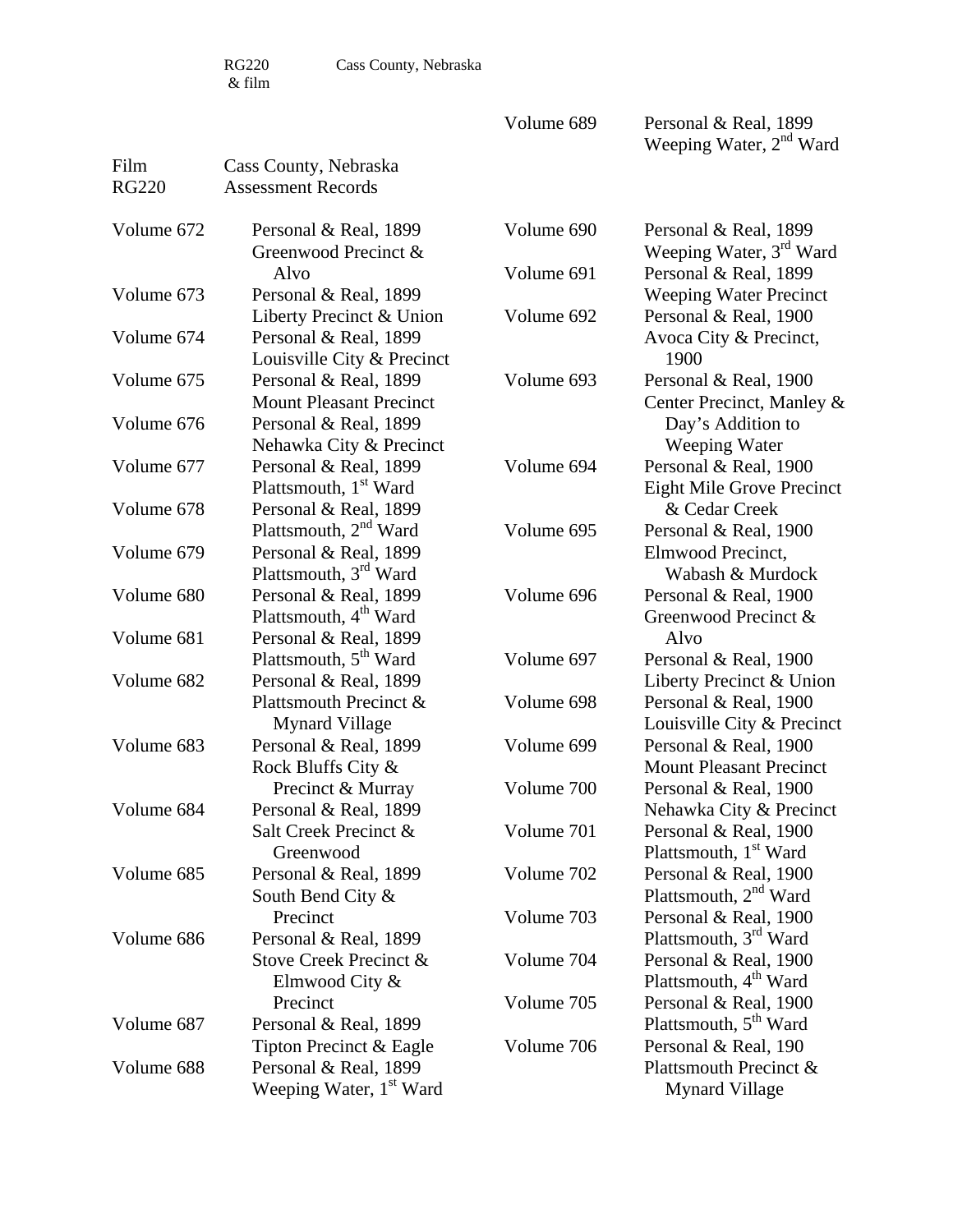RG220 & film — Cass County, Nebraska

Film RG220 — Cass County, Nebraska Assessment Records

| Volume | Description |
|---|---|
| Volume 672 | Personal & Real, 1899 Greenwood Precinct & Alvo |
| Volume 673 | Personal & Real, 1899 Liberty Precinct & Union |
| Volume 674 | Personal & Real, 1899 Louisville City & Precinct |
| Volume 675 | Personal & Real, 1899 Mount Pleasant Precinct |
| Volume 676 | Personal & Real, 1899 Nehawka City & Precinct |
| Volume 677 | Personal & Real, 1899 Plattsmouth, 1st Ward |
| Volume 678 | Personal & Real, 1899 Plattsmouth, 2nd Ward |
| Volume 679 | Personal & Real, 1899 Plattsmouth, 3rd Ward |
| Volume 680 | Personal & Real, 1899 Plattsmouth, 4th Ward |
| Volume 681 | Personal & Real, 1899 Plattsmouth, 5th Ward |
| Volume 682 | Personal & Real, 1899 Plattsmouth Precinct & Mynard Village |
| Volume 683 | Personal & Real, 1899 Rock Bluffs City & Precinct & Murray |
| Volume 684 | Personal & Real, 1899 Salt Creek Precinct & Greenwood |
| Volume 685 | Personal & Real, 1899 South Bend City & Precinct |
| Volume 686 | Personal & Real, 1899 Stove Creek Precinct & Elmwood City & Precinct |
| Volume 687 | Personal & Real, 1899 Tipton Precinct & Eagle |
| Volume 688 | Personal & Real, 1899 Weeping Water, 1st Ward |
| Volume 689 | Personal & Real, 1899 Weeping Water, 2nd Ward |
| Volume 690 | Personal & Real, 1899 Weeping Water, 3rd Ward |
| Volume 691 | Personal & Real, 1899 Weeping Water Precinct |
| Volume 692 | Personal & Real, 1900 Avoca City & Precinct, 1900 |
| Volume 693 | Personal & Real, 1900 Center Precinct, Manley & Day's Addition to Weeping Water |
| Volume 694 | Personal & Real, 1900 Eight Mile Grove Precinct & Cedar Creek |
| Volume 695 | Personal & Real, 1900 Elmwood Precinct, Wabash & Murdock |
| Volume 696 | Personal & Real, 1900 Greenwood Precinct & Alvo |
| Volume 697 | Personal & Real, 1900 Liberty Precinct & Union |
| Volume 698 | Personal & Real, 1900 Louisville City & Precinct |
| Volume 699 | Personal & Real, 1900 Mount Pleasant Precinct |
| Volume 700 | Personal & Real, 1900 Nehawka City & Precinct |
| Volume 701 | Personal & Real, 1900 Plattsmouth, 1st Ward |
| Volume 702 | Personal & Real, 1900 Plattsmouth, 2nd Ward |
| Volume 703 | Personal & Real, 1900 Plattsmouth, 3rd Ward |
| Volume 704 | Personal & Real, 1900 Plattsmouth, 4th Ward |
| Volume 705 | Personal & Real, 1900 Plattsmouth, 5th Ward |
| Volume 706 | Personal & Real, 190 Plattsmouth Precinct & Mynard Village |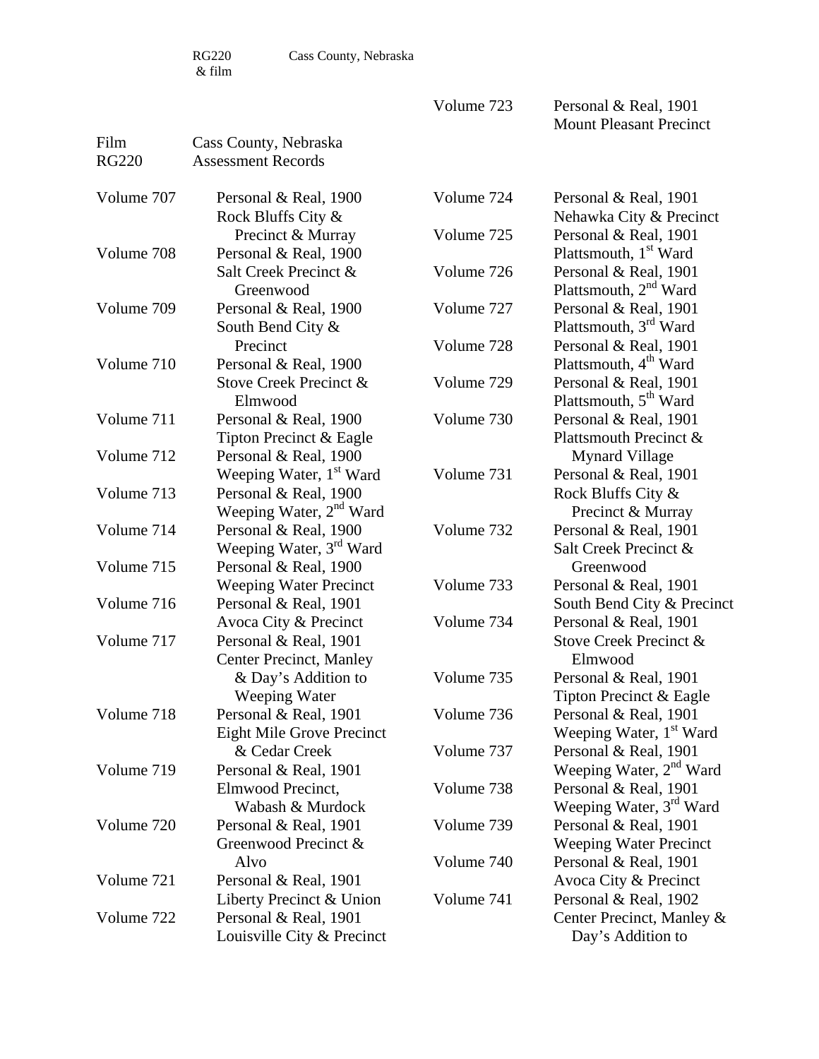RG220 & film    Cass County, Nebraska

Film RG220    Cass County, Nebraska
Assessment Records

Volume 707    Personal & Real, 1900
Rock Bluffs City & Precinct & Murray

Volume 708    Personal & Real, 1900
Salt Creek Precinct & Greenwood

Volume 709    Personal & Real, 1900
South Bend City & Precinct

Volume 710    Personal & Real, 1900
Stove Creek Precinct & Elmwood

Volume 711    Personal & Real, 1900
Tipton Precinct & Eagle

Volume 712    Personal & Real, 1900
Weeping Water, 1st Ward

Volume 713    Personal & Real, 1900
Weeping Water, 2nd Ward

Volume 714    Personal & Real, 1900
Weeping Water, 3rd Ward

Volume 715    Personal & Real, 1900
Weeping Water Precinct

Volume 716    Personal & Real, 1901
Avoca City & Precinct

Volume 717    Personal & Real, 1901
Center Precinct, Manley & Day's Addition to Weeping Water

Volume 718    Personal & Real, 1901
Eight Mile Grove Precinct & Cedar Creek

Volume 719    Personal & Real, 1901
Elmwood Precinct, Wabash & Murdock

Volume 720    Personal & Real, 1901
Greenwood Precinct & Alvo

Volume 721    Personal & Real, 1901
Liberty Precinct & Union

Volume 722    Personal & Real, 1901
Louisville City & Precinct

Volume 723    Personal & Real, 1901
Mount Pleasant Precinct

Volume 724    Personal & Real, 1901
Nehawka City & Precinct

Volume 725    Personal & Real, 1901
Plattsmouth, 1st Ward

Volume 726    Personal & Real, 1901
Plattsmouth, 2nd Ward

Volume 727    Personal & Real, 1901
Plattsmouth, 3rd Ward

Volume 728    Personal & Real, 1901
Plattsmouth, 4th Ward

Volume 729    Personal & Real, 1901
Plattsmouth, 5th Ward

Volume 730    Personal & Real, 1901
Plattsmouth Precinct & Mynard Village

Volume 731    Personal & Real, 1901
Rock Bluffs City & Precinct & Murray

Volume 732    Personal & Real, 1901
Salt Creek Precinct & Greenwood

Volume 733    Personal & Real, 1901
South Bend City & Precinct

Volume 734    Personal & Real, 1901
Stove Creek Precinct & Elmwood

Volume 735    Personal & Real, 1901
Tipton Precinct & Eagle

Volume 736    Personal & Real, 1901
Weeping Water, 1st Ward

Volume 737    Personal & Real, 1901
Weeping Water, 2nd Ward

Volume 738    Personal & Real, 1901
Weeping Water, 3rd Ward

Volume 739    Personal & Real, 1901
Weeping Water Precinct

Volume 740    Personal & Real, 1901
Avoca City & Precinct

Volume 741    Personal & Real, 1902
Center Precinct, Manley & Day's Addition to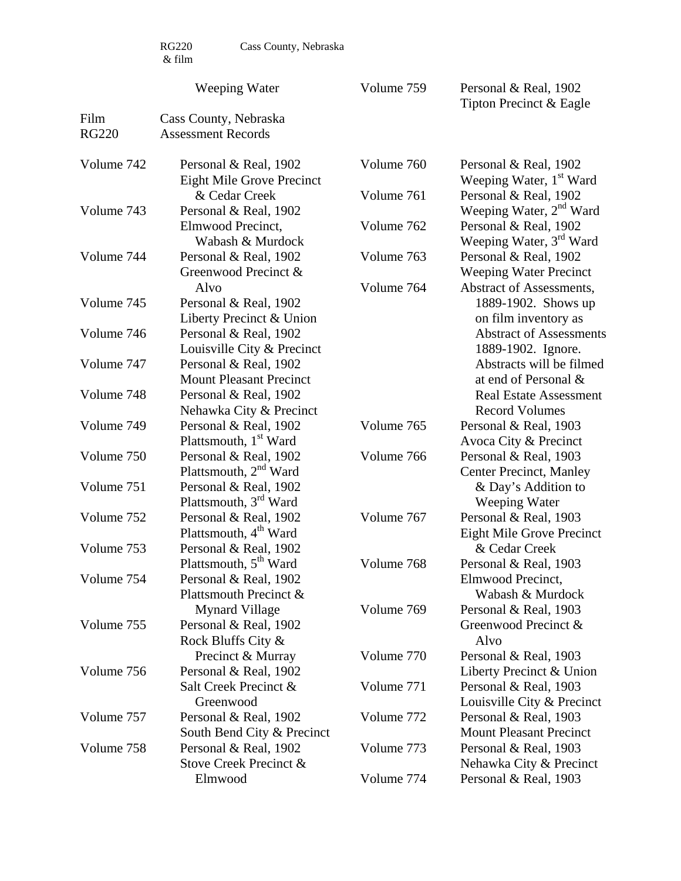RG220 & film    Cass County, Nebraska

Weeping Water

Film RG220    Cass County, Nebraska
Assessment Records

Volume 742    Personal & Real, 1902
Eight Mile Grove Precinct & Cedar Creek

Volume 743    Personal & Real, 1902
Elmwood Precinct, Wabash & Murdock

Volume 744    Personal & Real, 1902
Greenwood Precinct & Alvo

Volume 745    Personal & Real, 1902
Liberty Precinct & Union

Volume 746    Personal & Real, 1902
Louisville City & Precinct

Volume 747    Personal & Real, 1902
Mount Pleasant Precinct

Volume 748    Personal & Real, 1902
Nehawka City & Precinct

Volume 749    Personal & Real, 1902
Plattsmouth, 1st Ward

Volume 750    Personal & Real, 1902
Plattsmouth, 2nd Ward

Volume 751    Personal & Real, 1902
Plattsmouth, 3rd Ward

Volume 752    Personal & Real, 1902
Plattsmouth, 4th Ward

Volume 753    Personal & Real, 1902
Plattsmouth, 5th Ward

Volume 754    Personal & Real, 1902
Plattsmouth Precinct & Mynard Village

Volume 755    Personal & Real, 1902
Rock Bluffs City & Precinct & Murray

Volume 756    Personal & Real, 1902
Salt Creek Precinct & Greenwood

Volume 757    Personal & Real, 1902
South Bend City & Precinct

Volume 758    Personal & Real, 1902
Stove Creek Precinct & Elmwood

Volume 759    Personal & Real, 1902
Tipton Precinct & Eagle

Volume 760    Personal & Real, 1902
Weeping Water, 1st Ward

Volume 761    Personal & Real, 1902
Weeping Water, 2nd Ward

Volume 762    Personal & Real, 1902
Weeping Water, 3rd Ward

Volume 763    Personal & Real, 1902
Weeping Water Precinct

Volume 764    Abstract of Assessments, 1889-1902. Shows up on film inventory as Abstract of Assessments 1889-1902. Ignore. Abstracts will be filmed at end of Personal & Real Estate Assessment Record Volumes

Volume 765    Personal & Real, 1903
Avoca City & Precinct

Volume 766    Personal & Real, 1903
Center Precinct, Manley & Day's Addition to Weeping Water

Volume 767    Personal & Real, 1903
Eight Mile Grove Precinct & Cedar Creek

Volume 768    Personal & Real, 1903
Elmwood Precinct, Wabash & Murdock

Volume 769    Personal & Real, 1903
Greenwood Precinct & Alvo

Volume 770    Personal & Real, 1903
Liberty Precinct & Union

Volume 771    Personal & Real, 1903
Louisville City & Precinct

Volume 772    Personal & Real, 1903
Mount Pleasant Precinct

Volume 773    Personal & Real, 1903
Nehawka City & Precinct

Volume 774    Personal & Real, 1903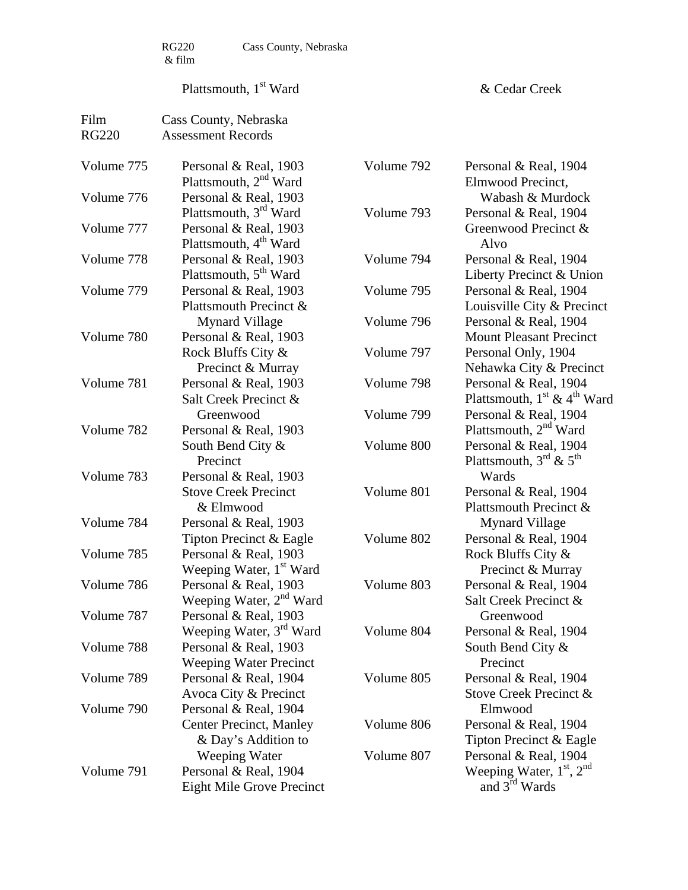RG220 & film    Cass County, Nebraska

Plattsmouth, 1st Ward    & Cedar Creek

Film RG220    Cass County, Nebraska Assessment Records

Volume 775    Personal & Real, 1903 Plattsmouth, 2nd Ward
Volume 776    Personal & Real, 1903 Plattsmouth, 3rd Ward
Volume 777    Personal & Real, 1903 Plattsmouth, 4th Ward
Volume 778    Personal & Real, 1903 Plattsmouth, 5th Ward
Volume 779    Personal & Real, 1903 Plattsmouth Precinct & Mynard Village
Volume 780    Personal & Real, 1903 Rock Bluffs City & Precinct & Murray
Volume 781    Personal & Real, 1903 Salt Creek Precinct & Greenwood
Volume 782    Personal & Real, 1903 South Bend City & Precinct
Volume 783    Personal & Real, 1903 Stove Creek Precinct & Elmwood
Volume 784    Personal & Real, 1903 Tipton Precinct & Eagle
Volume 785    Personal & Real, 1903 Weeping Water, 1st Ward
Volume 786    Personal & Real, 1903 Weeping Water, 2nd Ward
Volume 787    Personal & Real, 1903 Weeping Water, 3rd Ward
Volume 788    Personal & Real, 1903 Weeping Water Precinct
Volume 789    Personal & Real, 1904 Avoca City & Precinct
Volume 790    Personal & Real, 1904 Center Precinct, Manley & Day's Addition to Weeping Water
Volume 791    Personal & Real, 1904 Eight Mile Grove Precinct
Volume 792    Personal & Real, 1904 Elmwood Precinct, Wabash & Murdock
Volume 793    Personal & Real, 1904 Greenwood Precinct & Alvo
Volume 794    Personal & Real, 1904 Liberty Precinct & Union
Volume 795    Personal & Real, 1904 Louisville City & Precinct
Volume 796    Personal & Real, 1904 Mount Pleasant Precinct
Volume 797    Personal Only, 1904 Nehawka City & Precinct
Volume 798    Personal & Real, 1904 Plattsmouth, 1st & 4th Ward
Volume 799    Personal & Real, 1904 Plattsmouth, 2nd Ward
Volume 800    Personal & Real, 1904 Plattsmouth, 3rd & 5th Wards
Volume 801    Personal & Real, 1904 Plattsmouth Precinct & Mynard Village
Volume 802    Personal & Real, 1904 Rock Bluffs City & Precinct & Murray
Volume 803    Personal & Real, 1904 Salt Creek Precinct & Greenwood
Volume 804    Personal & Real, 1904 South Bend City & Precinct
Volume 805    Personal & Real, 1904 Stove Creek Precinct & Elmwood
Volume 806    Personal & Real, 1904 Tipton Precinct & Eagle
Volume 807    Personal & Real, 1904 Weeping Water, 1st, 2nd and 3rd Wards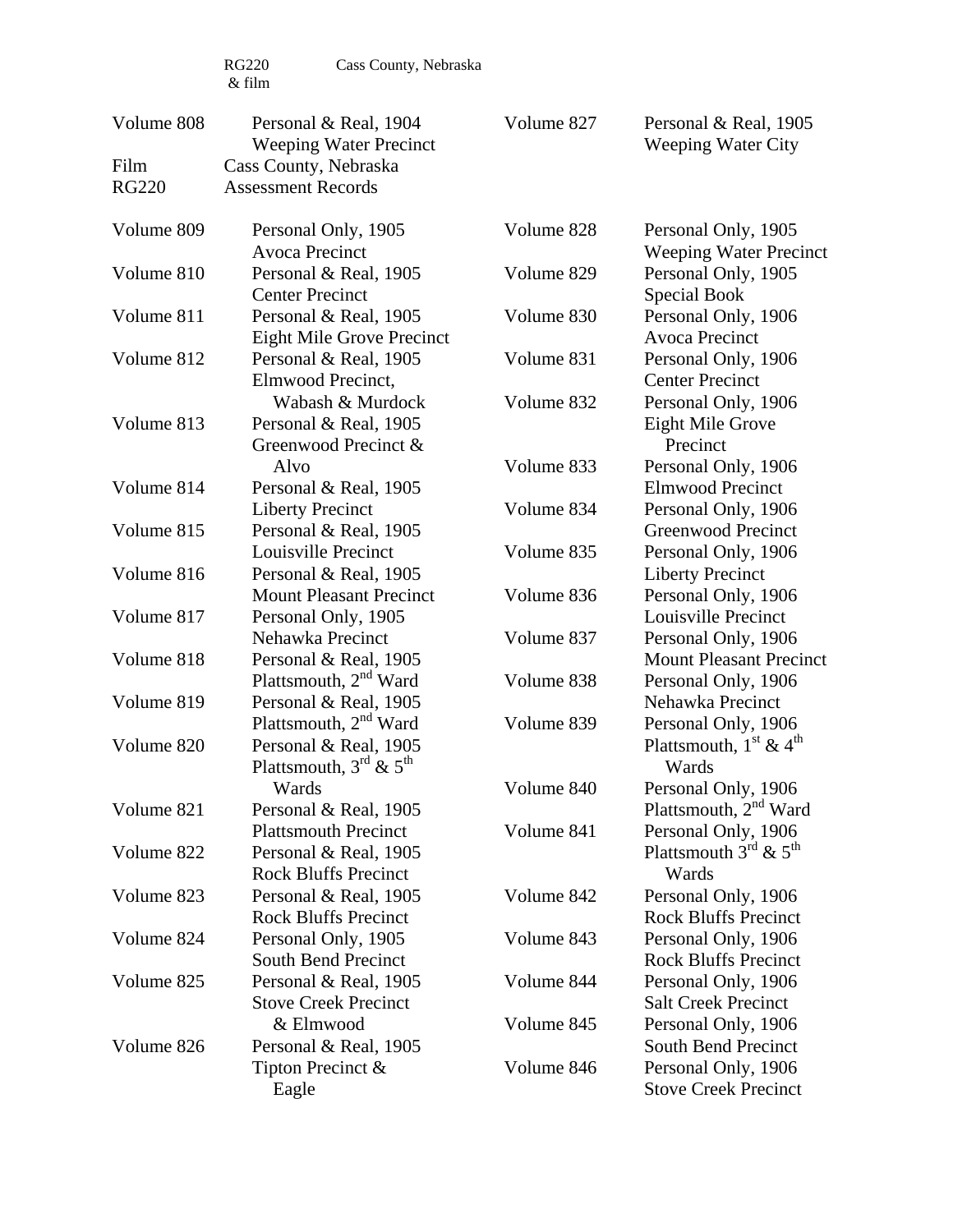RG220 & film    Cass County, Nebraska

Volume 808    Personal & Real, 1904
Weeping Water Precinct

Film    Cass County, Nebraska
RG220    Assessment Records

Volume 809    Personal Only, 1905
Avoca Precinct

Volume 810    Personal & Real, 1905
Center Precinct

Volume 811    Personal & Real, 1905
Eight Mile Grove Precinct

Volume 812    Personal & Real, 1905
Elmwood Precinct,
Wabash & Murdock

Volume 813    Personal & Real, 1905
Greenwood Precinct &
Alvo

Volume 814    Personal & Real, 1905
Liberty Precinct

Volume 815    Personal & Real, 1905
Louisville Precinct

Volume 816    Personal & Real, 1905
Mount Pleasant Precinct

Volume 817    Personal Only, 1905
Nehawka Precinct

Volume 818    Personal & Real, 1905
Plattsmouth, 2nd Ward

Volume 819    Personal & Real, 1905
Plattsmouth, 2nd Ward

Volume 820    Personal & Real, 1905
Plattsmouth, 3rd & 5th
Wards

Volume 821    Personal & Real, 1905
Plattsmouth Precinct

Volume 822    Personal & Real, 1905
Rock Bluffs Precinct

Volume 823    Personal & Real, 1905
Rock Bluffs Precinct

Volume 824    Personal Only, 1905
South Bend Precinct

Volume 825    Personal & Real, 1905
Stove Creek Precinct
& Elmwood

Volume 826    Personal & Real, 1905
Tipton Precinct &
Eagle

Volume 827    Personal & Real, 1905
Weeping Water City

Volume 828    Personal Only, 1905
Weeping Water Precinct

Volume 829    Personal Only, 1905
Special Book

Volume 830    Personal Only, 1906
Avoca Precinct

Volume 831    Personal Only, 1906
Center Precinct

Volume 832    Personal Only, 1906
Eight Mile Grove
Precinct

Volume 833    Personal Only, 1906
Elmwood Precinct

Volume 834    Personal Only, 1906
Greenwood Precinct

Volume 835    Personal Only, 1906
Liberty Precinct

Volume 836    Personal Only, 1906
Louisville Precinct

Volume 837    Personal Only, 1906
Mount Pleasant Precinct

Volume 838    Personal Only, 1906
Nehawka Precinct

Volume 839    Personal Only, 1906
Plattsmouth, 1st & 4th
Wards

Volume 840    Personal Only, 1906
Plattsmouth, 2nd Ward

Volume 841    Personal Only, 1906
Plattsmouth 3rd & 5th
Wards

Volume 842    Personal Only, 1906
Rock Bluffs Precinct

Volume 843    Personal Only, 1906
Rock Bluffs Precinct

Volume 844    Personal Only, 1906
Salt Creek Precinct

Volume 845    Personal Only, 1906
South Bend Precinct

Volume 846    Personal Only, 1906
Stove Creek Precinct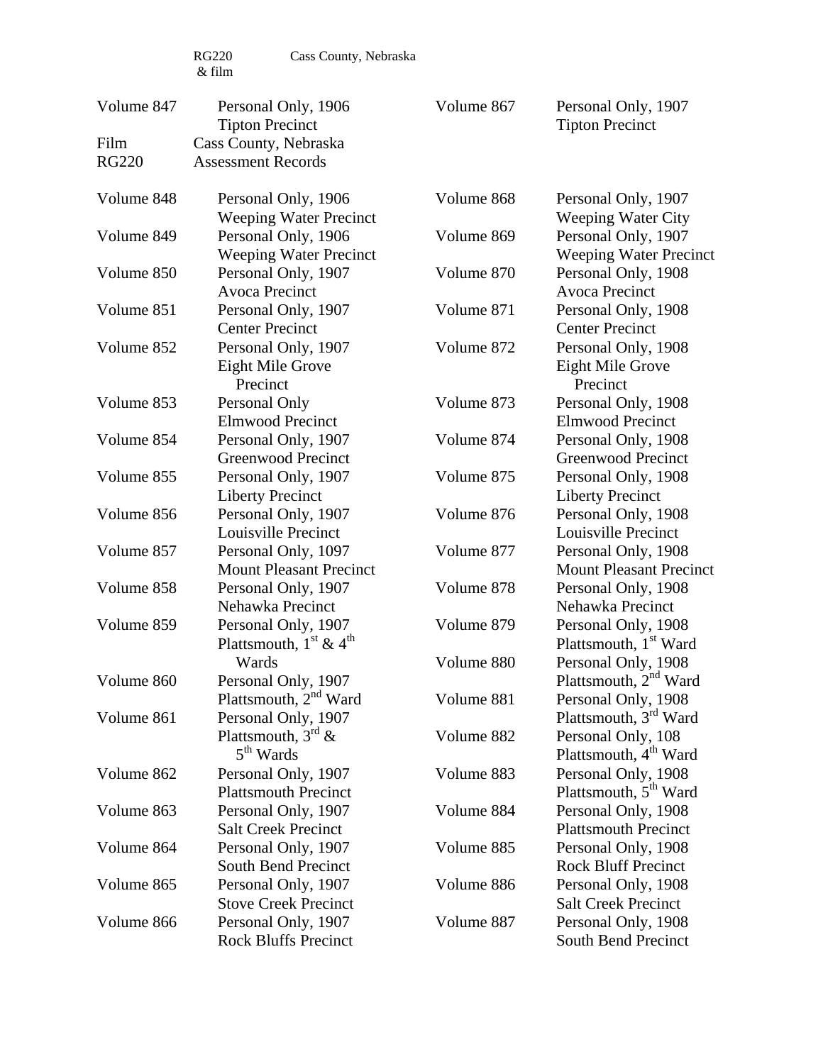RG220 & film Cass County, Nebraska

| | | | |
|---|---|---|---|
| Volume 847 | Personal Only, 1906<br>Tipton Precinct | Volume 867 | Personal Only, 1907<br>Tipton Precinct |

Film RG220 Cass County, Nebraska Assessment Records

| | | | |
|---|---|---|---|
| Volume 848 | Personal Only, 1906<br>Weeping Water Precinct | Volume 868 | Personal Only, 1907<br>Weeping Water City |
| Volume 849 | Personal Only, 1906<br>Weeping Water Precinct | Volume 869 | Personal Only, 1907<br>Weeping Water Precinct |
| Volume 850 | Personal Only, 1907<br>Avoca Precinct | Volume 870 | Personal Only, 1908<br>Avoca Precinct |
| Volume 851 | Personal Only, 1907<br>Center Precinct | Volume 871 | Personal Only, 1908<br>Center Precinct |
| Volume 852 | Personal Only, 1907<br>Eight Mile Grove Precinct | Volume 872 | Personal Only, 1908<br>Eight Mile Grove Precinct |
| Volume 853 | Personal Only<br>Elmwood Precinct | Volume 873 | Personal Only, 1908<br>Elmwood Precinct |
| Volume 854 | Personal Only, 1907<br>Greenwood Precinct | Volume 874 | Personal Only, 1908<br>Greenwood Precinct |
| Volume 855 | Personal Only, 1907<br>Liberty Precinct | Volume 875 | Personal Only, 1908<br>Liberty Precinct |
| Volume 856 | Personal Only, 1907<br>Louisville Precinct | Volume 876 | Personal Only, 1908<br>Louisville Precinct |
| Volume 857 | Personal Only, 1097<br>Mount Pleasant Precinct | Volume 877 | Personal Only, 1908<br>Mount Pleasant Precinct |
| Volume 858 | Personal Only, 1907<br>Nehawka Precinct | Volume 878 | Personal Only, 1908<br>Nehawka Precinct |
| Volume 859 | Personal Only, 1907<br>Plattsmouth, 1st & 4th Wards | Volume 879 | Personal Only, 1908<br>Plattsmouth, 1st Ward |
| | | Volume 880 | Personal Only, 1908<br>Plattsmouth, 2nd Ward |
| Volume 860 | Personal Only, 1907<br>Plattsmouth, 2nd Ward | Volume 881 | Personal Only, 1908<br>Plattsmouth, 3rd Ward |
| Volume 861 | Personal Only, 1907<br>Plattsmouth, 3rd & 5th Wards | Volume 882 | Personal Only, 108<br>Plattsmouth, 4th Ward |
| Volume 862 | Personal Only, 1907<br>Plattsmouth Precinct | Volume 883 | Personal Only, 1908<br>Plattsmouth, 5th Ward |
| Volume 863 | Personal Only, 1907<br>Salt Creek Precinct | Volume 884 | Personal Only, 1908<br>Plattsmouth Precinct |
| Volume 864 | Personal Only, 1907<br>South Bend Precinct | Volume 885 | Personal Only, 1908<br>Rock Bluff Precinct |
| Volume 865 | Personal Only, 1907<br>Stove Creek Precinct | Volume 886 | Personal Only, 1908<br>Salt Creek Precinct |
| Volume 866 | Personal Only, 1907<br>Rock Bluffs Precinct | Volume 887 | Personal Only, 1908<br>South Bend Precinct |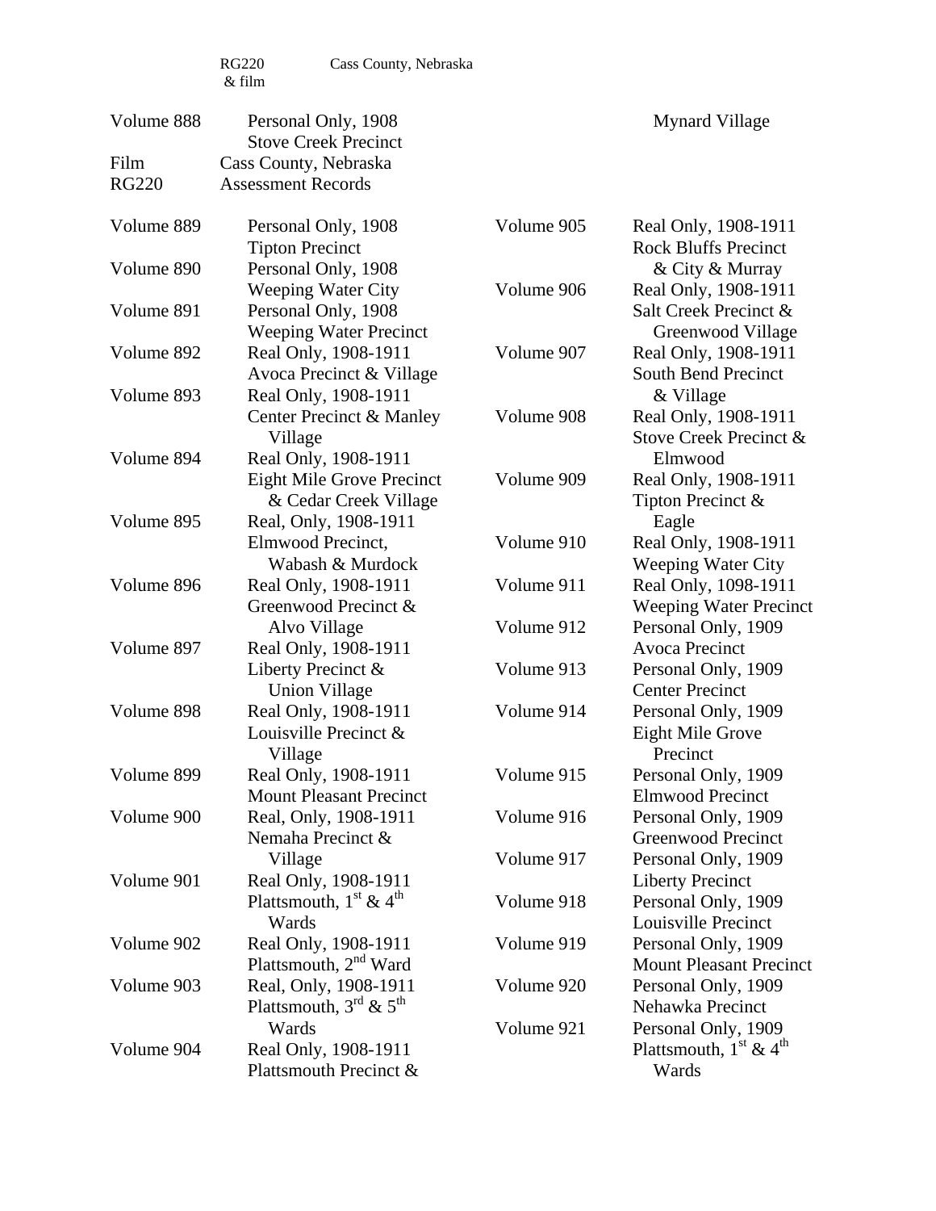RG220 & film    Cass County, Nebraska

Volume 888 Personal Only, 1908
Stove Creek Precinct    Mynard Village

Film
RG220
Cass County, Nebraska
Assessment Records

| | |
|---|---|
| Volume 889 | Personal Only, 1908 Tipton Precinct |
| Volume 890 | Personal Only, 1908 Weeping Water City |
| Volume 891 | Personal Only, 1908 Weeping Water Precinct |
| Volume 892 | Real Only, 1908-1911 Avoca Precinct & Village |
| Volume 893 | Real Only, 1908-1911 Center Precinct & Manley Village |
| Volume 894 | Real Only, 1908-1911 Eight Mile Grove Precinct & Cedar Creek Village |
| Volume 895 | Real, Only, 1908-1911 Elmwood Precinct, Wabash & Murdock |
| Volume 896 | Real Only, 1908-1911 Greenwood Precinct & Alvo Village |
| Volume 897 | Real Only, 1908-1911 Liberty Precinct & Union Village |
| Volume 898 | Real Only, 1908-1911 Louisville Precinct & Village |
| Volume 899 | Real Only, 1908-1911 Mount Pleasant Precinct |
| Volume 900 | Real, Only, 1908-1911 Nemaha Precinct & Village |
| Volume 901 | Real Only, 1908-1911 Plattsmouth, 1st & 4th Wards |
| Volume 902 | Real Only, 1908-1911 Plattsmouth, 2nd Ward |
| Volume 903 | Real, Only, 1908-1911 Plattsmouth, 3rd & 5th Wards |
| Volume 904 | Real Only, 1908-1911 Plattsmouth Precinct & |
| Volume 905 | Real Only, 1908-1911 Rock Bluffs Precinct & City & Murray |
| Volume 906 | Real Only, 1908-1911 Salt Creek Precinct & Greenwood Village |
| Volume 907 | Real Only, 1908-1911 South Bend Precinct & Village |
| Volume 908 | Real Only, 1908-1911 Stove Creek Precinct & Elmwood |
| Volume 909 | Real Only, 1908-1911 Tipton Precinct & Eagle |
| Volume 910 | Real Only 1908-1911 Weeping Water City |
| Volume 911 | Real Only, 1098-1911 Weeping Water Precinct |
| Volume 912 | Personal Only, 1909 Avoca Precinct |
| Volume 913 | Personal Only, 1909 Center Precinct |
| Volume 914 | Personal Only, 1909 Eight Mile Grove Precinct |
| Volume 915 | Personal Only, 1909 Elmwood Precinct |
| Volume 916 | Personal Only, 1909 Greenwood Precinct |
| Volume 917 | Personal Only, 1909 Liberty Precinct |
| Volume 918 | Personal Only, 1909 Louisville Precinct |
| Volume 919 | Personal Only, 1909 Mount Pleasant Precinct |
| Volume 920 | Personal Only, 1909 Nehawka Precinct |
| Volume 921 | Personal Only, 1909 Plattsmouth, 1st & 4th Wards |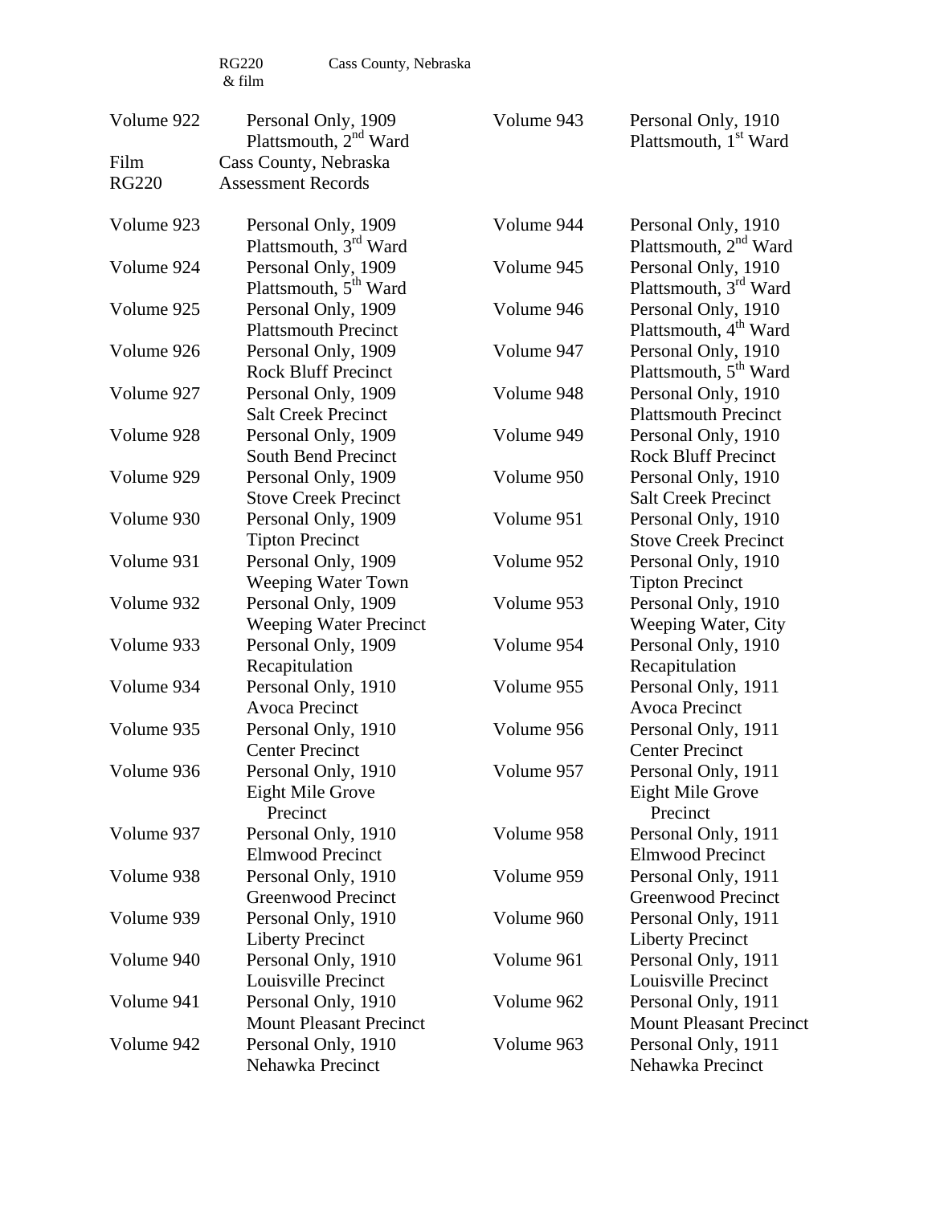RG220 & film Cass County, Nebraska

Volume 922 Personal Only, 1909
Plattsmouth, 2nd Ward

Film Cass County, Nebraska
RG220 Assessment Records

Volume 923 Personal Only, 1909
Plattsmouth, 3rd Ward

Volume 924 Personal Only, 1909
Plattsmouth, 5th Ward

Volume 925 Personal Only, 1909
Plattsmouth Precinct

Volume 926 Personal Only, 1909
Rock Bluff Precinct

Volume 927 Personal Only, 1909
Salt Creek Precinct

Volume 928 Personal Only, 1909
South Bend Precinct

Volume 929 Personal Only, 1909
Stove Creek Precinct

Volume 930 Personal Only, 1909
Tipton Precinct

Volume 931 Personal Only, 1909
Weeping Water Town

Volume 932 Personal Only, 1909
Weeping Water Precinct

Volume 933 Personal Only, 1909
Recapitulation

Volume 934 Personal Only, 1910
Avoca Precinct

Volume 935 Personal Only, 1910
Center Precinct

Volume 936 Personal Only, 1910
Eight Mile Grove Precinct

Volume 937 Personal Only, 1910
Elmwood Precinct

Volume 938 Personal Only, 1910
Greenwood Precinct

Volume 939 Personal Only, 1910
Liberty Precinct

Volume 940 Personal Only, 1910
Louisville Precinct

Volume 941 Personal Only, 1910
Mount Pleasant Precinct

Volume 942 Personal Only, 1910
Nehawka Precinct

Volume 943 Personal Only, 1910
Plattsmouth, 1st Ward

Volume 944 Personal Only, 1910
Plattsmouth, 2nd Ward

Volume 945 Personal Only, 1910
Plattsmouth, 3rd Ward

Volume 946 Personal Only, 1910
Plattsmouth, 4th Ward

Volume 947 Personal Only, 1910
Plattsmouth, 5th Ward

Volume 948 Personal Only, 1910
Plattsmouth Precinct

Volume 949 Personal Only, 1910
Rock Bluff Precinct

Volume 950 Personal Only, 1910
Salt Creek Precinct

Volume 951 Personal Only, 1910
Stove Creek Precinct

Volume 952 Personal Only, 1910
Tipton Precinct

Volume 953 Personal Only, 1910
Weeping Water, City

Volume 954 Personal Only, 1910
Recapitulation

Volume 955 Personal Only, 1911
Avoca Precinct

Volume 956 Personal Only, 1911
Center Precinct

Volume 957 Personal Only, 1911
Eight Mile Grove Precinct

Volume 958 Personal Only, 1911
Elmwood Precinct

Volume 959 Personal Only, 1911
Greenwood Precinct

Volume 960 Personal Only, 1911
Liberty Precinct

Volume 961 Personal Only, 1911
Louisville Precinct

Volume 962 Personal Only, 1911
Mount Pleasant Precinct

Volume 963 Personal Only, 1911
Nehawka Precinct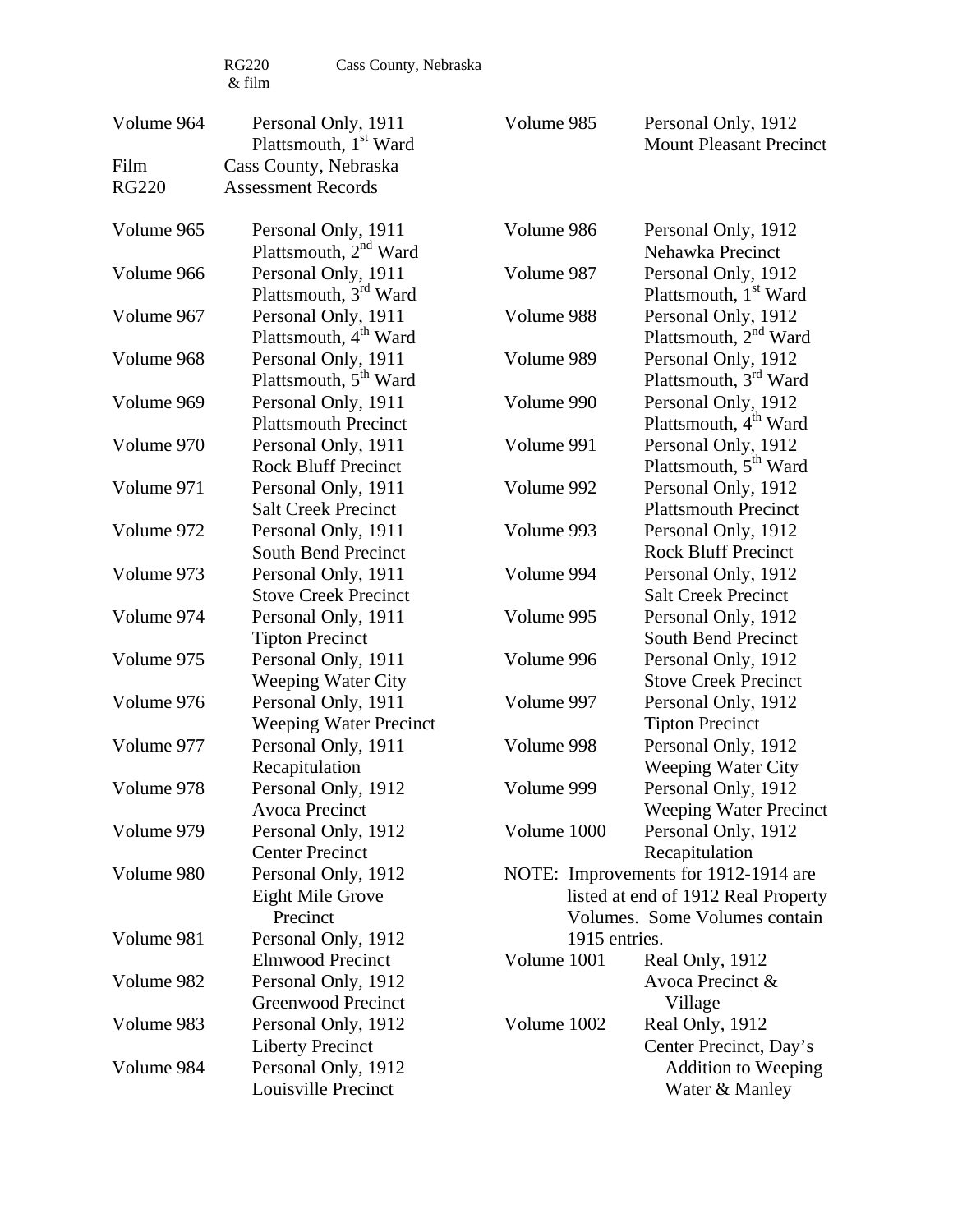RG220 & film Cass County, Nebraska

Volume 964 Personal Only, 1911
Plattsmouth, 1st Ward

Film Cass County, Nebraska
RG220 Assessment Records

| Volume | Description |
|---|---|
| Volume 965 | Personal Only, 1911 Plattsmouth, 2nd Ward |
| Volume 966 | Personal Only, 1911 Plattsmouth, 3rd Ward |
| Volume 967 | Personal Only, 1911 Plattsmouth, 4th Ward |
| Volume 968 | Personal Only, 1911 Plattsmouth, 5th Ward |
| Volume 969 | Personal Only, 1911 Plattsmouth Precinct |
| Volume 970 | Personal Only, 1911 Rock Bluff Precinct |
| Volume 971 | Personal Only, 1911 Salt Creek Precinct |
| Volume 972 | Personal Only, 1911 South Bend Precinct |
| Volume 973 | Personal Only, 1911 Stove Creek Precinct |
| Volume 974 | Personal Only, 1911 Tipton Precinct |
| Volume 975 | Personal Only, 1911 Weeping Water City |
| Volume 976 | Personal Only, 1911 Weeping Water Precinct |
| Volume 977 | Personal Only, 1911 Recapitulation |
| Volume 978 | Personal Only, 1912 Avoca Precinct |
| Volume 979 | Personal Only, 1912 Center Precinct |
| Volume 980 | Personal Only, 1912 Eight Mile Grove Precinct |
| Volume 981 | Personal Only, 1912 Elmwood Precinct |
| Volume 982 | Personal Only, 1912 Greenwood Precinct |
| Volume 983 | Personal Only, 1912 Liberty Precinct |
| Volume 984 | Personal Only, 1912 Louisville Precinct |
| Volume 985 | Personal Only, 1912 Mount Pleasant Precinct |
| Volume 986 | Personal Only, 1912 Nehawka Precinct |
| Volume 987 | Personal Only, 1912 Plattsmouth, 1st Ward |
| Volume 988 | Personal Only, 1912 Plattsmouth, 2nd Ward |
| Volume 989 | Personal Only, 1912 Plattsmouth, 3rd Ward |
| Volume 990 | Personal Only, 1912 Plattsmouth, 4th Ward |
| Volume 991 | Personal Only, 1912 Plattsmouth, 5th Ward |
| Volume 992 | Personal Only, 1912 Plattsmouth Precinct |
| Volume 993 | Personal Only, 1912 Rock Bluff Precinct |
| Volume 994 | Personal Only, 1912 Salt Creek Precinct |
| Volume 995 | Personal Only, 1912 South Bend Precinct |
| Volume 996 | Personal Only, 1912 Stove Creek Precinct |
| Volume 997 | Personal Only, 1912 Tipton Precinct |
| Volume 998 | Personal Only, 1912 Weeping Water City |
| Volume 999 | Personal Only, 1912 Weeping Water Precinct |
| Volume 1000 | Personal Only, 1912 Recapitulation |

NOTE: Improvements for 1912-1914 are listed at end of 1912 Real Property Volumes. Some Volumes contain 1915 entries.

| Volume | Description |
|---|---|
| Volume 1001 | Real Only, 1912 Avoca Precinct & Village |
| Volume 1002 | Real Only, 1912 Center Precinct, Day's Addition to Weeping Water & Manley |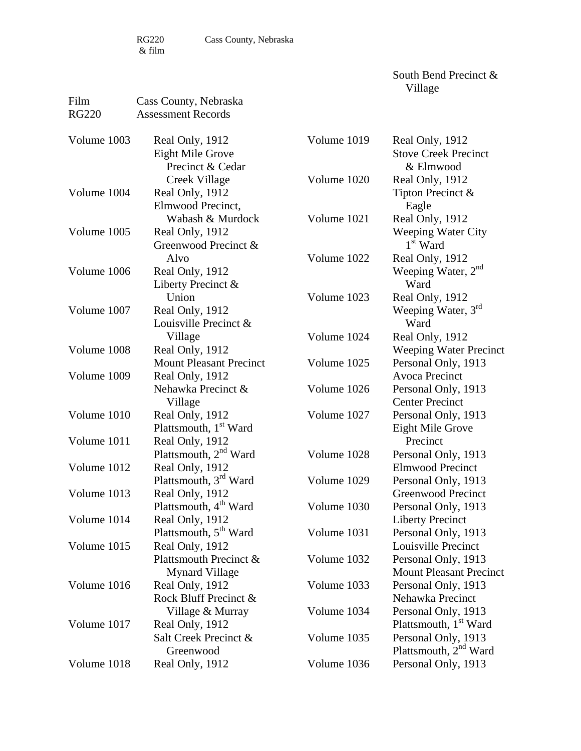RG220 & film    Cass County, Nebraska

South Bend Precinct & Village

Film RG220    Cass County, Nebraska Assessment Records

| | |
|---|---|
| Volume 1003 | Real Only, 1912 Eight Mile Grove Precinct & Cedar Creek Village |
| Volume 1004 | Real Only, 1912 Elmwood Precinct, Wabash & Murdock |
| Volume 1005 | Real Only, 1912 Greenwood Precinct & Alvo |
| Volume 1006 | Real Only, 1912 Liberty Precinct & Union |
| Volume 1007 | Real Only, 1912 Louisville Precinct & Village |
| Volume 1008 | Real Only, 1912 Mount Pleasant Precinct |
| Volume 1009 | Real Only, 1912 Nehawka Precinct & Village |
| Volume 1010 | Real Only, 1912 Plattsmouth, 1st Ward |
| Volume 1011 | Real Only, 1912 Plattsmouth, 2nd Ward |
| Volume 1012 | Real Only, 1912 Plattsmouth, 3rd Ward |
| Volume 1013 | Real Only, 1912 Plattsmouth, 4th Ward |
| Volume 1014 | Real Only, 1912 Plattsmouth, 5th Ward |
| Volume 1015 | Real Only, 1912 Plattsmouth Precinct & Mynard Village |
| Volume 1016 | Real Only, 1912 Rock Bluff Precinct & Village & Murray |
| Volume 1017 | Real Only, 1912 Salt Creek Precinct & Greenwood |
| Volume 1018 | Real Only, 1912 South Bend Precinct & Village |
| Volume 1019 | Real Only, 1912 Stove Creek Precinct & Elmwood |
| Volume 1020 | Real Only, 1912 Tipton Precinct & Eagle |
| Volume 1021 | Real Only, 1912 Weeping Water City 1st Ward |
| Volume 1022 | Real Only, 1912 Weeping Water, 2nd Ward |
| Volume 1023 | Real Only, 1912 Weeping Water, 3rd Ward |
| Volume 1024 | Real Only, 1912 Weeping Water Precinct |
| Volume 1025 | Personal Only, 1913 Avoca Precinct |
| Volume 1026 | Personal Only, 1913 Center Precinct |
| Volume 1027 | Personal Only, 1913 Eight Mile Grove Precinct |
| Volume 1028 | Personal Only, 1913 Elmwood Precinct |
| Volume 1029 | Personal Only, 1913 Greenwood Precinct |
| Volume 1030 | Personal Only, 1913 Liberty Precinct |
| Volume 1031 | Personal Only, 1913 Louisville Precinct |
| Volume 1032 | Personal Only, 1913 Mount Pleasant Precinct |
| Volume 1033 | Personal Only, 1913 Nehawka Precinct |
| Volume 1034 | Personal Only, 1913 Plattsmouth, 1st Ward |
| Volume 1035 | Personal Only, 1913 Plattsmouth, 2nd Ward |
| Volume 1036 | Personal Only, 1913 |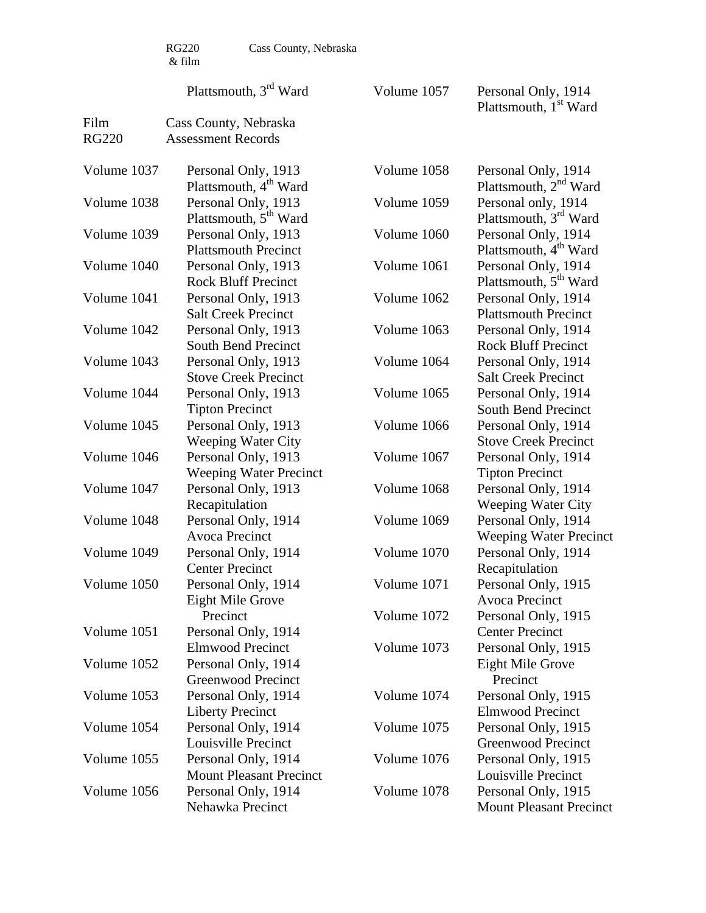RG220 & film　　Cass County, Nebraska

| | Plattsmouth, 3rd Ward |
|---|---|

Film RG220　　Cass County, Nebraska Assessment Records

| Volume | Description |
|---|---|
| Volume 1037 | Personal Only, 1913 Plattsmouth, 4th Ward |
| Volume 1038 | Personal Only, 1913 Plattsmouth, 5th Ward |
| Volume 1039 | Personal Only, 1913 Plattsmouth Precinct |
| Volume 1040 | Personal Only, 1913 Rock Bluff Precinct |
| Volume 1041 | Personal Only, 1913 Salt Creek Precinct |
| Volume 1042 | Personal Only, 1913 South Bend Precinct |
| Volume 1043 | Personal Only, 1913 Stove Creek Precinct |
| Volume 1044 | Personal Only, 1913 Tipton Precinct |
| Volume 1045 | Personal Only, 1913 Weeping Water City |
| Volume 1046 | Personal Only, 1913 Weeping Water Precinct |
| Volume 1047 | Personal Only, 1913 Recapitulation |
| Volume 1048 | Personal Only, 1914 Avoca Precinct |
| Volume 1049 | Personal Only, 1914 Center Precinct |
| Volume 1050 | Personal Only, 1914 Eight Mile Grove Precinct |
| Volume 1051 | Personal Only, 1914 Elmwood Precinct |
| Volume 1052 | Personal Only, 1914 Greenwood Precinct |
| Volume 1053 | Personal Only, 1914 Liberty Precinct |
| Volume 1054 | Personal Only, 1914 Louisville Precinct |
| Volume 1055 | Personal Only, 1914 Mount Pleasant Precinct |
| Volume 1056 | Personal Only, 1914 Nehawka Precinct |
| Volume 1057 | Personal Only, 1914 Plattsmouth, 1st Ward |
| Volume 1058 | Personal Only, 1914 Plattsmouth, 2nd Ward |
| Volume 1059 | Personal only, 1914 Plattsmouth, 3rd Ward |
| Volume 1060 | Personal Only, 1914 Plattsmouth, 4th Ward |
| Volume 1061 | Personal Only, 1914 Plattsmouth, 5th Ward |
| Volume 1062 | Personal Only, 1914 Plattsmouth Precinct |
| Volume 1063 | Personal Only, 1914 Rock Bluff Precinct |
| Volume 1064 | Personal Only, 1914 Salt Creek Precinct |
| Volume 1065 | Personal Only, 1914 South Bend Precinct |
| Volume 1066 | Personal Only, 1914 Stove Creek Precinct |
| Volume 1067 | Personal Only, 1914 Tipton Precinct |
| Volume 1068 | Personal Only, 1914 Weeping Water City |
| Volume 1069 | Personal Only, 1914 Weeping Water Precinct |
| Volume 1070 | Personal Only, 1914 Recapitulation |
| Volume 1071 | Personal Only, 1915 Avoca Precinct |
| Volume 1072 | Personal Only, 1915 Center Precinct |
| Volume 1073 | Personal Only, 1915 Eight Mile Grove Precinct |
| Volume 1074 | Personal Only, 1915 Elmwood Precinct |
| Volume 1075 | Personal Only, 1915 Greenwood Precinct |
| Volume 1076 | Personal Only, 1915 Louisville Precinct |
| Volume 1078 | Personal Only, 1915 Mount Pleasant Precinct |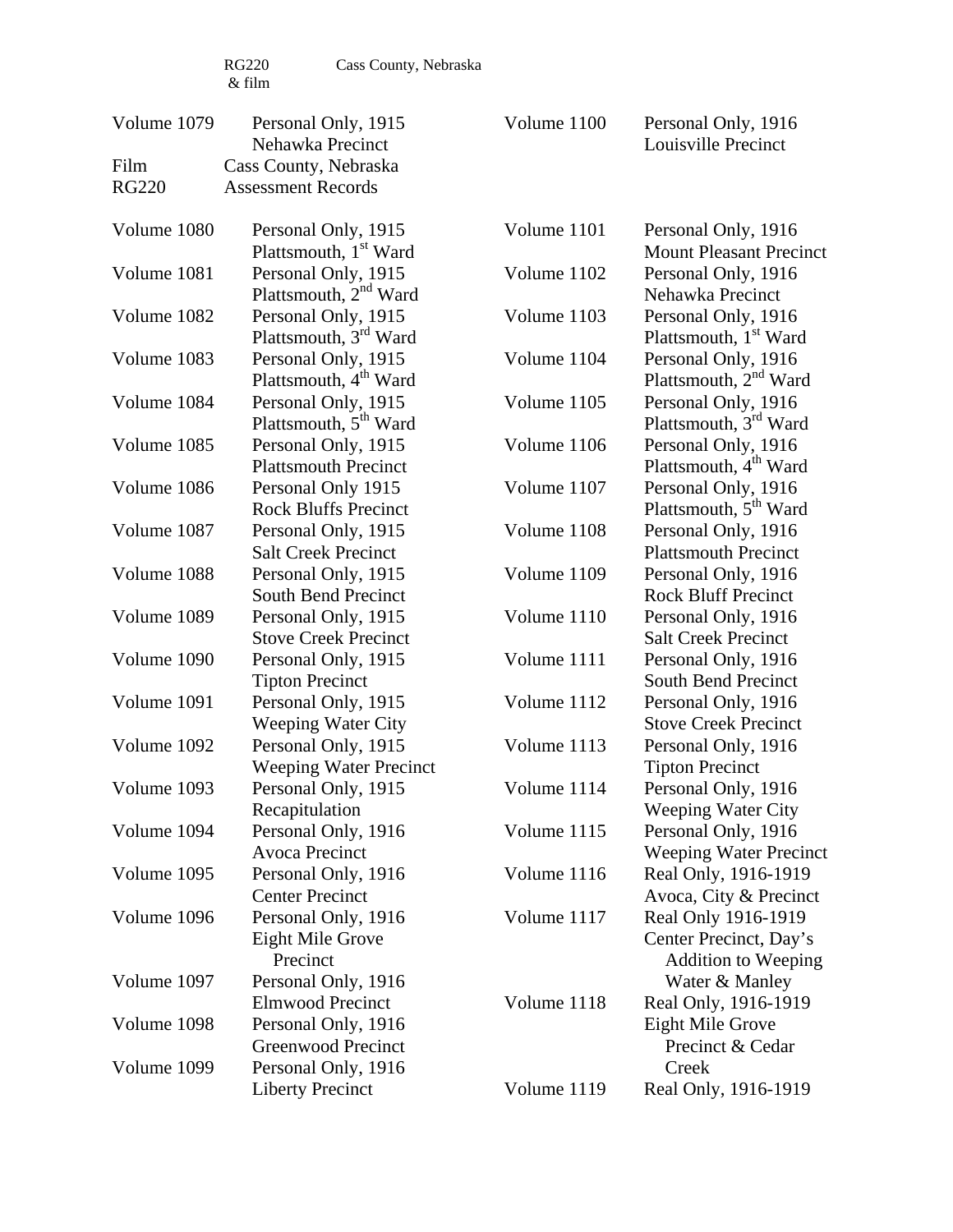RG220 & film    Cass County, Nebraska

| | | | |
|---|---|---|---|
| Volume 1079 | Personal Only, 1915<br>Nehawka Precinct | Volume 1100 | Personal Only, 1916<br>Louisville Precinct |

Film
RG220

Cass County, Nebraska
Assessment Records

| | | | |
|---|---|---|---|
| Volume 1080 | Personal Only, 1915<br>Plattsmouth, 1st Ward | Volume 1101 | Personal Only, 1916<br>Mount Pleasant Precinct |
| Volume 1081 | Personal Only, 1915<br>Plattsmouth, 2nd Ward | Volume 1102 | Personal Only, 1916<br>Nehawka Precinct |
| Volume 1082 | Personal Only, 1915<br>Plattsmouth, 3rd Ward | Volume 1103 | Personal Only, 1916<br>Plattsmouth, 1st Ward |
| Volume 1083 | Personal Only, 1915<br>Plattsmouth, 4th Ward | Volume 1104 | Personal Only, 1916<br>Plattsmouth, 2nd Ward |
| Volume 1084 | Personal Only, 1915<br>Plattsmouth, 5th Ward | Volume 1105 | Personal Only, 1916<br>Plattsmouth, 3rd Ward |
| Volume 1085 | Personal Only, 1915<br>Plattsmouth Precinct | Volume 1106 | Personal Only, 1916<br>Plattsmouth, 4th Ward |
| Volume 1086 | Personal Only 1915<br>Rock Bluffs Precinct | Volume 1107 | Personal Only, 1916<br>Plattsmouth, 5th Ward |
| Volume 1087 | Personal Only, 1915<br>Salt Creek Precinct | Volume 1108 | Personal Only, 1916<br>Plattsmouth Precinct |
| Volume 1088 | Personal Only, 1915<br>South Bend Precinct | Volume 1109 | Personal Only, 1916<br>Rock Bluff Precinct |
| Volume 1089 | Personal Only, 1915<br>Stove Creek Precinct | Volume 1110 | Personal Only, 1916<br>Salt Creek Precinct |
| Volume 1090 | Personal Only, 1915<br>Tipton Precinct | Volume 1111 | Personal Only, 1916<br>South Bend Precinct |
| Volume 1091 | Personal Only, 1915<br>Weeping Water City | Volume 1112 | Personal Only, 1916<br>Stove Creek Precinct |
| Volume 1092 | Personal Only, 1915<br>Weeping Water Precinct | Volume 1113 | Personal Only, 1916<br>Tipton Precinct |
| Volume 1093 | Personal Only, 1915<br>Recapitulation | Volume 1114 | Personal Only, 1916<br>Weeping Water City |
| Volume 1094 | Personal Only, 1916<br>Avoca Precinct | Volume 1115 | Personal Only, 1916<br>Weeping Water Precinct |
| Volume 1095 | Personal Only, 1916<br>Center Precinct | Volume 1116 | Real Only, 1916-1919<br>Avoca, City & Precinct |
| Volume 1096 | Personal Only, 1916<br>Eight Mile Grove Precinct | Volume 1117 | Real Only 1916-1919<br>Center Precinct, Day's Addition to Weeping Water & Manley |
| Volume 1097 | Personal Only, 1916<br>Elmwood Precinct | Volume 1118 | Real Only, 1916-1919<br>Eight Mile Grove Precinct & Cedar Creek |
| Volume 1098 | Personal Only, 1916<br>Greenwood Precinct | | |
| Volume 1099 | Personal Only, 1916<br>Liberty Precinct | Volume 1119 | Real Only, 1916-1919 |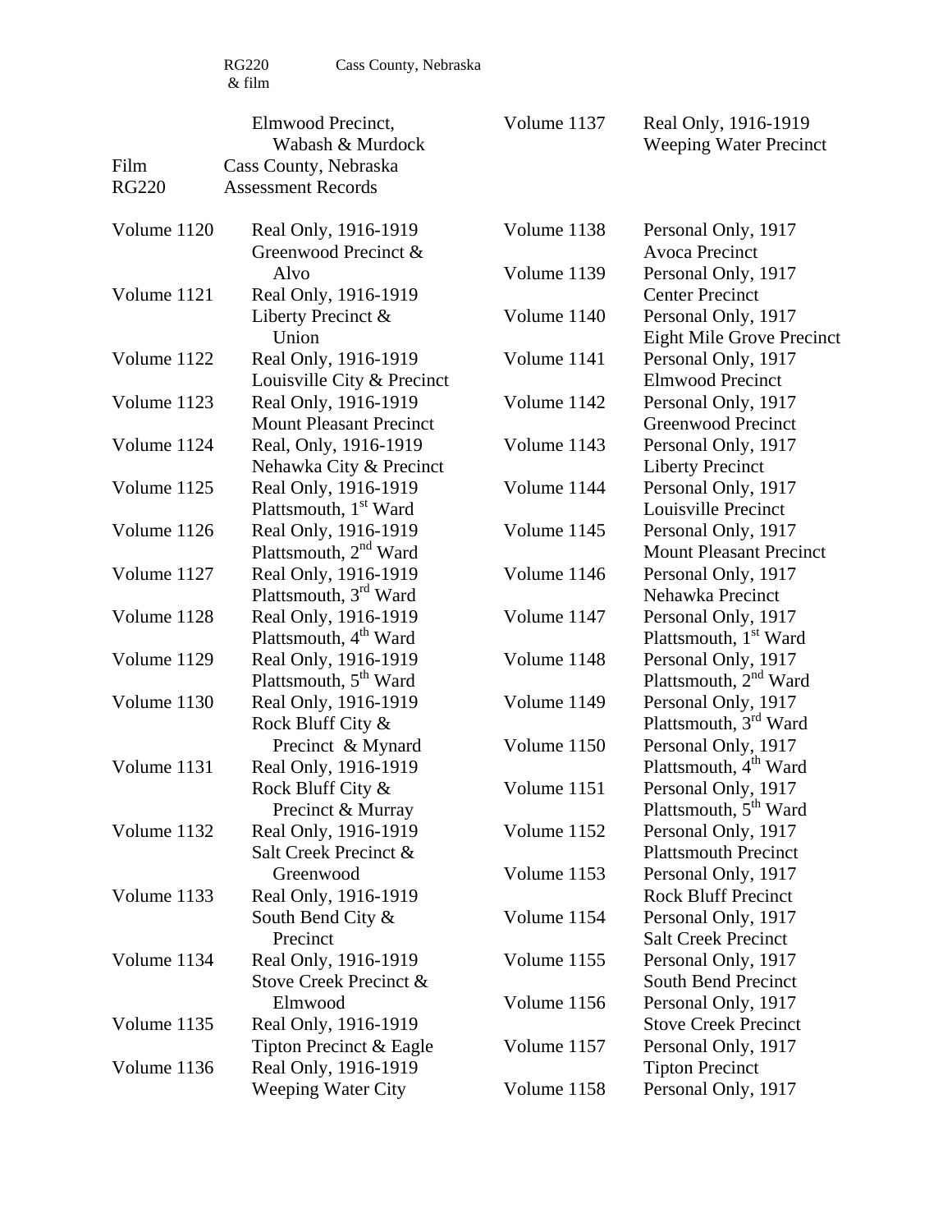RG220 & film — Cass County, Nebraska

| | | | |
|---|---|---|---|
| | Elmwood Precinct, Wabash & Murdock | Volume 1137 | Real Only, 1916-1919 Weeping Water Precinct |

Film RG220 — Cass County, Nebraska Assessment Records

| | | | |
|---|---|---|---|
| Volume 1120 | Real Only, 1916-1919 Greenwood Precinct & Alvo | Volume 1138 | Personal Only, 1917 Avoca Precinct |
| Volume 1121 | Real Only, 1916-1919 Liberty Precinct & Union | Volume 1139 | Personal Only, 1917 Center Precinct |
| Volume 1122 | Real Only, 1916-1919 Louisville City & Precinct | Volume 1140 | Personal Only, 1917 Eight Mile Grove Precinct |
| Volume 1123 | Real Only, 1916-1919 Mount Pleasant Precinct | Volume 1141 | Personal Only, 1917 Elmwood Precinct |
| Volume 1124 | Real, Only, 1916-1919 Nehawka City & Precinct | Volume 1142 | Personal Only, 1917 Greenwood Precinct |
| Volume 1125 | Real Only, 1916-1919 Plattsmouth, 1st Ward | Volume 1143 | Personal Only, 1917 Liberty Precinct |
| Volume 1126 | Real Only, 1916-1919 Plattsmouth, 2nd Ward | Volume 1144 | Personal Only, 1917 Louisville Precinct |
| Volume 1127 | Real Only, 1916-1919 Plattsmouth, 3rd Ward | Volume 1145 | Personal Only, 1917 Mount Pleasant Precinct |
| Volume 1128 | Real Only, 1916-1919 Plattsmouth, 4th Ward | Volume 1146 | Personal Only, 1917 Nehawka Precinct |
| Volume 1129 | Real Only, 1916-1919 Plattsmouth, 5th Ward | Volume 1147 | Personal Only, 1917 Plattsmouth, 1st Ward |
| Volume 1130 | Real Only, 1916-1919 Rock Bluff City & Precinct & Mynard | Volume 1148 | Personal Only, 1917 Plattsmouth, 2nd Ward |
| Volume 1131 | Real Only, 1916-1919 Rock Bluff City & Precinct & Murray | Volume 1149 | Personal Only, 1917 Plattsmouth, 3rd Ward |
| Volume 1132 | Real Only, 1916-1919 Salt Creek Precinct & Greenwood | Volume 1150 | Personal Only, 1917 Plattsmouth, 4th Ward |
| Volume 1133 | Real Only, 1916-1919 South Bend City & Precinct | Volume 1151 | Personal Only, 1917 Plattsmouth, 5th Ward |
| Volume 1134 | Real Only, 1916-1919 Stove Creek Precinct & Elmwood | Volume 1152 | Personal Only, 1917 Plattsmouth Precinct |
| Volume 1135 | Real Only, 1916-1919 Tipton Precinct & Eagle | Volume 1153 | Personal Only, 1917 Rock Bluff Precinct |
| Volume 1136 | Real Only, 1916-1919 Weeping Water City | Volume 1154 | Personal Only, 1917 Salt Creek Precinct |
| | | Volume 1155 | Personal Only, 1917 South Bend Precinct |
| | | Volume 1156 | Personal Only, 1917 Stove Creek Precinct |
| | | Volume 1157 | Personal Only, 1917 Tipton Precinct |
| | | Volume 1158 | Personal Only, 1917 |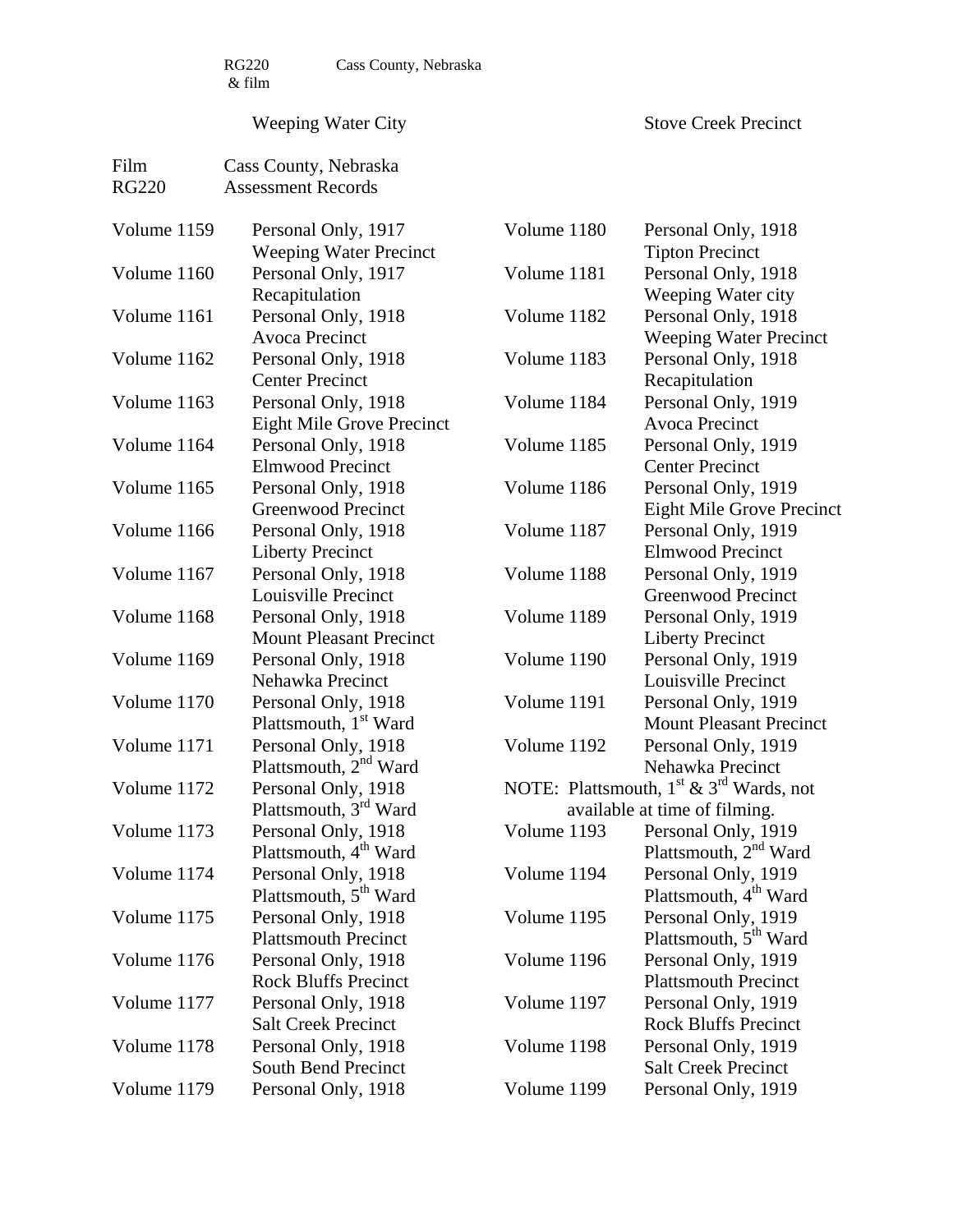RG220 & film    Cass County, Nebraska

Weeping Water City    Stove Creek Precinct

Film RG220    Cass County, Nebraska Assessment Records

| | |
|---|---|
| Volume 1159 | Personal Only, 1917 Weeping Water Precinct |
| Volume 1160 | Personal Only, 1917 Recapitulation |
| Volume 1161 | Personal Only, 1918 Avoca Precinct |
| Volume 1162 | Personal Only, 1918 Center Precinct |
| Volume 1163 | Personal Only, 1918 Eight Mile Grove Precinct |
| Volume 1164 | Personal Only, 1918 Elmwood Precinct |
| Volume 1165 | Personal Only, 1918 Greenwood Precinct |
| Volume 1166 | Personal Only, 1918 Liberty Precinct |
| Volume 1167 | Personal Only, 1918 Louisville Precinct |
| Volume 1168 | Personal Only, 1918 Mount Pleasant Precinct |
| Volume 1169 | Personal Only, 1918 Nehawka Precinct |
| Volume 1170 | Personal Only, 1918 Plattsmouth, 1st Ward |
| Volume 1171 | Personal Only, 1918 Plattsmouth, 2nd Ward |
| Volume 1172 | Personal Only, 1918 Plattsmouth, 3rd Ward |
| Volume 1173 | Personal Only, 1918 Plattsmouth, 4th Ward |
| Volume 1174 | Personal Only, 1918 Plattsmouth, 5th Ward |
| Volume 1175 | Personal Only, 1918 Plattsmouth Precinct |
| Volume 1176 | Personal Only, 1918 Rock Bluffs Precinct |
| Volume 1177 | Personal Only, 1918 Salt Creek Precinct |
| Volume 1178 | Personal Only, 1918 South Bend Precinct |
| Volume 1179 | Personal Only, 1918 |
| Volume 1180 | Personal Only, 1918 Tipton Precinct |
| Volume 1181 | Personal Only, 1918 Weeping Water city |
| Volume 1182 | Personal Only, 1918 Weeping Water Precinct |
| Volume 1183 | Personal Only, 1918 Recapitulation |
| Volume 1184 | Personal Only, 1919 Avoca Precinct |
| Volume 1185 | Personal Only, 1919 Center Precinct |
| Volume 1186 | Personal Only, 1919 Eight Mile Grove Precinct |
| Volume 1187 | Personal Only, 1919 Elmwood Precinct |
| Volume 1188 | Personal Only, 1919 Greenwood Precinct |
| Volume 1189 | Personal Only, 1919 Liberty Precinct |
| Volume 1190 | Personal Only, 1919 Louisville Precinct |
| Volume 1191 | Personal Only, 1919 Mount Pleasant Precinct |
| Volume 1192 | Personal Only, 1919 Nehawka Precinct |

NOTE: Plattsmouth, 1st & 3rd Wards, not available at time of filming.

| | |
|---|---|
| Volume 1193 | Personal Only, 1919 Plattsmouth, 2nd Ward |
| Volume 1194 | Personal Only, 1919 Plattsmouth, 4th Ward |
| Volume 1195 | Personal Only, 1919 Plattsmouth, 5th Ward |
| Volume 1196 | Personal Only, 1919 Plattsmouth Precinct |
| Volume 1197 | Personal Only, 1919 Rock Bluffs Precinct |
| Volume 1198 | Personal Only, 1919 Salt Creek Precinct |
| Volume 1199 | Personal Only, 1919 |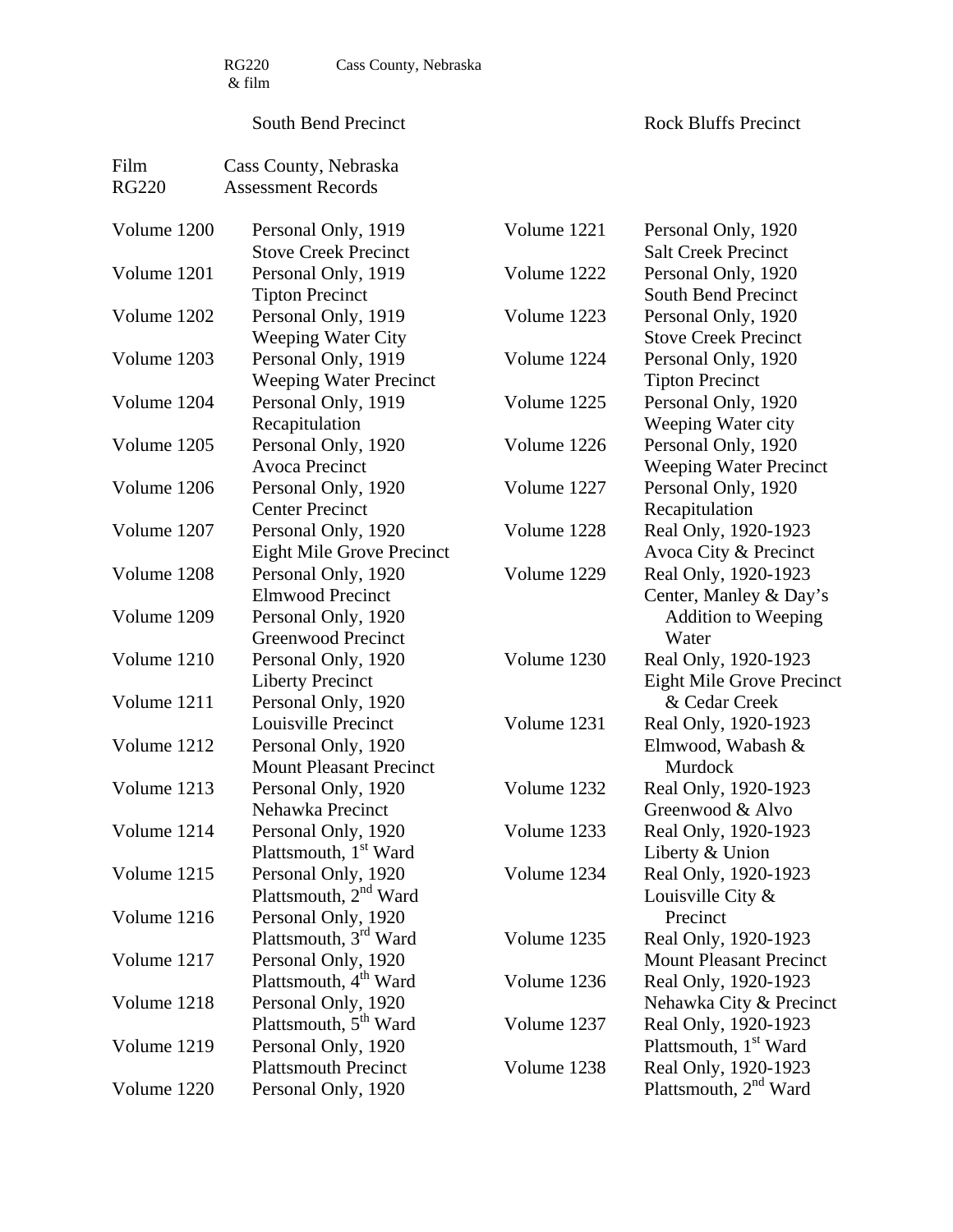RG220 & film — Cass County, Nebraska

South Bend Precinct — Rock Bluffs Precinct

Film RG220 — Cass County, Nebraska Assessment Records

| | | | |
|---|---|---|---|
| Volume 1200 | Personal Only, 1919 Stove Creek Precinct | Volume 1221 | Personal Only, 1920 Salt Creek Precinct |
| Volume 1201 | Personal Only, 1919 Tipton Precinct | Volume 1222 | Personal Only, 1920 South Bend Precinct |
| Volume 1202 | Personal Only, 1919 Weeping Water City | Volume 1223 | Personal Only, 1920 Stove Creek Precinct |
| Volume 1203 | Personal Only, 1919 Weeping Water Precinct | Volume 1224 | Personal Only, 1920 Tipton Precinct |
| Volume 1204 | Personal Only, 1919 Recapitulation | Volume 1225 | Personal Only, 1920 Weeping Water city |
| Volume 1205 | Personal Only, 1920 Avoca Precinct | Volume 1226 | Personal Only, 1920 Weeping Water Precinct |
| Volume 1206 | Personal Only, 1920 Center Precinct | Volume 1227 | Personal Only, 1920 Recapitulation |
| Volume 1207 | Personal Only, 1920 Eight Mile Grove Precinct | Volume 1228 | Real Only, 1920-1923 Avoca City & Precinct |
| Volume 1208 | Personal Only, 1920 Elmwood Precinct | Volume 1229 | Real Only, 1920-1923 Center, Manley & Day's Addition to Weeping Water |
| Volume 1209 | Personal Only, 1920 Greenwood Precinct | | |
| Volume 1210 | Personal Only, 1920 Liberty Precinct | Volume 1230 | Real Only, 1920-1923 Eight Mile Grove Precinct & Cedar Creek |
| Volume 1211 | Personal Only, 1920 Louisville Precinct | Volume 1231 | Real Only, 1920-1923 Elmwood, Wabash & Murdock |
| Volume 1212 | Personal Only, 1920 Mount Pleasant Precinct | | |
| Volume 1213 | Personal Only, 1920 Nehawka Precinct | Volume 1232 | Real Only, 1920-1923 Greenwood & Alvo |
| Volume 1214 | Personal Only, 1920 Plattsmouth, 1st Ward | Volume 1233 | Real Only, 1920-1923 Liberty & Union |
| Volume 1215 | Personal Only, 1920 Plattsmouth, 2nd Ward | Volume 1234 | Real Only, 1920-1923 Louisville City & Precinct |
| Volume 1216 | Personal Only, 1920 Plattsmouth, 3rd Ward | Volume 1235 | Real Only, 1920-1923 Mount Pleasant Precinct |
| Volume 1217 | Personal Only, 1920 Plattsmouth, 4th Ward | Volume 1236 | Real Only, 1920-1923 Nehawka City & Precinct |
| Volume 1218 | Personal Only, 1920 Plattsmouth, 5th Ward | Volume 1237 | Real Only, 1920-1923 Plattsmouth, 1st Ward |
| Volume 1219 | Personal Only, 1920 Plattsmouth Precinct | Volume 1238 | Real Only, 1920-1923 Plattsmouth, 2nd Ward |
| Volume 1220 | Personal Only, 1920 | | |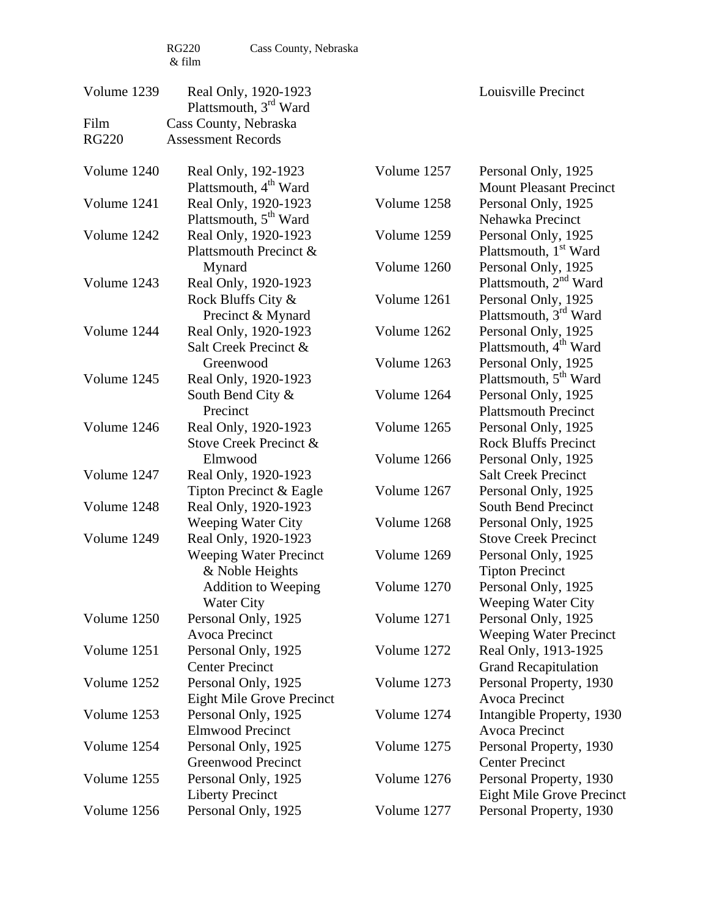RG220 & film    Cass County, Nebraska

Volume 1239    Real Only, 1920-1923
Plattsmouth, 3rd Ward    Louisville Precinct

Film    Cass County, Nebraska
RG220    Assessment Records

Volume 1240    Real Only, 192-1923
Plattsmouth, 4th Ward

Volume 1241    Real Only, 1920-1923
Plattsmouth, 5th Ward

Volume 1242    Real Only, 1920-1923
Plattsmouth Precinct & Mynard

Volume 1243    Real Only, 1920-1923
Rock Bluffs City & Precinct & Mynard

Volume 1244    Real Only, 1920-1923
Salt Creek Precinct & Greenwood

Volume 1245    Real Only, 1920-1923
South Bend City & Precinct

Volume 1246    Real Only, 1920-1923
Stove Creek Precinct & Elmwood

Volume 1247    Real Only, 1920-1923
Tipton Precinct & Eagle

Volume 1248    Real Only, 1920-1923
Weeping Water City

Volume 1249    Real Only, 1920-1923
Weeping Water Precinct & Noble Heights Addition to Weeping Water City

Volume 1250    Personal Only, 1925
Avoca Precinct

Volume 1251    Personal Only, 1925
Center Precinct

Volume 1252    Personal Only, 1925
Eight Mile Grove Precinct

Volume 1253    Personal Only, 1925
Elmwood Precinct

Volume 1254    Personal Only, 1925
Greenwood Precinct

Volume 1255    Personal Only, 1925
Liberty Precinct

Volume 1256    Personal Only, 1925

Volume 1257    Personal Only, 1925
Mount Pleasant Precinct

Volume 1258    Personal Only, 1925
Nehawka Precinct

Volume 1259    Personal Only, 1925
Plattsmouth, 1st Ward

Volume 1260    Personal Only, 1925
Plattsmouth, 2nd Ward

Volume 1261    Personal Only, 1925
Plattsmouth, 3rd Ward

Volume 1262    Personal Only, 1925
Plattsmouth, 4th Ward

Volume 1263    Personal Only, 1925
Plattsmouth, 5th Ward

Volume 1264    Personal Only, 1925
Plattsmouth Precinct

Volume 1265    Personal Only, 1925
Rock Bluffs Precinct

Volume 1266    Personal Only, 1925
Salt Creek Precinct

Volume 1267    Personal Only, 1925
South Bend Precinct

Volume 1268    Personal Only, 1925
Stove Creek Precinct

Volume 1269    Personal Only, 1925
Tipton Precinct

Volume 1270    Personal Only, 1925
Weeping Water City

Volume 1271    Personal Only, 1925
Weeping Water Precinct

Volume 1272    Real Only, 1913-1925
Grand Recapitulation

Volume 1273    Personal Property, 1930
Avoca Precinct

Volume 1274    Intangible Property, 1930
Avoca Precinct

Volume 1275    Personal Property, 1930
Center Precinct

Volume 1276    Personal Property, 1930
Eight Mile Grove Precinct

Volume 1277    Personal Property, 1930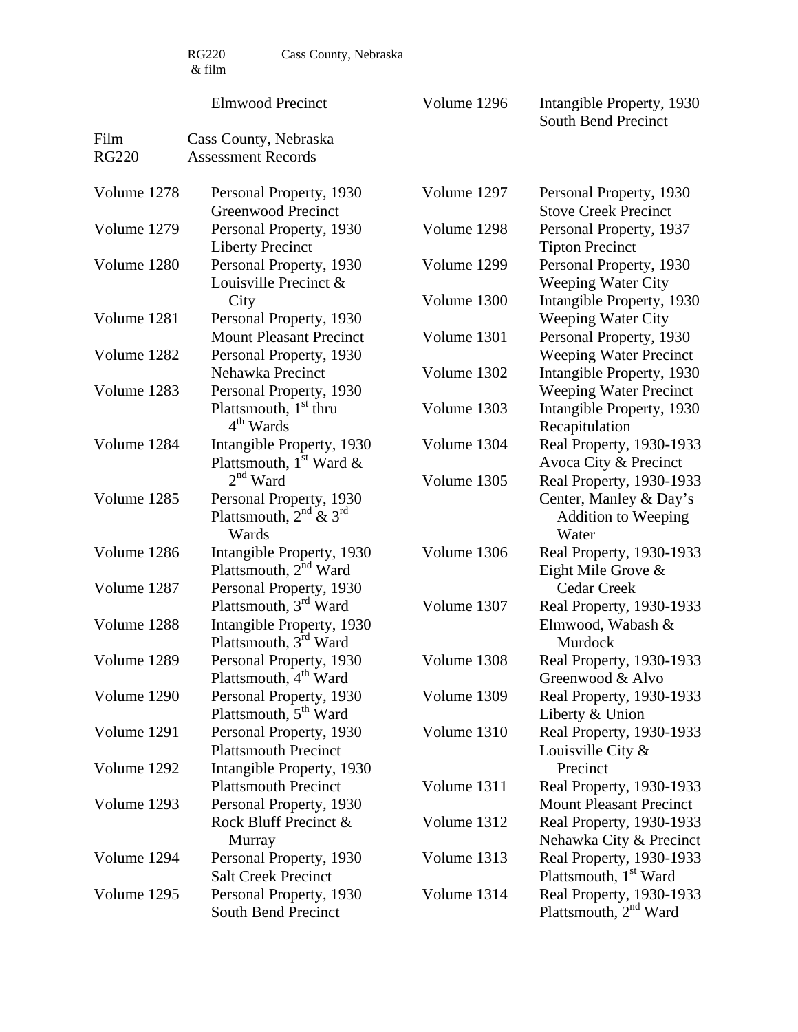RG220 & film    Cass County, Nebraska

| | Elmwood Precinct |
|---|---|

Film RG220    Cass County, Nebraska
Assessment Records

| | |
|---|---|
| Volume 1278 | Personal Property, 1930 Greenwood Precinct |
| Volume 1279 | Personal Property, 1930 Liberty Precinct |
| Volume 1280 | Personal Property, 1930 Louisville Precinct & City |
| Volume 1281 | Personal Property, 1930 Mount Pleasant Precinct |
| Volume 1282 | Personal Property, 1930 Nehawka Precinct |
| Volume 1283 | Personal Property, 1930 Plattsmouth, 1st thru 4th Wards |
| Volume 1284 | Intangible Property, 1930 Plattsmouth, 1st Ward & 2nd Ward |
| Volume 1285 | Personal Property, 1930 Plattsmouth, 2nd & 3rd Wards |
| Volume 1286 | Intangible Property, 1930 Plattsmouth, 2nd Ward |
| Volume 1287 | Personal Property, 1930 Plattsmouth, 3rd Ward |
| Volume 1288 | Intangible Property, 1930 Plattsmouth, 3rd Ward |
| Volume 1289 | Personal Property, 1930 Plattsmouth, 4th Ward |
| Volume 1290 | Personal Property, 1930 Plattsmouth, 5th Ward |
| Volume 1291 | Personal Property, 1930 Plattsmouth Precinct |
| Volume 1292 | Intangible Property, 1930 Plattsmouth Precinct |
| Volume 1293 | Personal Property, 1930 Rock Bluff Precinct & Murray |
| Volume 1294 | Personal Property, 1930 Salt Creek Precinct |
| Volume 1295 | Personal Property, 1930 South Bend Precinct |
| Volume 1296 | Intangible Property, 1930 South Bend Precinct |
| Volume 1297 | Personal Property, 1930 Stove Creek Precinct |
| Volume 1298 | Personal Property, 1937 Tipton Precinct |
| Volume 1299 | Personal Property, 1930 Weeping Water City |
| Volume 1300 | Intangible Property, 1930 Weeping Water City |
| Volume 1301 | Personal Property, 1930 Weeping Water Precinct |
| Volume 1302 | Intangible Property, 1930 Weeping Water Precinct |
| Volume 1303 | Intangible Property, 1930 Recapitulation |
| Volume 1304 | Real Property, 1930-1933 Avoca City & Precinct |
| Volume 1305 | Real Property, 1930-1933 Center, Manley & Day's Addition to Weeping Water |
| Volume 1306 | Real Property, 1930-1933 Eight Mile Grove & Cedar Creek |
| Volume 1307 | Real Property, 1930-1933 Elmwood, Wabash & Murdock |
| Volume 1308 | Real Property, 1930-1933 Greenwood & Alvo |
| Volume 1309 | Real Property, 1930-1933 Liberty & Union |
| Volume 1310 | Real Property, 1930-1933 Louisville City & Precinct |
| Volume 1311 | Real Property, 1930-1933 Mount Pleasant Precinct |
| Volume 1312 | Real Property, 1930-1933 Nehawka City & Precinct |
| Volume 1313 | Real Property, 1930-1933 Plattsmouth, 1st Ward |
| Volume 1314 | Real Property, 1930-1933 Plattsmouth, 2nd Ward |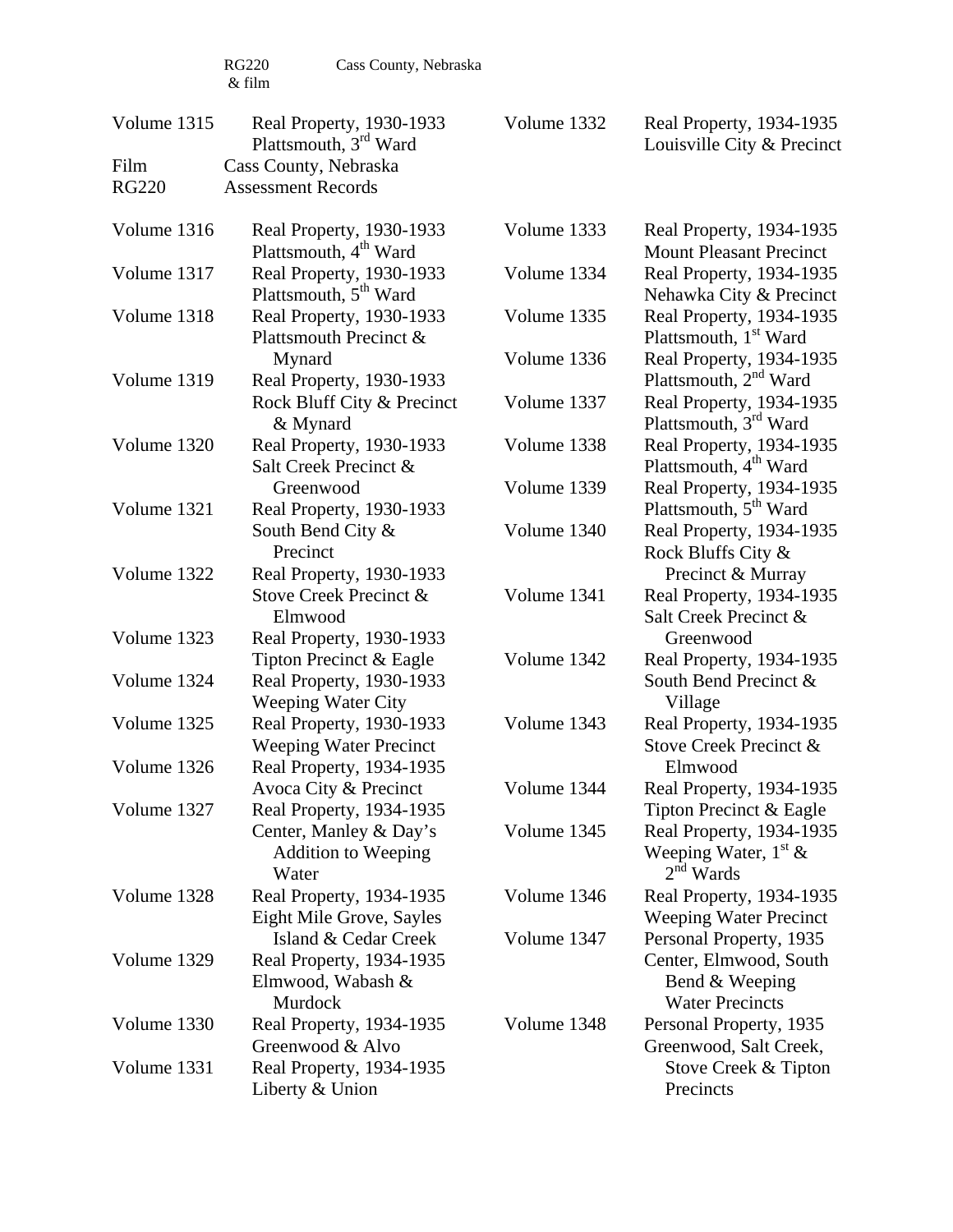RG220 & film — Cass County, Nebraska

Volume 1315 — Real Property, 1930-1933, Plattsmouth, 3rd Ward

Film — Cass County, Nebraska
RG220 — Assessment Records

Volume 1316 — Real Property, 1930-1933, Plattsmouth, 4th Ward
Volume 1317 — Real Property, 1930-1933, Plattsmouth, 5th Ward
Volume 1318 — Real Property, 1930-1933, Plattsmouth Precinct & Mynard
Volume 1319 — Real Property, 1930-1933, Rock Bluff City & Precinct & Mynard
Volume 1320 — Real Property, 1930-1933, Salt Creek Precinct & Greenwood
Volume 1321 — Real Property, 1930-1933, South Bend City & Precinct
Volume 1322 — Real Property, 1930-1933, Stove Creek Precinct & Elmwood
Volume 1323 — Real Property, 1930-1933, Tipton Precinct & Eagle
Volume 1324 — Real Property, 1930-1933, Weeping Water City
Volume 1325 — Real Property, 1930-1933, Weeping Water Precinct
Volume 1326 — Real Property, 1934-1935, Avoca City & Precinct
Volume 1327 — Real Property, 1934-1935, Center, Manley & Day's Addition to Weeping Water
Volume 1328 — Real Property, 1934-1935, Eight Mile Grove, Sayles Island & Cedar Creek
Volume 1329 — Real Property, 1934-1935, Elmwood, Wabash & Murdock
Volume 1330 — Real Property, 1934-1935, Greenwood & Alvo
Volume 1331 — Real Property, 1934-1935, Liberty & Union
Volume 1332 — Real Property, 1934-1935, Louisville City & Precinct
Volume 1333 — Real Property, 1934-1935, Mount Pleasant Precinct
Volume 1334 — Real Property, 1934-1935, Nehawka City & Precinct
Volume 1335 — Real Property, 1934-1935, Plattsmouth, 1st Ward
Volume 1336 — Real Property, 1934-1935, Plattsmouth, 2nd Ward
Volume 1337 — Real Property, 1934-1935, Plattsmouth, 3rd Ward
Volume 1338 — Real Property, 1934-1935, Plattsmouth, 4th Ward
Volume 1339 — Real Property, 1934-1935, Plattsmouth, 5th Ward
Volume 1340 — Real Property, 1934-1935, Rock Bluffs City & Precinct & Murray
Volume 1341 — Real Property, 1934-1935, Salt Creek Precinct & Greenwood
Volume 1342 — Real Property, 1934-1935, South Bend Precinct & Village
Volume 1343 — Real Property, 1934-1935, Stove Creek Precinct & Elmwood
Volume 1344 — Real Property, 1934-1935, Tipton Precinct & Eagle
Volume 1345 — Real Property, 1934-1935, Weeping Water, 1st & 2nd Wards
Volume 1346 — Real Property, 1934-1935, Weeping Water Precinct
Volume 1347 — Personal Property, 1935, Center, Elmwood, South Bend & Weeping Water Precincts
Volume 1348 — Personal Property, 1935, Greenwood, Salt Creek, Stove Creek & Tipton Precincts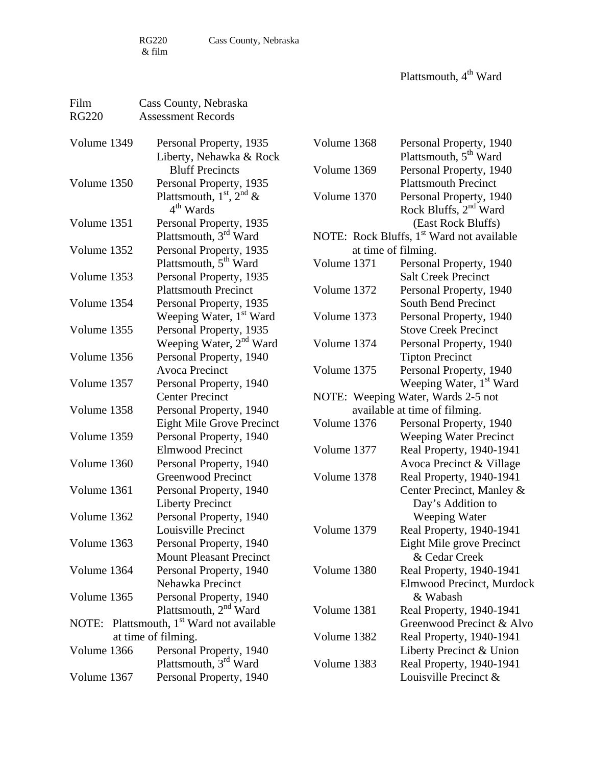RG220 & film     Cass County, Nebraska

Plattsmouth, 4th Ward

Film     Cass County, Nebraska
RG220     Assessment Records

| | |
|---|---|
| Volume 1349 | Personal Property, 1935 Liberty, Nehawka & Rock Bluff Precincts |
| Volume 1350 | Personal Property, 1935 Plattsmouth, 1st, 2nd & 4th Wards |
| Volume 1351 | Personal Property, 1935 Plattsmouth, 3rd Ward |
| Volume 1352 | Personal Property, 1935 Plattsmouth, 5th Ward |
| Volume 1353 | Personal Property, 1935 Plattsmouth Precinct |
| Volume 1354 | Personal Property, 1935 Weeping Water, 1st Ward |
| Volume 1355 | Personal Property, 1935 Weeping Water, 2nd Ward |
| Volume 1356 | Personal Property, 1940 Avoca Precinct |
| Volume 1357 | Personal Property, 1940 Center Precinct |
| Volume 1358 | Personal Property, 1940 Eight Mile Grove Precinct |
| Volume 1359 | Personal Property, 1940 Elmwood Precinct |
| Volume 1360 | Personal Property, 1940 Greenwood Precinct |
| Volume 1361 | Personal Property, 1940 Liberty Precinct |
| Volume 1362 | Personal Property, 1940 Louisville Precinct |
| Volume 1363 | Personal Property, 1940 Mount Pleasant Precinct |
| Volume 1364 | Personal Property, 1940 Nehawka Precinct |
| Volume 1365 | Personal Property, 1940 Plattsmouth, 2nd Ward |

NOTE: Plattsmouth, 1st Ward not available at time of filming.

| | |
|---|---|
| Volume 1366 | Personal Property, 1940 Plattsmouth, 3rd Ward |
| Volume 1367 | Personal Property, 1940 |
| Volume 1368 | Personal Property, 1940 Plattsmouth, 5th Ward |
| Volume 1369 | Personal Property, 1940 Plattsmouth Precinct |
| Volume 1370 | Personal Property, 1940 Rock Bluffs, 2nd Ward (East Rock Bluffs) |

NOTE: Rock Bluffs, 1st Ward not available at time of filming.

| | |
|---|---|
| Volume 1371 | Personal Property, 1940 Salt Creek Precinct |
| Volume 1372 | Personal Property, 1940 South Bend Precinct |
| Volume 1373 | Personal Property, 1940 Stove Creek Precinct |
| Volume 1374 | Personal Property, 1940 Tipton Precinct |
| Volume 1375 | Personal Property, 1940 Weeping Water, 1st Ward |

NOTE: Weeping Water, Wards 2-5 not available at time of filming.

| | |
|---|---|
| Volume 1376 | Personal Property, 1940 Weeping Water Precinct |
| Volume 1377 | Real Property, 1940-1941 Avoca Precinct & Village |
| Volume 1378 | Real Property, 1940-1941 Center Precinct, Manley & Day's Addition to Weeping Water |
| Volume 1379 | Real Property, 1940-1941 Eight Mile grove Precinct & Cedar Creek |
| Volume 1380 | Real Property, 1940-1941 Elmwood Precinct, Murdock & Wabash |
| Volume 1381 | Real Property, 1940-1941 Greenwood Precinct & Alvo |
| Volume 1382 | Real Property, 1940-1941 Liberty Precinct & Union |
| Volume 1383 | Real Property, 1940-1941 Louisville Precinct & |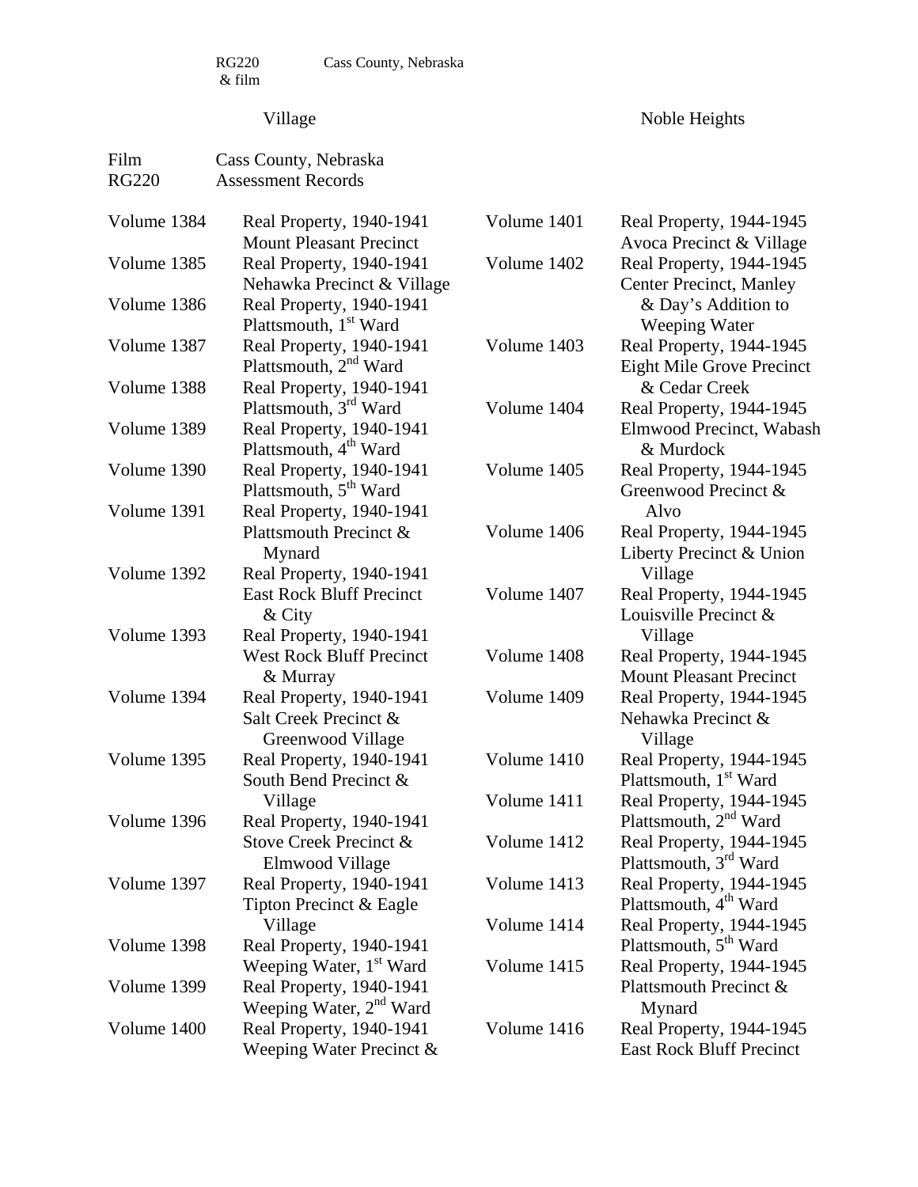RG220 & film    Cass County, Nebraska

Village    Noble Heights

Film RG220    Cass County, Nebraska
Assessment Records

| | |
|---|---|
| Volume 1384 | Real Property, 1940-1941 Mount Pleasant Precinct |
| Volume 1385 | Real Property, 1940-1941 Nehawka Precinct & Village |
| Volume 1386 | Real Property, 1940-1941 Plattsmouth, 1st Ward |
| Volume 1387 | Real Property, 1940-1941 Plattsmouth, 2nd Ward |
| Volume 1388 | Real Property, 1940-1941 Plattsmouth, 3rd Ward |
| Volume 1389 | Real Property, 1940-1941 Plattsmouth, 4th Ward |
| Volume 1390 | Real Property, 1940-1941 Plattsmouth, 5th Ward |
| Volume 1391 | Real Property, 1940-1941 Plattsmouth Precinct & Mynard |
| Volume 1392 | Real Property, 1940-1941 East Rock Bluff Precinct & City |
| Volume 1393 | Real Property, 1940-1941 West Rock Bluff Precinct & Murray |
| Volume 1394 | Real Property, 1940-1941 Salt Creek Precinct & Greenwood Village |
| Volume 1395 | Real Property, 1940-1941 South Bend Precinct & Village |
| Volume 1396 | Real Property, 1940-1941 Stove Creek Precinct & Elmwood Village |
| Volume 1397 | Real Property, 1940-1941 Tipton Precinct & Eagle Village |
| Volume 1398 | Real Property, 1940-1941 Weeping Water, 1st Ward |
| Volume 1399 | Real Property, 1940-1941 Weeping Water, 2nd Ward |
| Volume 1400 | Real Property, 1940-1941 Weeping Water Precinct & |
| Volume 1401 | Real Property, 1944-1945 Avoca Precinct & Village |
| Volume 1402 | Real Property, 1944-1945 Center Precinct, Manley & Day's Addition to Weeping Water |
| Volume 1403 | Real Property, 1944-1945 Eight Mile Grove Precinct & Cedar Creek |
| Volume 1404 | Real Property, 1944-1945 Elmwood Precinct, Wabash & Murdock |
| Volume 1405 | Real Property, 1944-1945 Greenwood Precinct & Alvo |
| Volume 1406 | Real Property, 1944-1945 Liberty Precinct & Union Village |
| Volume 1407 | Real Property, 1944-1945 Louisville Precinct & Village |
| Volume 1408 | Real Property, 1944-1945 Mount Pleasant Precinct |
| Volume 1409 | Real Property, 1944-1945 Nehawka Precinct & Village |
| Volume 1410 | Real Property, 1944-1945 Plattsmouth, 1st Ward |
| Volume 1411 | Real Property, 1944-1945 Plattsmouth, 2nd Ward |
| Volume 1412 | Real Property, 1944-1945 Plattsmouth, 3rd Ward |
| Volume 1413 | Real Property, 1944-1945 Plattsmouth, 4th Ward |
| Volume 1414 | Real Property, 1944-1945 Plattsmouth, 5th Ward |
| Volume 1415 | Real Property, 1944-1945 Plattsmouth Precinct & Mynard |
| Volume 1416 | Real Property, 1944-1945 East Rock Bluff Precinct |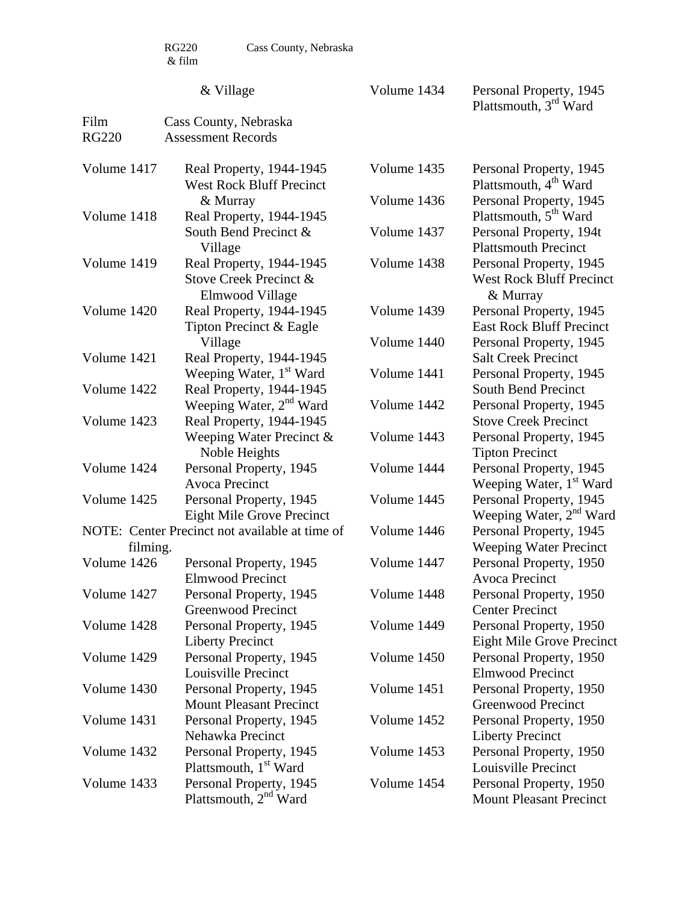RG220 & film — Cass County, Nebraska

& Village

Film RG220 — Cass County, Nebraska Assessment Records

Volume 1417 — Real Property, 1944-1945 West Rock Bluff Precinct & Murray
Volume 1418 — Real Property, 1944-1945 South Bend Precinct & Village
Volume 1419 — Real Property, 1944-1945 Stove Creek Precinct & Elmwood Village
Volume 1420 — Real Property, 1944-1945 Tipton Precinct & Eagle Village
Volume 1421 — Real Property, 1944-1945 Weeping Water, 1st Ward
Volume 1422 — Real Property, 1944-1945 Weeping Water, 2nd Ward
Volume 1423 — Real Property, 1944-1945 Weeping Water Precinct & Noble Heights
Volume 1424 — Personal Property, 1945 Avoca Precinct
Volume 1425 — Personal Property, 1945 Eight Mile Grove Precinct

NOTE: Center Precinct not available at time of filming.

Volume 1426 — Personal Property, 1945 Elmwood Precinct
Volume 1427 — Personal Property, 1945 Greenwood Precinct
Volume 1428 — Personal Property, 1945 Liberty Precinct
Volume 1429 — Personal Property, 1945 Louisville Precinct
Volume 1430 — Personal Property, 1945 Mount Pleasant Precinct
Volume 1431 — Personal Property, 1945 Nehawka Precinct
Volume 1432 — Personal Property, 1945 Plattsmouth, 1st Ward
Volume 1433 — Personal Property, 1945 Plattsmouth, 2nd Ward
Volume 1434 — Personal Property, 1945 Plattsmouth, 3rd Ward
Volume 1435 — Personal Property, 1945 Plattsmouth, 4th Ward
Volume 1436 — Personal Property, 1945 Plattsmouth, 5th Ward
Volume 1437 — Personal Property, 194t Plattsmouth Precinct
Volume 1438 — Personal Property, 1945 West Rock Bluff Precinct & Murray
Volume 1439 — Personal Property, 1945 East Rock Bluff Precinct
Volume 1440 — Personal Property, 1945 Salt Creek Precinct
Volume 1441 — Personal Property, 1945 South Bend Precinct
Volume 1442 — Personal Property, 1945 Stove Creek Precinct
Volume 1443 — Personal Property, 1945 Tipton Precinct
Volume 1444 — Personal Property, 1945 Weeping Water, 1st Ward
Volume 1445 — Personal Property, 1945 Weeping Water, 2nd Ward
Volume 1446 — Personal Property, 1945 Weeping Water Precinct
Volume 1447 — Personal Property, 1950 Avoca Precinct
Volume 1448 — Personal Property, 1950 Center Precinct
Volume 1449 — Personal Property, 1950 Eight Mile Grove Precinct
Volume 1450 — Personal Property, 1950 Elmwood Precinct
Volume 1451 — Personal Property, 1950 Greenwood Precinct
Volume 1452 — Personal Property, 1950 Liberty Precinct
Volume 1453 — Personal Property, 1950 Louisville Precinct
Volume 1454 — Personal Property, 1950 Mount Pleasant Precinct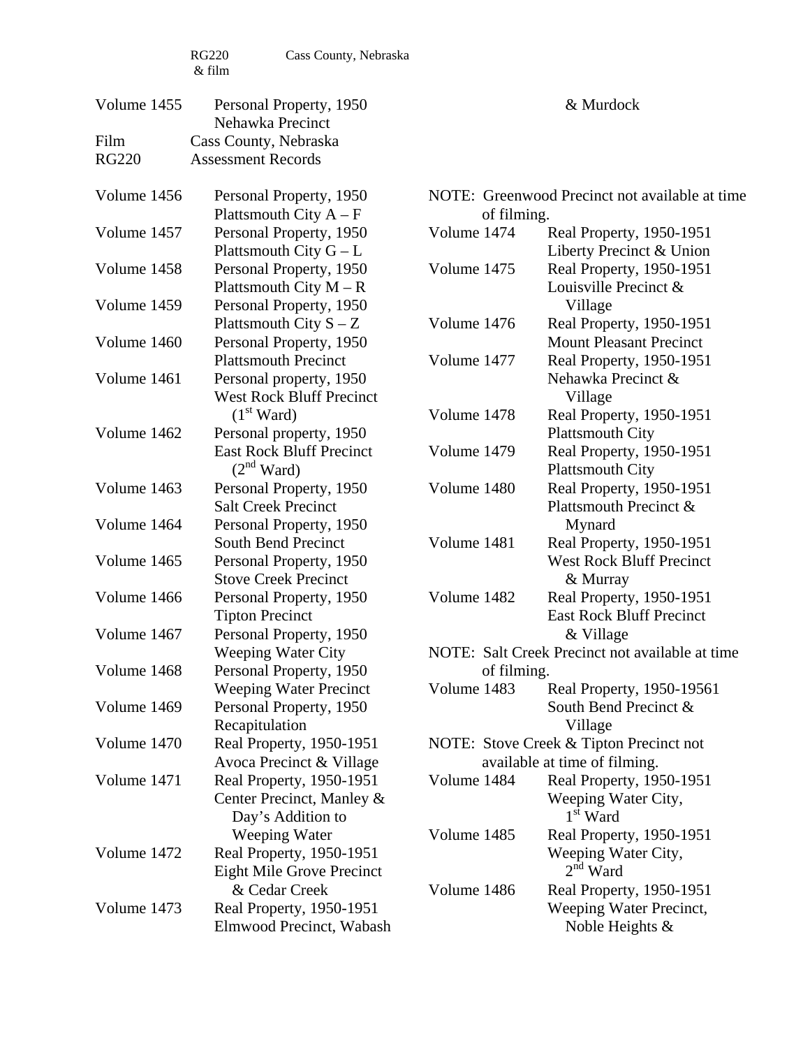RG220 & film    Cass County, Nebraska

Volume 1455 Personal Property, 1950
Nehawka Precinct
& Murdock

Film Cass County, Nebraska
RG220 Assessment Records

| | |
|---|---|
| Volume 1456 | Personal Property, 1950<br>Plattsmouth City A – F |
| Volume 1457 | Personal Property, 1950<br>Plattsmouth City G – L |
| Volume 1458 | Personal Property, 1950<br>Plattsmouth City M – R |
| Volume 1459 | Personal Property, 1950<br>Plattsmouth City S – Z |
| Volume 1460 | Personal Property, 1950<br>Plattsmouth Precinct |
| Volume 1461 | Personal property, 1950<br>West Rock Bluff Precinct<br>(1st Ward) |
| Volume 1462 | Personal property, 1950<br>East Rock Bluff Precinct<br>(2nd Ward) |
| Volume 1463 | Personal Property, 1950<br>Salt Creek Precinct |
| Volume 1464 | Personal Property, 1950<br>South Bend Precinct |
| Volume 1465 | Personal Property, 1950<br>Stove Creek Precinct |
| Volume 1466 | Personal Property, 1950<br>Tipton Precinct |
| Volume 1467 | Personal Property, 1950<br>Weeping Water City |
| Volume 1468 | Personal Property, 1950<br>Weeping Water Precinct |
| Volume 1469 | Personal Property, 1950<br>Recapitulation |
| Volume 1470 | Real Property, 1950-1951<br>Avoca Precinct & Village |
| Volume 1471 | Real Property, 1950-1951<br>Center Precinct, Manley &<br>Day's Addition to<br>Weeping Water |
| Volume 1472 | Real Property, 1950-1951<br>Eight Mile Grove Precinct<br>& Cedar Creek |
| Volume 1473 | Real Property, 1950-1951<br>Elmwood Precinct, Wabash<br>& Murdock |

NOTE: Greenwood Precinct not available at time of filming.

| | |
|---|---|
| Volume 1474 | Real Property, 1950-1951<br>Liberty Precinct & Union |
| Volume 1475 | Real Property, 1950-1951<br>Louisville Precinct &<br>Village |
| Volume 1476 | Real Property, 1950-1951<br>Mount Pleasant Precinct |
| Volume 1477 | Real Property, 1950-1951<br>Nehawka Precinct &<br>Village |
| Volume 1478 | Real Property, 1950-1951<br>Plattsmouth City |
| Volume 1479 | Real Property, 1950-1951<br>Plattsmouth City |
| Volume 1480 | Real Property, 1950-1951<br>Plattsmouth Precinct &<br>Mynard |
| Volume 1481 | Real Property, 1950-1951<br>West Rock Bluff Precinct<br>& Murray |
| Volume 1482 | Real Property, 1950-1951<br>East Rock Bluff Precinct<br>& Village |

NOTE: Salt Creek Precinct not available at time of filming.

| | |
|---|---|
| Volume 1483 | Real Property, 1950-19561<br>South Bend Precinct &<br>Village |

NOTE: Stove Creek & Tipton Precinct not available at time of filming.

| | |
|---|---|
| Volume 1484 | Real Property, 1950-1951<br>Weeping Water City,<br>1st Ward |
| Volume 1485 | Real Property, 1950-1951<br>Weeping Water City,<br>2nd Ward |
| Volume 1486 | Real Property, 1950-1951<br>Weeping Water Precinct,<br>Noble Heights & |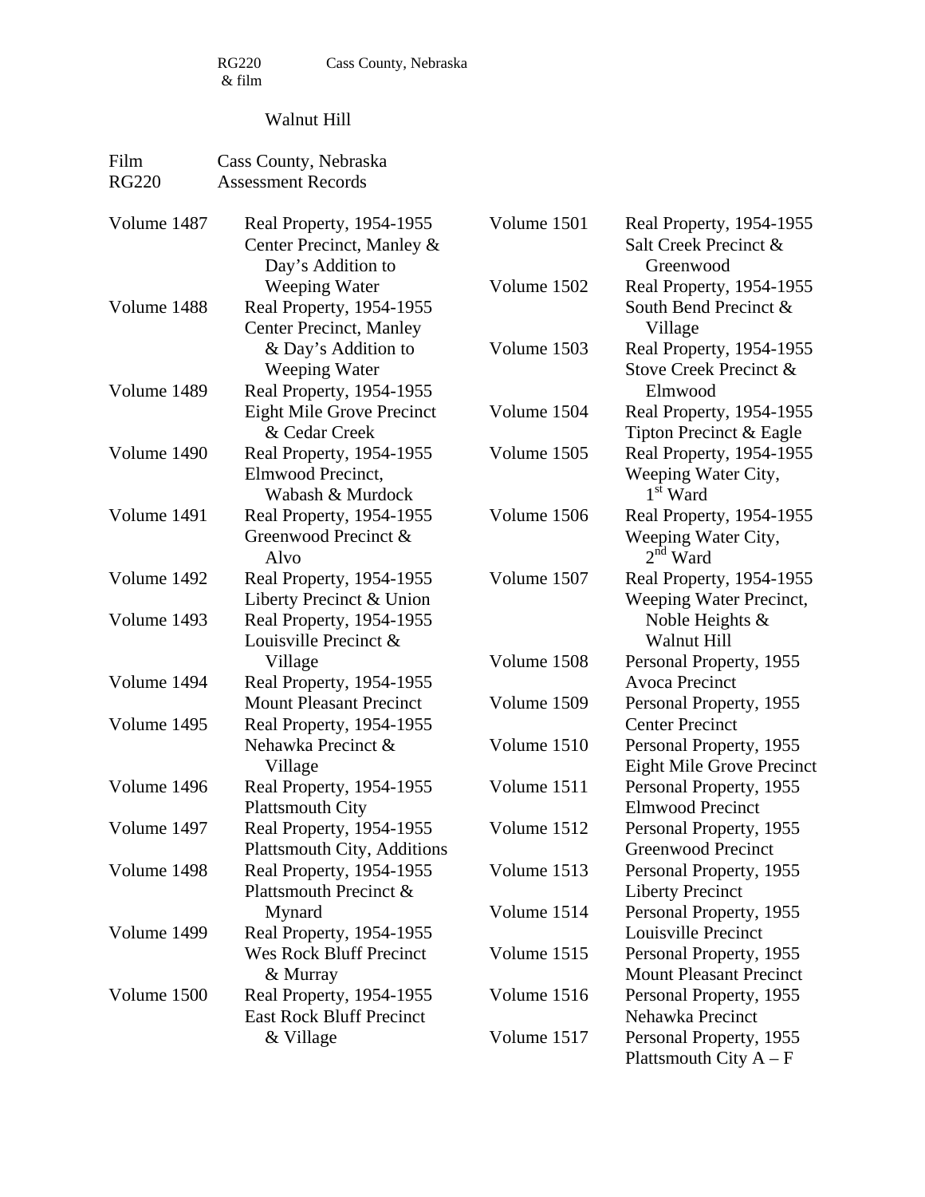RG220 & film    Cass County, Nebraska

Walnut Hill

Film    Cass County, Nebraska
RG220    Assessment Records

| | |
|---|---|
| Volume 1487 | Real Property, 1954-1955 Center Precinct, Manley & Day's Addition to Weeping Water |
| Volume 1488 | Real Property, 1954-1955 Center Precinct, Manley & Day's Addition to Weeping Water |
| Volume 1489 | Real Property, 1954-1955 Eight Mile Grove Precinct & Cedar Creek |
| Volume 1490 | Real Property, 1954-1955 Elmwood Precinct, Wabash & Murdock |
| Volume 1491 | Real Property, 1954-1955 Greenwood Precinct & Alvo |
| Volume 1492 | Real Property, 1954-1955 Liberty Precinct & Union |
| Volume 1493 | Real Property, 1954-1955 Louisville Precinct & Village |
| Volume 1494 | Real Property, 1954-1955 Mount Pleasant Precinct |
| Volume 1495 | Real Property, 1954-1955 Nehawka Precinct & Village |
| Volume 1496 | Real Property, 1954-1955 Plattsmouth City |
| Volume 1497 | Real Property, 1954-1955 Plattsmouth City, Additions |
| Volume 1498 | Real Property, 1954-1955 Plattsmouth Precinct & Mynard |
| Volume 1499 | Real Property, 1954-1955 Wes Rock Bluff Precinct & Murray |
| Volume 1500 | Real Property, 1954-1955 East Rock Bluff Precinct & Village |
| Volume 1501 | Real Property, 1954-1955 Salt Creek Precinct & Greenwood |
| Volume 1502 | Real Property, 1954-1955 South Bend Precinct & Village |
| Volume 1503 | Real Property, 1954-1955 Stove Creek Precinct & Elmwood |
| Volume 1504 | Real Property, 1954-1955 Tipton Precinct & Eagle |
| Volume 1505 | Real Property, 1954-1955 Weeping Water City, 1st Ward |
| Volume 1506 | Real Property, 1954-1955 Weeping Water City, 2nd Ward |
| Volume 1507 | Real Property, 1954-1955 Weeping Water Precinct, Noble Heights & Walnut Hill |
| Volume 1508 | Personal Property, 1955 Avoca Precinct |
| Volume 1509 | Personal Property, 1955 Center Precinct |
| Volume 1510 | Personal Property, 1955 Eight Mile Grove Precinct |
| Volume 1511 | Personal Property, 1955 Elmwood Precinct |
| Volume 1512 | Personal Property, 1955 Greenwood Precinct |
| Volume 1513 | Personal Property, 1955 Liberty Precinct |
| Volume 1514 | Personal Property, 1955 Louisville Precinct |
| Volume 1515 | Personal Property, 1955 Mount Pleasant Precinct |
| Volume 1516 | Personal Property, 1955 Nehawka Precinct |
| Volume 1517 | Personal Property, 1955 Plattsmouth City A – F |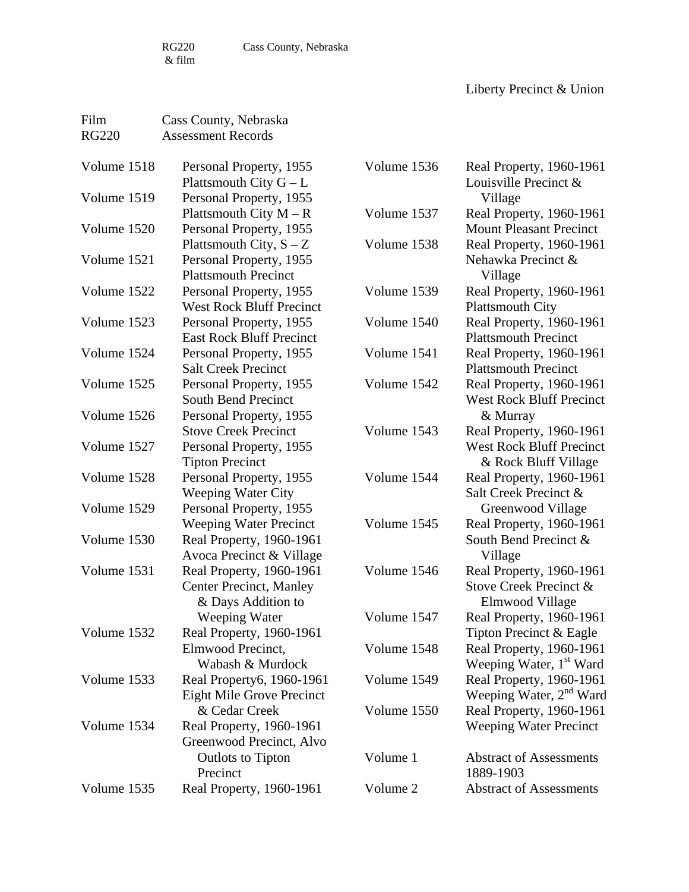RG220 & film    Cass County, Nebraska

Liberty Precinct & Union

Film RG220    Cass County, Nebraska
Assessment Records

| | |
|---|---|
| Volume 1518 | Personal Property, 1955 Plattsmouth City G – L |
| Volume 1519 | Personal Property, 1955 Plattsmouth City M – R |
| Volume 1520 | Personal Property, 1955 Plattsmouth City, S – Z |
| Volume 1521 | Personal Property, 1955 Plattsmouth Precinct |
| Volume 1522 | Personal Property, 1955 West Rock Bluff Precinct |
| Volume 1523 | Personal Property, 1955 East Rock Bluff Precinct |
| Volume 1524 | Personal Property, 1955 Salt Creek Precinct |
| Volume 1525 | Personal Property, 1955 South Bend Precinct |
| Volume 1526 | Personal Property, 1955 Stove Creek Precinct |
| Volume 1527 | Personal Property, 1955 Tipton Precinct |
| Volume 1528 | Personal Property, 1955 Weeping Water City |
| Volume 1529 | Personal Property, 1955 Weeping Water Precinct |
| Volume 1530 | Real Property, 1960-1961 Avoca Precinct & Village |
| Volume 1531 | Real Property, 1960-1961 Center Precinct, Manley & Days Addition to Weeping Water |
| Volume 1532 | Real Property, 1960-1961 Elmwood Precinct, Wabash & Murdock |
| Volume 1533 | Real Property6, 1960-1961 Eight Mile Grove Precinct & Cedar Creek |
| Volume 1534 | Real Property, 1960-1961 Greenwood Precinct, Alvo Outlots to Tipton Precinct |
| Volume 1535 | Real Property, 1960-1961 |
| Volume 1536 | Real Property, 1960-1961 Louisville Precinct & Village |
| Volume 1537 | Real Property, 1960-1961 Mount Pleasant Precinct |
| Volume 1538 | Real Property, 1960-1961 Nehawka Precinct & Village |
| Volume 1539 | Real Property, 1960-1961 Plattsmouth City |
| Volume 1540 | Real Property, 1960-1961 Plattsmouth Precinct |
| Volume 1541 | Real Property, 1960-1961 Plattsmouth Precinct |
| Volume 1542 | Real Property, 1960-1961 West Rock Bluff Precinct & Murray |
| Volume 1543 | Real Property, 1960-1961 West Rock Bluff Precinct & Rock Bluff Village |
| Volume 1544 | Real Property, 1960-1961 Salt Creek Precinct & Greenwood Village |
| Volume 1545 | Real Property, 1960-1961 South Bend Precinct & Village |
| Volume 1546 | Real Property, 1960-1961 Stove Creek Precinct & Elmwood Village |
| Volume 1547 | Real Property, 1960-1961 Tipton Precinct & Eagle |
| Volume 1548 | Real Property, 1960-1961 Weeping Water, 1st Ward |
| Volume 1549 | Real Property, 1960-1961 Weeping Water, 2nd Ward |
| Volume 1550 | Real Property, 1960-1961 Weeping Water Precinct |
| Volume 1 | Abstract of Assessments 1889-1903 |
| Volume 2 | Abstract of Assessments |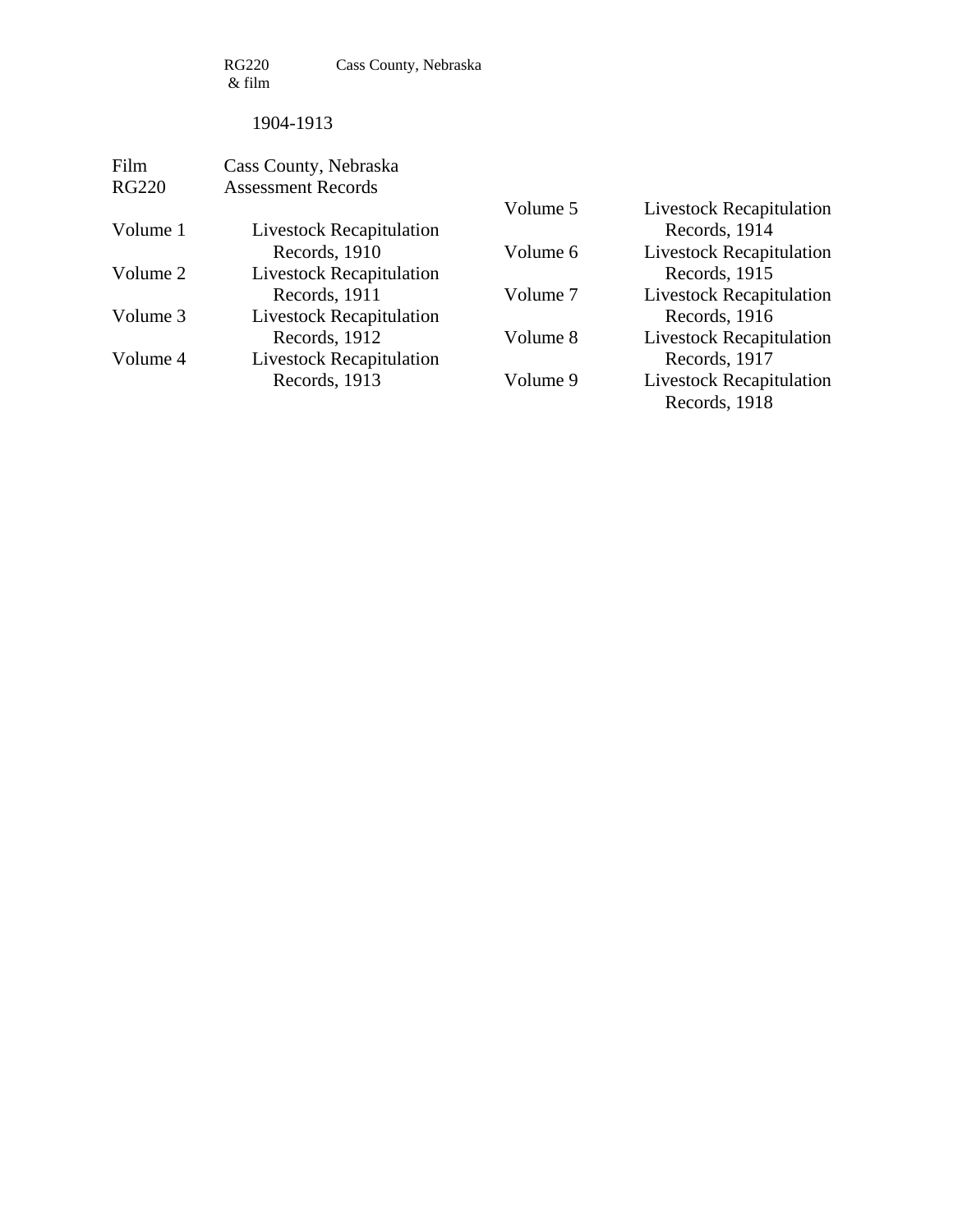RG220 & film    Cass County, Nebraska

1904-1913

Film
RG220

Cass County, Nebraska
Assessment Records

Volume 1    Livestock Recapitulation Records, 1910

Volume 2    Livestock Recapitulation Records, 1911

Volume 3    Livestock Recapitulation Records, 1912

Volume 4    Livestock Recapitulation Records, 1913

Volume 5    Livestock Recapitulation Records, 1914

Volume 6    Livestock Recapitulation Records, 1915

Volume 7    Livestock Recapitulation Records, 1916

Volume 8    Livestock Recapitulation Records, 1917

Volume 9    Livestock Recapitulation Records, 1918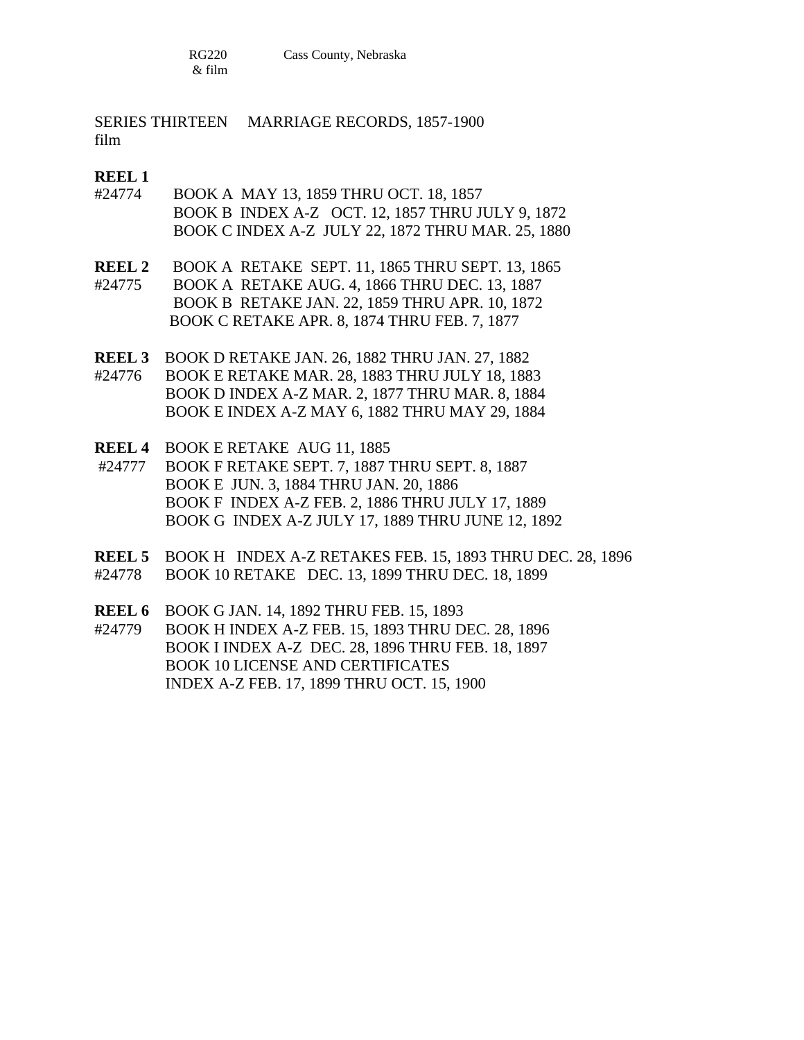RG220 & film    Cass County, Nebraska

SERIES THIRTEEN    MARRIAGE RECORDS, 1857-1900
film

**REEL 1**
#24774
BOOK A MAY 13, 1859 THRU OCT. 18, 1857
BOOK B INDEX A-Z OCT. 12, 1857 THRU JULY 9, 1872
BOOK C INDEX A-Z JULY 22, 1872 THRU MAR. 25, 1880

**REEL 2**
#24775
BOOK A RETAKE SEPT. 11, 1865 THRU SEPT. 13, 1865
BOOK A RETAKE AUG. 4, 1866 THRU DEC. 13, 1887
BOOK B RETAKE JAN. 22, 1859 THRU APR. 10, 1872
BOOK C RETAKE APR. 8, 1874 THRU FEB. 7, 1877

**REEL 3**
#24776
BOOK D RETAKE JAN. 26, 1882 THRU JAN. 27, 1882
BOOK E RETAKE MAR. 28, 1883 THRU JULY 18, 1883
BOOK D INDEX A-Z MAR. 2, 1877 THRU MAR. 8, 1884
BOOK E INDEX A-Z MAY 6, 1882 THRU MAY 29, 1884

**REEL 4**
#24777
BOOK E RETAKE AUG 11, 1885
BOOK F RETAKE SEPT. 7, 1887 THRU SEPT. 8, 1887
BOOK E JUN. 3, 1884 THRU JAN. 20, 1886
BOOK F INDEX A-Z FEB. 2, 1886 THRU JULY 17, 1889
BOOK G INDEX A-Z JULY 17, 1889 THRU JUNE 12, 1892

**REEL 5**
#24778
BOOK H INDEX A-Z RETAKES FEB. 15, 1893 THRU DEC. 28, 1896
BOOK 10 RETAKE DEC. 13, 1899 THRU DEC. 18, 1899

**REEL 6**
#24779
BOOK G JAN. 14, 1892 THRU FEB. 15, 1893
BOOK H INDEX A-Z FEB. 15, 1893 THRU DEC. 28, 1896
BOOK I INDEX A-Z DEC. 28, 1896 THRU FEB. 18, 1897
BOOK 10 LICENSE AND CERTIFICATES
INDEX A-Z FEB. 17, 1899 THRU OCT. 15, 1900